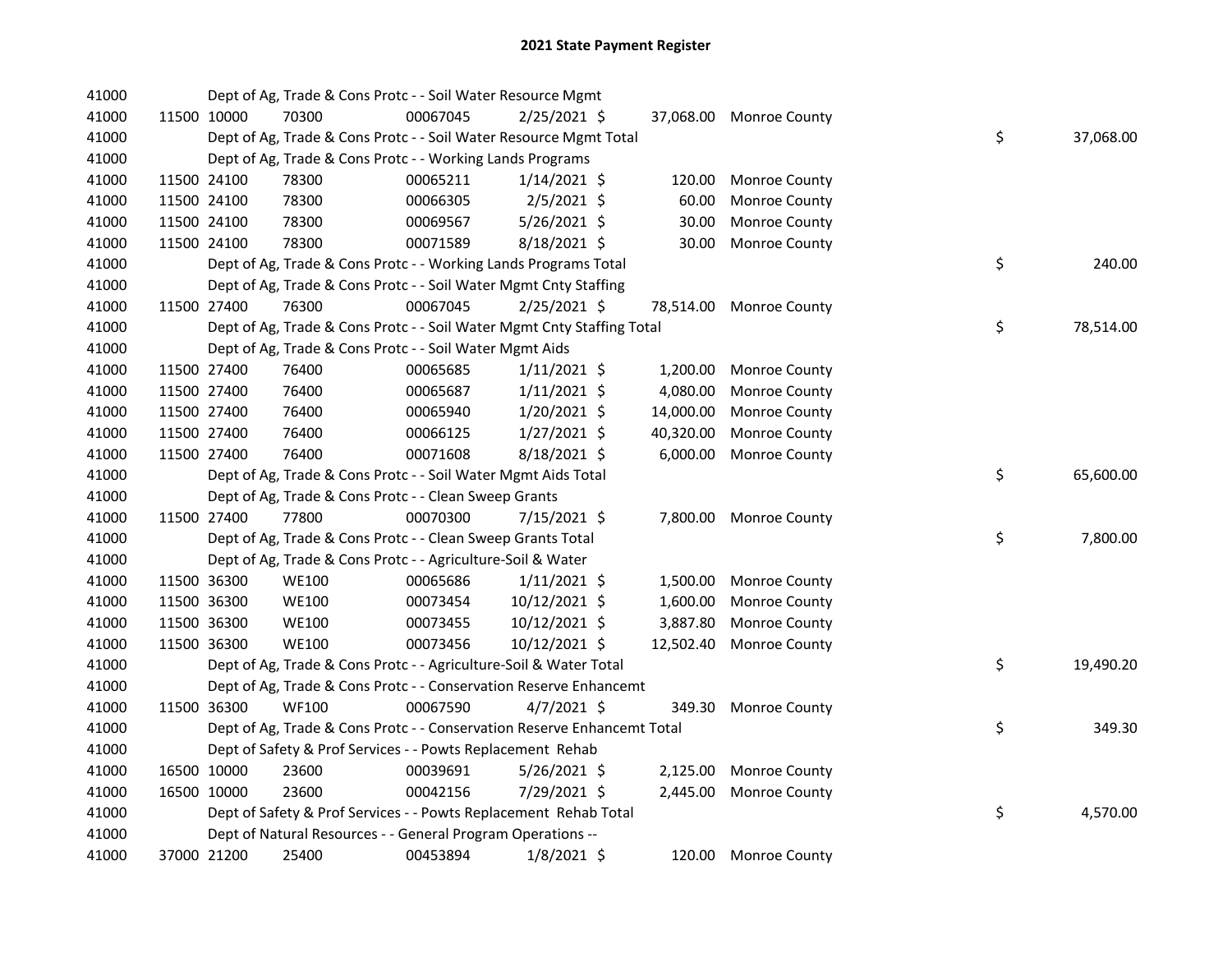# 2021 State Payment Register

| | | | | | | | | |
|---|---|---|---|---|---|---|---|---|
| 41000 | | Dept of Ag, Trade & Cons Protc - - Soil Water Resource Mgmt | | | | | | |
| 41000 | 11500 10000 | 70300 | 00067045 | 2/25/2021 | $ 37,068.00 | Monroe County | | |
| 41000 | | Dept of Ag, Trade & Cons Protc - - Soil Water Resource Mgmt Total | | | | | $ | 37,068.00 |
| 41000 | | Dept of Ag, Trade & Cons Protc - - Working Lands Programs | | | | | | |
| 41000 | 11500 24100 | 78300 | 00065211 | 1/14/2021 | $ 120.00 | Monroe County | | |
| 41000 | 11500 24100 | 78300 | 00066305 | 2/5/2021 | $ 60.00 | Monroe County | | |
| 41000 | 11500 24100 | 78300 | 00069567 | 5/26/2021 | $ 30.00 | Monroe County | | |
| 41000 | 11500 24100 | 78300 | 00071589 | 8/18/2021 | $ 30.00 | Monroe County | | |
| 41000 | | Dept of Ag, Trade & Cons Protc - - Working Lands Programs Total | | | | | $ | 240.00 |
| 41000 | | Dept of Ag, Trade & Cons Protc - - Soil Water Mgmt Cnty Staffing | | | | | | |
| 41000 | 11500 27400 | 76300 | 00067045 | 2/25/2021 | $ 78,514.00 | Monroe County | | |
| 41000 | | Dept of Ag, Trade & Cons Protc - - Soil Water Mgmt Cnty Staffing Total | | | | | $ | 78,514.00 |
| 41000 | | Dept of Ag, Trade & Cons Protc - - Soil Water Mgmt Aids | | | | | | |
| 41000 | 11500 27400 | 76400 | 00065685 | 1/11/2021 | $ 1,200.00 | Monroe County | | |
| 41000 | 11500 27400 | 76400 | 00065687 | 1/11/2021 | $ 4,080.00 | Monroe County | | |
| 41000 | 11500 27400 | 76400 | 00065940 | 1/20/2021 | $ 14,000.00 | Monroe County | | |
| 41000 | 11500 27400 | 76400 | 00066125 | 1/27/2021 | $ 40,320.00 | Monroe County | | |
| 41000 | 11500 27400 | 76400 | 00071608 | 8/18/2021 | $ 6,000.00 | Monroe County | | |
| 41000 | | Dept of Ag, Trade & Cons Protc - - Soil Water Mgmt Aids Total | | | | | $ | 65,600.00 |
| 41000 | | Dept of Ag, Trade & Cons Protc - - Clean Sweep Grants | | | | | | |
| 41000 | 11500 27400 | 77800 | 00070300 | 7/15/2021 | $ 7,800.00 | Monroe County | | |
| 41000 | | Dept of Ag, Trade & Cons Protc - - Clean Sweep Grants Total | | | | | $ | 7,800.00 |
| 41000 | | Dept of Ag, Trade & Cons Protc - - Agriculture-Soil & Water | | | | | | |
| 41000 | 11500 36300 | WE100 | 00065686 | 1/11/2021 | $ 1,500.00 | Monroe County | | |
| 41000 | 11500 36300 | WE100 | 00073454 | 10/12/2021 | $ 1,600.00 | Monroe County | | |
| 41000 | 11500 36300 | WE100 | 00073455 | 10/12/2021 | $ 3,887.80 | Monroe County | | |
| 41000 | 11500 36300 | WE100 | 00073456 | 10/12/2021 | $ 12,502.40 | Monroe County | | |
| 41000 | | Dept of Ag, Trade & Cons Protc - - Agriculture-Soil & Water Total | | | | | $ | 19,490.20 |
| 41000 | | Dept of Ag, Trade & Cons Protc - - Conservation Reserve Enhancemt | | | | | | |
| 41000 | 11500 36300 | WF100 | 00067590 | 4/7/2021 | $ 349.30 | Monroe County | | |
| 41000 | | Dept of Ag, Trade & Cons Protc - - Conservation Reserve Enhancemt Total | | | | | $ | 349.30 |
| 41000 | | Dept of Safety & Prof Services - - Powts Replacement Rehab | | | | | | |
| 41000 | 16500 10000 | 23600 | 00039691 | 5/26/2021 | $ 2,125.00 | Monroe County | | |
| 41000 | 16500 10000 | 23600 | 00042156 | 7/29/2021 | $ 2,445.00 | Monroe County | | |
| 41000 | | Dept of Safety & Prof Services - - Powts Replacement Rehab Total | | | | | $ | 4,570.00 |
| 41000 | | Dept of Natural Resources - - General Program Operations -- | | | | | | |
| 41000 | 37000 21200 | 25400 | 00453894 | 1/8/2021 | $ 120.00 | Monroe County | | |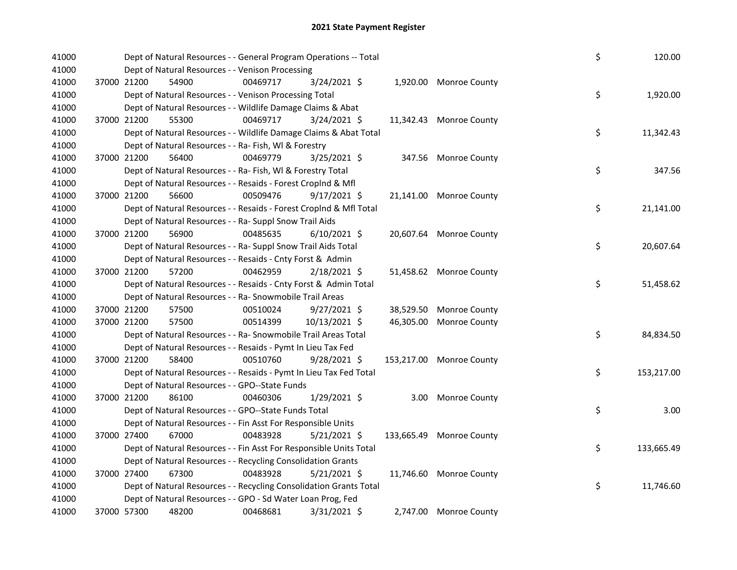# 2021 State Payment Register

| | | | | | | | | | |
|---|---|---|---|---|---|---|---|---|---|
| 41000 | | | Dept of Natural Resources - - General Program Operations -- Total | | | | | $ | 120.00 |
| 41000 | | | Dept of Natural Resources - - Venison Processing | | | | | | |
| 41000 | 37000 21200 | 54900 | 00469717 | 3/24/2021 | $ | 1,920.00 | Monroe County | | |
| 41000 | | | Dept of Natural Resources - - Venison Processing Total | | | | | $ | 1,920.00 |
| 41000 | | | Dept of Natural Resources - - Wildlife Damage Claims & Abat | | | | | | |
| 41000 | 37000 21200 | 55300 | 00469717 | 3/24/2021 | $ | 11,342.43 | Monroe County | | |
| 41000 | | | Dept of Natural Resources - - Wildlife Damage Claims & Abat Total | | | | | $ | 11,342.43 |
| 41000 | | | Dept of Natural Resources - - Ra- Fish, Wl & Forestry | | | | | | |
| 41000 | 37000 21200 | 56400 | 00469779 | 3/25/2021 | $ | 347.56 | Monroe County | | |
| 41000 | | | Dept of Natural Resources - - Ra- Fish, Wl & Forestry Total | | | | | $ | 347.56 |
| 41000 | | | Dept of Natural Resources - - Resaids - Forest Croplnd & Mfl | | | | | | |
| 41000 | 37000 21200 | 56600 | 00509476 | 9/17/2021 | $ | 21,141.00 | Monroe County | | |
| 41000 | | | Dept of Natural Resources - - Resaids - Forest Croplnd & Mfl Total | | | | | $ | 21,141.00 |
| 41000 | | | Dept of Natural Resources - - Ra- Suppl Snow Trail Aids | | | | | | |
| 41000 | 37000 21200 | 56900 | 00485635 | 6/10/2021 | $ | 20,607.64 | Monroe County | | |
| 41000 | | | Dept of Natural Resources - - Ra- Suppl Snow Trail Aids Total | | | | | $ | 20,607.64 |
| 41000 | | | Dept of Natural Resources - - Resaids - Cnty Forst & Admin | | | | | | |
| 41000 | 37000 21200 | 57200 | 00462959 | 2/18/2021 | $ | 51,458.62 | Monroe County | | |
| 41000 | | | Dept of Natural Resources - - Resaids - Cnty Forst & Admin Total | | | | | $ | 51,458.62 |
| 41000 | | | Dept of Natural Resources - - Ra- Snowmobile Trail Areas | | | | | | |
| 41000 | 37000 21200 | 57500 | 00510024 | 9/27/2021 | $ | 38,529.50 | Monroe County | | |
| 41000 | 37000 21200 | 57500 | 00514399 | 10/13/2021 | $ | 46,305.00 | Monroe County | | |
| 41000 | | | Dept of Natural Resources - - Ra- Snowmobile Trail Areas Total | | | | | $ | 84,834.50 |
| 41000 | | | Dept of Natural Resources - - Resaids - Pymt In Lieu Tax Fed | | | | | | |
| 41000 | 37000 21200 | 58400 | 00510760 | 9/28/2021 | $ | 153,217.00 | Monroe County | | |
| 41000 | | | Dept of Natural Resources - - Resaids - Pymt In Lieu Tax Fed Total | | | | | $ | 153,217.00 |
| 41000 | | | Dept of Natural Resources - - GPO--State Funds | | | | | | |
| 41000 | 37000 21200 | 86100 | 00460306 | 1/29/2021 | $ | 3.00 | Monroe County | | |
| 41000 | | | Dept of Natural Resources - - GPO--State Funds Total | | | | | $ | 3.00 |
| 41000 | | | Dept of Natural Resources - - Fin Asst For Responsible Units | | | | | | |
| 41000 | 37000 27400 | 67000 | 00483928 | 5/21/2021 | $ | 133,665.49 | Monroe County | | |
| 41000 | | | Dept of Natural Resources - - Fin Asst For Responsible Units Total | | | | | $ | 133,665.49 |
| 41000 | | | Dept of Natural Resources - - Recycling Consolidation Grants | | | | | | |
| 41000 | 37000 27400 | 67300 | 00483928 | 5/21/2021 | $ | 11,746.60 | Monroe County | | |
| 41000 | | | Dept of Natural Resources - - Recycling Consolidation Grants Total | | | | | $ | 11,746.60 |
| 41000 | | | Dept of Natural Resources - - GPO - Sd Water Loan Prog, Fed | | | | | | |
| 41000 | 37000 57300 | 48200 | 00468681 | 3/31/2021 | $ | 2,747.00 | Monroe County | | |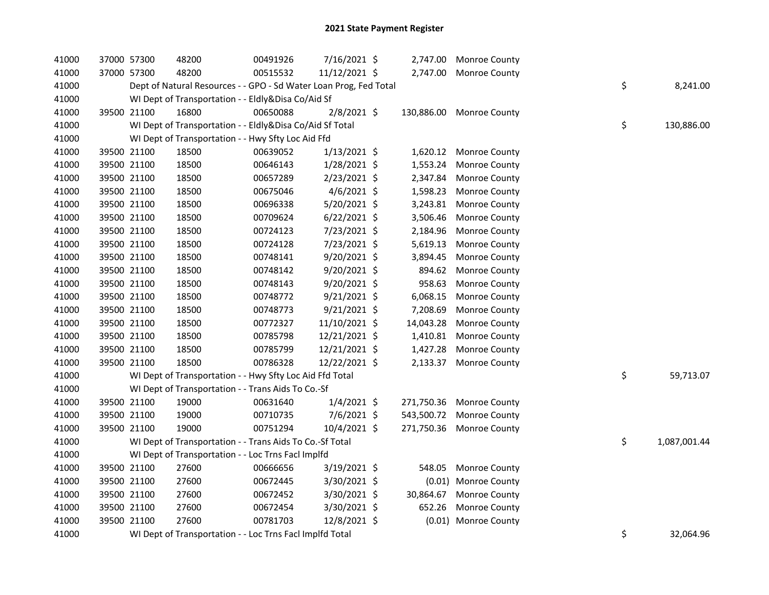# 2021 State Payment Register

| | | | | | | | | | |
|---|---|---|---|---|---|---|---|---|---|
| 41000 | 37000 | 57300 | 48200 | 00491926 | 7/16/2021 | $ 2,747.00 | Monroe County | | |
| 41000 | 37000 | 57300 | 48200 | 00515532 | 11/12/2021 | $ 2,747.00 | Monroe County | | |
| 41000 | | Dept of Natural Resources - - GPO - Sd Water Loan Prog, Fed Total | | | | | | $ | 8,241.00 |
| 41000 | | WI Dept of Transportation - - Eldly&Disa Co/Aid Sf | | | | | | | |
| 41000 | 39500 | 21100 | 16800 | 00650088 | 2/8/2021 | $ 130,886.00 | Monroe County | | |
| 41000 | | WI Dept of Transportation - - Eldly&Disa Co/Aid Sf Total | | | | | | $ | 130,886.00 |
| 41000 | | WI Dept of Transportation - - Hwy Sfty Loc Aid Ffd | | | | | | | |
| 41000 | 39500 | 21100 | 18500 | 00639052 | 1/13/2021 | $ 1,620.12 | Monroe County | | |
| 41000 | 39500 | 21100 | 18500 | 00646143 | 1/28/2021 | $ 1,553.24 | Monroe County | | |
| 41000 | 39500 | 21100 | 18500 | 00657289 | 2/23/2021 | $ 2,347.84 | Monroe County | | |
| 41000 | 39500 | 21100 | 18500 | 00675046 | 4/6/2021 | $ 1,598.23 | Monroe County | | |
| 41000 | 39500 | 21100 | 18500 | 00696338 | 5/20/2021 | $ 3,243.81 | Monroe County | | |
| 41000 | 39500 | 21100 | 18500 | 00709624 | 6/22/2021 | $ 3,506.46 | Monroe County | | |
| 41000 | 39500 | 21100 | 18500 | 00724123 | 7/23/2021 | $ 2,184.96 | Monroe County | | |
| 41000 | 39500 | 21100 | 18500 | 00724128 | 7/23/2021 | $ 5,619.13 | Monroe County | | |
| 41000 | 39500 | 21100 | 18500 | 00748141 | 9/20/2021 | $ 3,894.45 | Monroe County | | |
| 41000 | 39500 | 21100 | 18500 | 00748142 | 9/20/2021 | $ 894.62 | Monroe County | | |
| 41000 | 39500 | 21100 | 18500 | 00748143 | 9/20/2021 | $ 958.63 | Monroe County | | |
| 41000 | 39500 | 21100 | 18500 | 00748772 | 9/21/2021 | $ 6,068.15 | Monroe County | | |
| 41000 | 39500 | 21100 | 18500 | 00748773 | 9/21/2021 | $ 7,208.69 | Monroe County | | |
| 41000 | 39500 | 21100 | 18500 | 00772327 | 11/10/2021 | $ 14,043.28 | Monroe County | | |
| 41000 | 39500 | 21100 | 18500 | 00785798 | 12/21/2021 | $ 1,410.81 | Monroe County | | |
| 41000 | 39500 | 21100 | 18500 | 00785799 | 12/21/2021 | $ 1,427.28 | Monroe County | | |
| 41000 | 39500 | 21100 | 18500 | 00786328 | 12/22/2021 | $ 2,133.37 | Monroe County | | |
| 41000 | | WI Dept of Transportation - - Hwy Sfty Loc Aid Ffd Total | | | | | | $ | 59,713.07 |
| 41000 | | WI Dept of Transportation - - Trans Aids To Co.-Sf | | | | | | | |
| 41000 | 39500 | 21100 | 19000 | 00631640 | 1/4/2021 | $ 271,750.36 | Monroe County | | |
| 41000 | 39500 | 21100 | 19000 | 00710735 | 7/6/2021 | $ 543,500.72 | Monroe County | | |
| 41000 | 39500 | 21100 | 19000 | 00751294 | 10/4/2021 | $ 271,750.36 | Monroe County | | |
| 41000 | | WI Dept of Transportation - - Trans Aids To Co.-Sf Total | | | | | | $ | 1,087,001.44 |
| 41000 | | WI Dept of Transportation - - Loc Trns Facl Implfd | | | | | | | |
| 41000 | 39500 | 21100 | 27600 | 00666656 | 3/19/2021 | $ 548.05 | Monroe County | | |
| 41000 | 39500 | 21100 | 27600 | 00672445 | 3/30/2021 | $ (0.01) | Monroe County | | |
| 41000 | 39500 | 21100 | 27600 | 00672452 | 3/30/2021 | $ 30,864.67 | Monroe County | | |
| 41000 | 39500 | 21100 | 27600 | 00672454 | 3/30/2021 | $ 652.26 | Monroe County | | |
| 41000 | 39500 | 21100 | 27600 | 00781703 | 12/8/2021 | $ (0.01) | Monroe County | | |
| 41000 | | WI Dept of Transportation - - Loc Trns Facl Implfd Total | | | | | | $ | 32,064.96 |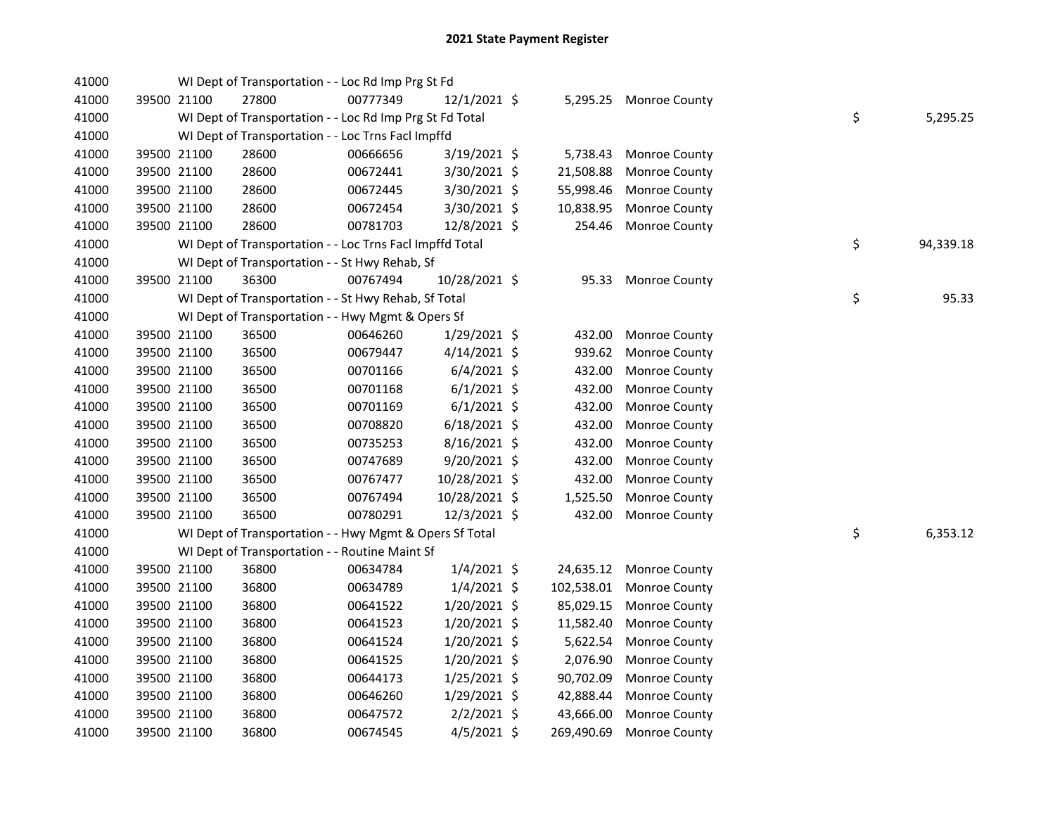## 2021 State Payment Register

| | | | | | | | | |
|---|---|---|---|---|---|---|---|---|
| 41000 | | | WI Dept of Transportation - - Loc Rd Imp Prg St Fd | | | | | |
| 41000 | 39500 | 21100 | 27800 | 00777349 | 12/1/2021 | $ 5,295.25 | Monroe County | |
| 41000 | | | WI Dept of Transportation - - Loc Rd Imp Prg St Fd Total | | | | | $ 5,295.25 |
| 41000 | | | WI Dept of Transportation - - Loc Trns Facl Impffd | | | | | |
| 41000 | 39500 | 21100 | 28600 | 00666656 | 3/19/2021 | $ 5,738.43 | Monroe County | |
| 41000 | 39500 | 21100 | 28600 | 00672441 | 3/30/2021 | $ 21,508.88 | Monroe County | |
| 41000 | 39500 | 21100 | 28600 | 00672445 | 3/30/2021 | $ 55,998.46 | Monroe County | |
| 41000 | 39500 | 21100 | 28600 | 00672454 | 3/30/2021 | $ 10,838.95 | Monroe County | |
| 41000 | 39500 | 21100 | 28600 | 00781703 | 12/8/2021 | $ 254.46 | Monroe County | |
| 41000 | | | WI Dept of Transportation - - Loc Trns Facl Impffd Total | | | | | $ 94,339.18 |
| 41000 | | | WI Dept of Transportation - - St Hwy Rehab, Sf | | | | | |
| 41000 | 39500 | 21100 | 36300 | 00767494 | 10/28/2021 | $ 95.33 | Monroe County | |
| 41000 | | | WI Dept of Transportation - - St Hwy Rehab, Sf Total | | | | | $ 95.33 |
| 41000 | | | WI Dept of Transportation - - Hwy Mgmt & Opers Sf | | | | | |
| 41000 | 39500 | 21100 | 36500 | 00646260 | 1/29/2021 | $ 432.00 | Monroe County | |
| 41000 | 39500 | 21100 | 36500 | 00679447 | 4/14/2021 | $ 939.62 | Monroe County | |
| 41000 | 39500 | 21100 | 36500 | 00701166 | 6/4/2021 | $ 432.00 | Monroe County | |
| 41000 | 39500 | 21100 | 36500 | 00701168 | 6/1/2021 | $ 432.00 | Monroe County | |
| 41000 | 39500 | 21100 | 36500 | 00701169 | 6/1/2021 | $ 432.00 | Monroe County | |
| 41000 | 39500 | 21100 | 36500 | 00708820 | 6/18/2021 | $ 432.00 | Monroe County | |
| 41000 | 39500 | 21100 | 36500 | 00735253 | 8/16/2021 | $ 432.00 | Monroe County | |
| 41000 | 39500 | 21100 | 36500 | 00747689 | 9/20/2021 | $ 432.00 | Monroe County | |
| 41000 | 39500 | 21100 | 36500 | 00767477 | 10/28/2021 | $ 432.00 | Monroe County | |
| 41000 | 39500 | 21100 | 36500 | 00767494 | 10/28/2021 | $ 1,525.50 | Monroe County | |
| 41000 | 39500 | 21100 | 36500 | 00780291 | 12/3/2021 | $ 432.00 | Monroe County | |
| 41000 | | | WI Dept of Transportation - - Hwy Mgmt & Opers Sf Total | | | | | $ 6,353.12 |
| 41000 | | | WI Dept of Transportation - - Routine Maint Sf | | | | | |
| 41000 | 39500 | 21100 | 36800 | 00634784 | 1/4/2021 | $ 24,635.12 | Monroe County | |
| 41000 | 39500 | 21100 | 36800 | 00634789 | 1/4/2021 | $ 102,538.01 | Monroe County | |
| 41000 | 39500 | 21100 | 36800 | 00641522 | 1/20/2021 | $ 85,029.15 | Monroe County | |
| 41000 | 39500 | 21100 | 36800 | 00641523 | 1/20/2021 | $ 11,582.40 | Monroe County | |
| 41000 | 39500 | 21100 | 36800 | 00641524 | 1/20/2021 | $ 5,622.54 | Monroe County | |
| 41000 | 39500 | 21100 | 36800 | 00641525 | 1/20/2021 | $ 2,076.90 | Monroe County | |
| 41000 | 39500 | 21100 | 36800 | 00644173 | 1/25/2021 | $ 90,702.09 | Monroe County | |
| 41000 | 39500 | 21100 | 36800 | 00646260 | 1/29/2021 | $ 42,888.44 | Monroe County | |
| 41000 | 39500 | 21100 | 36800 | 00647572 | 2/2/2021 | $ 43,666.00 | Monroe County | |
| 41000 | 39500 | 21100 | 36800 | 00674545 | 4/5/2021 | $ 269,490.69 | Monroe County | |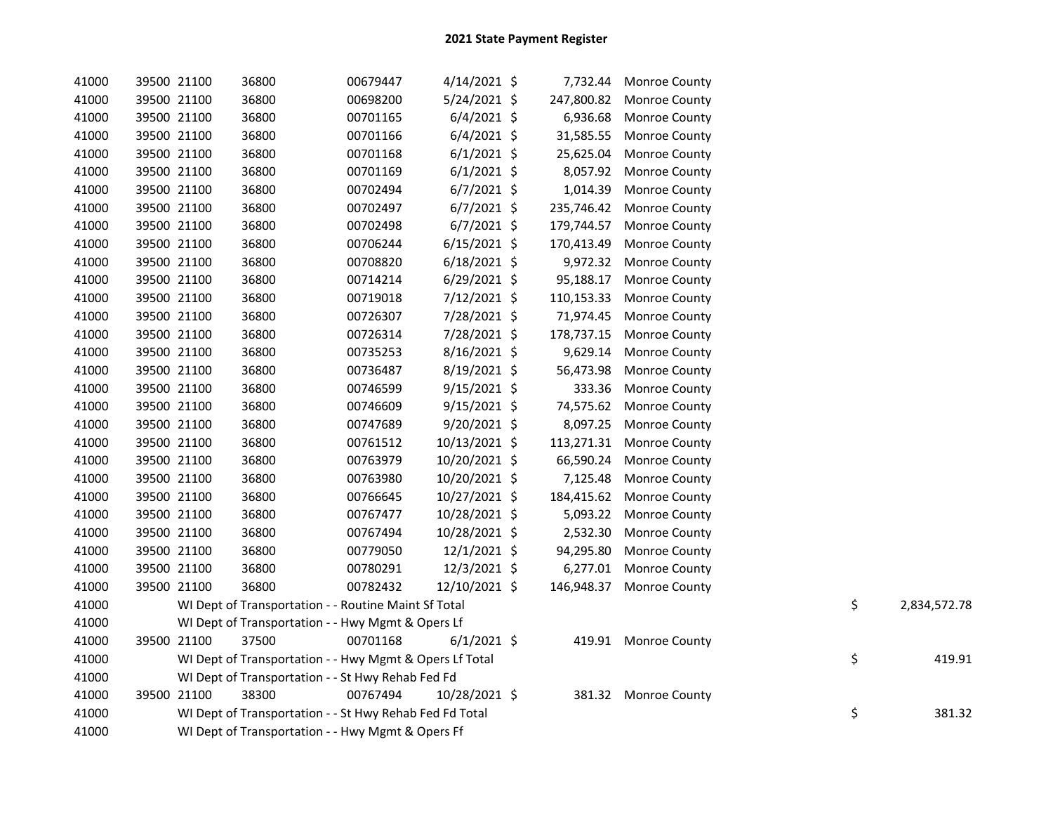# 2021 State Payment Register

| | | | | | | | | | |
|---|---|---|---|---|---|---|---|---|---|
| 41000 | 39500 | 21100 | 36800 | 00679447 | 4/14/2021 | $ | 7,732.44 | Monroe County | |
| 41000 | 39500 | 21100 | 36800 | 00698200 | 5/24/2021 | $ | 247,800.82 | Monroe County | |
| 41000 | 39500 | 21100 | 36800 | 00701165 | 6/4/2021 | $ | 6,936.68 | Monroe County | |
| 41000 | 39500 | 21100 | 36800 | 00701166 | 6/4/2021 | $ | 31,585.55 | Monroe County | |
| 41000 | 39500 | 21100 | 36800 | 00701168 | 6/1/2021 | $ | 25,625.04 | Monroe County | |
| 41000 | 39500 | 21100 | 36800 | 00701169 | 6/1/2021 | $ | 8,057.92 | Monroe County | |
| 41000 | 39500 | 21100 | 36800 | 00702494 | 6/7/2021 | $ | 1,014.39 | Monroe County | |
| 41000 | 39500 | 21100 | 36800 | 00702497 | 6/7/2021 | $ | 235,746.42 | Monroe County | |
| 41000 | 39500 | 21100 | 36800 | 00702498 | 6/7/2021 | $ | 179,744.57 | Monroe County | |
| 41000 | 39500 | 21100 | 36800 | 00706244 | 6/15/2021 | $ | 170,413.49 | Monroe County | |
| 41000 | 39500 | 21100 | 36800 | 00708820 | 6/18/2021 | $ | 9,972.32 | Monroe County | |
| 41000 | 39500 | 21100 | 36800 | 00714214 | 6/29/2021 | $ | 95,188.17 | Monroe County | |
| 41000 | 39500 | 21100 | 36800 | 00719018 | 7/12/2021 | $ | 110,153.33 | Monroe County | |
| 41000 | 39500 | 21100 | 36800 | 00726307 | 7/28/2021 | $ | 71,974.45 | Monroe County | |
| 41000 | 39500 | 21100 | 36800 | 00726314 | 7/28/2021 | $ | 178,737.15 | Monroe County | |
| 41000 | 39500 | 21100 | 36800 | 00735253 | 8/16/2021 | $ | 9,629.14 | Monroe County | |
| 41000 | 39500 | 21100 | 36800 | 00736487 | 8/19/2021 | $ | 56,473.98 | Monroe County | |
| 41000 | 39500 | 21100 | 36800 | 00746599 | 9/15/2021 | $ | 333.36 | Monroe County | |
| 41000 | 39500 | 21100 | 36800 | 00746609 | 9/15/2021 | $ | 74,575.62 | Monroe County | |
| 41000 | 39500 | 21100 | 36800 | 00747689 | 9/20/2021 | $ | 8,097.25 | Monroe County | |
| 41000 | 39500 | 21100 | 36800 | 00761512 | 10/13/2021 | $ | 113,271.31 | Monroe County | |
| 41000 | 39500 | 21100 | 36800 | 00763979 | 10/20/2021 | $ | 66,590.24 | Monroe County | |
| 41000 | 39500 | 21100 | 36800 | 00763980 | 10/20/2021 | $ | 7,125.48 | Monroe County | |
| 41000 | 39500 | 21100 | 36800 | 00766645 | 10/27/2021 | $ | 184,415.62 | Monroe County | |
| 41000 | 39500 | 21100 | 36800 | 00767477 | 10/28/2021 | $ | 5,093.22 | Monroe County | |
| 41000 | 39500 | 21100 | 36800 | 00767494 | 10/28/2021 | $ | 2,532.30 | Monroe County | |
| 41000 | 39500 | 21100 | 36800 | 00779050 | 12/1/2021 | $ | 94,295.80 | Monroe County | |
| 41000 | 39500 | 21100 | 36800 | 00780291 | 12/3/2021 | $ | 6,277.01 | Monroe County | |
| 41000 | 39500 | 21100 | 36800 | 00782432 | 12/10/2021 | $ | 146,948.37 | Monroe County | |
| 41000 | WI Dept of Transportation - - Routine Maint Sf Total | | | | | | | | $ 2,834,572.78 |
| 41000 | WI Dept of Transportation - - Hwy Mgmt & Opers Lf | | | | | | | | |
| 41000 | 39500 | 21100 | 37500 | 00701168 | 6/1/2021 | $ | 419.91 | Monroe County | |
| 41000 | WI Dept of Transportation - - Hwy Mgmt & Opers Lf Total | | | | | | | | $ 419.91 |
| 41000 | WI Dept of Transportation - - St Hwy Rehab Fed Fd | | | | | | | | |
| 41000 | 39500 | 21100 | 38300 | 00767494 | 10/28/2021 | $ | 381.32 | Monroe County | |
| 41000 | WI Dept of Transportation - - St Hwy Rehab Fed Fd Total | | | | | | | | $ 381.32 |
| 41000 | WI Dept of Transportation - - Hwy Mgmt & Opers Ff | | | | | | | | |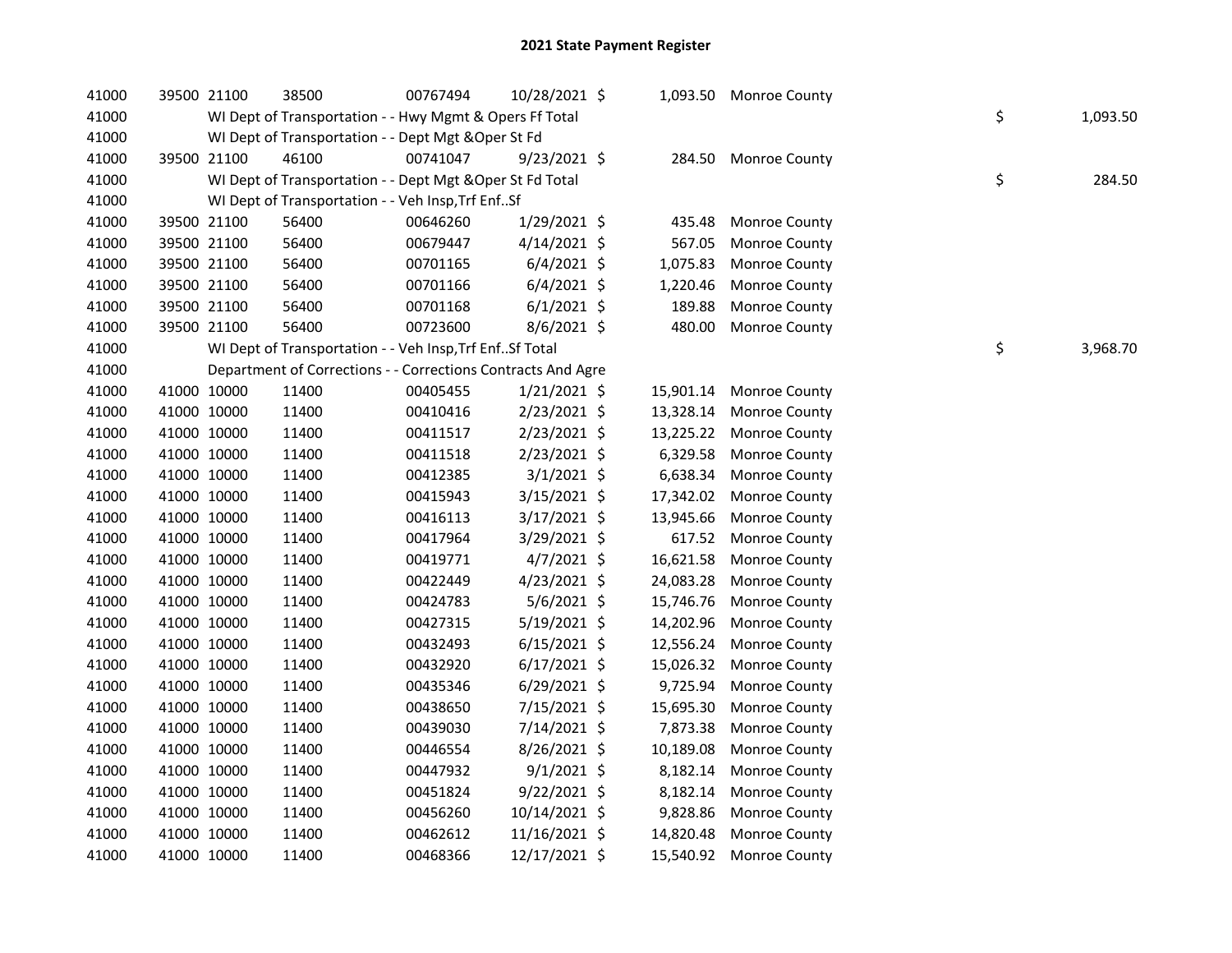# 2021 State Payment Register

| | | | | | | | | | |
|---|---|---|---|---|---|---|---|---|---|
| 41000 | 39500 | 21100 | 38500 | 00767494 | 10/28/2021 | $ 1,093.50 | Monroe County | | |
| 41000 | | WI Dept of Transportation - - Hwy Mgmt & Opers Ff Total | | | | | | $ | 1,093.50 |
| 41000 | | WI Dept of Transportation - - Dept Mgt &Oper St Fd | | | | | | | |
| 41000 | 39500 | 21100 | 46100 | 00741047 | 9/23/2021 | $ 284.50 | Monroe County | | |
| 41000 | | WI Dept of Transportation - - Dept Mgt &Oper St Fd Total | | | | | | $ | 284.50 |
| 41000 | | WI Dept of Transportation - - Veh Insp,Trf Enf..Sf | | | | | | | |
| 41000 | 39500 | 21100 | 56400 | 00646260 | 1/29/2021 | $ 435.48 | Monroe County | | |
| 41000 | 39500 | 21100 | 56400 | 00679447 | 4/14/2021 | $ 567.05 | Monroe County | | |
| 41000 | 39500 | 21100 | 56400 | 00701165 | 6/4/2021 | $ 1,075.83 | Monroe County | | |
| 41000 | 39500 | 21100 | 56400 | 00701166 | 6/4/2021 | $ 1,220.46 | Monroe County | | |
| 41000 | 39500 | 21100 | 56400 | 00701168 | 6/1/2021 | $ 189.88 | Monroe County | | |
| 41000 | 39500 | 21100 | 56400 | 00723600 | 8/6/2021 | $ 480.00 | Monroe County | | |
| 41000 | | WI Dept of Transportation - - Veh Insp,Trf Enf..Sf Total | | | | | | $ | 3,968.70 |
| 41000 | | Department of Corrections - - Corrections Contracts And Agre | | | | | | | |
| 41000 | 41000 | 10000 | 11400 | 00405455 | 1/21/2021 | $ 15,901.14 | Monroe County | | |
| 41000 | 41000 | 10000 | 11400 | 00410416 | 2/23/2021 | $ 13,328.14 | Monroe County | | |
| 41000 | 41000 | 10000 | 11400 | 00411517 | 2/23/2021 | $ 13,225.22 | Monroe County | | |
| 41000 | 41000 | 10000 | 11400 | 00411518 | 2/23/2021 | $ 6,329.58 | Monroe County | | |
| 41000 | 41000 | 10000 | 11400 | 00412385 | 3/1/2021 | $ 6,638.34 | Monroe County | | |
| 41000 | 41000 | 10000 | 11400 | 00415943 | 3/15/2021 | $ 17,342.02 | Monroe County | | |
| 41000 | 41000 | 10000 | 11400 | 00416113 | 3/17/2021 | $ 13,945.66 | Monroe County | | |
| 41000 | 41000 | 10000 | 11400 | 00417964 | 3/29/2021 | $ 617.52 | Monroe County | | |
| 41000 | 41000 | 10000 | 11400 | 00419771 | 4/7/2021 | $ 16,621.58 | Monroe County | | |
| 41000 | 41000 | 10000 | 11400 | 00422449 | 4/23/2021 | $ 24,083.28 | Monroe County | | |
| 41000 | 41000 | 10000 | 11400 | 00424783 | 5/6/2021 | $ 15,746.76 | Monroe County | | |
| 41000 | 41000 | 10000 | 11400 | 00427315 | 5/19/2021 | $ 14,202.96 | Monroe County | | |
| 41000 | 41000 | 10000 | 11400 | 00432493 | 6/15/2021 | $ 12,556.24 | Monroe County | | |
| 41000 | 41000 | 10000 | 11400 | 00432920 | 6/17/2021 | $ 15,026.32 | Monroe County | | |
| 41000 | 41000 | 10000 | 11400 | 00435346 | 6/29/2021 | $ 9,725.94 | Monroe County | | |
| 41000 | 41000 | 10000 | 11400 | 00438650 | 7/15/2021 | $ 15,695.30 | Monroe County | | |
| 41000 | 41000 | 10000 | 11400 | 00439030 | 7/14/2021 | $ 7,873.38 | Monroe County | | |
| 41000 | 41000 | 10000 | 11400 | 00446554 | 8/26/2021 | $ 10,189.08 | Monroe County | | |
| 41000 | 41000 | 10000 | 11400 | 00447932 | 9/1/2021 | $ 8,182.14 | Monroe County | | |
| 41000 | 41000 | 10000 | 11400 | 00451824 | 9/22/2021 | $ 8,182.14 | Monroe County | | |
| 41000 | 41000 | 10000 | 11400 | 00456260 | 10/14/2021 | $ 9,828.86 | Monroe County | | |
| 41000 | 41000 | 10000 | 11400 | 00462612 | 11/16/2021 | $ 14,820.48 | Monroe County | | |
| 41000 | 41000 | 10000 | 11400 | 00468366 | 12/17/2021 | $ 15,540.92 | Monroe County | | |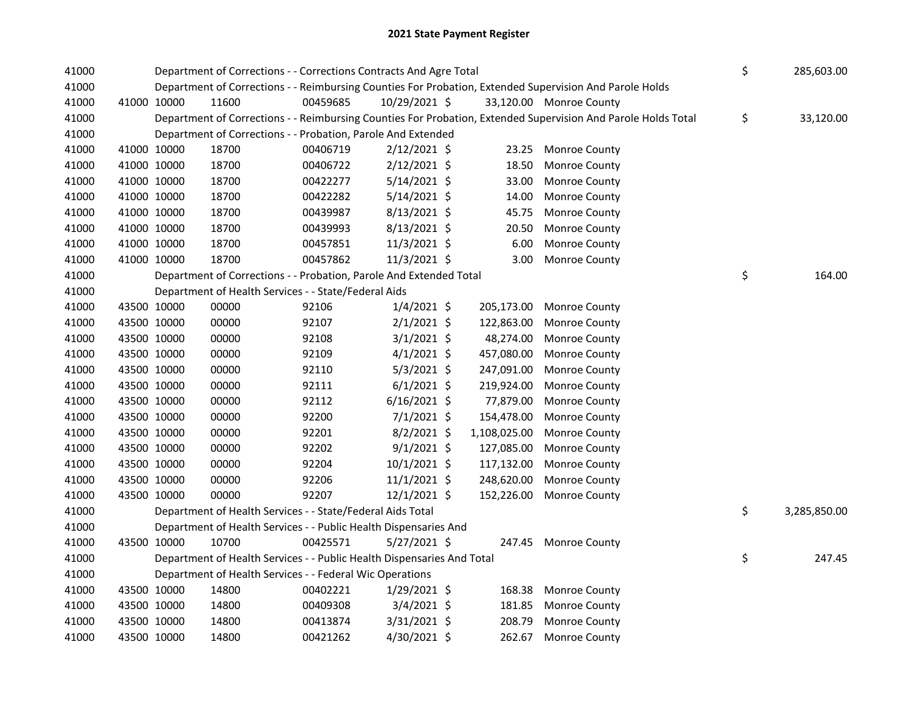# 2021 State Payment Register

| | | | | | | | | | |
|---|---|---|---|---|---|---|---|---|---|
| 41000 | | | Department of Corrections - - Corrections Contracts And Agre Total | | | | | $ | 285,603.00 |
| 41000 | | | Department of Corrections - - Reimbursing Counties For Probation, Extended Supervision And Parole Holds | | | | | | |
| 41000 | 41000 | 10000 | 11600 | 00459685 | 10/29/2021 | $ 33,120.00 | Monroe County | | |
| 41000 | | | Department of Corrections - - Reimbursing Counties For Probation, Extended Supervision And Parole Holds Total | | | | | $ | 33,120.00 |
| 41000 | | | Department of Corrections - - Probation, Parole And Extended | | | | | | |
| 41000 | 41000 | 10000 | 18700 | 00406719 | 2/12/2021 | $ 23.25 | Monroe County | | |
| 41000 | 41000 | 10000 | 18700 | 00406722 | 2/12/2021 | $ 18.50 | Monroe County | | |
| 41000 | 41000 | 10000 | 18700 | 00422277 | 5/14/2021 | $ 33.00 | Monroe County | | |
| 41000 | 41000 | 10000 | 18700 | 00422282 | 5/14/2021 | $ 14.00 | Monroe County | | |
| 41000 | 41000 | 10000 | 18700 | 00439987 | 8/13/2021 | $ 45.75 | Monroe County | | |
| 41000 | 41000 | 10000 | 18700 | 00439993 | 8/13/2021 | $ 20.50 | Monroe County | | |
| 41000 | 41000 | 10000 | 18700 | 00457851 | 11/3/2021 | $ 6.00 | Monroe County | | |
| 41000 | 41000 | 10000 | 18700 | 00457862 | 11/3/2021 | $ 3.00 | Monroe County | | |
| 41000 | | | Department of Corrections - - Probation, Parole And Extended Total | | | | | $ | 164.00 |
| 41000 | | | Department of Health Services - - State/Federal Aids | | | | | | |
| 41000 | 43500 | 10000 | 00000 | 92106 | 1/4/2021 | $ 205,173.00 | Monroe County | | |
| 41000 | 43500 | 10000 | 00000 | 92107 | 2/1/2021 | $ 122,863.00 | Monroe County | | |
| 41000 | 43500 | 10000 | 00000 | 92108 | 3/1/2021 | $ 48,274.00 | Monroe County | | |
| 41000 | 43500 | 10000 | 00000 | 92109 | 4/1/2021 | $ 457,080.00 | Monroe County | | |
| 41000 | 43500 | 10000 | 00000 | 92110 | 5/3/2021 | $ 247,091.00 | Monroe County | | |
| 41000 | 43500 | 10000 | 00000 | 92111 | 6/1/2021 | $ 219,924.00 | Monroe County | | |
| 41000 | 43500 | 10000 | 00000 | 92112 | 6/16/2021 | $ 77,879.00 | Monroe County | | |
| 41000 | 43500 | 10000 | 00000 | 92200 | 7/1/2021 | $ 154,478.00 | Monroe County | | |
| 41000 | 43500 | 10000 | 00000 | 92201 | 8/2/2021 | $ 1,108,025.00 | Monroe County | | |
| 41000 | 43500 | 10000 | 00000 | 92202 | 9/1/2021 | $ 127,085.00 | Monroe County | | |
| 41000 | 43500 | 10000 | 00000 | 92204 | 10/1/2021 | $ 117,132.00 | Monroe County | | |
| 41000 | 43500 | 10000 | 00000 | 92206 | 11/1/2021 | $ 248,620.00 | Monroe County | | |
| 41000 | 43500 | 10000 | 00000 | 92207 | 12/1/2021 | $ 152,226.00 | Monroe County | | |
| 41000 | | | Department of Health Services - - State/Federal Aids Total | | | | | $ | 3,285,850.00 |
| 41000 | | | Department of Health Services - - Public Health Dispensaries And | | | | | | |
| 41000 | 43500 | 10000 | 10700 | 00425571 | 5/27/2021 | $ 247.45 | Monroe County | | |
| 41000 | | | Department of Health Services - - Public Health Dispensaries And Total | | | | | $ | 247.45 |
| 41000 | | | Department of Health Services - - Federal Wic Operations | | | | | | |
| 41000 | 43500 | 10000 | 14800 | 00402221 | 1/29/2021 | $ 168.38 | Monroe County | | |
| 41000 | 43500 | 10000 | 14800 | 00409308 | 3/4/2021 | $ 181.85 | Monroe County | | |
| 41000 | 43500 | 10000 | 14800 | 00413874 | 3/31/2021 | $ 208.79 | Monroe County | | |
| 41000 | 43500 | 10000 | 14800 | 00421262 | 4/30/2021 | $ 262.67 | Monroe County | | |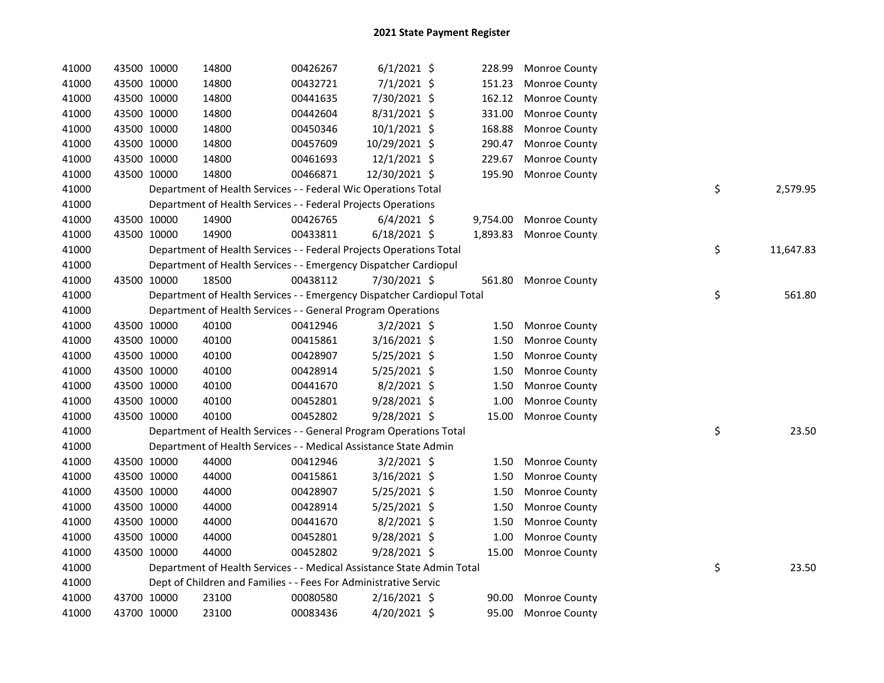# 2021 State Payment Register

| | | | | | | | | | |
|---|---|---|---|---|---|---|---|---|---|
| 41000 | 43500 | 10000 | 14800 | 00426267 | 6/1/2021 | $ | 228.99 | Monroe County | |
| 41000 | 43500 | 10000 | 14800 | 00432721 | 7/1/2021 | $ | 151.23 | Monroe County | |
| 41000 | 43500 | 10000 | 14800 | 00441635 | 7/30/2021 | $ | 162.12 | Monroe County | |
| 41000 | 43500 | 10000 | 14800 | 00442604 | 8/31/2021 | $ | 331.00 | Monroe County | |
| 41000 | 43500 | 10000 | 14800 | 00450346 | 10/1/2021 | $ | 168.88 | Monroe County | |
| 41000 | 43500 | 10000 | 14800 | 00457609 | 10/29/2021 | $ | 290.47 | Monroe County | |
| 41000 | 43500 | 10000 | 14800 | 00461693 | 12/1/2021 | $ | 229.67 | Monroe County | |
| 41000 | 43500 | 10000 | 14800 | 00466871 | 12/30/2021 | $ | 195.90 | Monroe County | |
| 41000 | Department of Health Services - - Federal Wic Operations Total | | | | | | | | $ 2,579.95 |
| 41000 | Department of Health Services - - Federal Projects Operations | | | | | | | | |
| 41000 | 43500 | 10000 | 14900 | 00426765 | 6/4/2021 | $ | 9,754.00 | Monroe County | |
| 41000 | 43500 | 10000 | 14900 | 00433811 | 6/18/2021 | $ | 1,893.83 | Monroe County | |
| 41000 | Department of Health Services - - Federal Projects Operations Total | | | | | | | | $ 11,647.83 |
| 41000 | Department of Health Services - - Emergency Dispatcher Cardiopul | | | | | | | | |
| 41000 | 43500 | 10000 | 18500 | 00438112 | 7/30/2021 | $ | 561.80 | Monroe County | |
| 41000 | Department of Health Services - - Emergency Dispatcher Cardiopul Total | | | | | | | | $ 561.80 |
| 41000 | Department of Health Services - - General Program Operations | | | | | | | | |
| 41000 | 43500 | 10000 | 40100 | 00412946 | 3/2/2021 | $ | 1.50 | Monroe County | |
| 41000 | 43500 | 10000 | 40100 | 00415861 | 3/16/2021 | $ | 1.50 | Monroe County | |
| 41000 | 43500 | 10000 | 40100 | 00428907 | 5/25/2021 | $ | 1.50 | Monroe County | |
| 41000 | 43500 | 10000 | 40100 | 00428914 | 5/25/2021 | $ | 1.50 | Monroe County | |
| 41000 | 43500 | 10000 | 40100 | 00441670 | 8/2/2021 | $ | 1.50 | Monroe County | |
| 41000 | 43500 | 10000 | 40100 | 00452801 | 9/28/2021 | $ | 1.00 | Monroe County | |
| 41000 | 43500 | 10000 | 40100 | 00452802 | 9/28/2021 | $ | 15.00 | Monroe County | |
| 41000 | Department of Health Services - - General Program Operations Total | | | | | | | | $ 23.50 |
| 41000 | Department of Health Services - - Medical Assistance State Admin | | | | | | | | |
| 41000 | 43500 | 10000 | 44000 | 00412946 | 3/2/2021 | $ | 1.50 | Monroe County | |
| 41000 | 43500 | 10000 | 44000 | 00415861 | 3/16/2021 | $ | 1.50 | Monroe County | |
| 41000 | 43500 | 10000 | 44000 | 00428907 | 5/25/2021 | $ | 1.50 | Monroe County | |
| 41000 | 43500 | 10000 | 44000 | 00428914 | 5/25/2021 | $ | 1.50 | Monroe County | |
| 41000 | 43500 | 10000 | 44000 | 00441670 | 8/2/2021 | $ | 1.50 | Monroe County | |
| 41000 | 43500 | 10000 | 44000 | 00452801 | 9/28/2021 | $ | 1.00 | Monroe County | |
| 41000 | 43500 | 10000 | 44000 | 00452802 | 9/28/2021 | $ | 15.00 | Monroe County | |
| 41000 | Department of Health Services - - Medical Assistance State Admin Total | | | | | | | | $ 23.50 |
| 41000 | Dept of Children and Families - - Fees For Administrative Servic | | | | | | | | |
| 41000 | 43700 | 10000 | 23100 | 00080580 | 2/16/2021 | $ | 90.00 | Monroe County | |
| 41000 | 43700 | 10000 | 23100 | 00083436 | 4/20/2021 | $ | 95.00 | Monroe County | |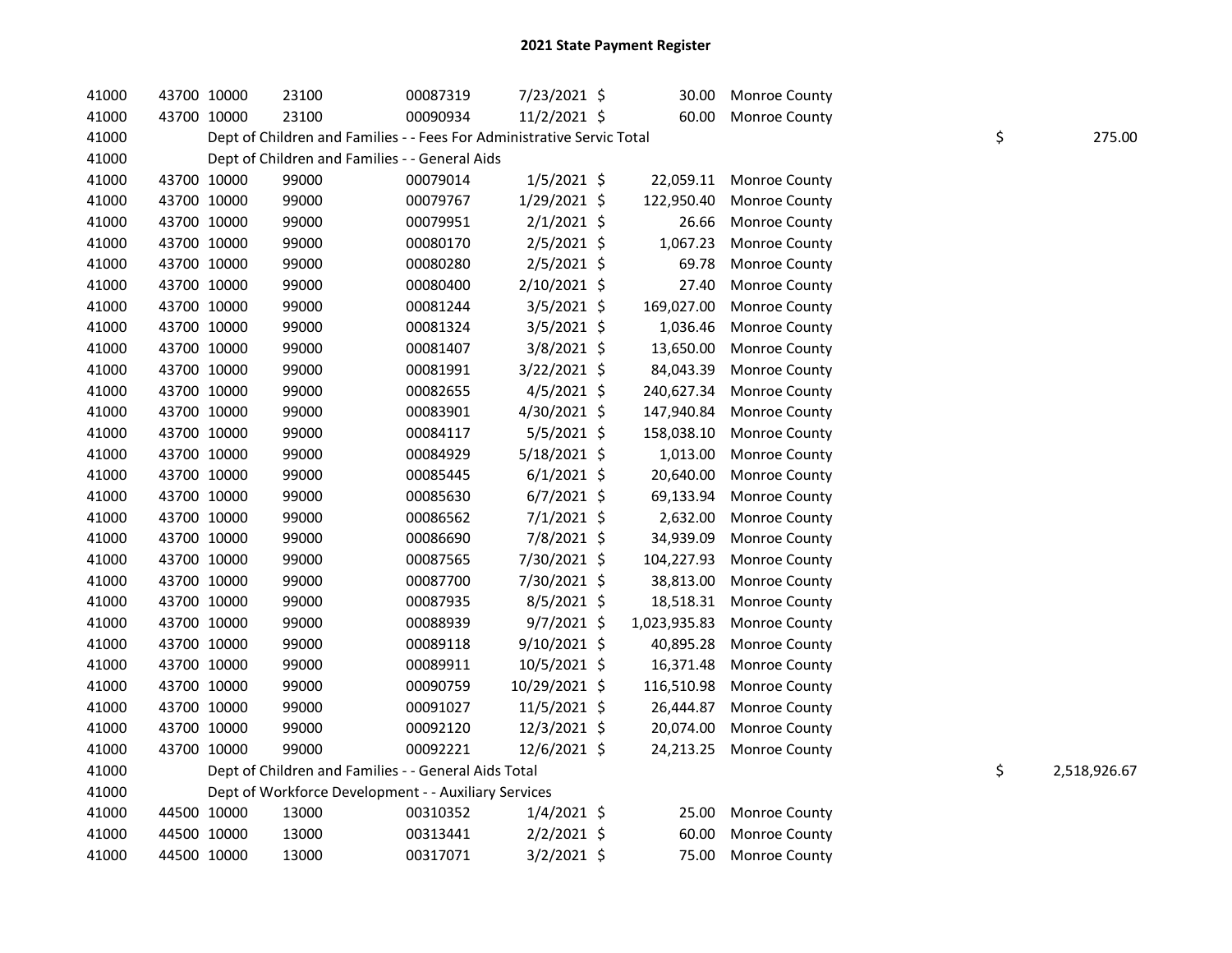# 2021 State Payment Register

| | | | | | | | | | |
|---|---|---|---|---|---|---|---|---|---|
| 41000 | 43700 | 10000 | 23100 | 00087319 | 7/23/2021 | $ 30.00 | Monroe County | | |
| 41000 | 43700 | 10000 | 23100 | 00090934 | 11/2/2021 | $ 60.00 | Monroe County | | |
| 41000 | Dept of Children and Families - - Fees For Administrative Servic Total | | | | | | | $ | 275.00 |
| 41000 | Dept of Children and Families - - General Aids | | | | | | | | |
| 41000 | 43700 | 10000 | 99000 | 00079014 | 1/5/2021 | $ 22,059.11 | Monroe County | | |
| 41000 | 43700 | 10000 | 99000 | 00079767 | 1/29/2021 | $ 122,950.40 | Monroe County | | |
| 41000 | 43700 | 10000 | 99000 | 00079951 | 2/1/2021 | $ 26.66 | Monroe County | | |
| 41000 | 43700 | 10000 | 99000 | 00080170 | 2/5/2021 | $ 1,067.23 | Monroe County | | |
| 41000 | 43700 | 10000 | 99000 | 00080280 | 2/5/2021 | $ 69.78 | Monroe County | | |
| 41000 | 43700 | 10000 | 99000 | 00080400 | 2/10/2021 | $ 27.40 | Monroe County | | |
| 41000 | 43700 | 10000 | 99000 | 00081244 | 3/5/2021 | $ 169,027.00 | Monroe County | | |
| 41000 | 43700 | 10000 | 99000 | 00081324 | 3/5/2021 | $ 1,036.46 | Monroe County | | |
| 41000 | 43700 | 10000 | 99000 | 00081407 | 3/8/2021 | $ 13,650.00 | Monroe County | | |
| 41000 | 43700 | 10000 | 99000 | 00081991 | 3/22/2021 | $ 84,043.39 | Monroe County | | |
| 41000 | 43700 | 10000 | 99000 | 00082655 | 4/5/2021 | $ 240,627.34 | Monroe County | | |
| 41000 | 43700 | 10000 | 99000 | 00083901 | 4/30/2021 | $ 147,940.84 | Monroe County | | |
| 41000 | 43700 | 10000 | 99000 | 00084117 | 5/5/2021 | $ 158,038.10 | Monroe County | | |
| 41000 | 43700 | 10000 | 99000 | 00084929 | 5/18/2021 | $ 1,013.00 | Monroe County | | |
| 41000 | 43700 | 10000 | 99000 | 00085445 | 6/1/2021 | $ 20,640.00 | Monroe County | | |
| 41000 | 43700 | 10000 | 99000 | 00085630 | 6/7/2021 | $ 69,133.94 | Monroe County | | |
| 41000 | 43700 | 10000 | 99000 | 00086562 | 7/1/2021 | $ 2,632.00 | Monroe County | | |
| 41000 | 43700 | 10000 | 99000 | 00086690 | 7/8/2021 | $ 34,939.09 | Monroe County | | |
| 41000 | 43700 | 10000 | 99000 | 00087565 | 7/30/2021 | $ 104,227.93 | Monroe County | | |
| 41000 | 43700 | 10000 | 99000 | 00087700 | 7/30/2021 | $ 38,813.00 | Monroe County | | |
| 41000 | 43700 | 10000 | 99000 | 00087935 | 8/5/2021 | $ 18,518.31 | Monroe County | | |
| 41000 | 43700 | 10000 | 99000 | 00088939 | 9/7/2021 | $ 1,023,935.83 | Monroe County | | |
| 41000 | 43700 | 10000 | 99000 | 00089118 | 9/10/2021 | $ 40,895.28 | Monroe County | | |
| 41000 | 43700 | 10000 | 99000 | 00089911 | 10/5/2021 | $ 16,371.48 | Monroe County | | |
| 41000 | 43700 | 10000 | 99000 | 00090759 | 10/29/2021 | $ 116,510.98 | Monroe County | | |
| 41000 | 43700 | 10000 | 99000 | 00091027 | 11/5/2021 | $ 26,444.87 | Monroe County | | |
| 41000 | 43700 | 10000 | 99000 | 00092120 | 12/3/2021 | $ 20,074.00 | Monroe County | | |
| 41000 | 43700 | 10000 | 99000 | 00092221 | 12/6/2021 | $ 24,213.25 | Monroe County | | |
| 41000 | Dept of Children and Families - - General Aids Total | | | | | | | $ | 2,518,926.67 |
| 41000 | Dept of Workforce Development - - Auxiliary Services | | | | | | | | |
| 41000 | 44500 | 10000 | 13000 | 00310352 | 1/4/2021 | $ 25.00 | Monroe County | | |
| 41000 | 44500 | 10000 | 13000 | 00313441 | 2/2/2021 | $ 60.00 | Monroe County | | |
| 41000 | 44500 | 10000 | 13000 | 00317071 | 3/2/2021 | $ 75.00 | Monroe County | | |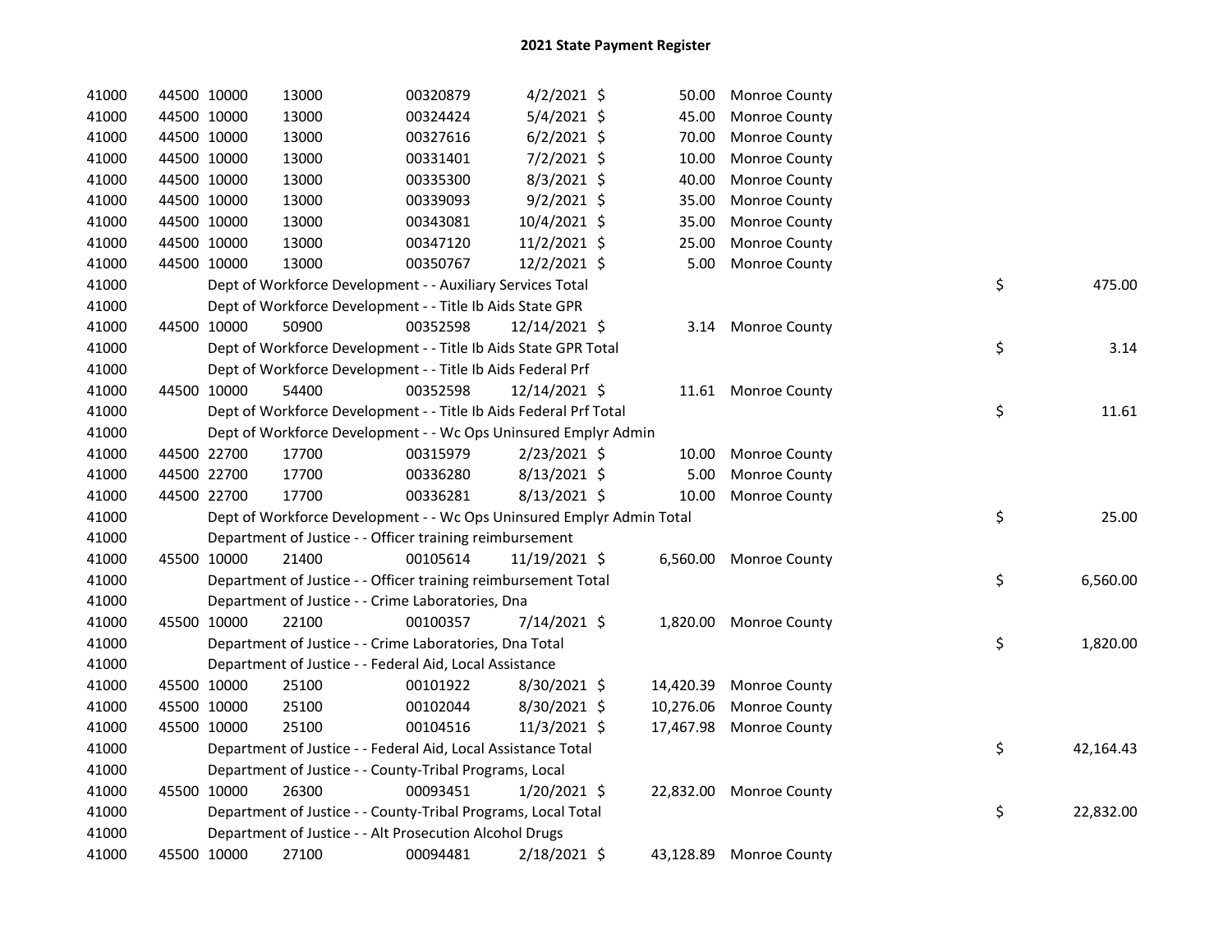# 2021 State Payment Register

| | | | | | | | | |
|---|---|---|---|---|---|---|---|---|
| 41000 | 44500 | 10000 | 13000 | 00320879 | 4/2/2021 | $ 50.00 | Monroe County | |
| 41000 | 44500 | 10000 | 13000 | 00324424 | 5/4/2021 | $ 45.00 | Monroe County | |
| 41000 | 44500 | 10000 | 13000 | 00327616 | 6/2/2021 | $ 70.00 | Monroe County | |
| 41000 | 44500 | 10000 | 13000 | 00331401 | 7/2/2021 | $ 10.00 | Monroe County | |
| 41000 | 44500 | 10000 | 13000 | 00335300 | 8/3/2021 | $ 40.00 | Monroe County | |
| 41000 | 44500 | 10000 | 13000 | 00339093 | 9/2/2021 | $ 35.00 | Monroe County | |
| 41000 | 44500 | 10000 | 13000 | 00343081 | 10/4/2021 | $ 35.00 | Monroe County | |
| 41000 | 44500 | 10000 | 13000 | 00347120 | 11/2/2021 | $ 25.00 | Monroe County | |
| 41000 | 44500 | 10000 | 13000 | 00350767 | 12/2/2021 | $ 5.00 | Monroe County | |
| 41000 | Dept of Workforce Development - - Auxiliary Services Total | | | | | | | $ 475.00 |
| 41000 | Dept of Workforce Development - - Title Ib Aids State GPR | | | | | | | |
| 41000 | 44500 | 10000 | 50900 | 00352598 | 12/14/2021 | $ 3.14 | Monroe County | |
| 41000 | Dept of Workforce Development - - Title Ib Aids State GPR Total | | | | | | | $ 3.14 |
| 41000 | Dept of Workforce Development - - Title Ib Aids Federal Prf | | | | | | | |
| 41000 | 44500 | 10000 | 54400 | 00352598 | 12/14/2021 | $ 11.61 | Monroe County | |
| 41000 | Dept of Workforce Development - - Title Ib Aids Federal Prf Total | | | | | | | $ 11.61 |
| 41000 | Dept of Workforce Development - - Wc Ops Uninsured Emplyr Admin | | | | | | | |
| 41000 | 44500 | 22700 | 17700 | 00315979 | 2/23/2021 | $ 10.00 | Monroe County | |
| 41000 | 44500 | 22700 | 17700 | 00336280 | 8/13/2021 | $ 5.00 | Monroe County | |
| 41000 | 44500 | 22700 | 17700 | 00336281 | 8/13/2021 | $ 10.00 | Monroe County | |
| 41000 | Dept of Workforce Development - - Wc Ops Uninsured Emplyr Admin Total | | | | | | | $ 25.00 |
| 41000 | Department of Justice - - Officer training reimbursement | | | | | | | |
| 41000 | 45500 | 10000 | 21400 | 00105614 | 11/19/2021 | $ 6,560.00 | Monroe County | |
| 41000 | Department of Justice - - Officer training reimbursement Total | | | | | | | $ 6,560.00 |
| 41000 | Department of Justice - - Crime Laboratories, Dna | | | | | | | |
| 41000 | 45500 | 10000 | 22100 | 00100357 | 7/14/2021 | $ 1,820.00 | Monroe County | |
| 41000 | Department of Justice - - Crime Laboratories, Dna Total | | | | | | | $ 1,820.00 |
| 41000 | Department of Justice - - Federal Aid, Local Assistance | | | | | | | |
| 41000 | 45500 | 10000 | 25100 | 00101922 | 8/30/2021 | $ 14,420.39 | Monroe County | |
| 41000 | 45500 | 10000 | 25100 | 00102044 | 8/30/2021 | $ 10,276.06 | Monroe County | |
| 41000 | 45500 | 10000 | 25100 | 00104516 | 11/3/2021 | $ 17,467.98 | Monroe County | |
| 41000 | Department of Justice - - Federal Aid, Local Assistance Total | | | | | | | $ 42,164.43 |
| 41000 | Department of Justice - - County-Tribal Programs, Local | | | | | | | |
| 41000 | 45500 | 10000 | 26300 | 00093451 | 1/20/2021 | $ 22,832.00 | Monroe County | |
| 41000 | Department of Justice - - County-Tribal Programs, Local Total | | | | | | | $ 22,832.00 |
| 41000 | Department of Justice - - Alt Prosecution Alcohol Drugs | | | | | | | |
| 41000 | 45500 | 10000 | 27100 | 00094481 | 2/18/2021 | $ 43,128.89 | Monroe County | |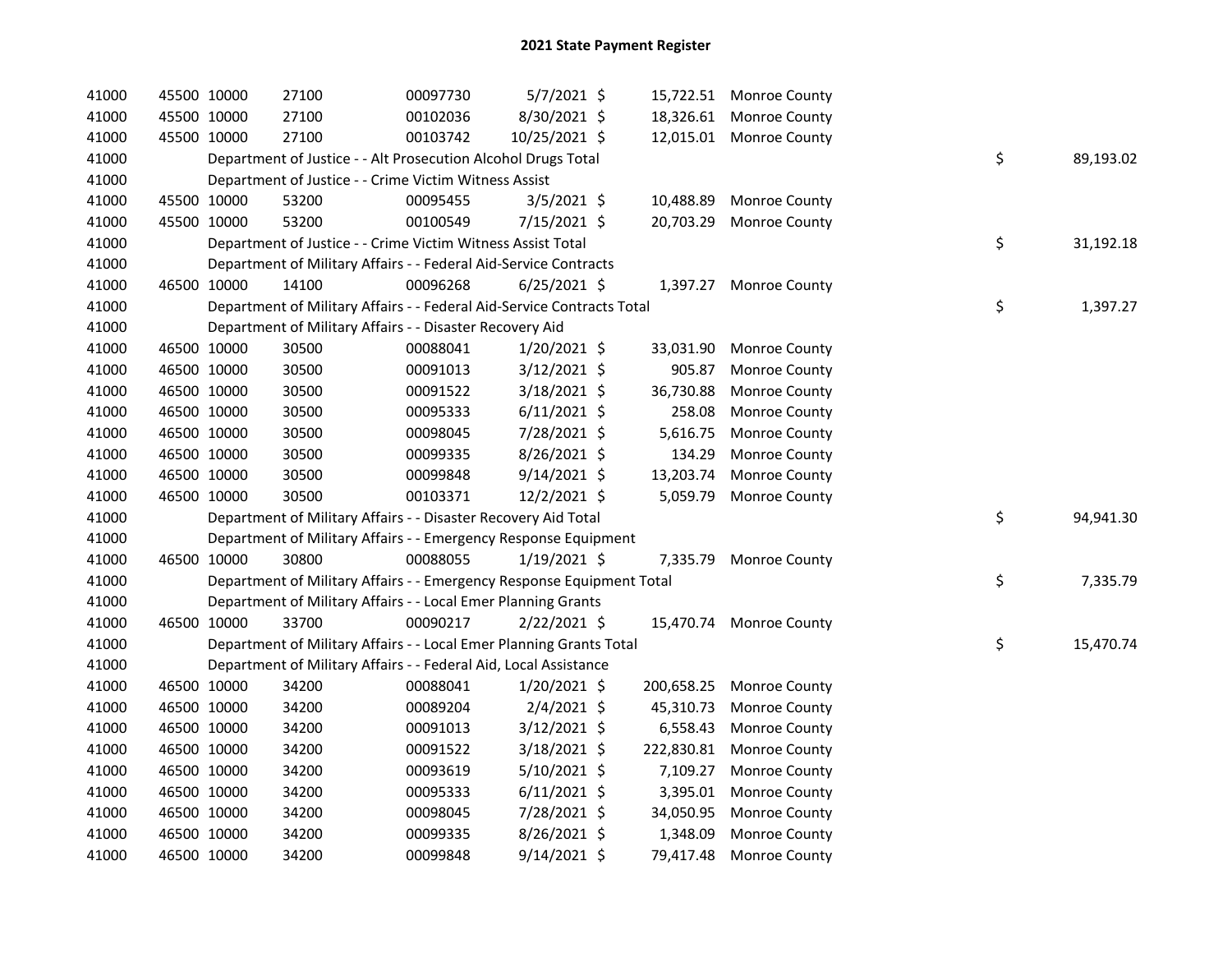# 2021 State Payment Register

| | | | | | | | | | |
|---|---|---|---|---|---|---|---|---|---|
| 41000 | 45500 | 10000 | 27100 | 00097730 | 5/7/2021 | $ 15,722.51 | Monroe County | | |
| 41000 | 45500 | 10000 | 27100 | 00102036 | 8/30/2021 | $ 18,326.61 | Monroe County | | |
| 41000 | 45500 | 10000 | 27100 | 00103742 | 10/25/2021 | $ 12,015.01 | Monroe County | | |
| 41000 | | Department of Justice - - Alt Prosecution Alcohol Drugs Total | | | | | | $ | 89,193.02 |
| 41000 | | Department of Justice - - Crime Victim Witness Assist | | | | | | | |
| 41000 | 45500 | 10000 | 53200 | 00095455 | 3/5/2021 | $ 10,488.89 | Monroe County | | |
| 41000 | 45500 | 10000 | 53200 | 00100549 | 7/15/2021 | $ 20,703.29 | Monroe County | | |
| 41000 | | Department of Justice - - Crime Victim Witness Assist Total | | | | | | $ | 31,192.18 |
| 41000 | | Department of Military Affairs - - Federal Aid-Service Contracts | | | | | | | |
| 41000 | 46500 | 10000 | 14100 | 00096268 | 6/25/2021 | $ 1,397.27 | Monroe County | | |
| 41000 | | Department of Military Affairs - - Federal Aid-Service Contracts Total | | | | | | $ | 1,397.27 |
| 41000 | | Department of Military Affairs - - Disaster Recovery Aid | | | | | | | |
| 41000 | 46500 | 10000 | 30500 | 00088041 | 1/20/2021 | $ 33,031.90 | Monroe County | | |
| 41000 | 46500 | 10000 | 30500 | 00091013 | 3/12/2021 | $ 905.87 | Monroe County | | |
| 41000 | 46500 | 10000 | 30500 | 00091522 | 3/18/2021 | $ 36,730.88 | Monroe County | | |
| 41000 | 46500 | 10000 | 30500 | 00095333 | 6/11/2021 | $ 258.08 | Monroe County | | |
| 41000 | 46500 | 10000 | 30500 | 00098045 | 7/28/2021 | $ 5,616.75 | Monroe County | | |
| 41000 | 46500 | 10000 | 30500 | 00099335 | 8/26/2021 | $ 134.29 | Monroe County | | |
| 41000 | 46500 | 10000 | 30500 | 00099848 | 9/14/2021 | $ 13,203.74 | Monroe County | | |
| 41000 | 46500 | 10000 | 30500 | 00103371 | 12/2/2021 | $ 5,059.79 | Monroe County | | |
| 41000 | | Department of Military Affairs - - Disaster Recovery Aid Total | | | | | | $ | 94,941.30 |
| 41000 | | Department of Military Affairs - - Emergency Response Equipment | | | | | | | |
| 41000 | 46500 | 10000 | 30800 | 00088055 | 1/19/2021 | $ 7,335.79 | Monroe County | | |
| 41000 | | Department of Military Affairs - - Emergency Response Equipment Total | | | | | | $ | 7,335.79 |
| 41000 | | Department of Military Affairs - - Local Emer Planning Grants | | | | | | | |
| 41000 | 46500 | 10000 | 33700 | 00090217 | 2/22/2021 | $ 15,470.74 | Monroe County | | |
| 41000 | | Department of Military Affairs - - Local Emer Planning Grants Total | | | | | | $ | 15,470.74 |
| 41000 | | Department of Military Affairs - - Federal Aid, Local Assistance | | | | | | | |
| 41000 | 46500 | 10000 | 34200 | 00088041 | 1/20/2021 | $ 200,658.25 | Monroe County | | |
| 41000 | 46500 | 10000 | 34200 | 00089204 | 2/4/2021 | $ 45,310.73 | Monroe County | | |
| 41000 | 46500 | 10000 | 34200 | 00091013 | 3/12/2021 | $ 6,558.43 | Monroe County | | |
| 41000 | 46500 | 10000 | 34200 | 00091522 | 3/18/2021 | $ 222,830.81 | Monroe County | | |
| 41000 | 46500 | 10000 | 34200 | 00093619 | 5/10/2021 | $ 7,109.27 | Monroe County | | |
| 41000 | 46500 | 10000 | 34200 | 00095333 | 6/11/2021 | $ 3,395.01 | Monroe County | | |
| 41000 | 46500 | 10000 | 34200 | 00098045 | 7/28/2021 | $ 34,050.95 | Monroe County | | |
| 41000 | 46500 | 10000 | 34200 | 00099335 | 8/26/2021 | $ 1,348.09 | Monroe County | | |
| 41000 | 46500 | 10000 | 34200 | 00099848 | 9/14/2021 | $ 79,417.48 | Monroe County | | |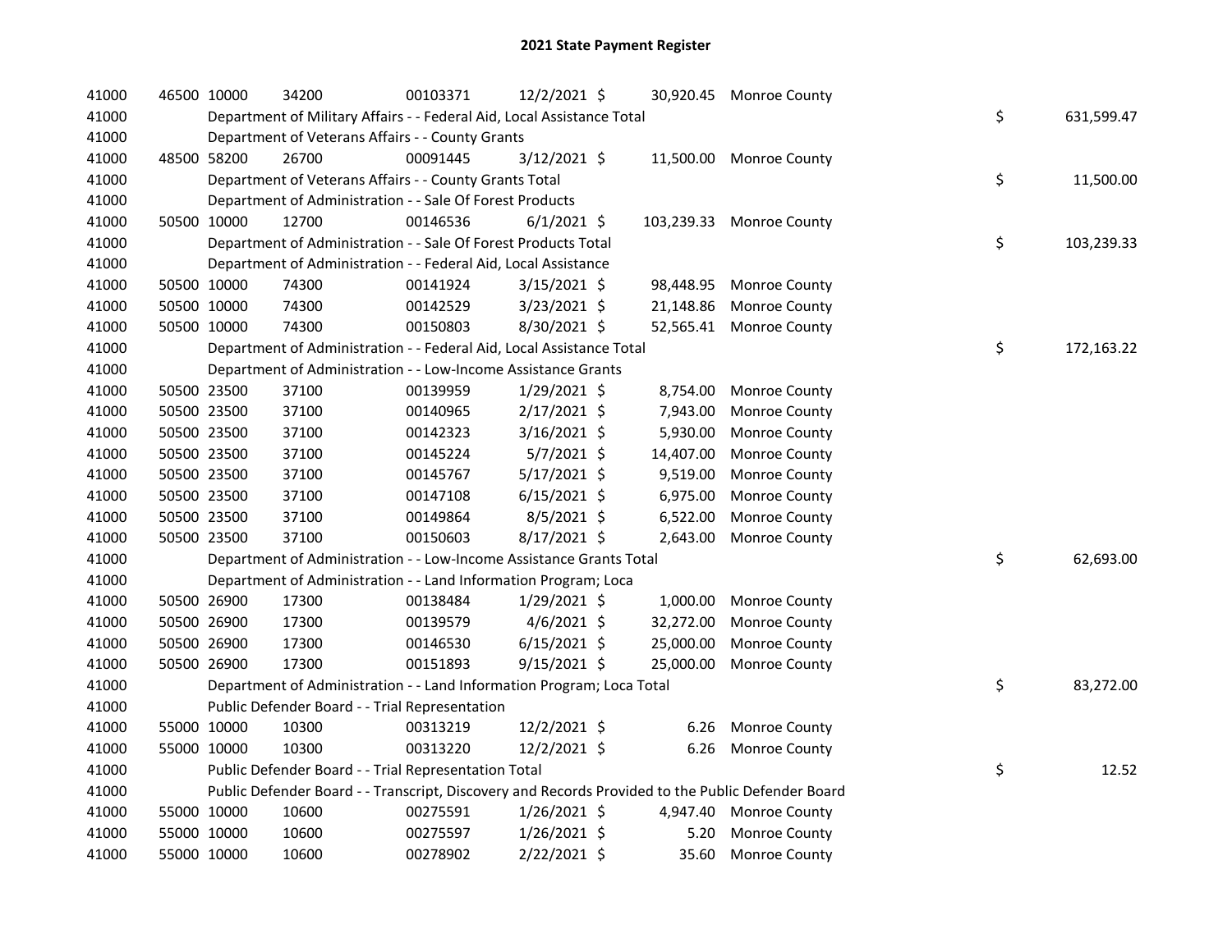# 2021 State Payment Register

| | | | | | | | | | |
|---|---|---|---|---|---|---|---|---|---|
| 41000 | 46500 | 10000 | 34200 | 00103371 | 12/2/2021 | $ 30,920.45 | Monroe County | | |
| 41000 | Department of Military Affairs - - Federal Aid, Local Assistance Total | | | | | | | $ | 631,599.47 |
| 41000 | Department of Veterans Affairs - - County Grants | | | | | | | | |
| 41000 | 48500 | 58200 | 26700 | 00091445 | 3/12/2021 | $ 11,500.00 | Monroe County | | |
| 41000 | Department of Veterans Affairs - - County Grants Total | | | | | | | $ | 11,500.00 |
| 41000 | Department of Administration - - Sale Of Forest Products | | | | | | | | |
| 41000 | 50500 | 10000 | 12700 | 00146536 | 6/1/2021 | $ 103,239.33 | Monroe County | | |
| 41000 | Department of Administration - - Sale Of Forest Products Total | | | | | | | $ | 103,239.33 |
| 41000 | Department of Administration - - Federal Aid, Local Assistance | | | | | | | | |
| 41000 | 50500 | 10000 | 74300 | 00141924 | 3/15/2021 | $ 98,448.95 | Monroe County | | |
| 41000 | 50500 | 10000 | 74300 | 00142529 | 3/23/2021 | $ 21,148.86 | Monroe County | | |
| 41000 | 50500 | 10000 | 74300 | 00150803 | 8/30/2021 | $ 52,565.41 | Monroe County | | |
| 41000 | Department of Administration - - Federal Aid, Local Assistance Total | | | | | | | $ | 172,163.22 |
| 41000 | Department of Administration - - Low-Income Assistance Grants | | | | | | | | |
| 41000 | 50500 | 23500 | 37100 | 00139959 | 1/29/2021 | $ 8,754.00 | Monroe County | | |
| 41000 | 50500 | 23500 | 37100 | 00140965 | 2/17/2021 | $ 7,943.00 | Monroe County | | |
| 41000 | 50500 | 23500 | 37100 | 00142323 | 3/16/2021 | $ 5,930.00 | Monroe County | | |
| 41000 | 50500 | 23500 | 37100 | 00145224 | 5/7/2021 | $ 14,407.00 | Monroe County | | |
| 41000 | 50500 | 23500 | 37100 | 00145767 | 5/17/2021 | $ 9,519.00 | Monroe County | | |
| 41000 | 50500 | 23500 | 37100 | 00147108 | 6/15/2021 | $ 6,975.00 | Monroe County | | |
| 41000 | 50500 | 23500 | 37100 | 00149864 | 8/5/2021 | $ 6,522.00 | Monroe County | | |
| 41000 | 50500 | 23500 | 37100 | 00150603 | 8/17/2021 | $ 2,643.00 | Monroe County | | |
| 41000 | Department of Administration - - Low-Income Assistance Grants Total | | | | | | | $ | 62,693.00 |
| 41000 | Department of Administration - - Land Information Program; Loca | | | | | | | | |
| 41000 | 50500 | 26900 | 17300 | 00138484 | 1/29/2021 | $ 1,000.00 | Monroe County | | |
| 41000 | 50500 | 26900 | 17300 | 00139579 | 4/6/2021 | $ 32,272.00 | Monroe County | | |
| 41000 | 50500 | 26900 | 17300 | 00146530 | 6/15/2021 | $ 25,000.00 | Monroe County | | |
| 41000 | 50500 | 26900 | 17300 | 00151893 | 9/15/2021 | $ 25,000.00 | Monroe County | | |
| 41000 | Department of Administration - - Land Information Program; Loca Total | | | | | | | $ | 83,272.00 |
| 41000 | Public Defender Board - - Trial Representation | | | | | | | | |
| 41000 | 55000 | 10000 | 10300 | 00313219 | 12/2/2021 | $ 6.26 | Monroe County | | |
| 41000 | 55000 | 10000 | 10300 | 00313220 | 12/2/2021 | $ 6.26 | Monroe County | | |
| 41000 | Public Defender Board - - Trial Representation Total | | | | | | | $ | 12.52 |
| 41000 | Public Defender Board - - Transcript, Discovery and Records Provided to the Public Defender Board | | | | | | | | |
| 41000 | 55000 | 10000 | 10600 | 00275591 | 1/26/2021 | $ 4,947.40 | Monroe County | | |
| 41000 | 55000 | 10000 | 10600 | 00275597 | 1/26/2021 | $ 5.20 | Monroe County | | |
| 41000 | 55000 | 10000 | 10600 | 00278902 | 2/22/2021 | $ 35.60 | Monroe County | | |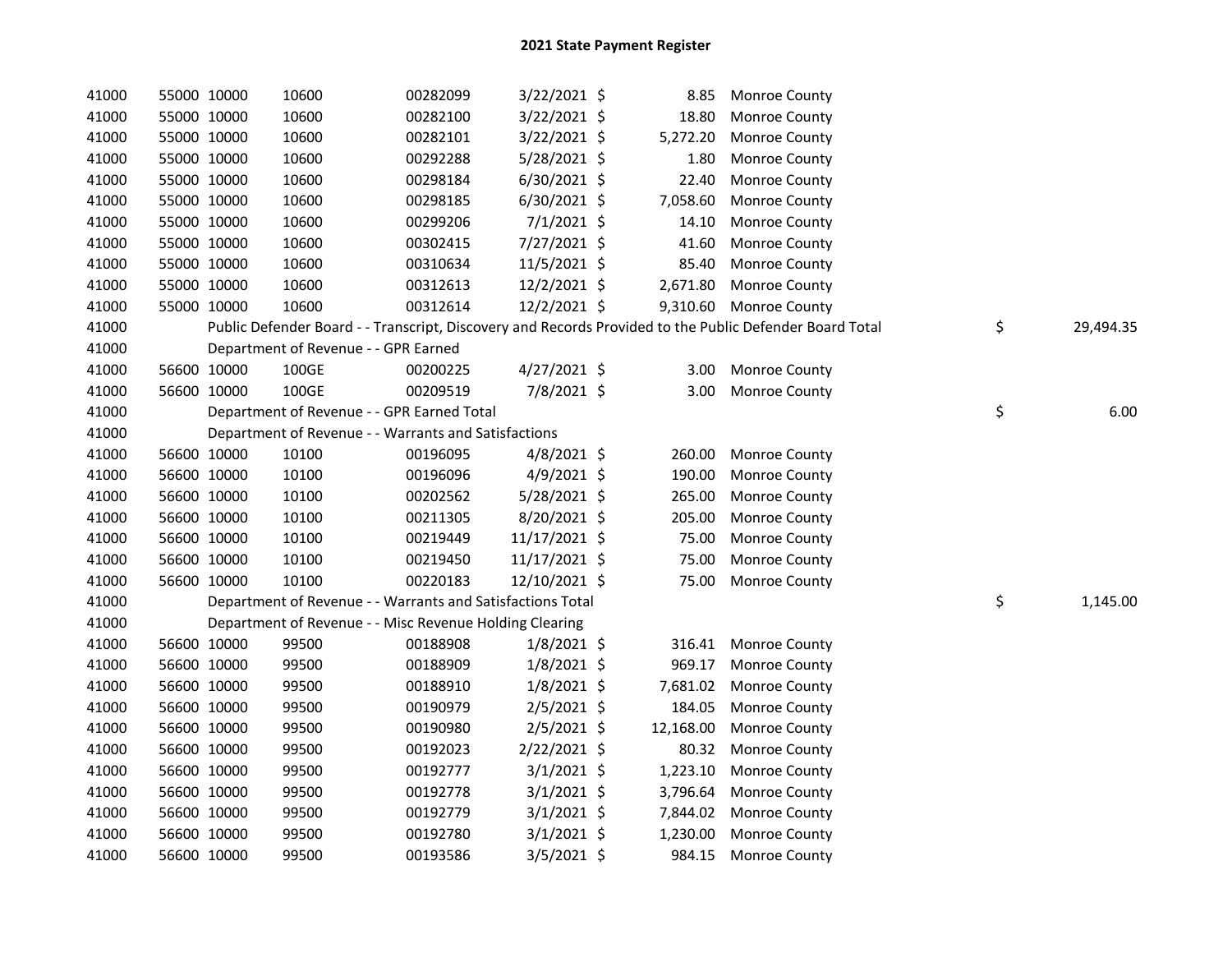# 2021 State Payment Register

| | | | | | | | | | |
|---|---|---|---|---|---|---|---|---|---|
| 41000 | 55000 | 10000 | 10600 | 00282099 | 3/22/2021 | $ 8.85 | Monroe County | | |
| 41000 | 55000 | 10000 | 10600 | 00282100 | 3/22/2021 | $ 18.80 | Monroe County | | |
| 41000 | 55000 | 10000 | 10600 | 00282101 | 3/22/2021 | $ 5,272.20 | Monroe County | | |
| 41000 | 55000 | 10000 | 10600 | 00292288 | 5/28/2021 | $ 1.80 | Monroe County | | |
| 41000 | 55000 | 10000 | 10600 | 00298184 | 6/30/2021 | $ 22.40 | Monroe County | | |
| 41000 | 55000 | 10000 | 10600 | 00298185 | 6/30/2021 | $ 7,058.60 | Monroe County | | |
| 41000 | 55000 | 10000 | 10600 | 00299206 | 7/1/2021 | $ 14.10 | Monroe County | | |
| 41000 | 55000 | 10000 | 10600 | 00302415 | 7/27/2021 | $ 41.60 | Monroe County | | |
| 41000 | 55000 | 10000 | 10600 | 00310634 | 11/5/2021 | $ 85.40 | Monroe County | | |
| 41000 | 55000 | 10000 | 10600 | 00312613 | 12/2/2021 | $ 2,671.80 | Monroe County | | |
| 41000 | 55000 | 10000 | 10600 | 00312614 | 12/2/2021 | $ 9,310.60 | Monroe County | | |
| 41000 | | | Public Defender Board - - Transcript, Discovery and Records Provided to the Public Defender Board Total | | | | | $ | 29,494.35 |
| 41000 | | | Department of Revenue - - GPR Earned | | | | | | |
| 41000 | 56600 | 10000 | 100GE | 00200225 | 4/27/2021 | $ 3.00 | Monroe County | | |
| 41000 | 56600 | 10000 | 100GE | 00209519 | 7/8/2021 | $ 3.00 | Monroe County | | |
| 41000 | | | Department of Revenue - - GPR Earned Total | | | | | $ | 6.00 |
| 41000 | | | Department of Revenue - - Warrants and Satisfactions | | | | | | |
| 41000 | 56600 | 10000 | 10100 | 00196095 | 4/8/2021 | $ 260.00 | Monroe County | | |
| 41000 | 56600 | 10000 | 10100 | 00196096 | 4/9/2021 | $ 190.00 | Monroe County | | |
| 41000 | 56600 | 10000 | 10100 | 00202562 | 5/28/2021 | $ 265.00 | Monroe County | | |
| 41000 | 56600 | 10000 | 10100 | 00211305 | 8/20/2021 | $ 205.00 | Monroe County | | |
| 41000 | 56600 | 10000 | 10100 | 00219449 | 11/17/2021 | $ 75.00 | Monroe County | | |
| 41000 | 56600 | 10000 | 10100 | 00219450 | 11/17/2021 | $ 75.00 | Monroe County | | |
| 41000 | 56600 | 10000 | 10100 | 00220183 | 12/10/2021 | $ 75.00 | Monroe County | | |
| 41000 | | | Department of Revenue - - Warrants and Satisfactions Total | | | | | $ | 1,145.00 |
| 41000 | | | Department of Revenue - - Misc Revenue Holding Clearing | | | | | | |
| 41000 | 56600 | 10000 | 99500 | 00188908 | 1/8/2021 | $ 316.41 | Monroe County | | |
| 41000 | 56600 | 10000 | 99500 | 00188909 | 1/8/2021 | $ 969.17 | Monroe County | | |
| 41000 | 56600 | 10000 | 99500 | 00188910 | 1/8/2021 | $ 7,681.02 | Monroe County | | |
| 41000 | 56600 | 10000 | 99500 | 00190979 | 2/5/2021 | $ 184.05 | Monroe County | | |
| 41000 | 56600 | 10000 | 99500 | 00190980 | 2/5/2021 | $ 12,168.00 | Monroe County | | |
| 41000 | 56600 | 10000 | 99500 | 00192023 | 2/22/2021 | $ 80.32 | Monroe County | | |
| 41000 | 56600 | 10000 | 99500 | 00192777 | 3/1/2021 | $ 1,223.10 | Monroe County | | |
| 41000 | 56600 | 10000 | 99500 | 00192778 | 3/1/2021 | $ 3,796.64 | Monroe County | | |
| 41000 | 56600 | 10000 | 99500 | 00192779 | 3/1/2021 | $ 7,844.02 | Monroe County | | |
| 41000 | 56600 | 10000 | 99500 | 00192780 | 3/1/2021 | $ 1,230.00 | Monroe County | | |
| 41000 | 56600 | 10000 | 99500 | 00193586 | 3/5/2021 | $ 984.15 | Monroe County | | |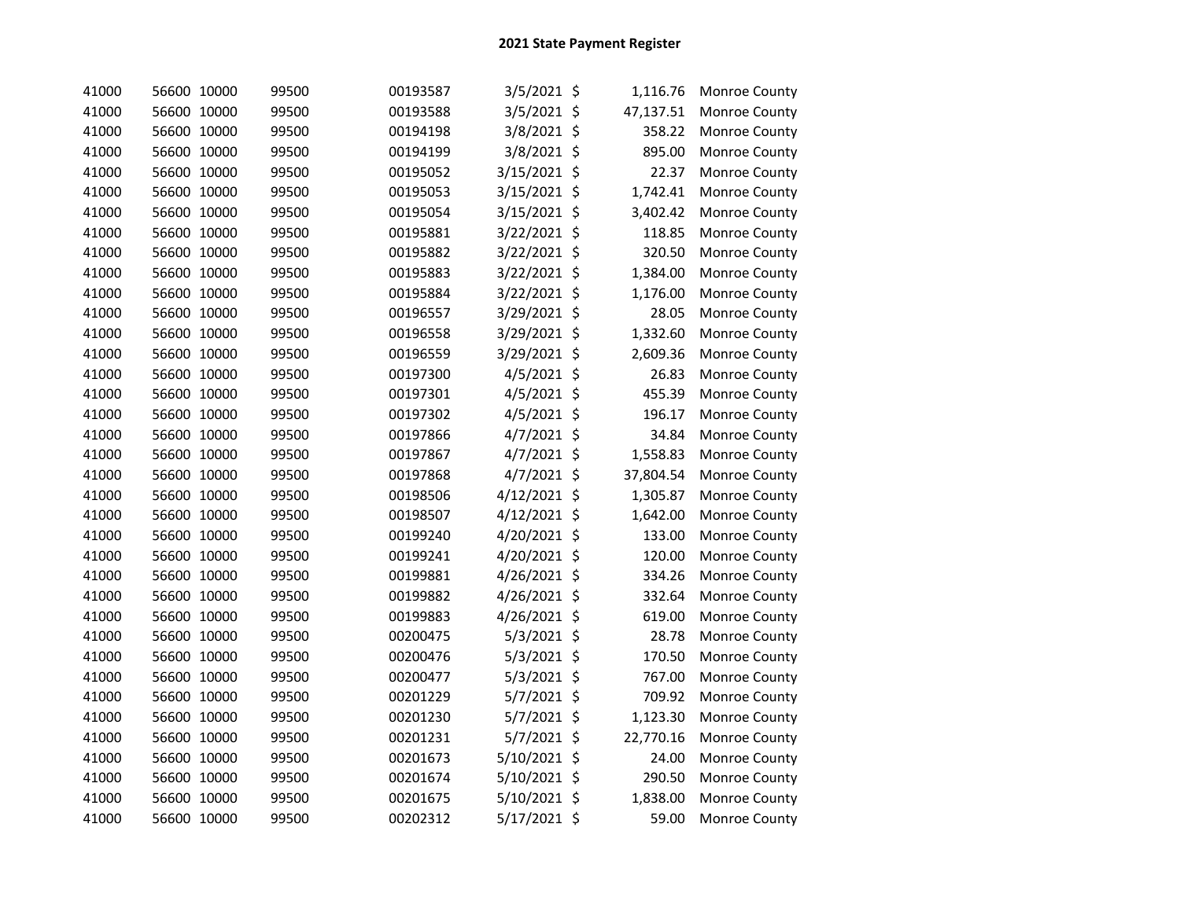# 2021 State Payment Register

| | | | | | | | | |
|---|---|---|---|---|---|---|---|---|
| 41000 | 56600 | 10000 | 99500 | 00193587 | 3/5/2021 | $ | 1,116.76 | Monroe County |
| 41000 | 56600 | 10000 | 99500 | 00193588 | 3/5/2021 | $ | 47,137.51 | Monroe County |
| 41000 | 56600 | 10000 | 99500 | 00194198 | 3/8/2021 | $ | 358.22 | Monroe County |
| 41000 | 56600 | 10000 | 99500 | 00194199 | 3/8/2021 | $ | 895.00 | Monroe County |
| 41000 | 56600 | 10000 | 99500 | 00195052 | 3/15/2021 | $ | 22.37 | Monroe County |
| 41000 | 56600 | 10000 | 99500 | 00195053 | 3/15/2021 | $ | 1,742.41 | Monroe County |
| 41000 | 56600 | 10000 | 99500 | 00195054 | 3/15/2021 | $ | 3,402.42 | Monroe County |
| 41000 | 56600 | 10000 | 99500 | 00195881 | 3/22/2021 | $ | 118.85 | Monroe County |
| 41000 | 56600 | 10000 | 99500 | 00195882 | 3/22/2021 | $ | 320.50 | Monroe County |
| 41000 | 56600 | 10000 | 99500 | 00195883 | 3/22/2021 | $ | 1,384.00 | Monroe County |
| 41000 | 56600 | 10000 | 99500 | 00195884 | 3/22/2021 | $ | 1,176.00 | Monroe County |
| 41000 | 56600 | 10000 | 99500 | 00196557 | 3/29/2021 | $ | 28.05 | Monroe County |
| 41000 | 56600 | 10000 | 99500 | 00196558 | 3/29/2021 | $ | 1,332.60 | Monroe County |
| 41000 | 56600 | 10000 | 99500 | 00196559 | 3/29/2021 | $ | 2,609.36 | Monroe County |
| 41000 | 56600 | 10000 | 99500 | 00197300 | 4/5/2021 | $ | 26.83 | Monroe County |
| 41000 | 56600 | 10000 | 99500 | 00197301 | 4/5/2021 | $ | 455.39 | Monroe County |
| 41000 | 56600 | 10000 | 99500 | 00197302 | 4/5/2021 | $ | 196.17 | Monroe County |
| 41000 | 56600 | 10000 | 99500 | 00197866 | 4/7/2021 | $ | 34.84 | Monroe County |
| 41000 | 56600 | 10000 | 99500 | 00197867 | 4/7/2021 | $ | 1,558.83 | Monroe County |
| 41000 | 56600 | 10000 | 99500 | 00197868 | 4/7/2021 | $ | 37,804.54 | Monroe County |
| 41000 | 56600 | 10000 | 99500 | 00198506 | 4/12/2021 | $ | 1,305.87 | Monroe County |
| 41000 | 56600 | 10000 | 99500 | 00198507 | 4/12/2021 | $ | 1,642.00 | Monroe County |
| 41000 | 56600 | 10000 | 99500 | 00199240 | 4/20/2021 | $ | 133.00 | Monroe County |
| 41000 | 56600 | 10000 | 99500 | 00199241 | 4/20/2021 | $ | 120.00 | Monroe County |
| 41000 | 56600 | 10000 | 99500 | 00199881 | 4/26/2021 | $ | 334.26 | Monroe County |
| 41000 | 56600 | 10000 | 99500 | 00199882 | 4/26/2021 | $ | 332.64 | Monroe County |
| 41000 | 56600 | 10000 | 99500 | 00199883 | 4/26/2021 | $ | 619.00 | Monroe County |
| 41000 | 56600 | 10000 | 99500 | 00200475 | 5/3/2021 | $ | 28.78 | Monroe County |
| 41000 | 56600 | 10000 | 99500 | 00200476 | 5/3/2021 | $ | 170.50 | Monroe County |
| 41000 | 56600 | 10000 | 99500 | 00200477 | 5/3/2021 | $ | 767.00 | Monroe County |
| 41000 | 56600 | 10000 | 99500 | 00201229 | 5/7/2021 | $ | 709.92 | Monroe County |
| 41000 | 56600 | 10000 | 99500 | 00201230 | 5/7/2021 | $ | 1,123.30 | Monroe County |
| 41000 | 56600 | 10000 | 99500 | 00201231 | 5/7/2021 | $ | 22,770.16 | Monroe County |
| 41000 | 56600 | 10000 | 99500 | 00201673 | 5/10/2021 | $ | 24.00 | Monroe County |
| 41000 | 56600 | 10000 | 99500 | 00201674 | 5/10/2021 | $ | 290.50 | Monroe County |
| 41000 | 56600 | 10000 | 99500 | 00201675 | 5/10/2021 | $ | 1,838.00 | Monroe County |
| 41000 | 56600 | 10000 | 99500 | 00202312 | 5/17/2021 | $ | 59.00 | Monroe County |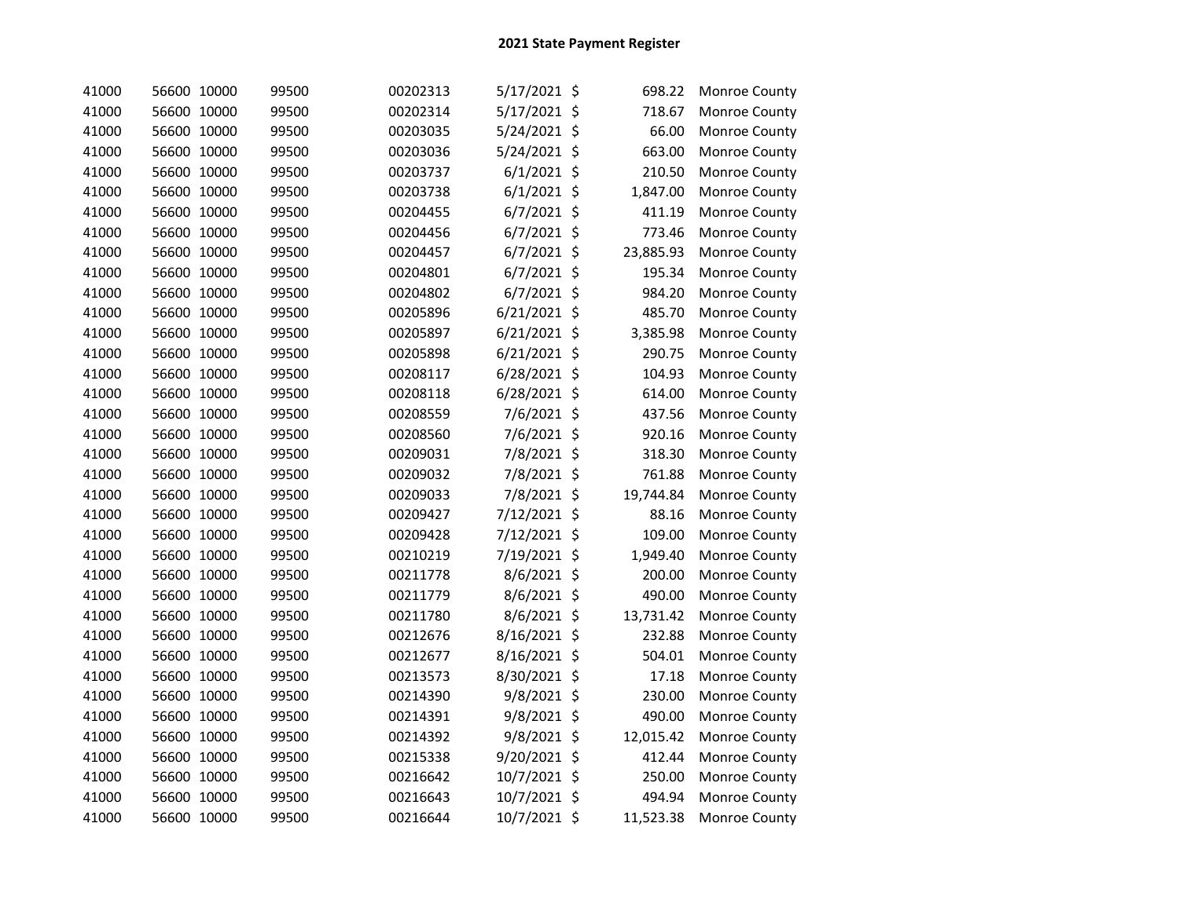# 2021 State Payment Register

| | | | | | | | | |
|---|---|---|---|---|---|---|---|---|
| 41000 | 56600 | 10000 | 99500 | 00202313 | 5/17/2021 | $ | 698.22 | Monroe County |
| 41000 | 56600 | 10000 | 99500 | 00202314 | 5/17/2021 | $ | 718.67 | Monroe County |
| 41000 | 56600 | 10000 | 99500 | 00203035 | 5/24/2021 | $ | 66.00 | Monroe County |
| 41000 | 56600 | 10000 | 99500 | 00203036 | 5/24/2021 | $ | 663.00 | Monroe County |
| 41000 | 56600 | 10000 | 99500 | 00203737 | 6/1/2021 | $ | 210.50 | Monroe County |
| 41000 | 56600 | 10000 | 99500 | 00203738 | 6/1/2021 | $ | 1,847.00 | Monroe County |
| 41000 | 56600 | 10000 | 99500 | 00204455 | 6/7/2021 | $ | 411.19 | Monroe County |
| 41000 | 56600 | 10000 | 99500 | 00204456 | 6/7/2021 | $ | 773.46 | Monroe County |
| 41000 | 56600 | 10000 | 99500 | 00204457 | 6/7/2021 | $ | 23,885.93 | Monroe County |
| 41000 | 56600 | 10000 | 99500 | 00204801 | 6/7/2021 | $ | 195.34 | Monroe County |
| 41000 | 56600 | 10000 | 99500 | 00204802 | 6/7/2021 | $ | 984.20 | Monroe County |
| 41000 | 56600 | 10000 | 99500 | 00205896 | 6/21/2021 | $ | 485.70 | Monroe County |
| 41000 | 56600 | 10000 | 99500 | 00205897 | 6/21/2021 | $ | 3,385.98 | Monroe County |
| 41000 | 56600 | 10000 | 99500 | 00205898 | 6/21/2021 | $ | 290.75 | Monroe County |
| 41000 | 56600 | 10000 | 99500 | 00208117 | 6/28/2021 | $ | 104.93 | Monroe County |
| 41000 | 56600 | 10000 | 99500 | 00208118 | 6/28/2021 | $ | 614.00 | Monroe County |
| 41000 | 56600 | 10000 | 99500 | 00208559 | 7/6/2021 | $ | 437.56 | Monroe County |
| 41000 | 56600 | 10000 | 99500 | 00208560 | 7/6/2021 | $ | 920.16 | Monroe County |
| 41000 | 56600 | 10000 | 99500 | 00209031 | 7/8/2021 | $ | 318.30 | Monroe County |
| 41000 | 56600 | 10000 | 99500 | 00209032 | 7/8/2021 | $ | 761.88 | Monroe County |
| 41000 | 56600 | 10000 | 99500 | 00209033 | 7/8/2021 | $ | 19,744.84 | Monroe County |
| 41000 | 56600 | 10000 | 99500 | 00209427 | 7/12/2021 | $ | 88.16 | Monroe County |
| 41000 | 56600 | 10000 | 99500 | 00209428 | 7/12/2021 | $ | 109.00 | Monroe County |
| 41000 | 56600 | 10000 | 99500 | 00210219 | 7/19/2021 | $ | 1,949.40 | Monroe County |
| 41000 | 56600 | 10000 | 99500 | 00211778 | 8/6/2021 | $ | 200.00 | Monroe County |
| 41000 | 56600 | 10000 | 99500 | 00211779 | 8/6/2021 | $ | 490.00 | Monroe County |
| 41000 | 56600 | 10000 | 99500 | 00211780 | 8/6/2021 | $ | 13,731.42 | Monroe County |
| 41000 | 56600 | 10000 | 99500 | 00212676 | 8/16/2021 | $ | 232.88 | Monroe County |
| 41000 | 56600 | 10000 | 99500 | 00212677 | 8/16/2021 | $ | 504.01 | Monroe County |
| 41000 | 56600 | 10000 | 99500 | 00213573 | 8/30/2021 | $ | 17.18 | Monroe County |
| 41000 | 56600 | 10000 | 99500 | 00214390 | 9/8/2021 | $ | 230.00 | Monroe County |
| 41000 | 56600 | 10000 | 99500 | 00214391 | 9/8/2021 | $ | 490.00 | Monroe County |
| 41000 | 56600 | 10000 | 99500 | 00214392 | 9/8/2021 | $ | 12,015.42 | Monroe County |
| 41000 | 56600 | 10000 | 99500 | 00215338 | 9/20/2021 | $ | 412.44 | Monroe County |
| 41000 | 56600 | 10000 | 99500 | 00216642 | 10/7/2021 | $ | 250.00 | Monroe County |
| 41000 | 56600 | 10000 | 99500 | 00216643 | 10/7/2021 | $ | 494.94 | Monroe County |
| 41000 | 56600 | 10000 | 99500 | 00216644 | 10/7/2021 | $ | 11,523.38 | Monroe County |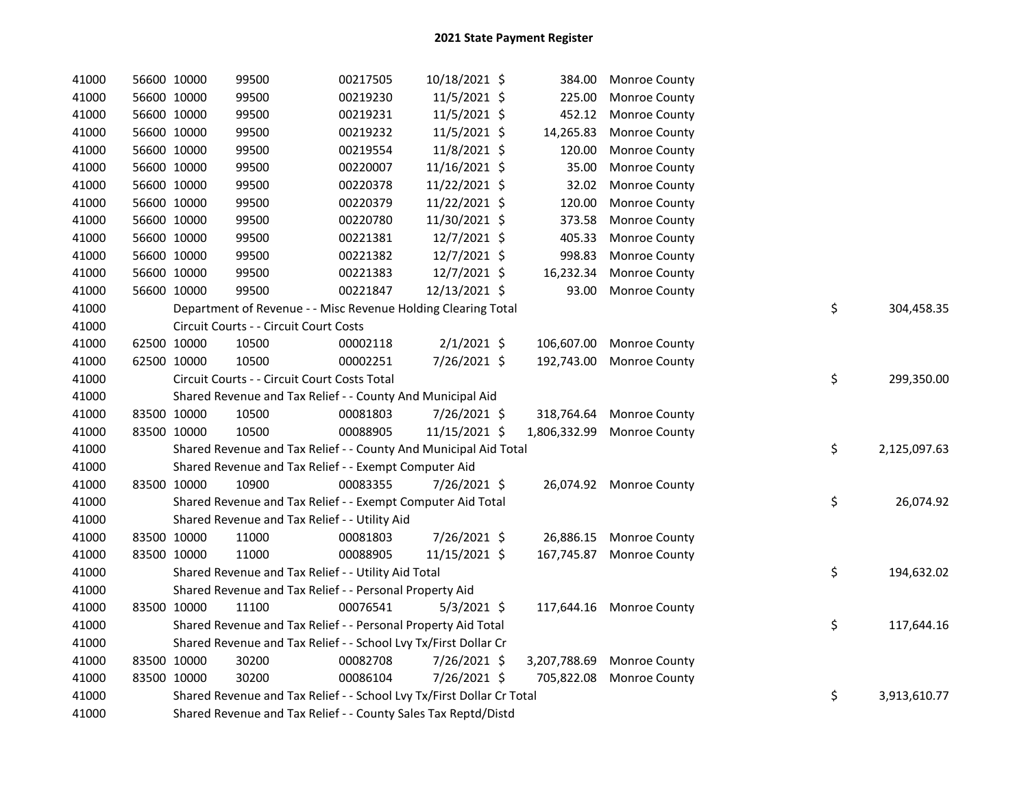# 2021 State Payment Register

| | | | | | | | | | |
|---|---|---|---|---|---|---|---|---|---|
| 41000 | 56600 | 10000 | 99500 | 00217505 | 10/18/2021 | $ 384.00 | Monroe County | | |
| 41000 | 56600 | 10000 | 99500 | 00219230 | 11/5/2021 | $ 225.00 | Monroe County | | |
| 41000 | 56600 | 10000 | 99500 | 00219231 | 11/5/2021 | $ 452.12 | Monroe County | | |
| 41000 | 56600 | 10000 | 99500 | 00219232 | 11/5/2021 | $ 14,265.83 | Monroe County | | |
| 41000 | 56600 | 10000 | 99500 | 00219554 | 11/8/2021 | $ 120.00 | Monroe County | | |
| 41000 | 56600 | 10000 | 99500 | 00220007 | 11/16/2021 | $ 35.00 | Monroe County | | |
| 41000 | 56600 | 10000 | 99500 | 00220378 | 11/22/2021 | $ 32.02 | Monroe County | | |
| 41000 | 56600 | 10000 | 99500 | 00220379 | 11/22/2021 | $ 120.00 | Monroe County | | |
| 41000 | 56600 | 10000 | 99500 | 00220780 | 11/30/2021 | $ 373.58 | Monroe County | | |
| 41000 | 56600 | 10000 | 99500 | 00221381 | 12/7/2021 | $ 405.33 | Monroe County | | |
| 41000 | 56600 | 10000 | 99500 | 00221382 | 12/7/2021 | $ 998.83 | Monroe County | | |
| 41000 | 56600 | 10000 | 99500 | 00221383 | 12/7/2021 | $ 16,232.34 | Monroe County | | |
| 41000 | 56600 | 10000 | 99500 | 00221847 | 12/13/2021 | $ 93.00 | Monroe County | | |
| 41000 | | Department of Revenue - - Misc Revenue Holding Clearing Total | | | | | | $ | 304,458.35 |
| 41000 | | Circuit Courts - - Circuit Court Costs | | | | | | | |
| 41000 | 62500 | 10000 | 10500 | 00002118 | 2/1/2021 | $ 106,607.00 | Monroe County | | |
| 41000 | 62500 | 10000 | 10500 | 00002251 | 7/26/2021 | $ 192,743.00 | Monroe County | | |
| 41000 | | Circuit Courts - - Circuit Court Costs Total | | | | | | $ | 299,350.00 |
| 41000 | | Shared Revenue and Tax Relief - - County And Municipal Aid | | | | | | | |
| 41000 | 83500 | 10000 | 10500 | 00081803 | 7/26/2021 | $ 318,764.64 | Monroe County | | |
| 41000 | 83500 | 10000 | 10500 | 00088905 | 11/15/2021 | $ 1,806,332.99 | Monroe County | | |
| 41000 | | Shared Revenue and Tax Relief - - County And Municipal Aid Total | | | | | | $ | 2,125,097.63 |
| 41000 | | Shared Revenue and Tax Relief - - Exempt Computer Aid | | | | | | | |
| 41000 | 83500 | 10000 | 10900 | 00083355 | 7/26/2021 | $ 26,074.92 | Monroe County | | |
| 41000 | | Shared Revenue and Tax Relief - - Exempt Computer Aid Total | | | | | | $ | 26,074.92 |
| 41000 | | Shared Revenue and Tax Relief - - Utility Aid | | | | | | | |
| 41000 | 83500 | 10000 | 11000 | 00081803 | 7/26/2021 | $ 26,886.15 | Monroe County | | |
| 41000 | 83500 | 10000 | 11000 | 00088905 | 11/15/2021 | $ 167,745.87 | Monroe County | | |
| 41000 | | Shared Revenue and Tax Relief - - Utility Aid Total | | | | | | $ | 194,632.02 |
| 41000 | | Shared Revenue and Tax Relief - - Personal Property Aid | | | | | | | |
| 41000 | 83500 | 10000 | 11100 | 00076541 | 5/3/2021 | $ 117,644.16 | Monroe County | | |
| 41000 | | Shared Revenue and Tax Relief - - Personal Property Aid Total | | | | | | $ | 117,644.16 |
| 41000 | | Shared Revenue and Tax Relief - - School Lvy Tx/First Dollar Cr | | | | | | | |
| 41000 | 83500 | 10000 | 30200 | 00082708 | 7/26/2021 | $ 3,207,788.69 | Monroe County | | |
| 41000 | 83500 | 10000 | 30200 | 00086104 | 7/26/2021 | $ 705,822.08 | Monroe County | | |
| 41000 | | Shared Revenue and Tax Relief - - School Lvy Tx/First Dollar Cr Total | | | | | | $ | 3,913,610.77 |
| 41000 | | Shared Revenue and Tax Relief - - County Sales Tax Reptd/Distd | | | | | | | |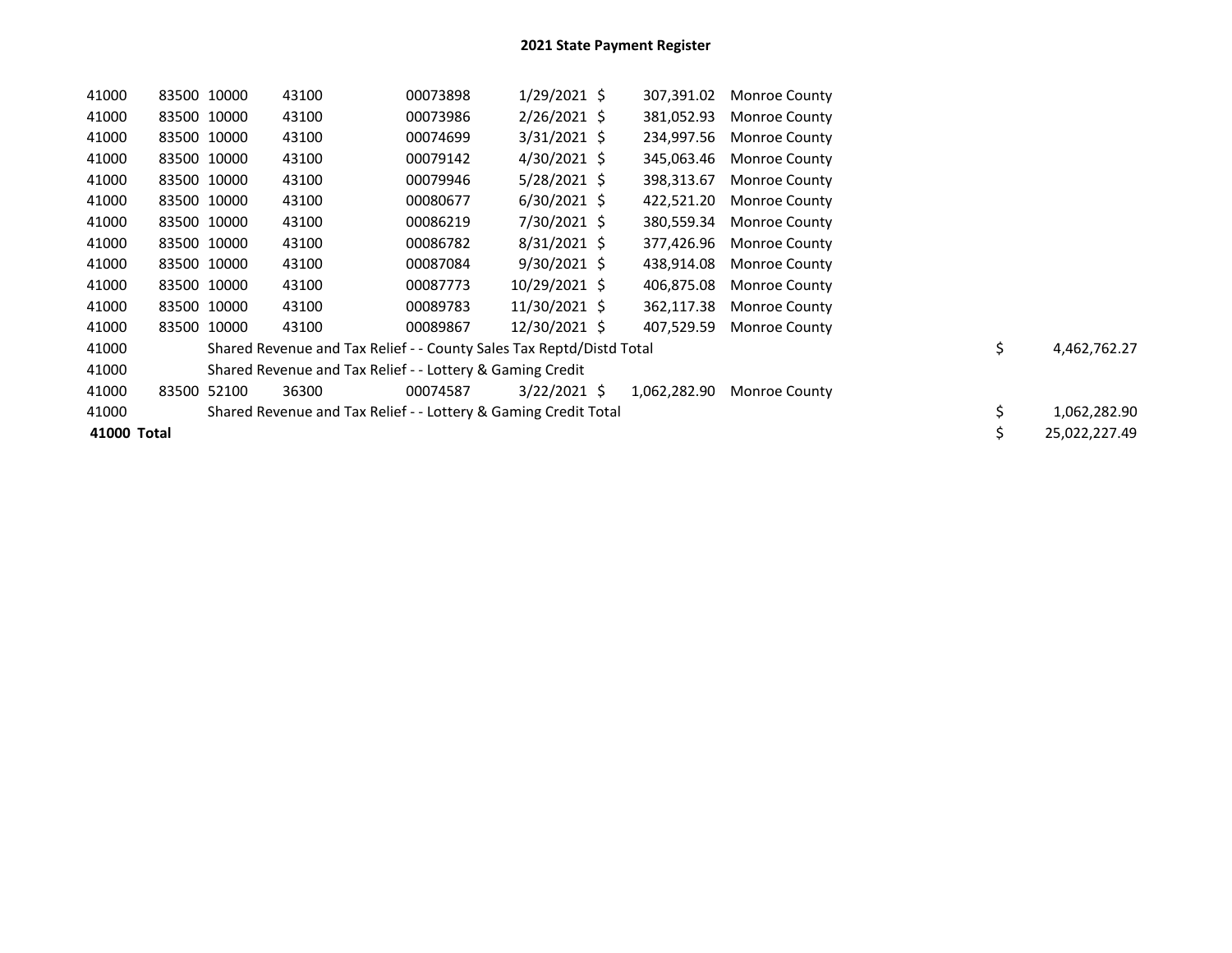# 2021 State Payment Register

| | | | | | | | | |
|---|---|---|---|---|---|---|---|---|
| 41000 | 83500 | 10000 | 43100 | 00073898 | 1/29/2021 | $ 307,391.02 | Monroe County | |
| 41000 | 83500 | 10000 | 43100 | 00073986 | 2/26/2021 | $ 381,052.93 | Monroe County | |
| 41000 | 83500 | 10000 | 43100 | 00074699 | 3/31/2021 | $ 234,997.56 | Monroe County | |
| 41000 | 83500 | 10000 | 43100 | 00079142 | 4/30/2021 | $ 345,063.46 | Monroe County | |
| 41000 | 83500 | 10000 | 43100 | 00079946 | 5/28/2021 | $ 398,313.67 | Monroe County | |
| 41000 | 83500 | 10000 | 43100 | 00080677 | 6/30/2021 | $ 422,521.20 | Monroe County | |
| 41000 | 83500 | 10000 | 43100 | 00086219 | 7/30/2021 | $ 380,559.34 | Monroe County | |
| 41000 | 83500 | 10000 | 43100 | 00086782 | 8/31/2021 | $ 377,426.96 | Monroe County | |
| 41000 | 83500 | 10000 | 43100 | 00087084 | 9/30/2021 | $ 438,914.08 | Monroe County | |
| 41000 | 83500 | 10000 | 43100 | 00087773 | 10/29/2021 | $ 406,875.08 | Monroe County | |
| 41000 | 83500 | 10000 | 43100 | 00089783 | 11/30/2021 | $ 362,117.38 | Monroe County | |
| 41000 | 83500 | 10000 | 43100 | 00089867 | 12/30/2021 | $ 407,529.59 | Monroe County | |
| 41000 | | Shared Revenue and Tax Relief - - County Sales Tax Reptd/Distd Total | | | | | | $ 4,462,762.27 |
| 41000 | | Shared Revenue and Tax Relief - - Lottery & Gaming Credit | | | | | | |
| 41000 | 83500 | 52100 | 36300 | 00074587 | 3/22/2021 | $ 1,062,282.90 | Monroe County | |
| 41000 | | Shared Revenue and Tax Relief - - Lottery & Gaming Credit Total | | | | | | $ 1,062,282.90 |
| **41000 Total** | | | | | | | | $ 25,022,227.49 |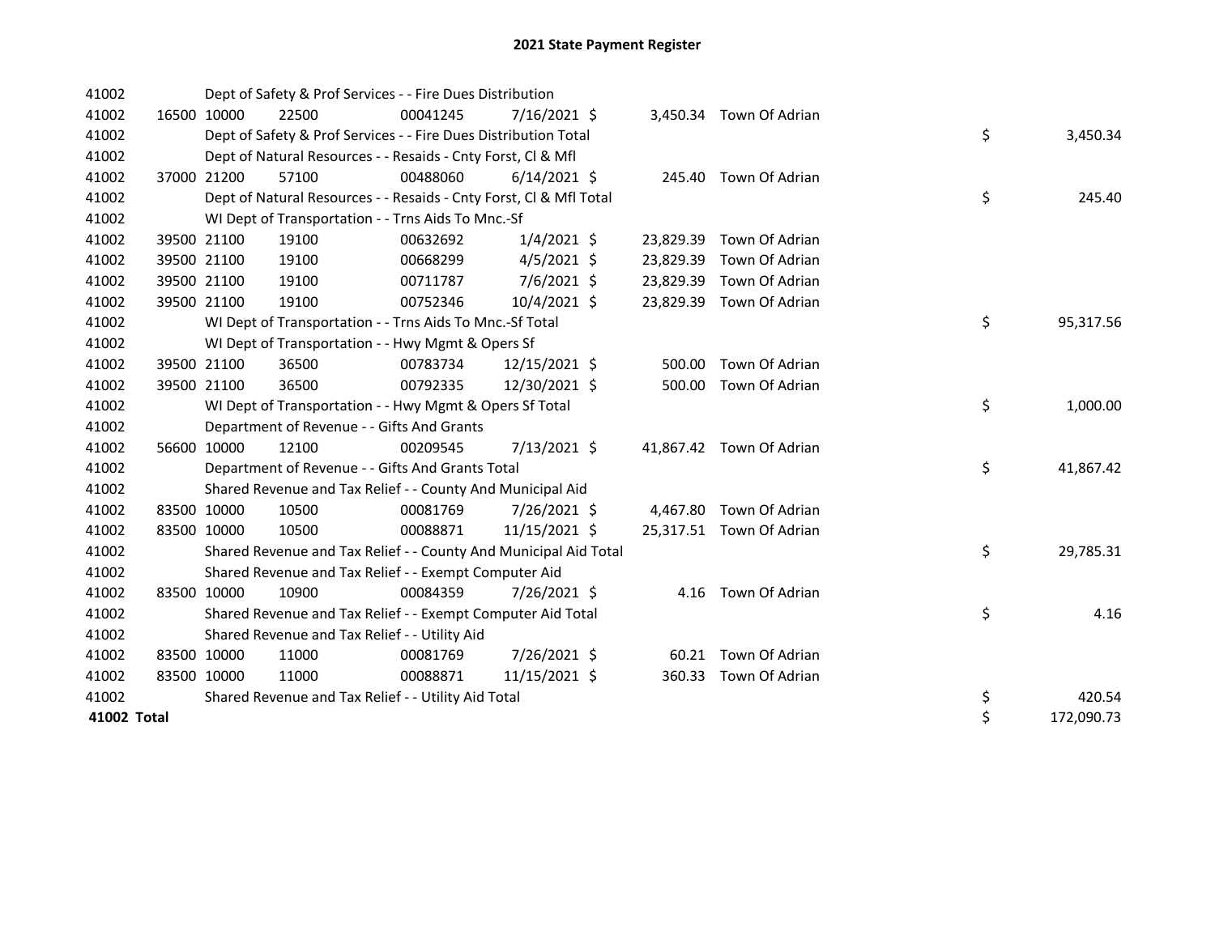# 2021 State Payment Register

| | | | | | | | | | |
|---|---|---|---|---|---|---|---|---|---|
| 41002 | | | Dept of Safety & Prof Services - - Fire Dues Distribution | | | | | | |
| 41002 | 16500 | 10000 | 22500 | 00041245 | 7/16/2021 | $ 3,450.34 | Town Of Adrian | | |
| 41002 | | | Dept of Safety & Prof Services - - Fire Dues Distribution Total | | | | | $ | 3,450.34 |
| 41002 | | | Dept of Natural Resources - - Resaids - Cnty Forst, Cl & Mfl | | | | | | |
| 41002 | 37000 | 21200 | 57100 | 00488060 | 6/14/2021 | $ 245.40 | Town Of Adrian | | |
| 41002 | | | Dept of Natural Resources - - Resaids - Cnty Forst, Cl & Mfl Total | | | | | $ | 245.40 |
| 41002 | | | WI Dept of Transportation - - Trns Aids To Mnc.-Sf | | | | | | |
| 41002 | 39500 | 21100 | 19100 | 00632692 | 1/4/2021 | $ 23,829.39 | Town Of Adrian | | |
| 41002 | 39500 | 21100 | 19100 | 00668299 | 4/5/2021 | $ 23,829.39 | Town Of Adrian | | |
| 41002 | 39500 | 21100 | 19100 | 00711787 | 7/6/2021 | $ 23,829.39 | Town Of Adrian | | |
| 41002 | 39500 | 21100 | 19100 | 00752346 | 10/4/2021 | $ 23,829.39 | Town Of Adrian | | |
| 41002 | | | WI Dept of Transportation - - Trns Aids To Mnc.-Sf Total | | | | | $ | 95,317.56 |
| 41002 | | | WI Dept of Transportation - - Hwy Mgmt & Opers Sf | | | | | | |
| 41002 | 39500 | 21100 | 36500 | 00783734 | 12/15/2021 | $ 500.00 | Town Of Adrian | | |
| 41002 | 39500 | 21100 | 36500 | 00792335 | 12/30/2021 | $ 500.00 | Town Of Adrian | | |
| 41002 | | | WI Dept of Transportation - - Hwy Mgmt & Opers Sf Total | | | | | $ | 1,000.00 |
| 41002 | | | Department of Revenue - - Gifts And Grants | | | | | | |
| 41002 | 56600 | 10000 | 12100 | 00209545 | 7/13/2021 | $ 41,867.42 | Town Of Adrian | | |
| 41002 | | | Department of Revenue - - Gifts And Grants Total | | | | | $ | 41,867.42 |
| 41002 | | | Shared Revenue and Tax Relief - - County And Municipal Aid | | | | | | |
| 41002 | 83500 | 10000 | 10500 | 00081769 | 7/26/2021 | $ 4,467.80 | Town Of Adrian | | |
| 41002 | 83500 | 10000 | 10500 | 00088871 | 11/15/2021 | $ 25,317.51 | Town Of Adrian | | |
| 41002 | | | Shared Revenue and Tax Relief - - County And Municipal Aid Total | | | | | $ | 29,785.31 |
| 41002 | | | Shared Revenue and Tax Relief - - Exempt Computer Aid | | | | | | |
| 41002 | 83500 | 10000 | 10900 | 00084359 | 7/26/2021 | $ 4.16 | Town Of Adrian | | |
| 41002 | | | Shared Revenue and Tax Relief - - Exempt Computer Aid Total | | | | | $ | 4.16 |
| 41002 | | | Shared Revenue and Tax Relief - - Utility Aid | | | | | | |
| 41002 | 83500 | 10000 | 11000 | 00081769 | 7/26/2021 | $ 60.21 | Town Of Adrian | | |
| 41002 | 83500 | 10000 | 11000 | 00088871 | 11/15/2021 | $ 360.33 | Town Of Adrian | | |
| 41002 | | | Shared Revenue and Tax Relief - - Utility Aid Total | | | | | $ | 420.54 |
| **41002 Total** | | | | | | | | $ | 172,090.73 |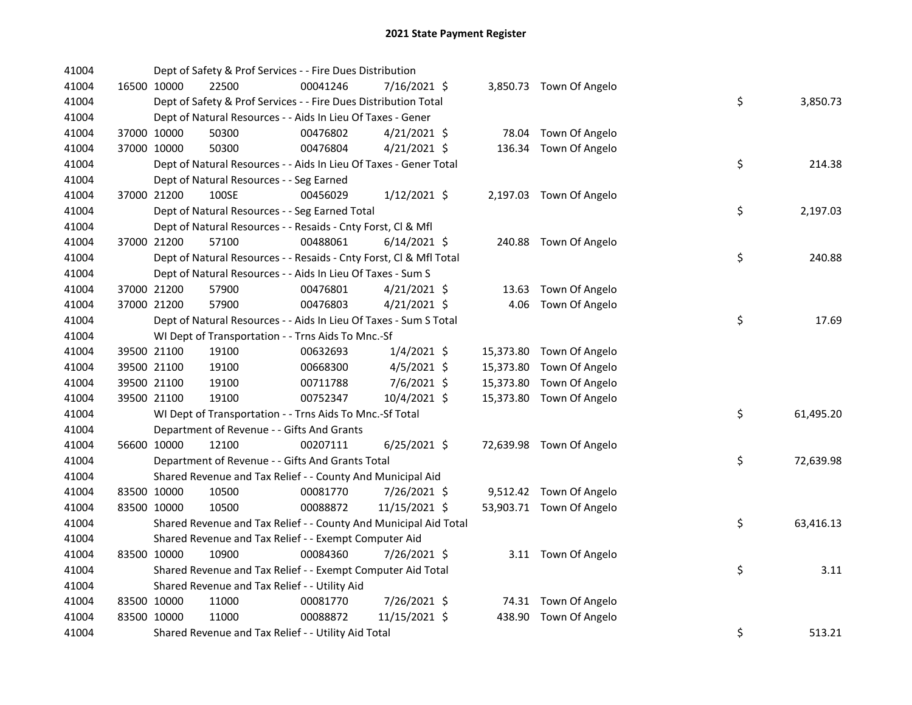# 2021 State Payment Register

| | | | | | | | | | |
|---|---|---|---|---|---|---|---|---|---|
| 41004 | | | Dept of Safety & Prof Services - - Fire Dues Distribution | | | | | | |
| 41004 | 16500 | 10000 | 22500 | 00041246 | 7/16/2021 | $ | 3,850.73 | Town Of Angelo | |
| 41004 | | | Dept of Safety & Prof Services - - Fire Dues Distribution Total | | | | | | $ 3,850.73 |
| 41004 | | | Dept of Natural Resources - - Aids In Lieu Of Taxes - Gener | | | | | | |
| 41004 | 37000 | 10000 | 50300 | 00476802 | 4/21/2021 | $ | 78.04 | Town Of Angelo | |
| 41004 | 37000 | 10000 | 50300 | 00476804 | 4/21/2021 | $ | 136.34 | Town Of Angelo | |
| 41004 | | | Dept of Natural Resources - - Aids In Lieu Of Taxes - Gener Total | | | | | | $ 214.38 |
| 41004 | | | Dept of Natural Resources - - Seg Earned | | | | | | |
| 41004 | 37000 | 21200 | 100SE | 00456029 | 1/12/2021 | $ | 2,197.03 | Town Of Angelo | |
| 41004 | | | Dept of Natural Resources - - Seg Earned Total | | | | | | $ 2,197.03 |
| 41004 | | | Dept of Natural Resources - - Resaids - Cnty Forst, Cl & Mfl | | | | | | |
| 41004 | 37000 | 21200 | 57100 | 00488061 | 6/14/2021 | $ | 240.88 | Town Of Angelo | |
| 41004 | | | Dept of Natural Resources - - Resaids - Cnty Forst, Cl & Mfl Total | | | | | | $ 240.88 |
| 41004 | | | Dept of Natural Resources - - Aids In Lieu Of Taxes - Sum S | | | | | | |
| 41004 | 37000 | 21200 | 57900 | 00476801 | 4/21/2021 | $ | 13.63 | Town Of Angelo | |
| 41004 | 37000 | 21200 | 57900 | 00476803 | 4/21/2021 | $ | 4.06 | Town Of Angelo | |
| 41004 | | | Dept of Natural Resources - - Aids In Lieu Of Taxes - Sum S Total | | | | | | $ 17.69 |
| 41004 | | | WI Dept of Transportation - - Trns Aids To Mnc.-Sf | | | | | | |
| 41004 | 39500 | 21100 | 19100 | 00632693 | 1/4/2021 | $ | 15,373.80 | Town Of Angelo | |
| 41004 | 39500 | 21100 | 19100 | 00668300 | 4/5/2021 | $ | 15,373.80 | Town Of Angelo | |
| 41004 | 39500 | 21100 | 19100 | 00711788 | 7/6/2021 | $ | 15,373.80 | Town Of Angelo | |
| 41004 | 39500 | 21100 | 19100 | 00752347 | 10/4/2021 | $ | 15,373.80 | Town Of Angelo | |
| 41004 | | | WI Dept of Transportation - - Trns Aids To Mnc.-Sf Total | | | | | | $ 61,495.20 |
| 41004 | | | Department of Revenue - - Gifts And Grants | | | | | | |
| 41004 | 56600 | 10000 | 12100 | 00207111 | 6/25/2021 | $ | 72,639.98 | Town Of Angelo | |
| 41004 | | | Department of Revenue - - Gifts And Grants Total | | | | | | $ 72,639.98 |
| 41004 | | | Shared Revenue and Tax Relief - - County And Municipal Aid | | | | | | |
| 41004 | 83500 | 10000 | 10500 | 00081770 | 7/26/2021 | $ | 9,512.42 | Town Of Angelo | |
| 41004 | 83500 | 10000 | 10500 | 00088872 | 11/15/2021 | $ | 53,903.71 | Town Of Angelo | |
| 41004 | | | Shared Revenue and Tax Relief - - County And Municipal Aid Total | | | | | | $ 63,416.13 |
| 41004 | | | Shared Revenue and Tax Relief - - Exempt Computer Aid | | | | | | |
| 41004 | 83500 | 10000 | 10900 | 00084360 | 7/26/2021 | $ | 3.11 | Town Of Angelo | |
| 41004 | | | Shared Revenue and Tax Relief - - Exempt Computer Aid Total | | | | | | $ 3.11 |
| 41004 | | | Shared Revenue and Tax Relief - - Utility Aid | | | | | | |
| 41004 | 83500 | 10000 | 11000 | 00081770 | 7/26/2021 | $ | 74.31 | Town Of Angelo | |
| 41004 | 83500 | 10000 | 11000 | 00088872 | 11/15/2021 | $ | 438.90 | Town Of Angelo | |
| 41004 | | | Shared Revenue and Tax Relief - - Utility Aid Total | | | | | | $ 513.21 |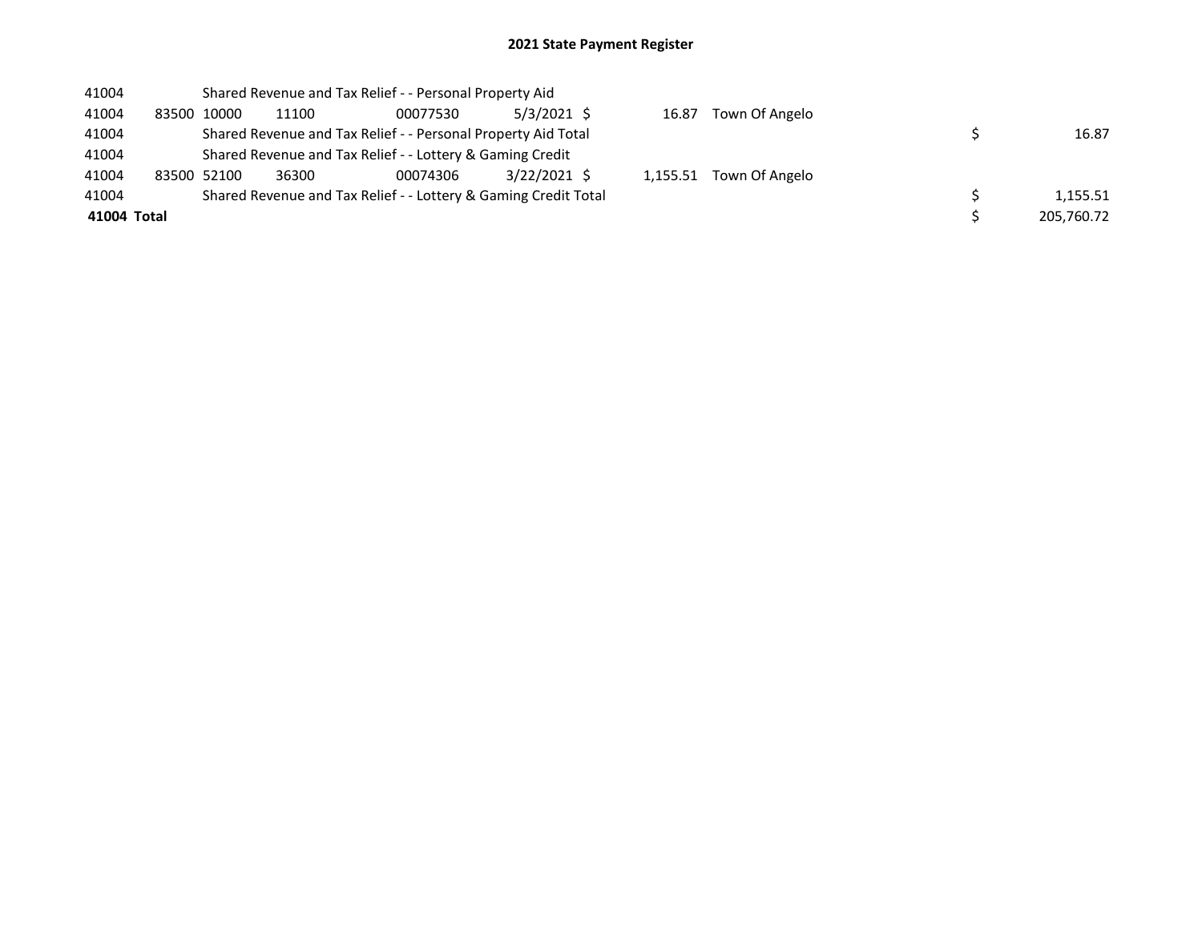## 2021 State Payment Register

| | | | | | | | | | |
|---|---|---|---|---|---|---|---|---|---|
| 41004 | | Shared Revenue and Tax Relief - - Personal Property Aid | | | | | | | |
| 41004 | 83500 | 10000 | 11100 | 00077530 | 5/3/2021 | $ 16.87 | Town Of Angelo | | |
| 41004 | | Shared Revenue and Tax Relief - - Personal Property Aid Total | | | | | | $ | 16.87 |
| 41004 | | Shared Revenue and Tax Relief - - Lottery & Gaming Credit | | | | | | | |
| 41004 | 83500 | 52100 | 36300 | 00074306 | 3/22/2021 | $ 1,155.51 | Town Of Angelo | | |
| 41004 | | Shared Revenue and Tax Relief - - Lottery & Gaming Credit Total | | | | | | $ | 1,155.51 |
| **41004 Total** | | | | | | | | $ | 205,760.72 |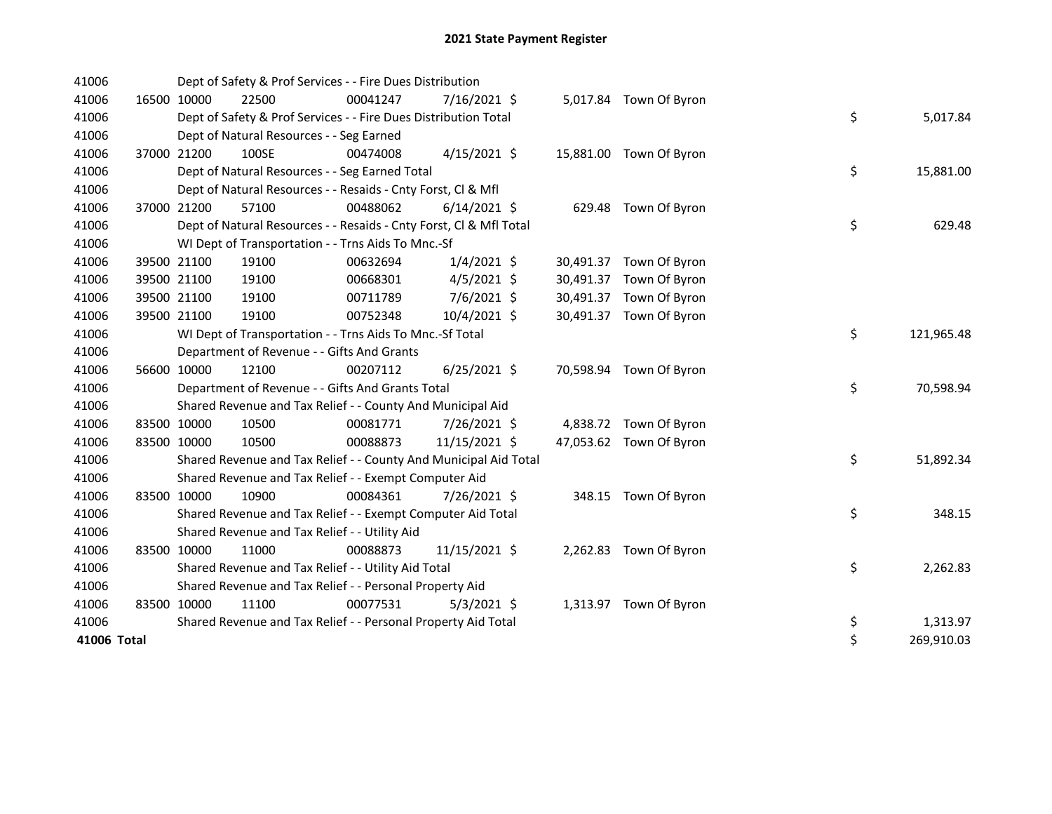# 2021 State Payment Register

| | | | | | | | | | |
|---|---|---|---|---|---|---|---|---|---|
| 41006 | | Dept of Safety & Prof Services - - Fire Dues Distribution | | | | | | | |
| 41006 | 16500 | 10000 | 22500 | 00041247 | 7/16/2021 | $ 5,017.84 | Town Of Byron | | |
| 41006 | | Dept of Safety & Prof Services - - Fire Dues Distribution Total | | | | | | $ | 5,017.84 |
| 41006 | | Dept of Natural Resources - - Seg Earned | | | | | | | |
| 41006 | 37000 | 21200 | 100SE | 00474008 | 4/15/2021 | $ 15,881.00 | Town Of Byron | | |
| 41006 | | Dept of Natural Resources - - Seg Earned Total | | | | | | $ | 15,881.00 |
| 41006 | | Dept of Natural Resources - - Resaids - Cnty Forst, Cl & Mfl | | | | | | | |
| 41006 | 37000 | 21200 | 57100 | 00488062 | 6/14/2021 | $ 629.48 | Town Of Byron | | |
| 41006 | | Dept of Natural Resources - - Resaids - Cnty Forst, Cl & Mfl Total | | | | | | $ | 629.48 |
| 41006 | | WI Dept of Transportation - - Trns Aids To Mnc.-Sf | | | | | | | |
| 41006 | 39500 | 21100 | 19100 | 00632694 | 1/4/2021 | $ 30,491.37 | Town Of Byron | | |
| 41006 | 39500 | 21100 | 19100 | 00668301 | 4/5/2021 | $ 30,491.37 | Town Of Byron | | |
| 41006 | 39500 | 21100 | 19100 | 00711789 | 7/6/2021 | $ 30,491.37 | Town Of Byron | | |
| 41006 | 39500 | 21100 | 19100 | 00752348 | 10/4/2021 | $ 30,491.37 | Town Of Byron | | |
| 41006 | | WI Dept of Transportation - - Trns Aids To Mnc.-Sf Total | | | | | | $ | 121,965.48 |
| 41006 | | Department of Revenue - - Gifts And Grants | | | | | | | |
| 41006 | 56600 | 10000 | 12100 | 00207112 | 6/25/2021 | $ 70,598.94 | Town Of Byron | | |
| 41006 | | Department of Revenue - - Gifts And Grants Total | | | | | | $ | 70,598.94 |
| 41006 | | Shared Revenue and Tax Relief - - County And Municipal Aid | | | | | | | |
| 41006 | 83500 | 10000 | 10500 | 00081771 | 7/26/2021 | $ 4,838.72 | Town Of Byron | | |
| 41006 | 83500 | 10000 | 10500 | 00088873 | 11/15/2021 | $ 47,053.62 | Town Of Byron | | |
| 41006 | | Shared Revenue and Tax Relief - - County And Municipal Aid Total | | | | | | $ | 51,892.34 |
| 41006 | | Shared Revenue and Tax Relief - - Exempt Computer Aid | | | | | | | |
| 41006 | 83500 | 10000 | 10900 | 00084361 | 7/26/2021 | $ 348.15 | Town Of Byron | | |
| 41006 | | Shared Revenue and Tax Relief - - Exempt Computer Aid Total | | | | | | $ | 348.15 |
| 41006 | | Shared Revenue and Tax Relief - - Utility Aid | | | | | | | |
| 41006 | 83500 | 10000 | 11000 | 00088873 | 11/15/2021 | $ 2,262.83 | Town Of Byron | | |
| 41006 | | Shared Revenue and Tax Relief - - Utility Aid Total | | | | | | $ | 2,262.83 |
| 41006 | | Shared Revenue and Tax Relief - - Personal Property Aid | | | | | | | |
| 41006 | 83500 | 10000 | 11100 | 00077531 | 5/3/2021 | $ 1,313.97 | Town Of Byron | | |
| 41006 | | Shared Revenue and Tax Relief - - Personal Property Aid Total | | | | | | $ | 1,313.97 |
| **41006 Total** | | | | | | | | $ | 269,910.03 |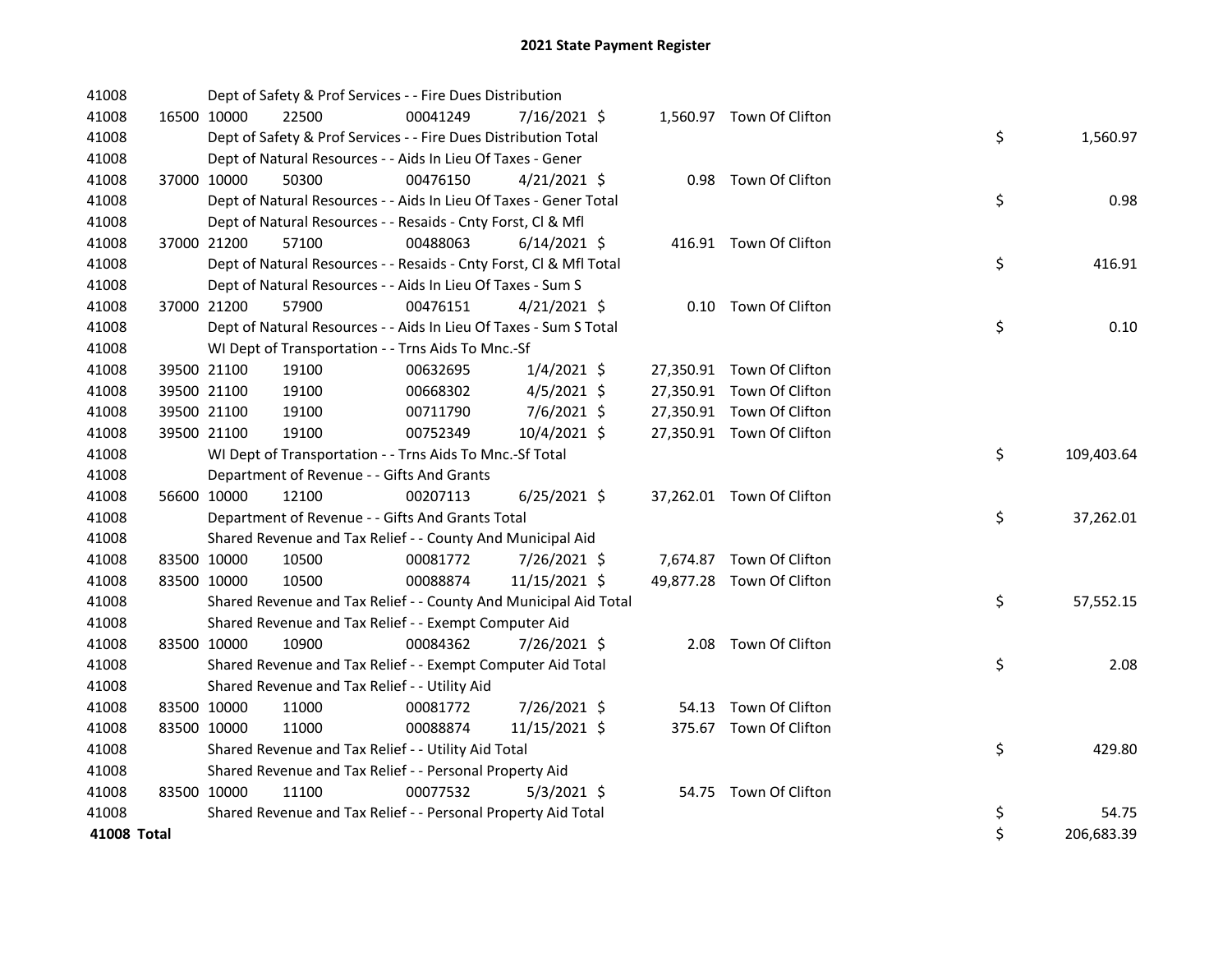# 2021 State Payment Register

| | | | | | | | | | |
|---|---|---|---|---|---|---|---|---|---|
| 41008 | | | Dept of Safety & Prof Services - - Fire Dues Distribution | | | | | | |
| 41008 | 16500 | 10000 | 22500 | 00041249 | 7/16/2021 | $ 1,560.97 | Town Of Clifton | | |
| 41008 | | | Dept of Safety & Prof Services - - Fire Dues Distribution Total | | | | | $ | 1,560.97 |
| 41008 | | | Dept of Natural Resources - - Aids In Lieu Of Taxes - Gener | | | | | | |
| 41008 | 37000 | 10000 | 50300 | 00476150 | 4/21/2021 | $ 0.98 | Town Of Clifton | | |
| 41008 | | | Dept of Natural Resources - - Aids In Lieu Of Taxes - Gener Total | | | | | $ | 0.98 |
| 41008 | | | Dept of Natural Resources - - Resaids - Cnty Forst, Cl & Mfl | | | | | | |
| 41008 | 37000 | 21200 | 57100 | 00488063 | 6/14/2021 | $ 416.91 | Town Of Clifton | | |
| 41008 | | | Dept of Natural Resources - - Resaids - Cnty Forst, Cl & Mfl Total | | | | | $ | 416.91 |
| 41008 | | | Dept of Natural Resources - - Aids In Lieu Of Taxes - Sum S | | | | | | |
| 41008 | 37000 | 21200 | 57900 | 00476151 | 4/21/2021 | $ 0.10 | Town Of Clifton | | |
| 41008 | | | Dept of Natural Resources - - Aids In Lieu Of Taxes - Sum S Total | | | | | $ | 0.10 |
| 41008 | | | WI Dept of Transportation - - Trns Aids To Mnc.-Sf | | | | | | |
| 41008 | 39500 | 21100 | 19100 | 00632695 | 1/4/2021 | $ 27,350.91 | Town Of Clifton | | |
| 41008 | 39500 | 21100 | 19100 | 00668302 | 4/5/2021 | $ 27,350.91 | Town Of Clifton | | |
| 41008 | 39500 | 21100 | 19100 | 00711790 | 7/6/2021 | $ 27,350.91 | Town Of Clifton | | |
| 41008 | 39500 | 21100 | 19100 | 00752349 | 10/4/2021 | $ 27,350.91 | Town Of Clifton | | |
| 41008 | | | WI Dept of Transportation - - Trns Aids To Mnc.-Sf Total | | | | | $ | 109,403.64 |
| 41008 | | | Department of Revenue - - Gifts And Grants | | | | | | |
| 41008 | 56600 | 10000 | 12100 | 00207113 | 6/25/2021 | $ 37,262.01 | Town Of Clifton | | |
| 41008 | | | Department of Revenue - - Gifts And Grants Total | | | | | $ | 37,262.01 |
| 41008 | | | Shared Revenue and Tax Relief - - County And Municipal Aid | | | | | | |
| 41008 | 83500 | 10000 | 10500 | 00081772 | 7/26/2021 | $ 7,674.87 | Town Of Clifton | | |
| 41008 | 83500 | 10000 | 10500 | 00088874 | 11/15/2021 | $ 49,877.28 | Town Of Clifton | | |
| 41008 | | | Shared Revenue and Tax Relief - - County And Municipal Aid Total | | | | | $ | 57,552.15 |
| 41008 | | | Shared Revenue and Tax Relief - - Exempt Computer Aid | | | | | | |
| 41008 | 83500 | 10000 | 10900 | 00084362 | 7/26/2021 | $ 2.08 | Town Of Clifton | | |
| 41008 | | | Shared Revenue and Tax Relief - - Exempt Computer Aid Total | | | | | $ | 2.08 |
| 41008 | | | Shared Revenue and Tax Relief - - Utility Aid | | | | | | |
| 41008 | 83500 | 10000 | 11000 | 00081772 | 7/26/2021 | $ 54.13 | Town Of Clifton | | |
| 41008 | 83500 | 10000 | 11000 | 00088874 | 11/15/2021 | $ 375.67 | Town Of Clifton | | |
| 41008 | | | Shared Revenue and Tax Relief - - Utility Aid Total | | | | | $ | 429.80 |
| 41008 | | | Shared Revenue and Tax Relief - - Personal Property Aid | | | | | | |
| 41008 | 83500 | 10000 | 11100 | 00077532 | 5/3/2021 | $ 54.75 | Town Of Clifton | | |
| 41008 | | | Shared Revenue and Tax Relief - - Personal Property Aid Total | | | | | $ | 54.75 |
| **41008 Total** | | | | | | | | $ | 206,683.39 |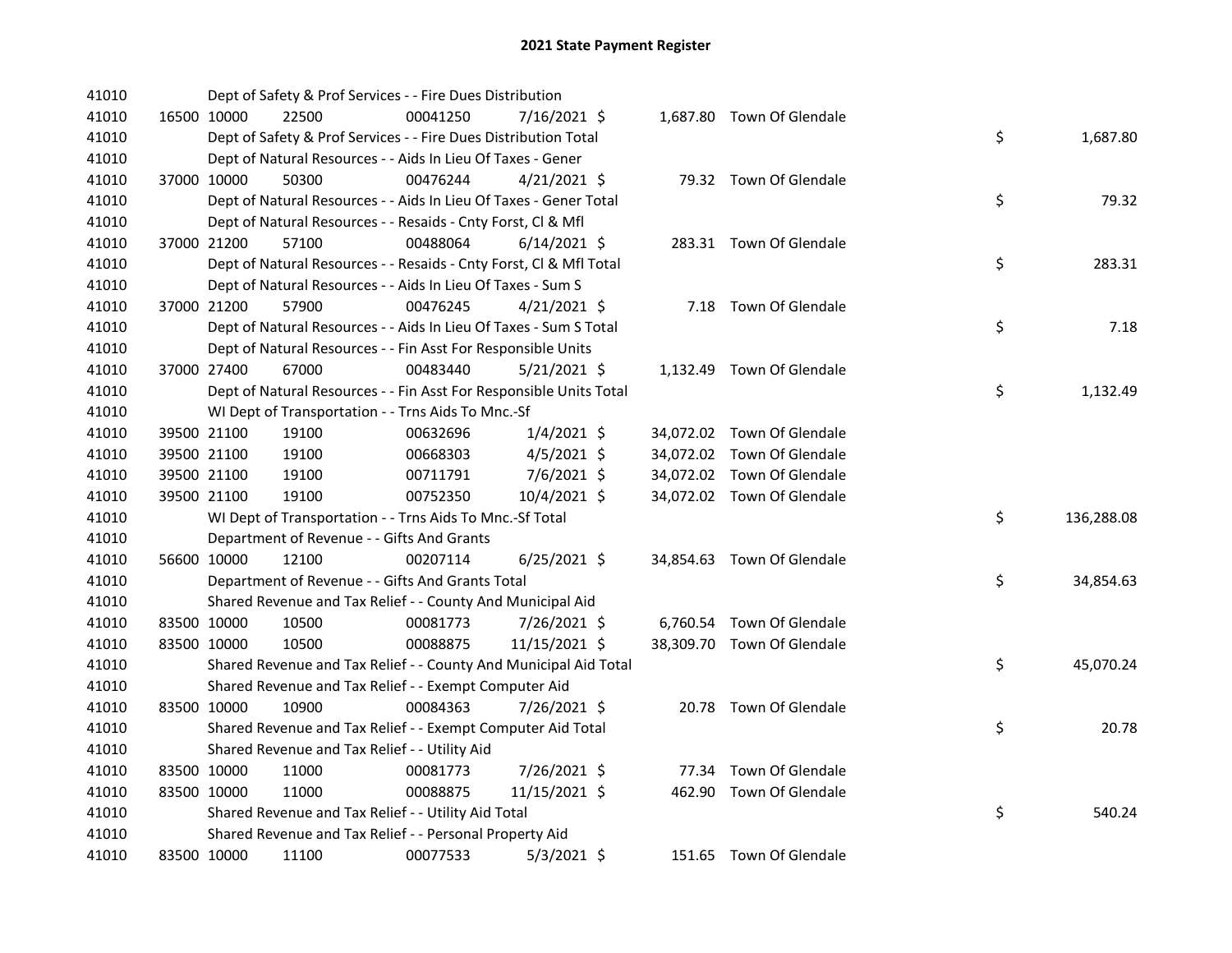## 2021 State Payment Register

| | | | | | | | | | |
|---|---|---|---|---|---|---|---|---|---|
| 41010 | | | Dept of Safety & Prof Services - - Fire Dues Distribution | | | | | | |
| 41010 | 16500 | 10000 | 22500 | 00041250 | 7/16/2021 | $ | 1,687.80 | Town Of Glendale | |
| 41010 | | | Dept of Safety & Prof Services - - Fire Dues Distribution Total | | | | | | $ 1,687.80 |
| 41010 | | | Dept of Natural Resources - - Aids In Lieu Of Taxes - Gener | | | | | | |
| 41010 | 37000 | 10000 | 50300 | 00476244 | 4/21/2021 | $ | 79.32 | Town Of Glendale | |
| 41010 | | | Dept of Natural Resources - - Aids In Lieu Of Taxes - Gener Total | | | | | | $ 79.32 |
| 41010 | | | Dept of Natural Resources - - Resaids - Cnty Forst, Cl & Mfl | | | | | | |
| 41010 | 37000 | 21200 | 57100 | 00488064 | 6/14/2021 | $ | 283.31 | Town Of Glendale | |
| 41010 | | | Dept of Natural Resources - - Resaids - Cnty Forst, Cl & Mfl Total | | | | | | $ 283.31 |
| 41010 | | | Dept of Natural Resources - - Aids In Lieu Of Taxes - Sum S | | | | | | |
| 41010 | 37000 | 21200 | 57900 | 00476245 | 4/21/2021 | $ | 7.18 | Town Of Glendale | |
| 41010 | | | Dept of Natural Resources - - Aids In Lieu Of Taxes - Sum S Total | | | | | | $ 7.18 |
| 41010 | | | Dept of Natural Resources - - Fin Asst For Responsible Units | | | | | | |
| 41010 | 37000 | 27400 | 67000 | 00483440 | 5/21/2021 | $ | 1,132.49 | Town Of Glendale | |
| 41010 | | | Dept of Natural Resources - - Fin Asst For Responsible Units Total | | | | | | $ 1,132.49 |
| 41010 | | | WI Dept of Transportation - - Trns Aids To Mnc.-Sf | | | | | | |
| 41010 | 39500 | 21100 | 19100 | 00632696 | 1/4/2021 | $ | 34,072.02 | Town Of Glendale | |
| 41010 | 39500 | 21100 | 19100 | 00668303 | 4/5/2021 | $ | 34,072.02 | Town Of Glendale | |
| 41010 | 39500 | 21100 | 19100 | 00711791 | 7/6/2021 | $ | 34,072.02 | Town Of Glendale | |
| 41010 | 39500 | 21100 | 19100 | 00752350 | 10/4/2021 | $ | 34,072.02 | Town Of Glendale | |
| 41010 | | | WI Dept of Transportation - - Trns Aids To Mnc.-Sf Total | | | | | | $ 136,288.08 |
| 41010 | | | Department of Revenue - - Gifts And Grants | | | | | | |
| 41010 | 56600 | 10000 | 12100 | 00207114 | 6/25/2021 | $ | 34,854.63 | Town Of Glendale | |
| 41010 | | | Department of Revenue - - Gifts And Grants Total | | | | | | $ 34,854.63 |
| 41010 | | | Shared Revenue and Tax Relief - - County And Municipal Aid | | | | | | |
| 41010 | 83500 | 10000 | 10500 | 00081773 | 7/26/2021 | $ | 6,760.54 | Town Of Glendale | |
| 41010 | 83500 | 10000 | 10500 | 00088875 | 11/15/2021 | $ | 38,309.70 | Town Of Glendale | |
| 41010 | | | Shared Revenue and Tax Relief - - County And Municipal Aid Total | | | | | | $ 45,070.24 |
| 41010 | | | Shared Revenue and Tax Relief - - Exempt Computer Aid | | | | | | |
| 41010 | 83500 | 10000 | 10900 | 00084363 | 7/26/2021 | $ | 20.78 | Town Of Glendale | |
| 41010 | | | Shared Revenue and Tax Relief - - Exempt Computer Aid Total | | | | | | $ 20.78 |
| 41010 | | | Shared Revenue and Tax Relief - - Utility Aid | | | | | | |
| 41010 | 83500 | 10000 | 11000 | 00081773 | 7/26/2021 | $ | 77.34 | Town Of Glendale | |
| 41010 | 83500 | 10000 | 11000 | 00088875 | 11/15/2021 | $ | 462.90 | Town Of Glendale | |
| 41010 | | | Shared Revenue and Tax Relief - - Utility Aid Total | | | | | | $ 540.24 |
| 41010 | | | Shared Revenue and Tax Relief - - Personal Property Aid | | | | | | |
| 41010 | 83500 | 10000 | 11100 | 00077533 | 5/3/2021 | $ | 151.65 | Town Of Glendale | |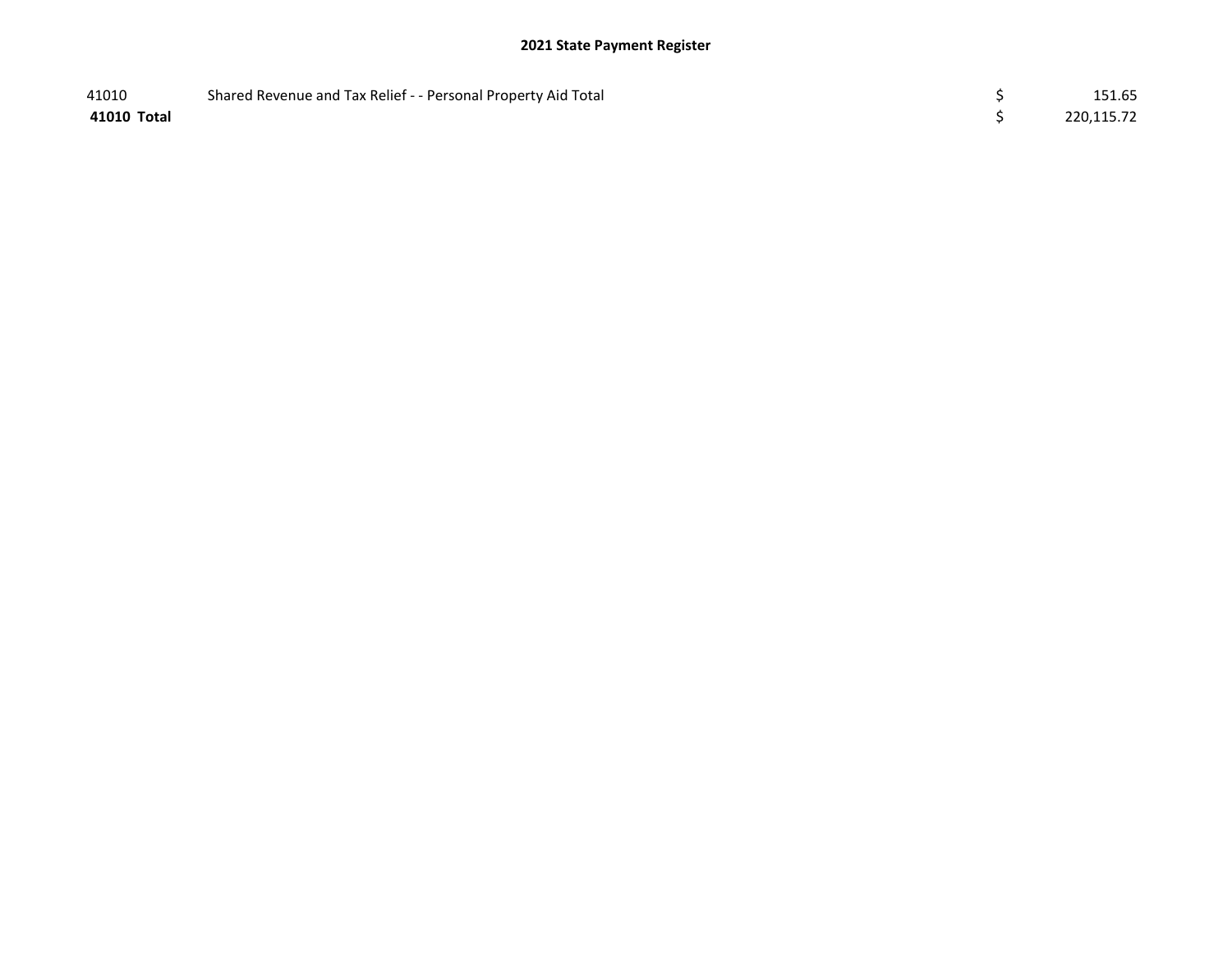| | | | |
|---|---|---|---|
| 41010 | Shared Revenue and Tax Relief - - Personal Property Aid Total | $ | 151.65 |
| **41010 Total** | | $ | 220,115.72 |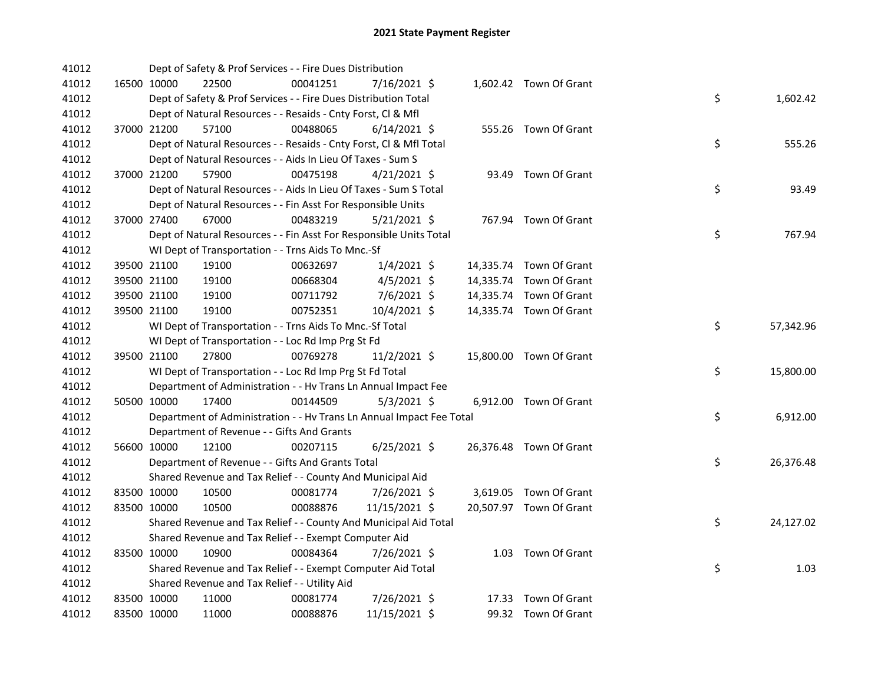# 2021 State Payment Register

| | | | | | | | | |
|---|---|---|---|---|---|---|---|---|
| 41012 | | | Dept of Safety & Prof Services - - Fire Dues Distribution | | | | | |
| 41012 | 16500 | 10000 | 22500 | 00041251 | 7/16/2021 | $ 1,602.42 | Town Of Grant | |
| 41012 | | | Dept of Safety & Prof Services - - Fire Dues Distribution Total | | | | | $ 1,602.42 |
| 41012 | | | Dept of Natural Resources - - Resaids - Cnty Forst, Cl & Mfl | | | | | |
| 41012 | 37000 | 21200 | 57100 | 00488065 | 6/14/2021 | $ 555.26 | Town Of Grant | |
| 41012 | | | Dept of Natural Resources - - Resaids - Cnty Forst, Cl & Mfl Total | | | | | $ 555.26 |
| 41012 | | | Dept of Natural Resources - - Aids In Lieu Of Taxes - Sum S | | | | | |
| 41012 | 37000 | 21200 | 57900 | 00475198 | 4/21/2021 | $ 93.49 | Town Of Grant | |
| 41012 | | | Dept of Natural Resources - - Aids In Lieu Of Taxes - Sum S Total | | | | | $ 93.49 |
| 41012 | | | Dept of Natural Resources - - Fin Asst For Responsible Units | | | | | |
| 41012 | 37000 | 27400 | 67000 | 00483219 | 5/21/2021 | $ 767.94 | Town Of Grant | |
| 41012 | | | Dept of Natural Resources - - Fin Asst For Responsible Units Total | | | | | $ 767.94 |
| 41012 | | | WI Dept of Transportation - - Trns Aids To Mnc.-Sf | | | | | |
| 41012 | 39500 | 21100 | 19100 | 00632697 | 1/4/2021 | $ 14,335.74 | Town Of Grant | |
| 41012 | 39500 | 21100 | 19100 | 00668304 | 4/5/2021 | $ 14,335.74 | Town Of Grant | |
| 41012 | 39500 | 21100 | 19100 | 00711792 | 7/6/2021 | $ 14,335.74 | Town Of Grant | |
| 41012 | 39500 | 21100 | 19100 | 00752351 | 10/4/2021 | $ 14,335.74 | Town Of Grant | |
| 41012 | | | WI Dept of Transportation - - Trns Aids To Mnc.-Sf Total | | | | | $ 57,342.96 |
| 41012 | | | WI Dept of Transportation - - Loc Rd Imp Prg St Fd | | | | | |
| 41012 | 39500 | 21100 | 27800 | 00769278 | 11/2/2021 | $ 15,800.00 | Town Of Grant | |
| 41012 | | | WI Dept of Transportation - - Loc Rd Imp Prg St Fd Total | | | | | $ 15,800.00 |
| 41012 | | | Department of Administration - - Hv Trans Ln Annual Impact Fee | | | | | |
| 41012 | 50500 | 10000 | 17400 | 00144509 | 5/3/2021 | $ 6,912.00 | Town Of Grant | |
| 41012 | | | Department of Administration - - Hv Trans Ln Annual Impact Fee Total | | | | | $ 6,912.00 |
| 41012 | | | Department of Revenue - - Gifts And Grants | | | | | |
| 41012 | 56600 | 10000 | 12100 | 00207115 | 6/25/2021 | $ 26,376.48 | Town Of Grant | |
| 41012 | | | Department of Revenue - - Gifts And Grants Total | | | | | $ 26,376.48 |
| 41012 | | | Shared Revenue and Tax Relief - - County And Municipal Aid | | | | | |
| 41012 | 83500 | 10000 | 10500 | 00081774 | 7/26/2021 | $ 3,619.05 | Town Of Grant | |
| 41012 | 83500 | 10000 | 10500 | 00088876 | 11/15/2021 | $ 20,507.97 | Town Of Grant | |
| 41012 | | | Shared Revenue and Tax Relief - - County And Municipal Aid Total | | | | | $ 24,127.02 |
| 41012 | | | Shared Revenue and Tax Relief - - Exempt Computer Aid | | | | | |
| 41012 | 83500 | 10000 | 10900 | 00084364 | 7/26/2021 | $ 1.03 | Town Of Grant | |
| 41012 | | | Shared Revenue and Tax Relief - - Exempt Computer Aid Total | | | | | $ 1.03 |
| 41012 | | | Shared Revenue and Tax Relief - - Utility Aid | | | | | |
| 41012 | 83500 | 10000 | 11000 | 00081774 | 7/26/2021 | $ 17.33 | Town Of Grant | |
| 41012 | 83500 | 10000 | 11000 | 00088876 | 11/15/2021 | $ 99.32 | Town Of Grant | |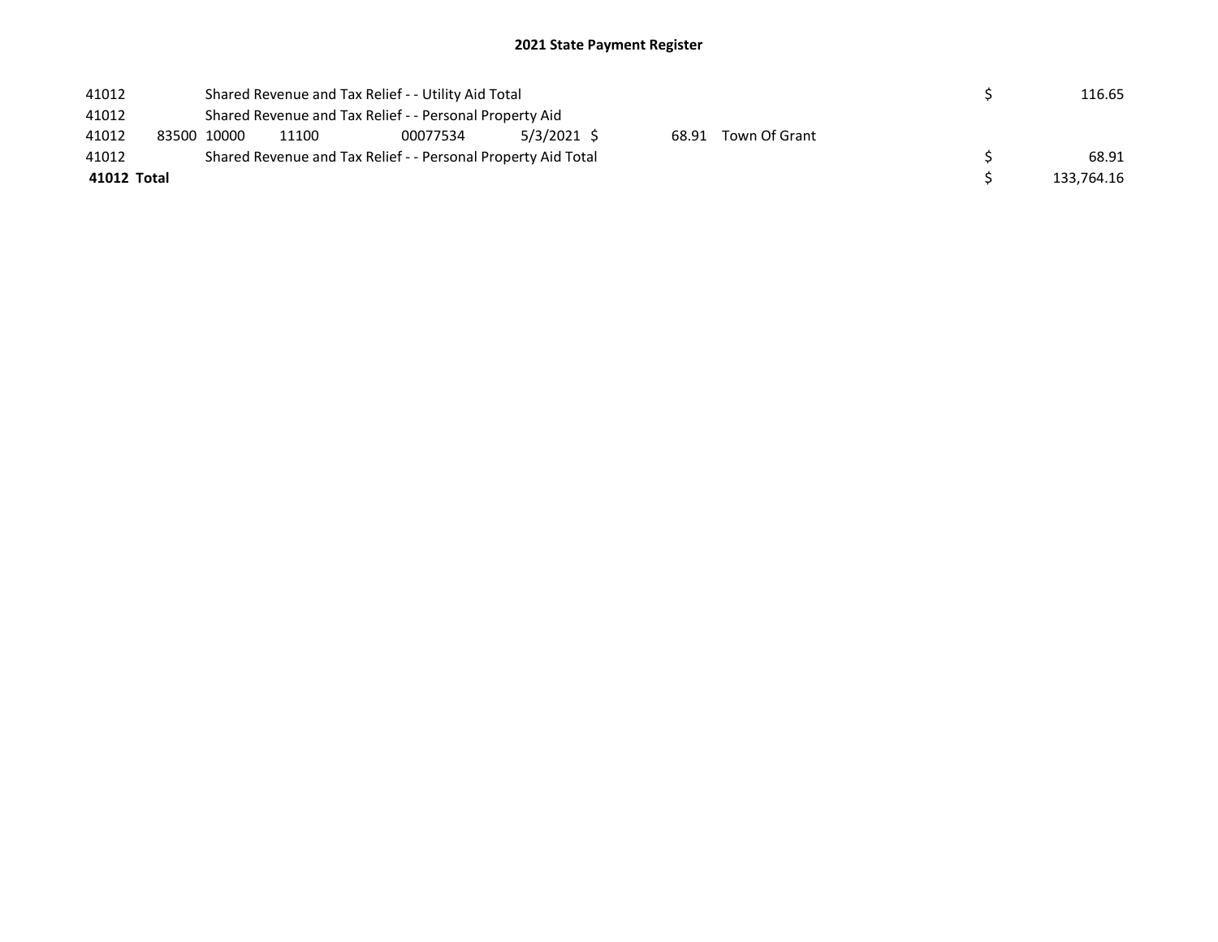## 2021 State Payment Register

| | | | | | | | | | | |
|---|---|---|---|---|---|---|---|---|---|---|
| 41012 | | Shared Revenue and Tax Relief - - Utility Aid Total | | | | | | | $ | 116.65 |
| 41012 | | Shared Revenue and Tax Relief - - Personal Property Aid | | | | | | | | |
| 41012 | 83500 | 10000 | 11100 | 00077534 | 5/3/2021 | $ | 68.91 | Town Of Grant | | |
| 41012 | | Shared Revenue and Tax Relief - - Personal Property Aid Total | | | | | | | $ | 68.91 |
| **41012 Total** | | | | | | | | | $ | 133,764.16 |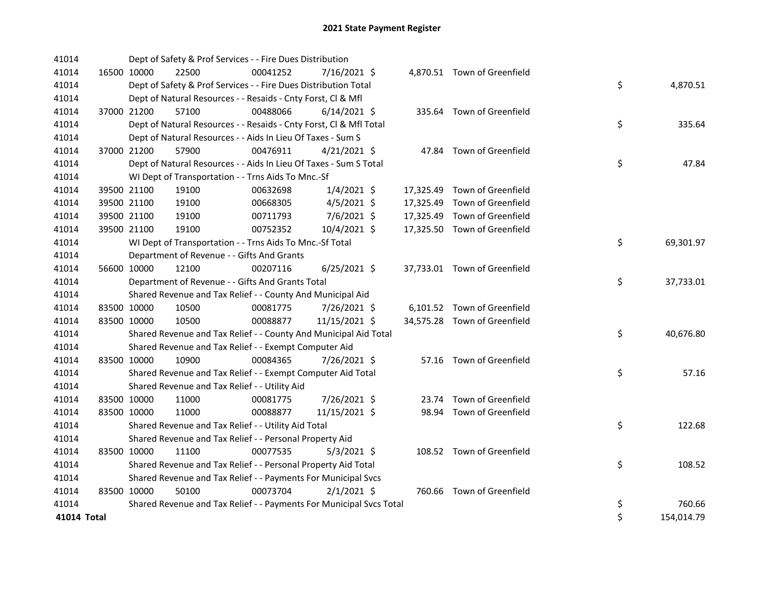# 2021 State Payment Register

| | | | | | | | | | |
|---|---|---|---|---|---|---|---|---|---|
| 41014 | | Dept of Safety & Prof Services - - Fire Dues Distribution | | | | | | | |
| 41014 | 16500 | 10000 | 22500 | 00041252 | 7/16/2021 | $ 4,870.51 | Town of Greenfield | | |
| 41014 | | Dept of Safety & Prof Services - - Fire Dues Distribution Total | | | | | | $ | 4,870.51 |
| 41014 | | Dept of Natural Resources - - Resaids - Cnty Forst, Cl & Mfl | | | | | | | |
| 41014 | 37000 | 21200 | 57100 | 00488066 | 6/14/2021 | $ 335.64 | Town of Greenfield | | |
| 41014 | | Dept of Natural Resources - - Resaids - Cnty Forst, Cl & Mfl Total | | | | | | $ | 335.64 |
| 41014 | | Dept of Natural Resources - - Aids In Lieu Of Taxes - Sum S | | | | | | | |
| 41014 | 37000 | 21200 | 57900 | 00476911 | 4/21/2021 | $ 47.84 | Town of Greenfield | | |
| 41014 | | Dept of Natural Resources - - Aids In Lieu Of Taxes - Sum S Total | | | | | | $ | 47.84 |
| 41014 | | WI Dept of Transportation - - Trns Aids To Mnc.-Sf | | | | | | | |
| 41014 | 39500 | 21100 | 19100 | 00632698 | 1/4/2021 | $ 17,325.49 | Town of Greenfield | | |
| 41014 | 39500 | 21100 | 19100 | 00668305 | 4/5/2021 | $ 17,325.49 | Town of Greenfield | | |
| 41014 | 39500 | 21100 | 19100 | 00711793 | 7/6/2021 | $ 17,325.49 | Town of Greenfield | | |
| 41014 | 39500 | 21100 | 19100 | 00752352 | 10/4/2021 | $ 17,325.50 | Town of Greenfield | | |
| 41014 | | WI Dept of Transportation - - Trns Aids To Mnc.-Sf Total | | | | | | $ | 69,301.97 |
| 41014 | | Department of Revenue - - Gifts And Grants | | | | | | | |
| 41014 | 56600 | 10000 | 12100 | 00207116 | 6/25/2021 | $ 37,733.01 | Town of Greenfield | | |
| 41014 | | Department of Revenue - - Gifts And Grants Total | | | | | | $ | 37,733.01 |
| 41014 | | Shared Revenue and Tax Relief - - County And Municipal Aid | | | | | | | |
| 41014 | 83500 | 10000 | 10500 | 00081775 | 7/26/2021 | $ 6,101.52 | Town of Greenfield | | |
| 41014 | 83500 | 10000 | 10500 | 00088877 | 11/15/2021 | $ 34,575.28 | Town of Greenfield | | |
| 41014 | | Shared Revenue and Tax Relief - - County And Municipal Aid Total | | | | | | $ | 40,676.80 |
| 41014 | | Shared Revenue and Tax Relief - - Exempt Computer Aid | | | | | | | |
| 41014 | 83500 | 10000 | 10900 | 00084365 | 7/26/2021 | $ 57.16 | Town of Greenfield | | |
| 41014 | | Shared Revenue and Tax Relief - - Exempt Computer Aid Total | | | | | | $ | 57.16 |
| 41014 | | Shared Revenue and Tax Relief - - Utility Aid | | | | | | | |
| 41014 | 83500 | 10000 | 11000 | 00081775 | 7/26/2021 | $ 23.74 | Town of Greenfield | | |
| 41014 | 83500 | 10000 | 11000 | 00088877 | 11/15/2021 | $ 98.94 | Town of Greenfield | | |
| 41014 | | Shared Revenue and Tax Relief - - Utility Aid Total | | | | | | $ | 122.68 |
| 41014 | | Shared Revenue and Tax Relief - - Personal Property Aid | | | | | | | |
| 41014 | 83500 | 10000 | 11100 | 00077535 | 5/3/2021 | $ 108.52 | Town of Greenfield | | |
| 41014 | | Shared Revenue and Tax Relief - - Personal Property Aid Total | | | | | | $ | 108.52 |
| 41014 | | Shared Revenue and Tax Relief - - Payments For Municipal Svcs | | | | | | | |
| 41014 | 83500 | 10000 | 50100 | 00073704 | 2/1/2021 | $ 760.66 | Town of Greenfield | | |
| 41014 | | Shared Revenue and Tax Relief - - Payments For Municipal Svcs Total | | | | | | $ | 760.66 |
| **41014 Total** | | | | | | | | $ | 154,014.79 |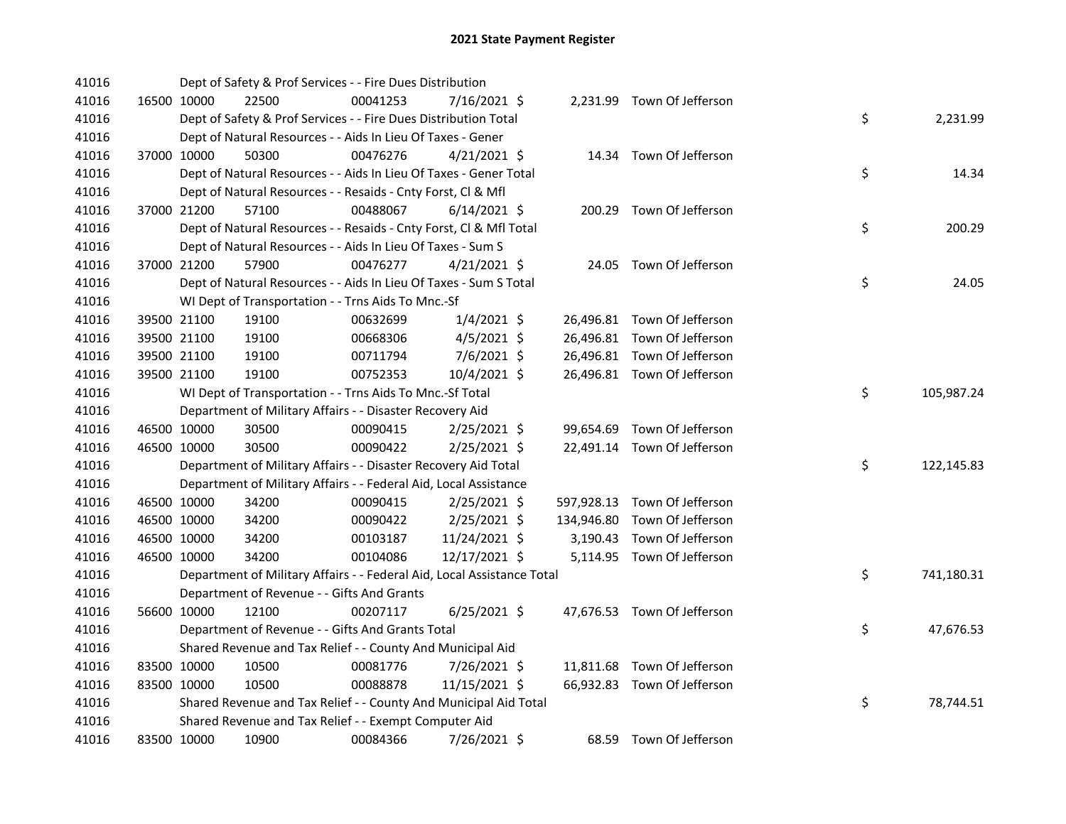# 2021 State Payment Register

| | | | | | | | | | |
|---|---|---|---|---|---|---|---|---|---|
| 41016 | | | Dept of Safety & Prof Services - - Fire Dues Distribution | | | | | | |
| 41016 | 16500 | 10000 | 22500 | 00041253 | 7/16/2021 | $ 2,231.99 | Town Of Jefferson | | |
| 41016 | | | Dept of Safety & Prof Services - - Fire Dues Distribution Total | | | | | $ | 2,231.99 |
| 41016 | | | Dept of Natural Resources - - Aids In Lieu Of Taxes - Gener | | | | | | |
| 41016 | 37000 | 10000 | 50300 | 00476276 | 4/21/2021 | $ 14.34 | Town Of Jefferson | | |
| 41016 | | | Dept of Natural Resources - - Aids In Lieu Of Taxes - Gener Total | | | | | $ | 14.34 |
| 41016 | | | Dept of Natural Resources - - Resaids - Cnty Forst, Cl & Mfl | | | | | | |
| 41016 | 37000 | 21200 | 57100 | 00488067 | 6/14/2021 | $ 200.29 | Town Of Jefferson | | |
| 41016 | | | Dept of Natural Resources - - Resaids - Cnty Forst, Cl & Mfl Total | | | | | $ | 200.29 |
| 41016 | | | Dept of Natural Resources - - Aids In Lieu Of Taxes - Sum S | | | | | | |
| 41016 | 37000 | 21200 | 57900 | 00476277 | 4/21/2021 | $ 24.05 | Town Of Jefferson | | |
| 41016 | | | Dept of Natural Resources - - Aids In Lieu Of Taxes - Sum S Total | | | | | $ | 24.05 |
| 41016 | | | WI Dept of Transportation - - Trns Aids To Mnc.-Sf | | | | | | |
| 41016 | 39500 | 21100 | 19100 | 00632699 | 1/4/2021 | $ 26,496.81 | Town Of Jefferson | | |
| 41016 | 39500 | 21100 | 19100 | 00668306 | 4/5/2021 | $ 26,496.81 | Town Of Jefferson | | |
| 41016 | 39500 | 21100 | 19100 | 00711794 | 7/6/2021 | $ 26,496.81 | Town Of Jefferson | | |
| 41016 | 39500 | 21100 | 19100 | 00752353 | 10/4/2021 | $ 26,496.81 | Town Of Jefferson | | |
| 41016 | | | WI Dept of Transportation - - Trns Aids To Mnc.-Sf Total | | | | | $ | 105,987.24 |
| 41016 | | | Department of Military Affairs - - Disaster Recovery Aid | | | | | | |
| 41016 | 46500 | 10000 | 30500 | 00090415 | 2/25/2021 | $ 99,654.69 | Town Of Jefferson | | |
| 41016 | 46500 | 10000 | 30500 | 00090422 | 2/25/2021 | $ 22,491.14 | Town Of Jefferson | | |
| 41016 | | | Department of Military Affairs - - Disaster Recovery Aid Total | | | | | $ | 122,145.83 |
| 41016 | | | Department of Military Affairs - - Federal Aid, Local Assistance | | | | | | |
| 41016 | 46500 | 10000 | 34200 | 00090415 | 2/25/2021 | $ 597,928.13 | Town Of Jefferson | | |
| 41016 | 46500 | 10000 | 34200 | 00090422 | 2/25/2021 | $ 134,946.80 | Town Of Jefferson | | |
| 41016 | 46500 | 10000 | 34200 | 00103187 | 11/24/2021 | $ 3,190.43 | Town Of Jefferson | | |
| 41016 | 46500 | 10000 | 34200 | 00104086 | 12/17/2021 | $ 5,114.95 | Town Of Jefferson | | |
| 41016 | | | Department of Military Affairs - - Federal Aid, Local Assistance Total | | | | | $ | 741,180.31 |
| 41016 | | | Department of Revenue - - Gifts And Grants | | | | | | |
| 41016 | 56600 | 10000 | 12100 | 00207117 | 6/25/2021 | $ 47,676.53 | Town Of Jefferson | | |
| 41016 | | | Department of Revenue - - Gifts And Grants Total | | | | | $ | 47,676.53 |
| 41016 | | | Shared Revenue and Tax Relief - - County And Municipal Aid | | | | | | |
| 41016 | 83500 | 10000 | 10500 | 00081776 | 7/26/2021 | $ 11,811.68 | Town Of Jefferson | | |
| 41016 | 83500 | 10000 | 10500 | 00088878 | 11/15/2021 | $ 66,932.83 | Town Of Jefferson | | |
| 41016 | | | Shared Revenue and Tax Relief - - County And Municipal Aid Total | | | | | $ | 78,744.51 |
| 41016 | | | Shared Revenue and Tax Relief - - Exempt Computer Aid | | | | | | |
| 41016 | 83500 | 10000 | 10900 | 00084366 | 7/26/2021 | $ 68.59 | Town Of Jefferson | | |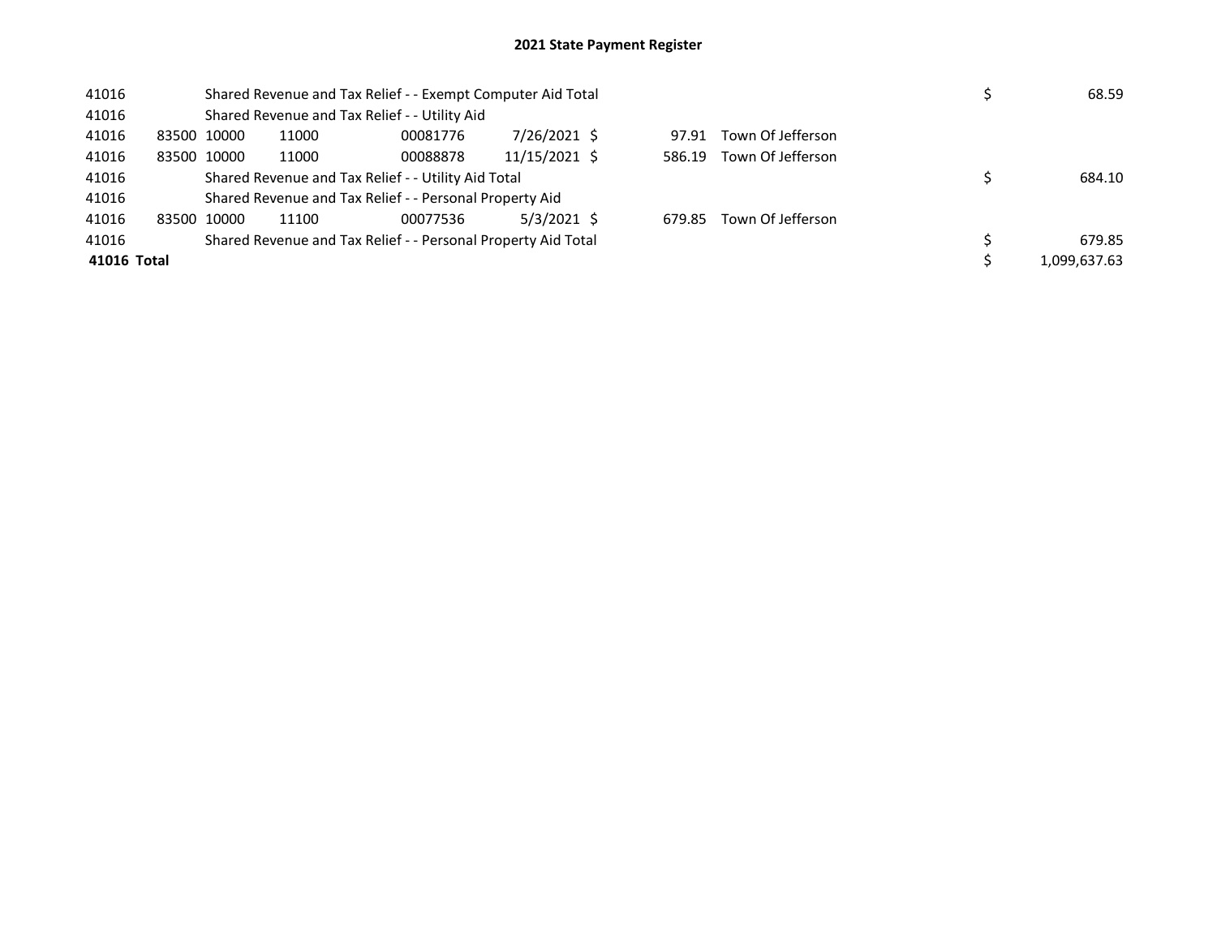## 2021 State Payment Register

| | | | | | | | | | | |
|---|---|---|---|---|---|---|---|---|---|---|
| 41016 | | Shared Revenue and Tax Relief - - Exempt Computer Aid Total | | | | | | | $ | 68.59 |
| 41016 | | Shared Revenue and Tax Relief - - Utility Aid | | | | | | | | |
| 41016 | 83500 | 10000 | 11000 | 00081776 | 7/26/2021 | $ | 97.91 | Town Of Jefferson | | |
| 41016 | 83500 | 10000 | 11000 | 00088878 | 11/15/2021 | $ | 586.19 | Town Of Jefferson | | |
| 41016 | | Shared Revenue and Tax Relief - - Utility Aid Total | | | | | | | $ | 684.10 |
| 41016 | | Shared Revenue and Tax Relief - - Personal Property Aid | | | | | | | | |
| 41016 | 83500 | 10000 | 11100 | 00077536 | 5/3/2021 | $ | 679.85 | Town Of Jefferson | | |
| 41016 | | Shared Revenue and Tax Relief - - Personal Property Aid Total | | | | | | | $ | 679.85 |
| **41016 Total** | | | | | | | | | $ | 1,099,637.63 |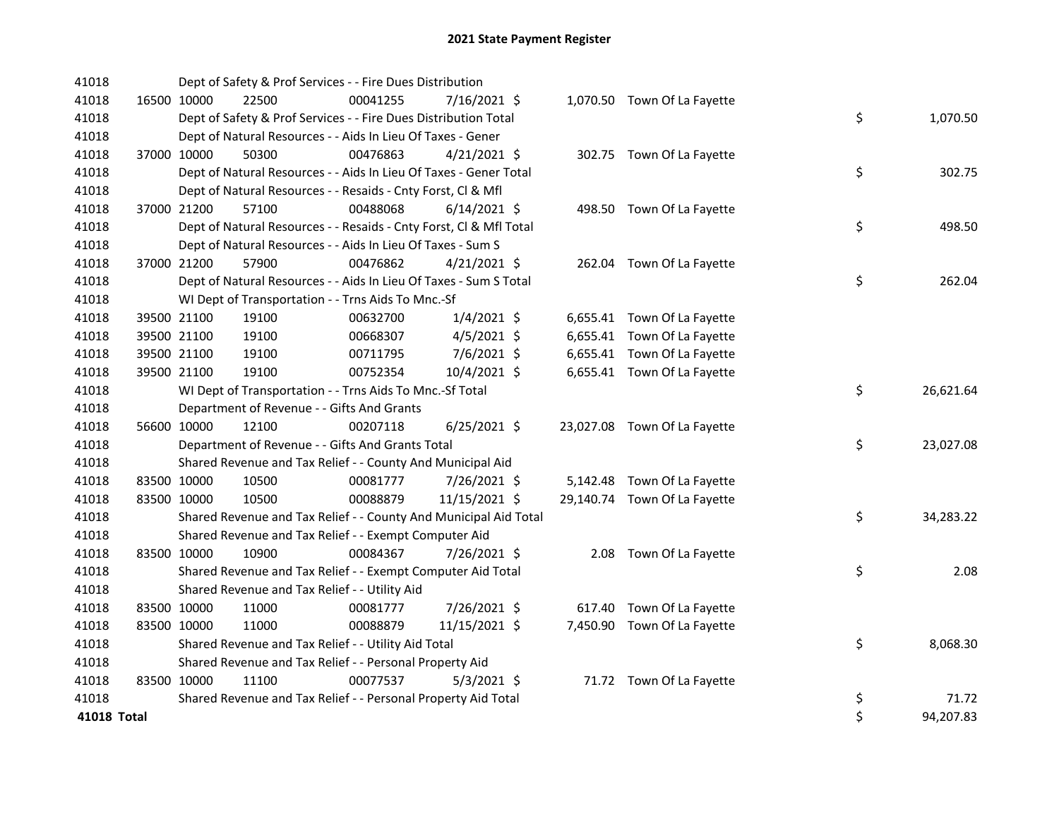# 2021 State Payment Register

| | | | | | | | | | |
|---|---|---|---|---|---|---|---|---|---|
| 41018 | | | Dept of Safety & Prof Services - - Fire Dues Distribution | | | | | | |
| 41018 | 16500 | 10000 | 22500 | 00041255 | 7/16/2021 | $ 1,070.50 | Town Of La Fayette | | |
| 41018 | | | Dept of Safety & Prof Services - - Fire Dues Distribution Total | | | | | $ | 1,070.50 |
| 41018 | | | Dept of Natural Resources - - Aids In Lieu Of Taxes - Gener | | | | | | |
| 41018 | 37000 | 10000 | 50300 | 00476863 | 4/21/2021 | $ 302.75 | Town Of La Fayette | | |
| 41018 | | | Dept of Natural Resources - - Aids In Lieu Of Taxes - Gener Total | | | | | $ | 302.75 |
| 41018 | | | Dept of Natural Resources - - Resaids - Cnty Forst, Cl & Mfl | | | | | | |
| 41018 | 37000 | 21200 | 57100 | 00488068 | 6/14/2021 | $ 498.50 | Town Of La Fayette | | |
| 41018 | | | Dept of Natural Resources - - Resaids - Cnty Forst, Cl & Mfl Total | | | | | $ | 498.50 |
| 41018 | | | Dept of Natural Resources - - Aids In Lieu Of Taxes - Sum S | | | | | | |
| 41018 | 37000 | 21200 | 57900 | 00476862 | 4/21/2021 | $ 262.04 | Town Of La Fayette | | |
| 41018 | | | Dept of Natural Resources - - Aids In Lieu Of Taxes - Sum S Total | | | | | $ | 262.04 |
| 41018 | | | WI Dept of Transportation - - Trns Aids To Mnc.-Sf | | | | | | |
| 41018 | 39500 | 21100 | 19100 | 00632700 | 1/4/2021 | $ 6,655.41 | Town Of La Fayette | | |
| 41018 | 39500 | 21100 | 19100 | 00668307 | 4/5/2021 | $ 6,655.41 | Town Of La Fayette | | |
| 41018 | 39500 | 21100 | 19100 | 00711795 | 7/6/2021 | $ 6,655.41 | Town Of La Fayette | | |
| 41018 | 39500 | 21100 | 19100 | 00752354 | 10/4/2021 | $ 6,655.41 | Town Of La Fayette | | |
| 41018 | | | WI Dept of Transportation - - Trns Aids To Mnc.-Sf Total | | | | | $ | 26,621.64 |
| 41018 | | | Department of Revenue - - Gifts And Grants | | | | | | |
| 41018 | 56600 | 10000 | 12100 | 00207118 | 6/25/2021 | $ 23,027.08 | Town Of La Fayette | | |
| 41018 | | | Department of Revenue - - Gifts And Grants Total | | | | | $ | 23,027.08 |
| 41018 | | | Shared Revenue and Tax Relief - - County And Municipal Aid | | | | | | |
| 41018 | 83500 | 10000 | 10500 | 00081777 | 7/26/2021 | $ 5,142.48 | Town Of La Fayette | | |
| 41018 | 83500 | 10000 | 10500 | 00088879 | 11/15/2021 | $ 29,140.74 | Town Of La Fayette | | |
| 41018 | | | Shared Revenue and Tax Relief - - County And Municipal Aid Total | | | | | $ | 34,283.22 |
| 41018 | | | Shared Revenue and Tax Relief - - Exempt Computer Aid | | | | | | |
| 41018 | 83500 | 10000 | 10900 | 00084367 | 7/26/2021 | $ 2.08 | Town Of La Fayette | | |
| 41018 | | | Shared Revenue and Tax Relief - - Exempt Computer Aid Total | | | | | $ | 2.08 |
| 41018 | | | Shared Revenue and Tax Relief - - Utility Aid | | | | | | |
| 41018 | 83500 | 10000 | 11000 | 00081777 | 7/26/2021 | $ 617.40 | Town Of La Fayette | | |
| 41018 | 83500 | 10000 | 11000 | 00088879 | 11/15/2021 | $ 7,450.90 | Town Of La Fayette | | |
| 41018 | | | Shared Revenue and Tax Relief - - Utility Aid Total | | | | | $ | 8,068.30 |
| 41018 | | | Shared Revenue and Tax Relief - - Personal Property Aid | | | | | | |
| 41018 | 83500 | 10000 | 11100 | 00077537 | 5/3/2021 | $ 71.72 | Town Of La Fayette | | |
| 41018 | | | Shared Revenue and Tax Relief - - Personal Property Aid Total | | | | | $ | 71.72 |
| **41018 Total** | | | | | | | | $ | 94,207.83 |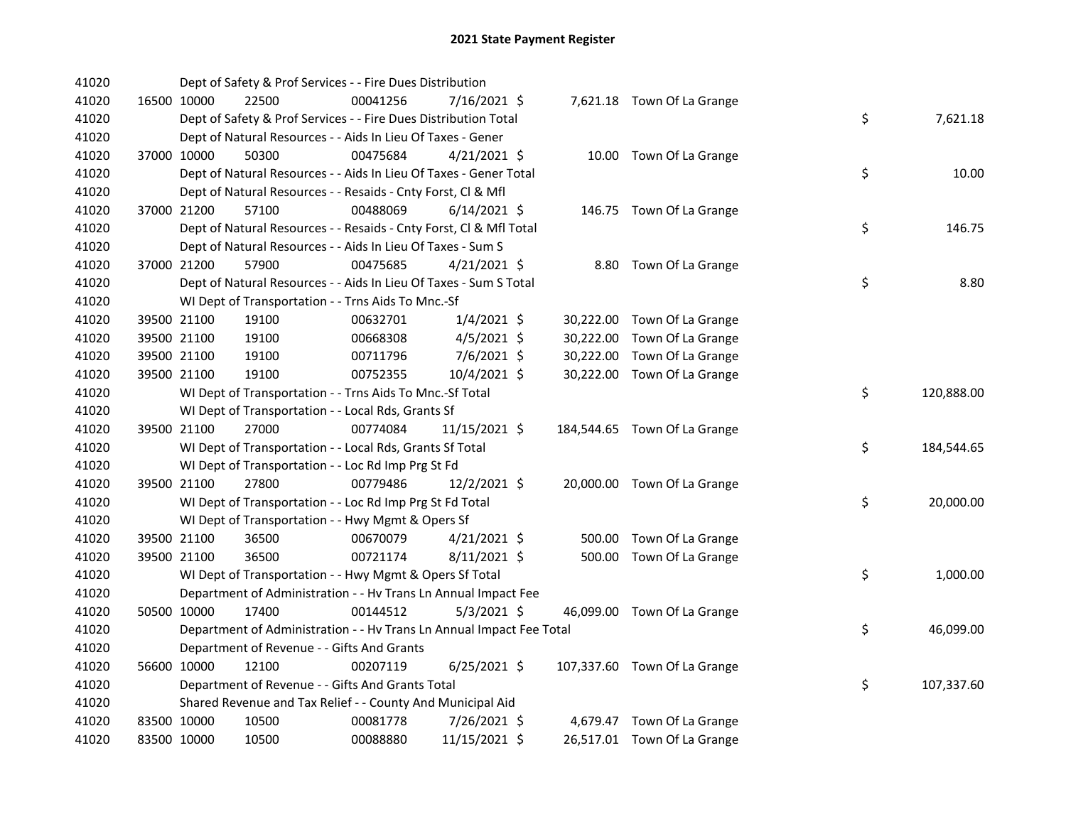# 2021 State Payment Register

| | | | | | | | | | |
|---|---|---|---|---|---|---|---|---|---|
| 41020 | | | Dept of Safety & Prof Services - - Fire Dues Distribution | | | | | | |
| 41020 | 16500 | 10000 | 22500 | 00041256 | 7/16/2021 | $ 7,621.18 | Town Of La Grange | | |
| 41020 | | | Dept of Safety & Prof Services - - Fire Dues Distribution Total | | | | | $ | 7,621.18 |
| 41020 | | | Dept of Natural Resources - - Aids In Lieu Of Taxes - Gener | | | | | | |
| 41020 | 37000 | 10000 | 50300 | 00475684 | 4/21/2021 | $ 10.00 | Town Of La Grange | | |
| 41020 | | | Dept of Natural Resources - - Aids In Lieu Of Taxes - Gener Total | | | | | $ | 10.00 |
| 41020 | | | Dept of Natural Resources - - Resaids - Cnty Forst, Cl & Mfl | | | | | | |
| 41020 | 37000 | 21200 | 57100 | 00488069 | 6/14/2021 | $ 146.75 | Town Of La Grange | | |
| 41020 | | | Dept of Natural Resources - - Resaids - Cnty Forst, Cl & Mfl Total | | | | | $ | 146.75 |
| 41020 | | | Dept of Natural Resources - - Aids In Lieu Of Taxes - Sum S | | | | | | |
| 41020 | 37000 | 21200 | 57900 | 00475685 | 4/21/2021 | $ 8.80 | Town Of La Grange | | |
| 41020 | | | Dept of Natural Resources - - Aids In Lieu Of Taxes - Sum S Total | | | | | $ | 8.80 |
| 41020 | | | WI Dept of Transportation - - Trns Aids To Mnc.-Sf | | | | | | |
| 41020 | 39500 | 21100 | 19100 | 00632701 | 1/4/2021 | $ 30,222.00 | Town Of La Grange | | |
| 41020 | 39500 | 21100 | 19100 | 00668308 | 4/5/2021 | $ 30,222.00 | Town Of La Grange | | |
| 41020 | 39500 | 21100 | 19100 | 00711796 | 7/6/2021 | $ 30,222.00 | Town Of La Grange | | |
| 41020 | 39500 | 21100 | 19100 | 00752355 | 10/4/2021 | $ 30,222.00 | Town Of La Grange | | |
| 41020 | | | WI Dept of Transportation - - Trns Aids To Mnc.-Sf Total | | | | | $ | 120,888.00 |
| 41020 | | | WI Dept of Transportation - - Local Rds, Grants Sf | | | | | | |
| 41020 | 39500 | 21100 | 27000 | 00774084 | 11/15/2021 | $ 184,544.65 | Town Of La Grange | | |
| 41020 | | | WI Dept of Transportation - - Local Rds, Grants Sf Total | | | | | $ | 184,544.65 |
| 41020 | | | WI Dept of Transportation - - Loc Rd Imp Prg St Fd | | | | | | |
| 41020 | 39500 | 21100 | 27800 | 00779486 | 12/2/2021 | $ 20,000.00 | Town Of La Grange | | |
| 41020 | | | WI Dept of Transportation - - Loc Rd Imp Prg St Fd Total | | | | | $ | 20,000.00 |
| 41020 | | | WI Dept of Transportation - - Hwy Mgmt & Opers Sf | | | | | | |
| 41020 | 39500 | 21100 | 36500 | 00670079 | 4/21/2021 | $ 500.00 | Town Of La Grange | | |
| 41020 | 39500 | 21100 | 36500 | 00721174 | 8/11/2021 | $ 500.00 | Town Of La Grange | | |
| 41020 | | | WI Dept of Transportation - - Hwy Mgmt & Opers Sf Total | | | | | $ | 1,000.00 |
| 41020 | | | Department of Administration - - Hv Trans Ln Annual Impact Fee | | | | | | |
| 41020 | 50500 | 10000 | 17400 | 00144512 | 5/3/2021 | $ 46,099.00 | Town Of La Grange | | |
| 41020 | | | Department of Administration - - Hv Trans Ln Annual Impact Fee Total | | | | | $ | 46,099.00 |
| 41020 | | | Department of Revenue - - Gifts And Grants | | | | | | |
| 41020 | 56600 | 10000 | 12100 | 00207119 | 6/25/2021 | $ 107,337.60 | Town Of La Grange | | |
| 41020 | | | Department of Revenue - - Gifts And Grants Total | | | | | $ | 107,337.60 |
| 41020 | | | Shared Revenue and Tax Relief - - County And Municipal Aid | | | | | | |
| 41020 | 83500 | 10000 | 10500 | 00081778 | 7/26/2021 | $ 4,679.47 | Town Of La Grange | | |
| 41020 | 83500 | 10000 | 10500 | 00088880 | 11/15/2021 | $ 26,517.01 | Town Of La Grange | | |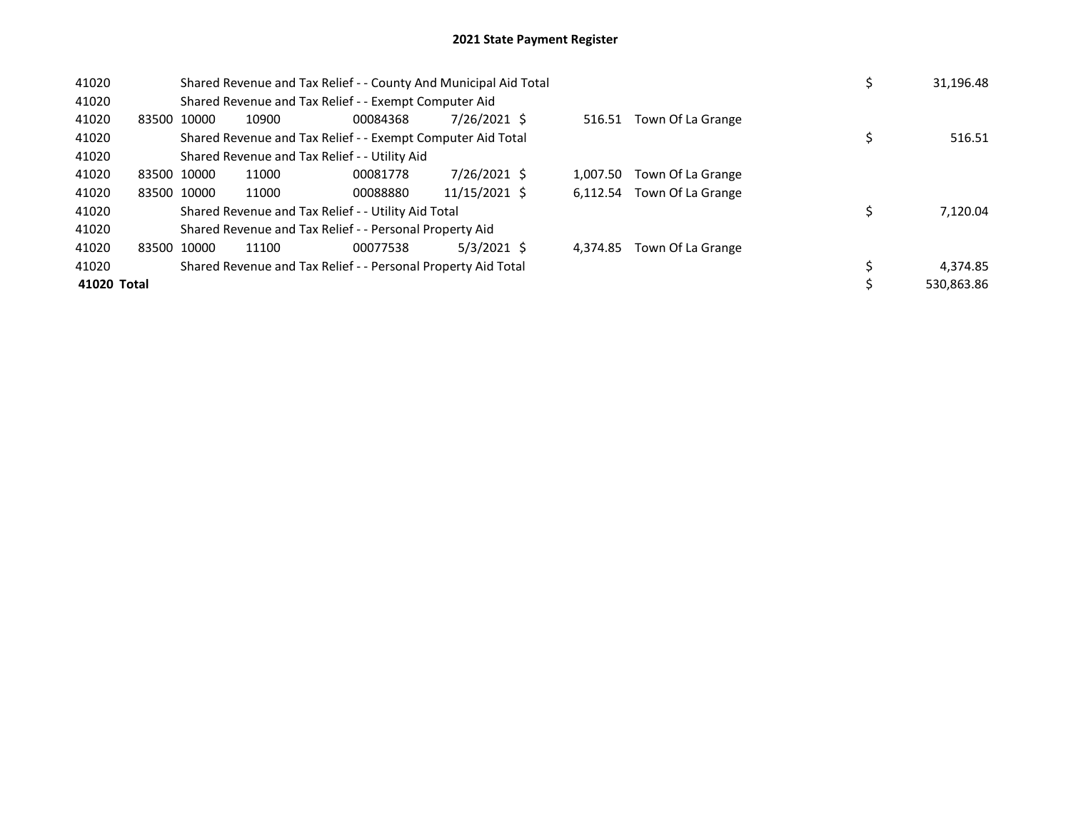# 2021 State Payment Register

| | | | | | | | | | |
|---|---|---|---|---|---|---|---|---|---|
| 41020 | | Shared Revenue and Tax Relief - - County And Municipal Aid Total | | | | | | $ | 31,196.48 |
| 41020 | | Shared Revenue and Tax Relief - - Exempt Computer Aid | | | | | | | |
| 41020 | 83500 | 10000 | 10900 | 00084368 | 7/26/2021 | $ 516.51 | Town Of La Grange | | |
| 41020 | | Shared Revenue and Tax Relief - - Exempt Computer Aid Total | | | | | | $ | 516.51 |
| 41020 | | Shared Revenue and Tax Relief - - Utility Aid | | | | | | | |
| 41020 | 83500 | 10000 | 11000 | 00081778 | 7/26/2021 | $ 1,007.50 | Town Of La Grange | | |
| 41020 | 83500 | 10000 | 11000 | 00088880 | 11/15/2021 | $ 6,112.54 | Town Of La Grange | | |
| 41020 | | Shared Revenue and Tax Relief - - Utility Aid Total | | | | | | $ | 7,120.04 |
| 41020 | | Shared Revenue and Tax Relief - - Personal Property Aid | | | | | | | |
| 41020 | 83500 | 10000 | 11100 | 00077538 | 5/3/2021 | $ 4,374.85 | Town Of La Grange | | |
| 41020 | | Shared Revenue and Tax Relief - - Personal Property Aid Total | | | | | | $ | 4,374.85 |
| **41020 Total** | | | | | | | | $ | 530,863.86 |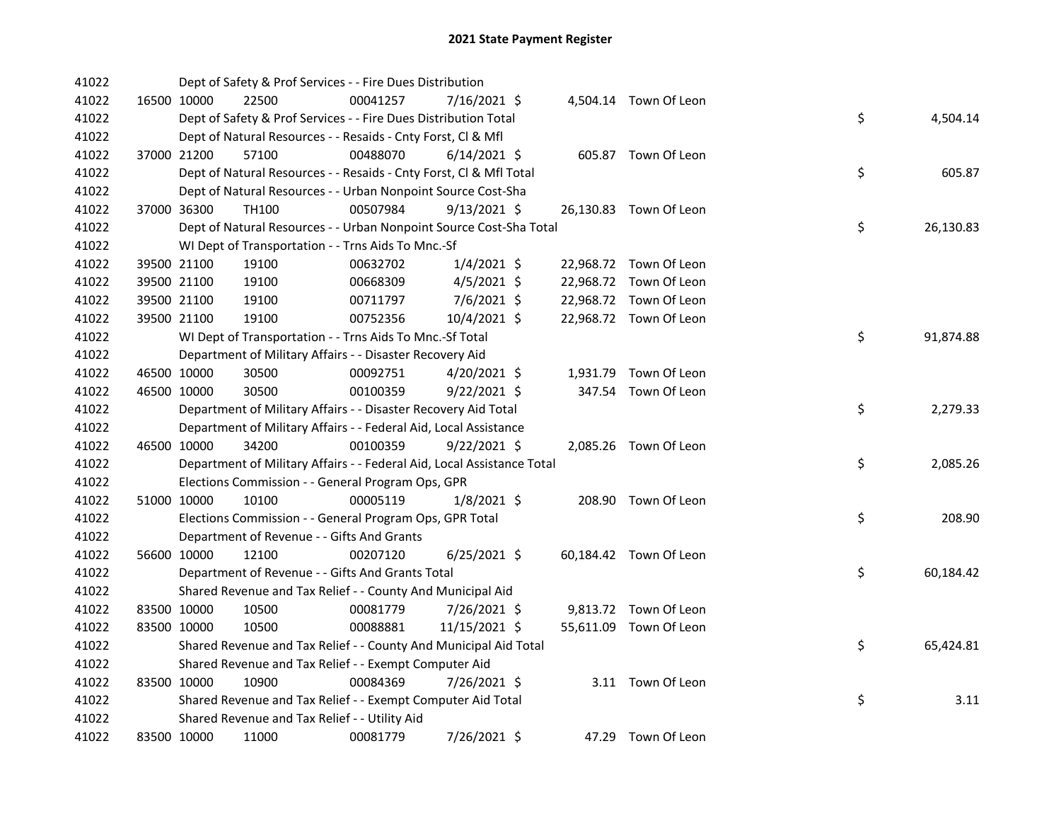# 2021 State Payment Register

| | | | | | | | | |
|---|---|---|---|---|---|---|---|---|
| 41022 | | | Dept of Safety & Prof Services - - Fire Dues Distribution | | | | | |
| 41022 | 16500 | 10000 | 22500 | 00041257 | 7/16/2021 | $ 4,504.14 | Town Of Leon | |
| 41022 | | | Dept of Safety & Prof Services - - Fire Dues Distribution Total | | | | | $ 4,504.14 |
| 41022 | | | Dept of Natural Resources - - Resaids - Cnty Forst, Cl & Mfl | | | | | |
| 41022 | 37000 | 21200 | 57100 | 00488070 | 6/14/2021 | $ 605.87 | Town Of Leon | |
| 41022 | | | Dept of Natural Resources - - Resaids - Cnty Forst, Cl & Mfl Total | | | | | $ 605.87 |
| 41022 | | | Dept of Natural Resources - - Urban Nonpoint Source Cost-Sha | | | | | |
| 41022 | 37000 | 36300 | TH100 | 00507984 | 9/13/2021 | $ 26,130.83 | Town Of Leon | |
| 41022 | | | Dept of Natural Resources - - Urban Nonpoint Source Cost-Sha Total | | | | | $ 26,130.83 |
| 41022 | | | WI Dept of Transportation - - Trns Aids To Mnc.-Sf | | | | | |
| 41022 | 39500 | 21100 | 19100 | 00632702 | 1/4/2021 | $ 22,968.72 | Town Of Leon | |
| 41022 | 39500 | 21100 | 19100 | 00668309 | 4/5/2021 | $ 22,968.72 | Town Of Leon | |
| 41022 | 39500 | 21100 | 19100 | 00711797 | 7/6/2021 | $ 22,968.72 | Town Of Leon | |
| 41022 | 39500 | 21100 | 19100 | 00752356 | 10/4/2021 | $ 22,968.72 | Town Of Leon | |
| 41022 | | | WI Dept of Transportation - - Trns Aids To Mnc.-Sf Total | | | | | $ 91,874.88 |
| 41022 | | | Department of Military Affairs - - Disaster Recovery Aid | | | | | |
| 41022 | 46500 | 10000 | 30500 | 00092751 | 4/20/2021 | $ 1,931.79 | Town Of Leon | |
| 41022 | 46500 | 10000 | 30500 | 00100359 | 9/22/2021 | $ 347.54 | Town Of Leon | |
| 41022 | | | Department of Military Affairs - - Disaster Recovery Aid Total | | | | | $ 2,279.33 |
| 41022 | | | Department of Military Affairs - - Federal Aid, Local Assistance | | | | | |
| 41022 | 46500 | 10000 | 34200 | 00100359 | 9/22/2021 | $ 2,085.26 | Town Of Leon | |
| 41022 | | | Department of Military Affairs - - Federal Aid, Local Assistance Total | | | | | $ 2,085.26 |
| 41022 | | | Elections Commission - - General Program Ops, GPR | | | | | |
| 41022 | 51000 | 10000 | 10100 | 00005119 | 1/8/2021 | $ 208.90 | Town Of Leon | |
| 41022 | | | Elections Commission - - General Program Ops, GPR Total | | | | | $ 208.90 |
| 41022 | | | Department of Revenue - - Gifts And Grants | | | | | |
| 41022 | 56600 | 10000 | 12100 | 00207120 | 6/25/2021 | $ 60,184.42 | Town Of Leon | |
| 41022 | | | Department of Revenue - - Gifts And Grants Total | | | | | $ 60,184.42 |
| 41022 | | | Shared Revenue and Tax Relief - - County And Municipal Aid | | | | | |
| 41022 | 83500 | 10000 | 10500 | 00081779 | 7/26/2021 | $ 9,813.72 | Town Of Leon | |
| 41022 | 83500 | 10000 | 10500 | 00088881 | 11/15/2021 | $ 55,611.09 | Town Of Leon | |
| 41022 | | | Shared Revenue and Tax Relief - - County And Municipal Aid Total | | | | | $ 65,424.81 |
| 41022 | | | Shared Revenue and Tax Relief - - Exempt Computer Aid | | | | | |
| 41022 | 83500 | 10000 | 10900 | 00084369 | 7/26/2021 | $ 3.11 | Town Of Leon | |
| 41022 | | | Shared Revenue and Tax Relief - - Exempt Computer Aid Total | | | | | $ 3.11 |
| 41022 | | | Shared Revenue and Tax Relief - - Utility Aid | | | | | |
| 41022 | 83500 | 10000 | 11000 | 00081779 | 7/26/2021 | $ 47.29 | Town Of Leon | |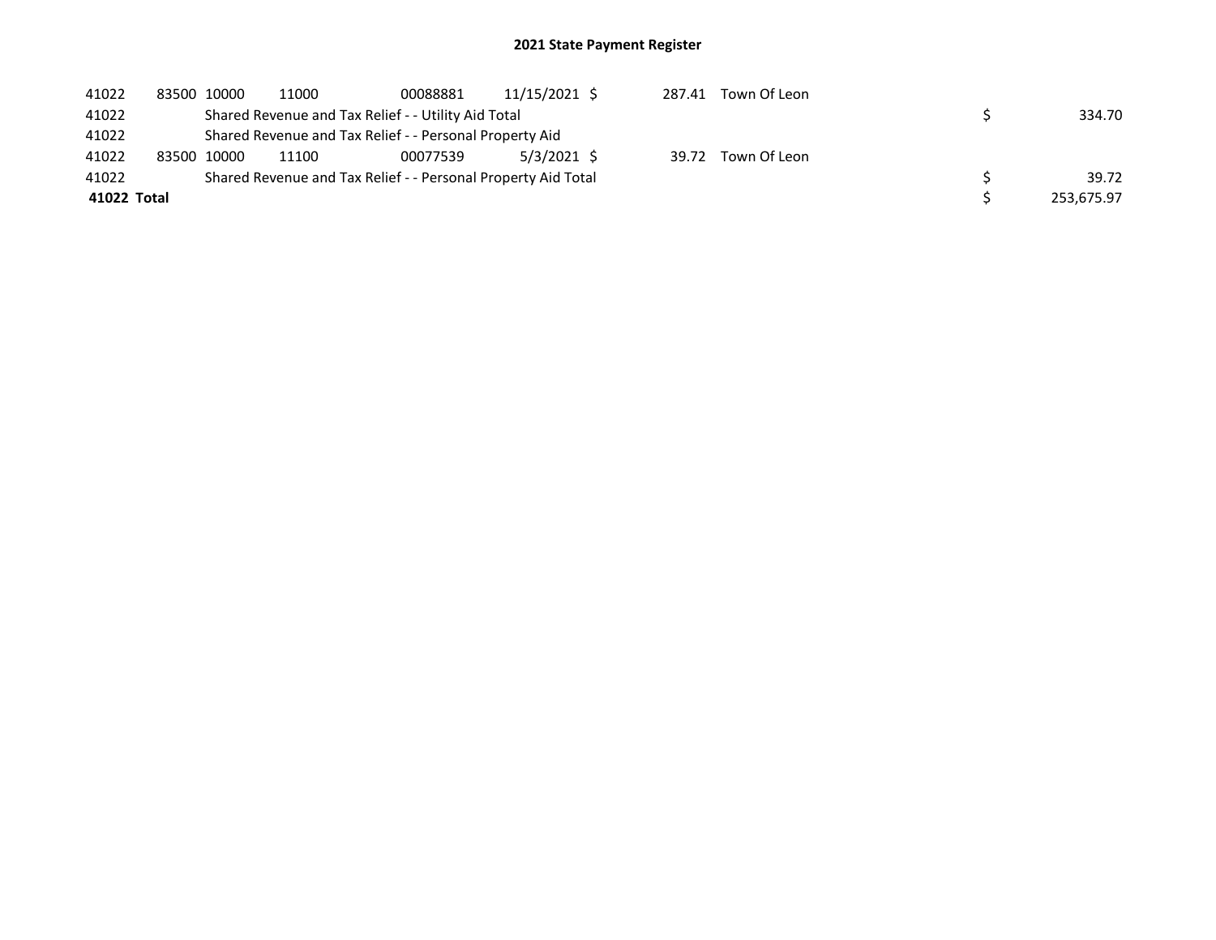## 2021 State Payment Register

| | | | | | | | | | |
|---|---|---|---|---|---|---|---|---|---|
| 41022 | 83500 | 10000 | 11000 | 00088881 | 11/15/2021 | $ 287.41 | Town Of Leon | | |
| 41022 | | Shared Revenue and Tax Relief - - Utility Aid Total | | | | | | $ | 334.70 |
| 41022 | | Shared Revenue and Tax Relief - - Personal Property Aid | | | | | | | |
| 41022 | 83500 | 10000 | 11100 | 00077539 | 5/3/2021 | $ 39.72 | Town Of Leon | | |
| 41022 | | Shared Revenue and Tax Relief - - Personal Property Aid Total | | | | | | $ | 39.72 |
| **41022 Total** | | | | | | | | $ | 253,675.97 |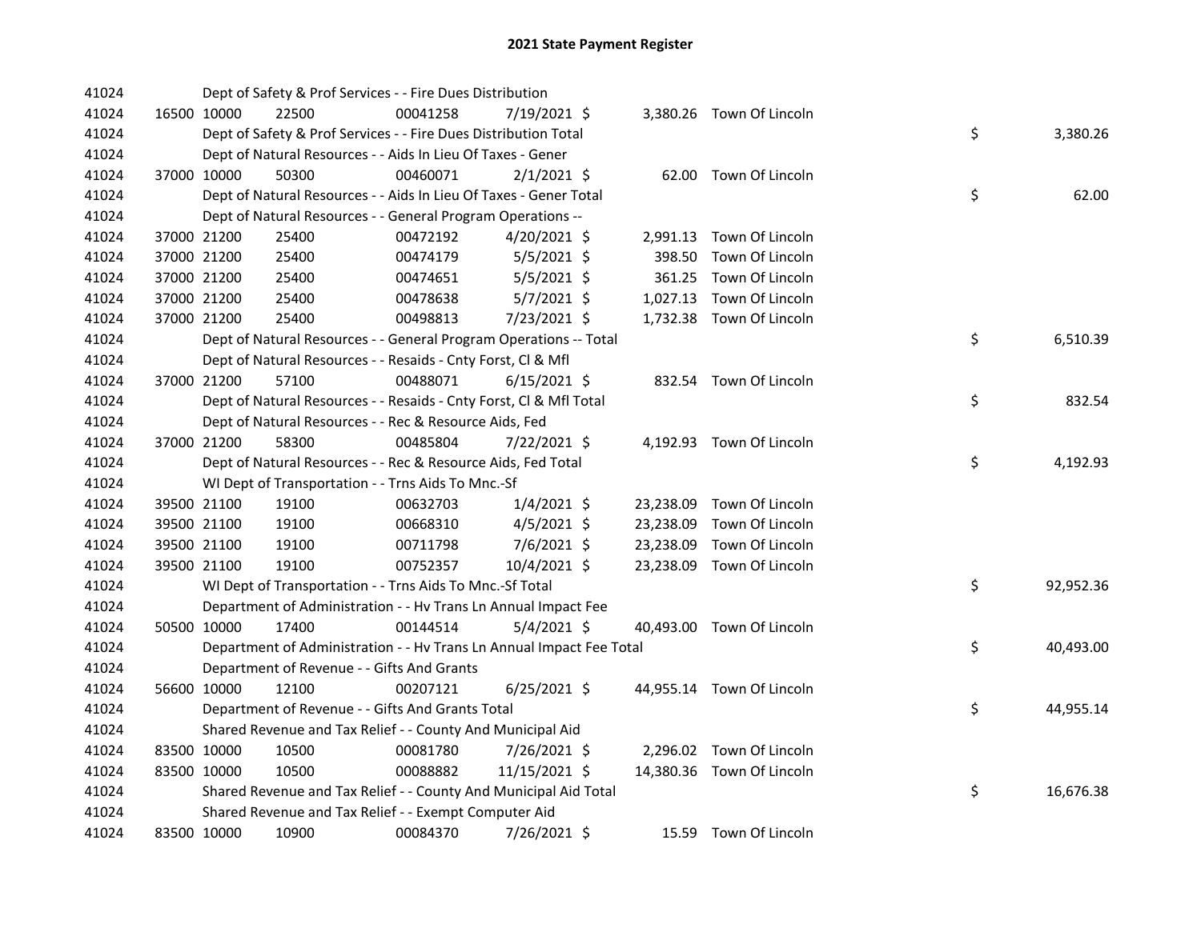# 2021 State Payment Register

| | | | | | | | | | |
|---|---|---|---|---|---|---|---|---|---|
| 41024 | | Dept of Safety & Prof Services - - Fire Dues Distribution | | | | | | | |
| 41024 | 16500 | 10000 | 22500 | 00041258 | 7/19/2021 | $ 3,380.26 | Town Of Lincoln | | |
| 41024 | | Dept of Safety & Prof Services - - Fire Dues Distribution Total | | | | | | $ | 3,380.26 |
| 41024 | | Dept of Natural Resources - - Aids In Lieu Of Taxes - Gener | | | | | | | |
| 41024 | 37000 | 10000 | 50300 | 00460071 | 2/1/2021 | $ 62.00 | Town Of Lincoln | | |
| 41024 | | Dept of Natural Resources - - Aids In Lieu Of Taxes - Gener Total | | | | | | $ | 62.00 |
| 41024 | | Dept of Natural Resources - - General Program Operations -- | | | | | | | |
| 41024 | 37000 | 21200 | 25400 | 00472192 | 4/20/2021 | $ 2,991.13 | Town Of Lincoln | | |
| 41024 | 37000 | 21200 | 25400 | 00474179 | 5/5/2021 | $ 398.50 | Town Of Lincoln | | |
| 41024 | 37000 | 21200 | 25400 | 00474651 | 5/5/2021 | $ 361.25 | Town Of Lincoln | | |
| 41024 | 37000 | 21200 | 25400 | 00478638 | 5/7/2021 | $ 1,027.13 | Town Of Lincoln | | |
| 41024 | 37000 | 21200 | 25400 | 00498813 | 7/23/2021 | $ 1,732.38 | Town Of Lincoln | | |
| 41024 | | Dept of Natural Resources - - General Program Operations -- Total | | | | | | $ | 6,510.39 |
| 41024 | | Dept of Natural Resources - - Resaids - Cnty Forst, Cl & Mfl | | | | | | | |
| 41024 | 37000 | 21200 | 57100 | 00488071 | 6/15/2021 | $ 832.54 | Town Of Lincoln | | |
| 41024 | | Dept of Natural Resources - - Resaids - Cnty Forst, Cl & Mfl Total | | | | | | $ | 832.54 |
| 41024 | | Dept of Natural Resources - - Rec & Resource Aids, Fed | | | | | | | |
| 41024 | 37000 | 21200 | 58300 | 00485804 | 7/22/2021 | $ 4,192.93 | Town Of Lincoln | | |
| 41024 | | Dept of Natural Resources - - Rec & Resource Aids, Fed Total | | | | | | $ | 4,192.93 |
| 41024 | | WI Dept of Transportation - - Trns Aids To Mnc.-Sf | | | | | | | |
| 41024 | 39500 | 21100 | 19100 | 00632703 | 1/4/2021 | $ 23,238.09 | Town Of Lincoln | | |
| 41024 | 39500 | 21100 | 19100 | 00668310 | 4/5/2021 | $ 23,238.09 | Town Of Lincoln | | |
| 41024 | 39500 | 21100 | 19100 | 00711798 | 7/6/2021 | $ 23,238.09 | Town Of Lincoln | | |
| 41024 | 39500 | 21100 | 19100 | 00752357 | 10/4/2021 | $ 23,238.09 | Town Of Lincoln | | |
| 41024 | | WI Dept of Transportation - - Trns Aids To Mnc.-Sf Total | | | | | | $ | 92,952.36 |
| 41024 | | Department of Administration - - Hv Trans Ln Annual Impact Fee | | | | | | | |
| 41024 | 50500 | 10000 | 17400 | 00144514 | 5/4/2021 | $ 40,493.00 | Town Of Lincoln | | |
| 41024 | | Department of Administration - - Hv Trans Ln Annual Impact Fee Total | | | | | | $ | 40,493.00 |
| 41024 | | Department of Revenue - - Gifts And Grants | | | | | | | |
| 41024 | 56600 | 10000 | 12100 | 00207121 | 6/25/2021 | $ 44,955.14 | Town Of Lincoln | | |
| 41024 | | Department of Revenue - - Gifts And Grants Total | | | | | | $ | 44,955.14 |
| 41024 | | Shared Revenue and Tax Relief - - County And Municipal Aid | | | | | | | |
| 41024 | 83500 | 10000 | 10500 | 00081780 | 7/26/2021 | $ 2,296.02 | Town Of Lincoln | | |
| 41024 | 83500 | 10000 | 10500 | 00088882 | 11/15/2021 | $ 14,380.36 | Town Of Lincoln | | |
| 41024 | | Shared Revenue and Tax Relief - - County And Municipal Aid Total | | | | | | $ | 16,676.38 |
| 41024 | | Shared Revenue and Tax Relief - - Exempt Computer Aid | | | | | | | |
| 41024 | 83500 | 10000 | 10900 | 00084370 | 7/26/2021 | $ 15.59 | Town Of Lincoln | | |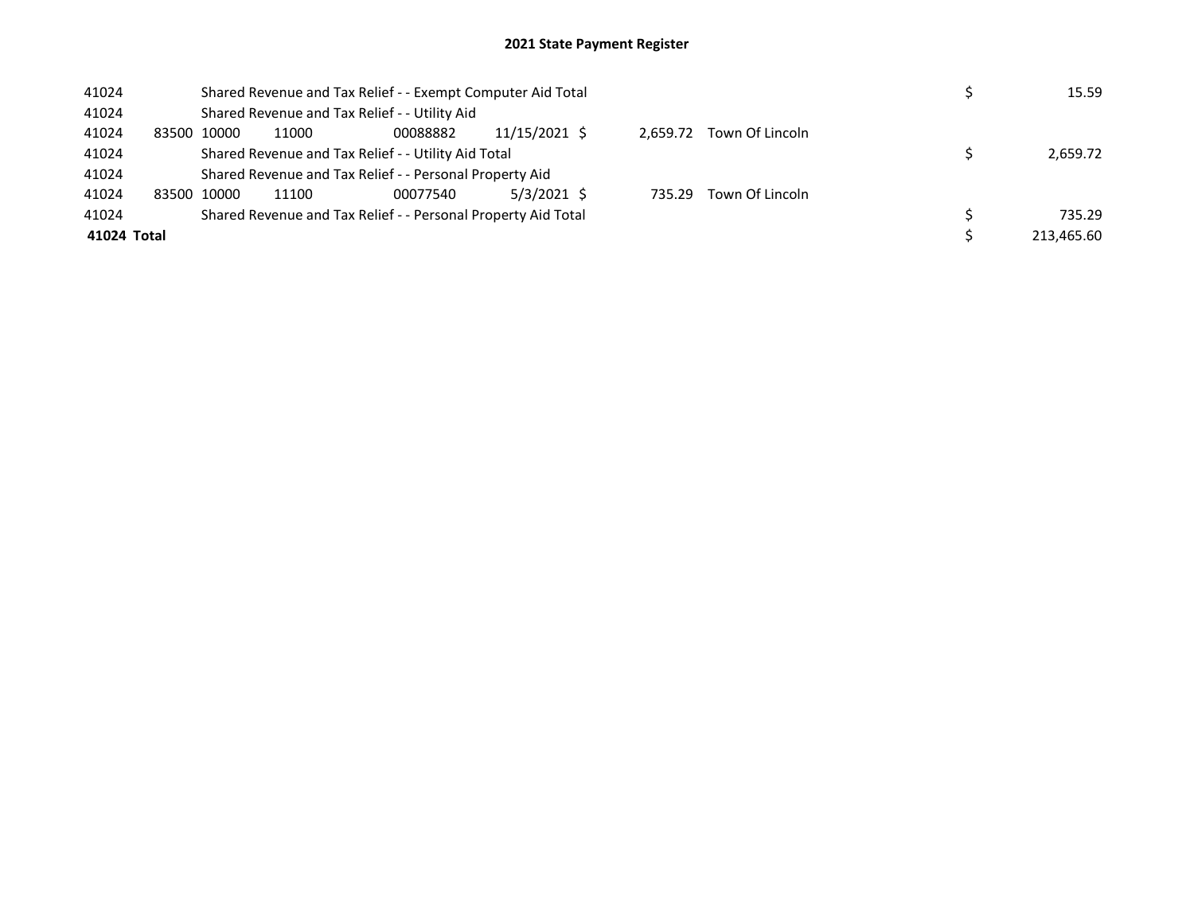# 2021 State Payment Register

| | | | | | | | | | |
|---|---|---|---|---|---|---|---|---|---|
| 41024 | | Shared Revenue and Tax Relief - - Exempt Computer Aid Total | | | | | | $ | 15.59 |
| 41024 | | Shared Revenue and Tax Relief - - Utility Aid | | | | | | | |
| 41024 | 83500 | 10000 | 11000 | 00088882 | 11/15/2021 | $ 2,659.72 | Town Of Lincoln | | |
| 41024 | | Shared Revenue and Tax Relief - - Utility Aid Total | | | | | | $ | 2,659.72 |
| 41024 | | Shared Revenue and Tax Relief - - Personal Property Aid | | | | | | | |
| 41024 | 83500 | 10000 | 11100 | 00077540 | 5/3/2021 | $ 735.29 | Town Of Lincoln | | |
| 41024 | | Shared Revenue and Tax Relief - - Personal Property Aid Total | | | | | | $ | 735.29 |
| **41024 Total** | | | | | | | | $ | 213,465.60 |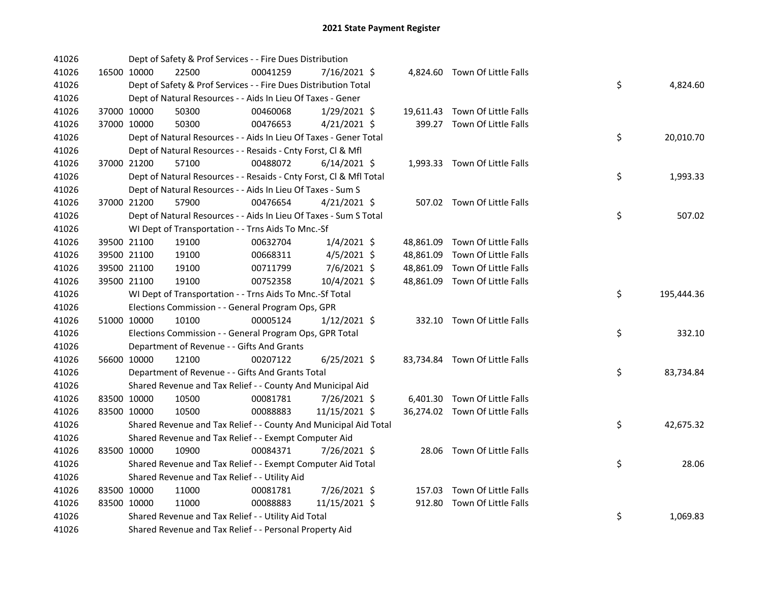# 2021 State Payment Register

| | | | | | | | | | |
|---|---|---|---|---|---|---|---|---|---|
| 41026 | | Dept of Safety & Prof Services - - Fire Dues Distribution | | | | | | | |
| 41026 | 16500 | 10000 | 22500 | 00041259 | 7/16/2021 | $ 4,824.60 | Town Of Little Falls | | |
| 41026 | | Dept of Safety & Prof Services - - Fire Dues Distribution Total | | | | | | $ | 4,824.60 |
| 41026 | | Dept of Natural Resources - - Aids In Lieu Of Taxes - Gener | | | | | | | |
| 41026 | 37000 | 10000 | 50300 | 00460068 | 1/29/2021 | $ 19,611.43 | Town Of Little Falls | | |
| 41026 | 37000 | 10000 | 50300 | 00476653 | 4/21/2021 | $ 399.27 | Town Of Little Falls | | |
| 41026 | | Dept of Natural Resources - - Aids In Lieu Of Taxes - Gener Total | | | | | | $ | 20,010.70 |
| 41026 | | Dept of Natural Resources - - Resaids - Cnty Forst, Cl & Mfl | | | | | | | |
| 41026 | 37000 | 21200 | 57100 | 00488072 | 6/14/2021 | $ 1,993.33 | Town Of Little Falls | | |
| 41026 | | Dept of Natural Resources - - Resaids - Cnty Forst, Cl & Mfl Total | | | | | | $ | 1,993.33 |
| 41026 | | Dept of Natural Resources - - Aids In Lieu Of Taxes - Sum S | | | | | | | |
| 41026 | 37000 | 21200 | 57900 | 00476654 | 4/21/2021 | $ 507.02 | Town Of Little Falls | | |
| 41026 | | Dept of Natural Resources - - Aids In Lieu Of Taxes - Sum S Total | | | | | | $ | 507.02 |
| 41026 | | WI Dept of Transportation - - Trns Aids To Mnc.-Sf | | | | | | | |
| 41026 | 39500 | 21100 | 19100 | 00632704 | 1/4/2021 | $ 48,861.09 | Town Of Little Falls | | |
| 41026 | 39500 | 21100 | 19100 | 00668311 | 4/5/2021 | $ 48,861.09 | Town Of Little Falls | | |
| 41026 | 39500 | 21100 | 19100 | 00711799 | 7/6/2021 | $ 48,861.09 | Town Of Little Falls | | |
| 41026 | 39500 | 21100 | 19100 | 00752358 | 10/4/2021 | $ 48,861.09 | Town Of Little Falls | | |
| 41026 | | WI Dept of Transportation - - Trns Aids To Mnc.-Sf Total | | | | | | $ | 195,444.36 |
| 41026 | | Elections Commission - - General Program Ops, GPR | | | | | | | |
| 41026 | 51000 | 10000 | 10100 | 00005124 | 1/12/2021 | $ 332.10 | Town Of Little Falls | | |
| 41026 | | Elections Commission - - General Program Ops, GPR Total | | | | | | $ | 332.10 |
| 41026 | | Department of Revenue - - Gifts And Grants | | | | | | | |
| 41026 | 56600 | 10000 | 12100 | 00207122 | 6/25/2021 | $ 83,734.84 | Town Of Little Falls | | |
| 41026 | | Department of Revenue - - Gifts And Grants Total | | | | | | $ | 83,734.84 |
| 41026 | | Shared Revenue and Tax Relief - - County And Municipal Aid | | | | | | | |
| 41026 | 83500 | 10000 | 10500 | 00081781 | 7/26/2021 | $ 6,401.30 | Town Of Little Falls | | |
| 41026 | 83500 | 10000 | 10500 | 00088883 | 11/15/2021 | $ 36,274.02 | Town Of Little Falls | | |
| 41026 | | Shared Revenue and Tax Relief - - County And Municipal Aid Total | | | | | | $ | 42,675.32 |
| 41026 | | Shared Revenue and Tax Relief - - Exempt Computer Aid | | | | | | | |
| 41026 | 83500 | 10000 | 10900 | 00084371 | 7/26/2021 | $ 28.06 | Town Of Little Falls | | |
| 41026 | | Shared Revenue and Tax Relief - - Exempt Computer Aid Total | | | | | | $ | 28.06 |
| 41026 | | Shared Revenue and Tax Relief - - Utility Aid | | | | | | | |
| 41026 | 83500 | 10000 | 11000 | 00081781 | 7/26/2021 | $ 157.03 | Town Of Little Falls | | |
| 41026 | 83500 | 10000 | 11000 | 00088883 | 11/15/2021 | $ 912.80 | Town Of Little Falls | | |
| 41026 | | Shared Revenue and Tax Relief - - Utility Aid Total | | | | | | $ | 1,069.83 |
| 41026 | | Shared Revenue and Tax Relief - - Personal Property Aid | | | | | | | |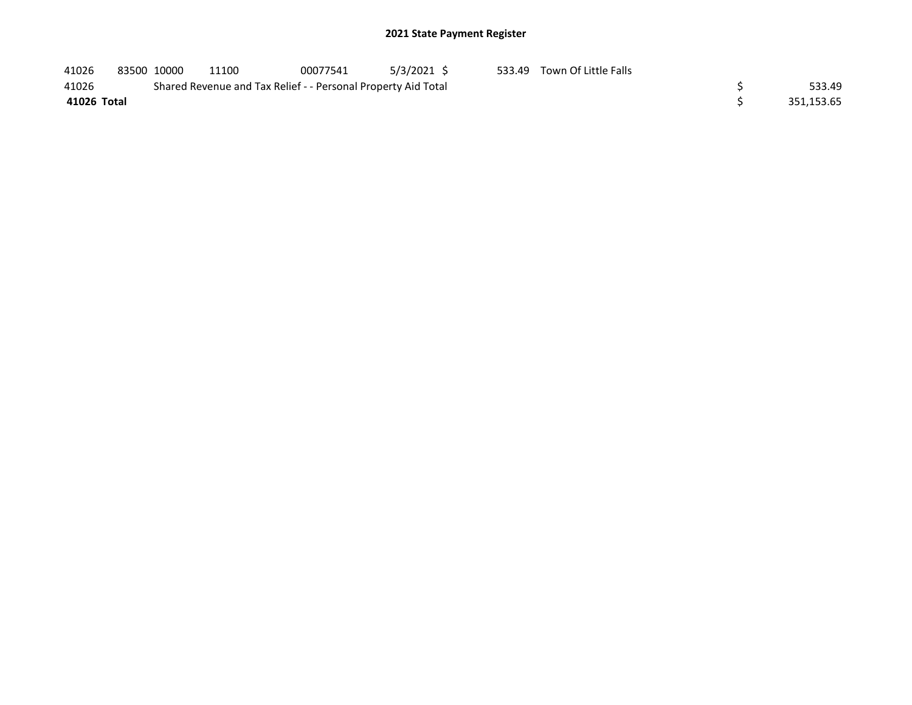# 2021 State Payment Register

| | | | | | | | | | |
|---|---|---|---|---|---|---|---|---|---|
| 41026 | 83500 | 10000 | 11100 | 00077541 | 5/3/2021 | $ 533.49 | Town Of Little Falls | | |
| 41026 | | Shared Revenue and Tax Relief - - Personal Property Aid Total | | | | | | $ | 533.49 |
| **41026 Total** | | | | | | | | $ | 351,153.65 |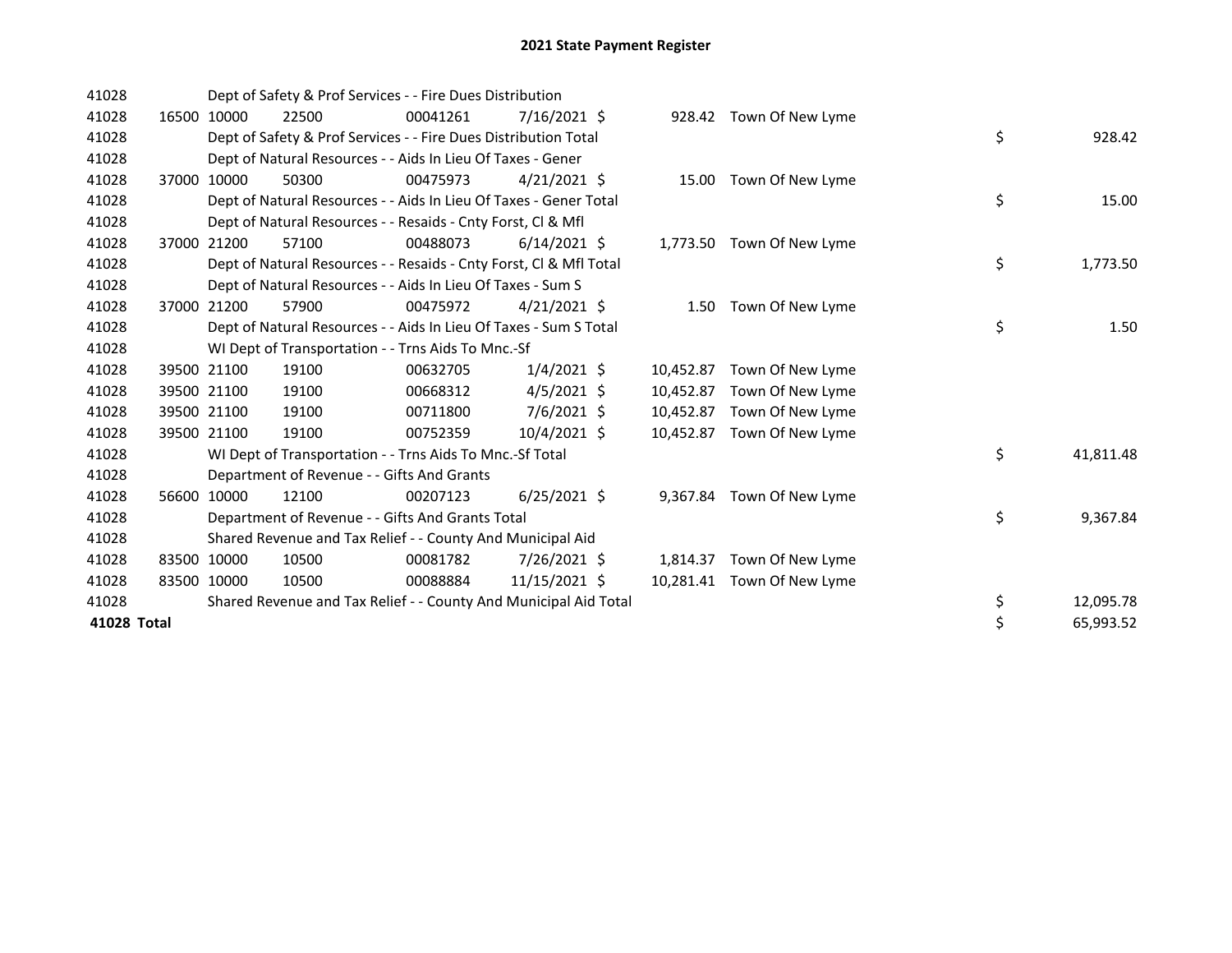# 2021 State Payment Register

| | | | | | | | | | |
|---|---|---|---|---|---|---|---|---|---|
| 41028 | | | Dept of Safety & Prof Services - - Fire Dues Distribution | | | | | | |
| 41028 | 16500 | 10000 | 22500 | 00041261 | 7/16/2021 | $ 928.42 | Town Of New Lyme | | |
| 41028 | | | Dept of Safety & Prof Services - - Fire Dues Distribution Total | | | | | $ | 928.42 |
| 41028 | | | Dept of Natural Resources - - Aids In Lieu Of Taxes - Gener | | | | | | |
| 41028 | 37000 | 10000 | 50300 | 00475973 | 4/21/2021 | $ 15.00 | Town Of New Lyme | | |
| 41028 | | | Dept of Natural Resources - - Aids In Lieu Of Taxes - Gener Total | | | | | $ | 15.00 |
| 41028 | | | Dept of Natural Resources - - Resaids - Cnty Forst, Cl & Mfl | | | | | | |
| 41028 | 37000 | 21200 | 57100 | 00488073 | 6/14/2021 | $ 1,773.50 | Town Of New Lyme | | |
| 41028 | | | Dept of Natural Resources - - Resaids - Cnty Forst, Cl & Mfl Total | | | | | $ | 1,773.50 |
| 41028 | | | Dept of Natural Resources - - Aids In Lieu Of Taxes - Sum S | | | | | | |
| 41028 | 37000 | 21200 | 57900 | 00475972 | 4/21/2021 | $ 1.50 | Town Of New Lyme | | |
| 41028 | | | Dept of Natural Resources - - Aids In Lieu Of Taxes - Sum S Total | | | | | $ | 1.50 |
| 41028 | | | WI Dept of Transportation - - Trns Aids To Mnc.-Sf | | | | | | |
| 41028 | 39500 | 21100 | 19100 | 00632705 | 1/4/2021 | $ 10,452.87 | Town Of New Lyme | | |
| 41028 | 39500 | 21100 | 19100 | 00668312 | 4/5/2021 | $ 10,452.87 | Town Of New Lyme | | |
| 41028 | 39500 | 21100 | 19100 | 00711800 | 7/6/2021 | $ 10,452.87 | Town Of New Lyme | | |
| 41028 | 39500 | 21100 | 19100 | 00752359 | 10/4/2021 | $ 10,452.87 | Town Of New Lyme | | |
| 41028 | | | WI Dept of Transportation - - Trns Aids To Mnc.-Sf Total | | | | | $ | 41,811.48 |
| 41028 | | | Department of Revenue - - Gifts And Grants | | | | | | |
| 41028 | 56600 | 10000 | 12100 | 00207123 | 6/25/2021 | $ 9,367.84 | Town Of New Lyme | | |
| 41028 | | | Department of Revenue - - Gifts And Grants Total | | | | | $ | 9,367.84 |
| 41028 | | | Shared Revenue and Tax Relief - - County And Municipal Aid | | | | | | |
| 41028 | 83500 | 10000 | 10500 | 00081782 | 7/26/2021 | $ 1,814.37 | Town Of New Lyme | | |
| 41028 | 83500 | 10000 | 10500 | 00088884 | 11/15/2021 | $ 10,281.41 | Town Of New Lyme | | |
| 41028 | | | Shared Revenue and Tax Relief - - County And Municipal Aid Total | | | | | $ | 12,095.78 |
| **41028 Total** | | | | | | | | $ | 65,993.52 |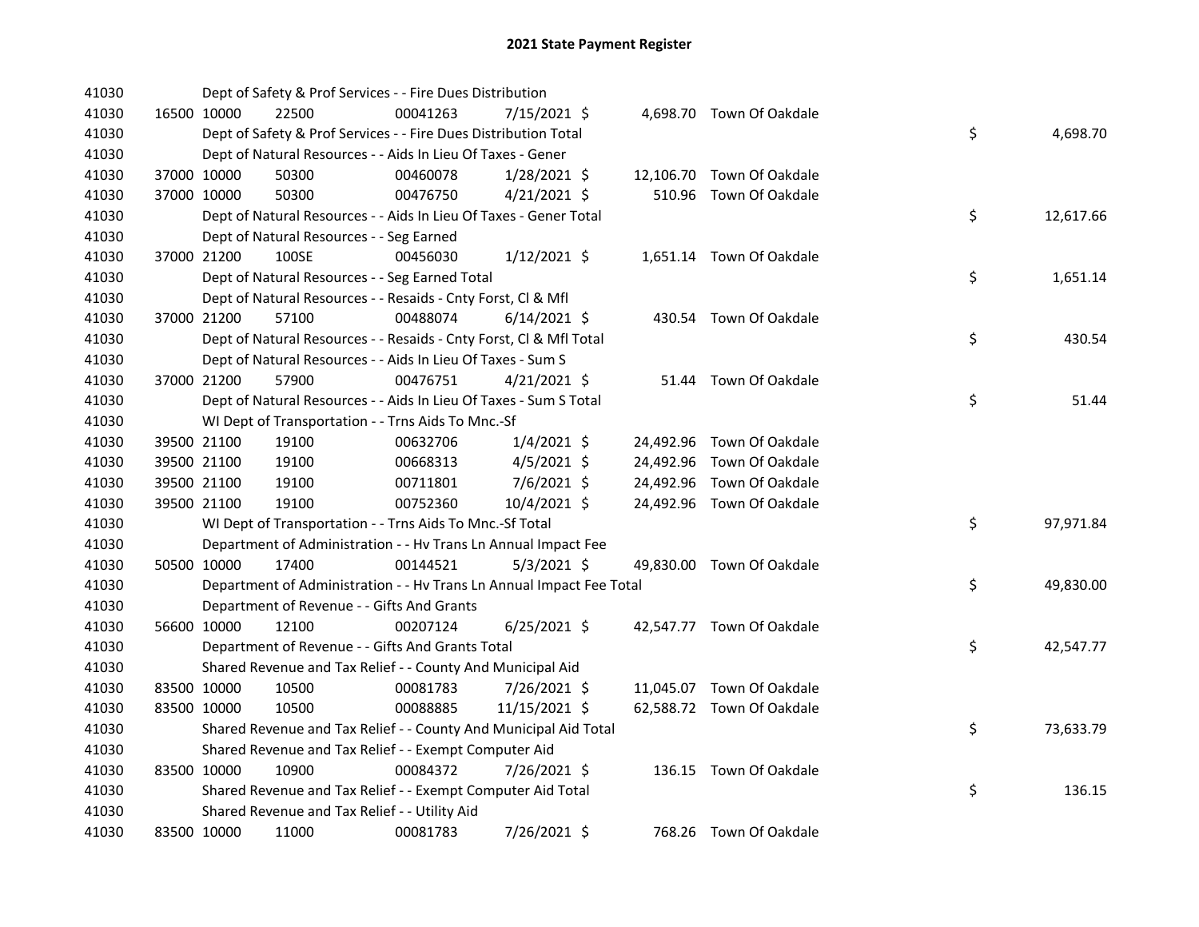# 2021 State Payment Register

| | | | | | | | | |
|---|---|---|---|---|---|---|---|---|
| 41030 | | | Dept of Safety & Prof Services - - Fire Dues Distribution | | | | | |
| 41030 | 16500 10000 | 22500 | 00041263 | 7/15/2021 $ | 4,698.70 | Town Of Oakdale | | |
| 41030 | | | Dept of Safety & Prof Services - - Fire Dues Distribution Total | | | | $ | 4,698.70 |
| 41030 | | | Dept of Natural Resources - - Aids In Lieu Of Taxes - Gener | | | | | |
| 41030 | 37000 10000 | 50300 | 00460078 | 1/28/2021 $ | 12,106.70 | Town Of Oakdale | | |
| 41030 | 37000 10000 | 50300 | 00476750 | 4/21/2021 $ | 510.96 | Town Of Oakdale | | |
| 41030 | | | Dept of Natural Resources - - Aids In Lieu Of Taxes - Gener Total | | | | $ | 12,617.66 |
| 41030 | | | Dept of Natural Resources - - Seg Earned | | | | | |
| 41030 | 37000 21200 | 100SE | 00456030 | 1/12/2021 $ | 1,651.14 | Town Of Oakdale | | |
| 41030 | | | Dept of Natural Resources - - Seg Earned Total | | | | $ | 1,651.14 |
| 41030 | | | Dept of Natural Resources - - Resaids - Cnty Forst, Cl & Mfl | | | | | |
| 41030 | 37000 21200 | 57100 | 00488074 | 6/14/2021 $ | 430.54 | Town Of Oakdale | | |
| 41030 | | | Dept of Natural Resources - - Resaids - Cnty Forst, Cl & Mfl Total | | | | $ | 430.54 |
| 41030 | | | Dept of Natural Resources - - Aids In Lieu Of Taxes - Sum S | | | | | |
| 41030 | 37000 21200 | 57900 | 00476751 | 4/21/2021 $ | 51.44 | Town Of Oakdale | | |
| 41030 | | | Dept of Natural Resources - - Aids In Lieu Of Taxes - Sum S Total | | | | $ | 51.44 |
| 41030 | | | WI Dept of Transportation - - Trns Aids To Mnc.-Sf | | | | | |
| 41030 | 39500 21100 | 19100 | 00632706 | 1/4/2021 $ | 24,492.96 | Town Of Oakdale | | |
| 41030 | 39500 21100 | 19100 | 00668313 | 4/5/2021 $ | 24,492.96 | Town Of Oakdale | | |
| 41030 | 39500 21100 | 19100 | 00711801 | 7/6/2021 $ | 24,492.96 | Town Of Oakdale | | |
| 41030 | 39500 21100 | 19100 | 00752360 | 10/4/2021 $ | 24,492.96 | Town Of Oakdale | | |
| 41030 | | | WI Dept of Transportation - - Trns Aids To Mnc.-Sf Total | | | | $ | 97,971.84 |
| 41030 | | | Department of Administration - - Hv Trans Ln Annual Impact Fee | | | | | |
| 41030 | 50500 10000 | 17400 | 00144521 | 5/3/2021 $ | 49,830.00 | Town Of Oakdale | | |
| 41030 | | | Department of Administration - - Hv Trans Ln Annual Impact Fee Total | | | | $ | 49,830.00 |
| 41030 | | | Department of Revenue - - Gifts And Grants | | | | | |
| 41030 | 56600 10000 | 12100 | 00207124 | 6/25/2021 $ | 42,547.77 | Town Of Oakdale | | |
| 41030 | | | Department of Revenue - - Gifts And Grants Total | | | | $ | 42,547.77 |
| 41030 | | | Shared Revenue and Tax Relief - - County And Municipal Aid | | | | | |
| 41030 | 83500 10000 | 10500 | 00081783 | 7/26/2021 $ | 11,045.07 | Town Of Oakdale | | |
| 41030 | 83500 10000 | 10500 | 00088885 | 11/15/2021 $ | 62,588.72 | Town Of Oakdale | | |
| 41030 | | | Shared Revenue and Tax Relief - - County And Municipal Aid Total | | | | $ | 73,633.79 |
| 41030 | | | Shared Revenue and Tax Relief - - Exempt Computer Aid | | | | | |
| 41030 | 83500 10000 | 10900 | 00084372 | 7/26/2021 $ | 136.15 | Town Of Oakdale | | |
| 41030 | | | Shared Revenue and Tax Relief - - Exempt Computer Aid Total | | | | $ | 136.15 |
| 41030 | | | Shared Revenue and Tax Relief - - Utility Aid | | | | | |
| 41030 | 83500 10000 | 11000 | 00081783 | 7/26/2021 $ | 768.26 | Town Of Oakdale | | |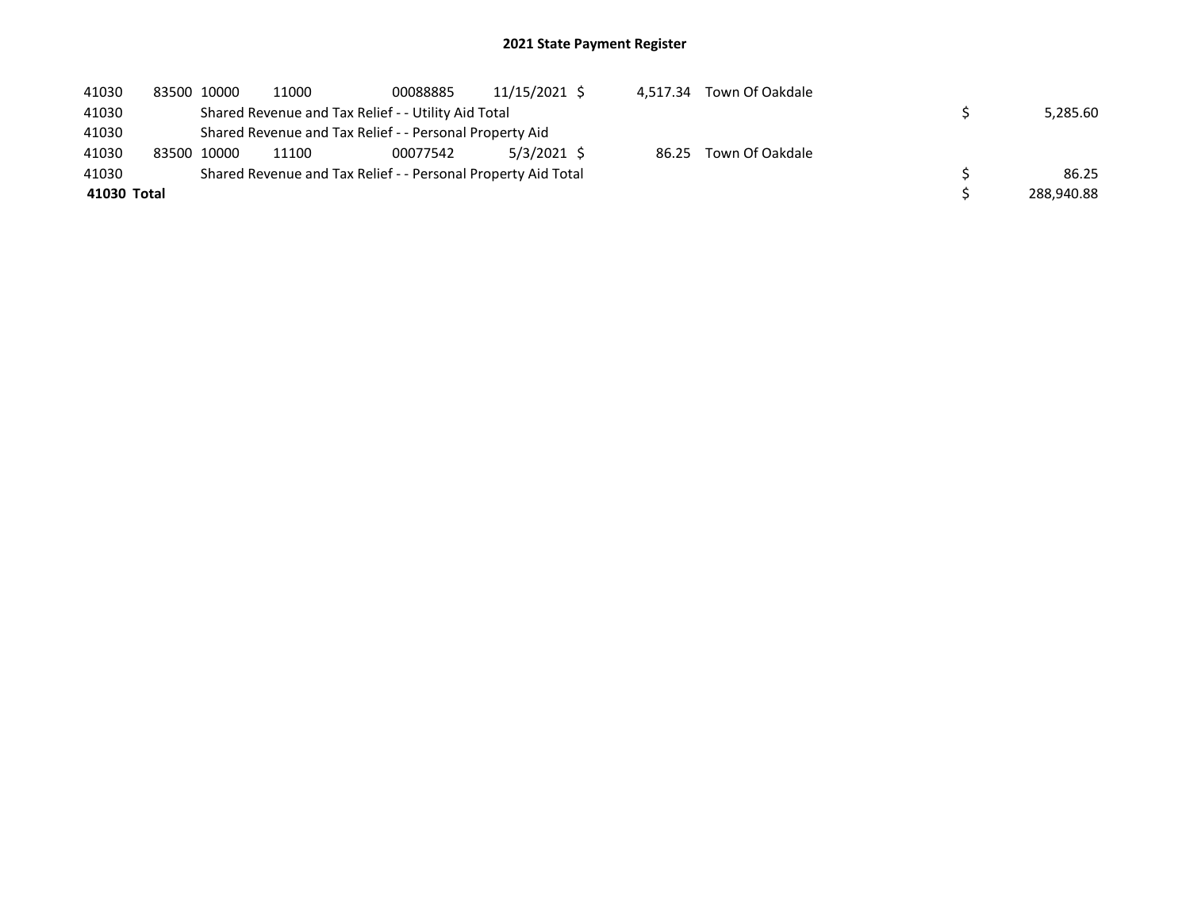# 2021 State Payment Register

| | | | | | | | | | |
|---|---|---|---|---|---|---|---|---|---|
| 41030 | 83500 | 10000 | 11000 | 00088885 | 11/15/2021 | $ 4,517.34 | Town Of Oakdale | | |
| 41030 | | Shared Revenue and Tax Relief - - Utility Aid Total | | | | | | $ | 5,285.60 |
| 41030 | | Shared Revenue and Tax Relief - - Personal Property Aid | | | | | | | |
| 41030 | 83500 | 10000 | 11100 | 00077542 | 5/3/2021 | $ 86.25 | Town Of Oakdale | | |
| 41030 | | Shared Revenue and Tax Relief - - Personal Property Aid Total | | | | | | $ | 86.25 |
| **41030 Total** | | | | | | | | $ | 288,940.88 |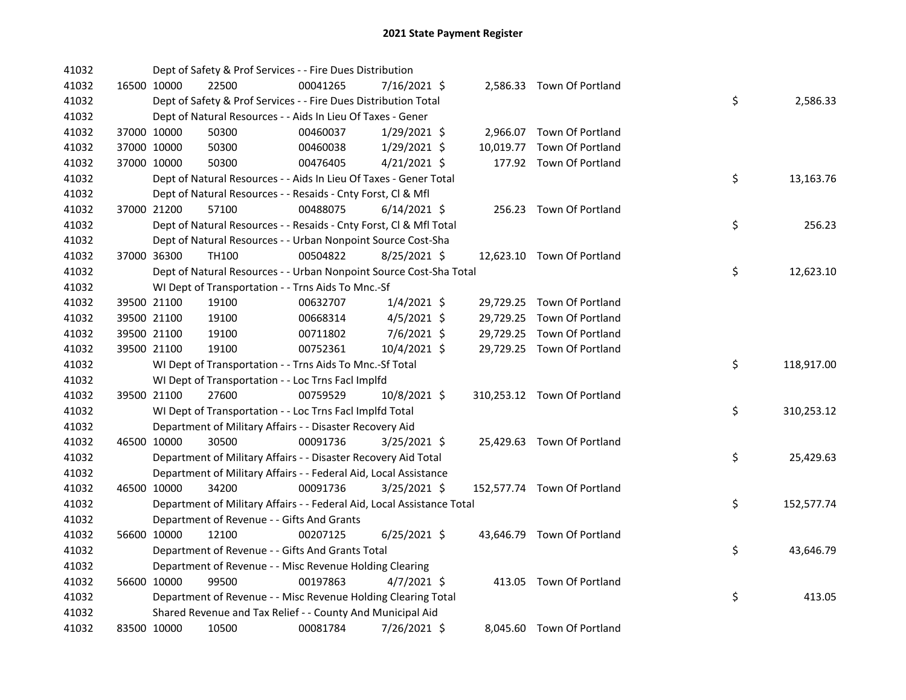# 2021 State Payment Register

| | | | | | | | | | |
|---|---|---|---|---|---|---|---|---|---|
| 41032 | | | Dept of Safety & Prof Services - - Fire Dues Distribution | | | | | | |
| 41032 | 16500 | 10000 | 22500 | 00041265 | 7/16/2021 | $ 2,586.33 | Town Of Portland | | |
| 41032 | | | Dept of Safety & Prof Services - - Fire Dues Distribution Total | | | | | $ | 2,586.33 |
| 41032 | | | Dept of Natural Resources - - Aids In Lieu Of Taxes - Gener | | | | | | |
| 41032 | 37000 | 10000 | 50300 | 00460037 | 1/29/2021 | $ 2,966.07 | Town Of Portland | | |
| 41032 | 37000 | 10000 | 50300 | 00460038 | 1/29/2021 | $ 10,019.77 | Town Of Portland | | |
| 41032 | 37000 | 10000 | 50300 | 00476405 | 4/21/2021 | $ 177.92 | Town Of Portland | | |
| 41032 | | | Dept of Natural Resources - - Aids In Lieu Of Taxes - Gener Total | | | | | $ | 13,163.76 |
| 41032 | | | Dept of Natural Resources - - Resaids - Cnty Forst, Cl & Mfl | | | | | | |
| 41032 | 37000 | 21200 | 57100 | 00488075 | 6/14/2021 | $ 256.23 | Town Of Portland | | |
| 41032 | | | Dept of Natural Resources - - Resaids - Cnty Forst, Cl & Mfl Total | | | | | $ | 256.23 |
| 41032 | | | Dept of Natural Resources - - Urban Nonpoint Source Cost-Sha | | | | | | |
| 41032 | 37000 | 36300 | TH100 | 00504822 | 8/25/2021 | $ 12,623.10 | Town Of Portland | | |
| 41032 | | | Dept of Natural Resources - - Urban Nonpoint Source Cost-Sha Total | | | | | $ | 12,623.10 |
| 41032 | | | WI Dept of Transportation - - Trns Aids To Mnc.-Sf | | | | | | |
| 41032 | 39500 | 21100 | 19100 | 00632707 | 1/4/2021 | $ 29,729.25 | Town Of Portland | | |
| 41032 | 39500 | 21100 | 19100 | 00668314 | 4/5/2021 | $ 29,729.25 | Town Of Portland | | |
| 41032 | 39500 | 21100 | 19100 | 00711802 | 7/6/2021 | $ 29,729.25 | Town Of Portland | | |
| 41032 | 39500 | 21100 | 19100 | 00752361 | 10/4/2021 | $ 29,729.25 | Town Of Portland | | |
| 41032 | | | WI Dept of Transportation - - Trns Aids To Mnc.-Sf Total | | | | | $ | 118,917.00 |
| 41032 | | | WI Dept of Transportation - - Loc Trns Facl Implfd | | | | | | |
| 41032 | 39500 | 21100 | 27600 | 00759529 | 10/8/2021 | $ 310,253.12 | Town Of Portland | | |
| 41032 | | | WI Dept of Transportation - - Loc Trns Facl Implfd Total | | | | | $ | 310,253.12 |
| 41032 | | | Department of Military Affairs - - Disaster Recovery Aid | | | | | | |
| 41032 | 46500 | 10000 | 30500 | 00091736 | 3/25/2021 | $ 25,429.63 | Town Of Portland | | |
| 41032 | | | Department of Military Affairs - - Disaster Recovery Aid Total | | | | | $ | 25,429.63 |
| 41032 | | | Department of Military Affairs - - Federal Aid, Local Assistance | | | | | | |
| 41032 | 46500 | 10000 | 34200 | 00091736 | 3/25/2021 | $ 152,577.74 | Town Of Portland | | |
| 41032 | | | Department of Military Affairs - - Federal Aid, Local Assistance Total | | | | | $ | 152,577.74 |
| 41032 | | | Department of Revenue - - Gifts And Grants | | | | | | |
| 41032 | 56600 | 10000 | 12100 | 00207125 | 6/25/2021 | $ 43,646.79 | Town Of Portland | | |
| 41032 | | | Department of Revenue - - Gifts And Grants Total | | | | | $ | 43,646.79 |
| 41032 | | | Department of Revenue - - Misc Revenue Holding Clearing | | | | | | |
| 41032 | 56600 | 10000 | 99500 | 00197863 | 4/7/2021 | $ 413.05 | Town Of Portland | | |
| 41032 | | | Department of Revenue - - Misc Revenue Holding Clearing Total | | | | | $ | 413.05 |
| 41032 | | | Shared Revenue and Tax Relief - - County And Municipal Aid | | | | | | |
| 41032 | 83500 | 10000 | 10500 | 00081784 | 7/26/2021 | $ 8,045.60 | Town Of Portland | | |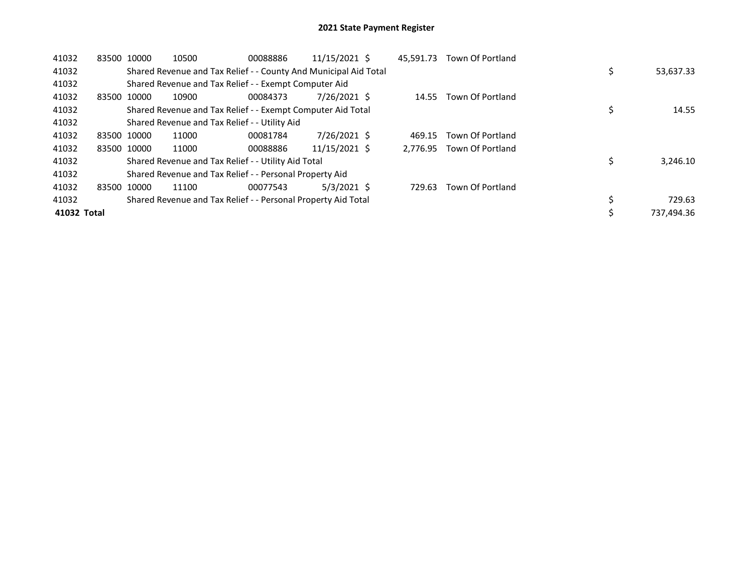# 2021 State Payment Register

| | | | | | | | | | |
|---|---|---|---|---|---|---|---|---|---|
| 41032 | 83500 | 10000 | 10500 | 00088886 | 11/15/2021 | $ 45,591.73 | Town Of Portland | | |
| 41032 | | Shared Revenue and Tax Relief - - County And Municipal Aid Total | | | | | | $ | 53,637.33 |
| 41032 | | Shared Revenue and Tax Relief - - Exempt Computer Aid | | | | | | | |
| 41032 | 83500 | 10000 | 10900 | 00084373 | 7/26/2021 | $ 14.55 | Town Of Portland | | |
| 41032 | | Shared Revenue and Tax Relief - - Exempt Computer Aid Total | | | | | | $ | 14.55 |
| 41032 | | Shared Revenue and Tax Relief - - Utility Aid | | | | | | | |
| 41032 | 83500 | 10000 | 11000 | 00081784 | 7/26/2021 | $ 469.15 | Town Of Portland | | |
| 41032 | 83500 | 10000 | 11000 | 00088886 | 11/15/2021 | $ 2,776.95 | Town Of Portland | | |
| 41032 | | Shared Revenue and Tax Relief - - Utility Aid Total | | | | | | $ | 3,246.10 |
| 41032 | | Shared Revenue and Tax Relief - - Personal Property Aid | | | | | | | |
| 41032 | 83500 | 10000 | 11100 | 00077543 | 5/3/2021 | $ 729.63 | Town Of Portland | | |
| 41032 | | Shared Revenue and Tax Relief - - Personal Property Aid Total | | | | | | $ | 729.63 |
| **41032 Total** | | | | | | | | $ | 737,494.36 |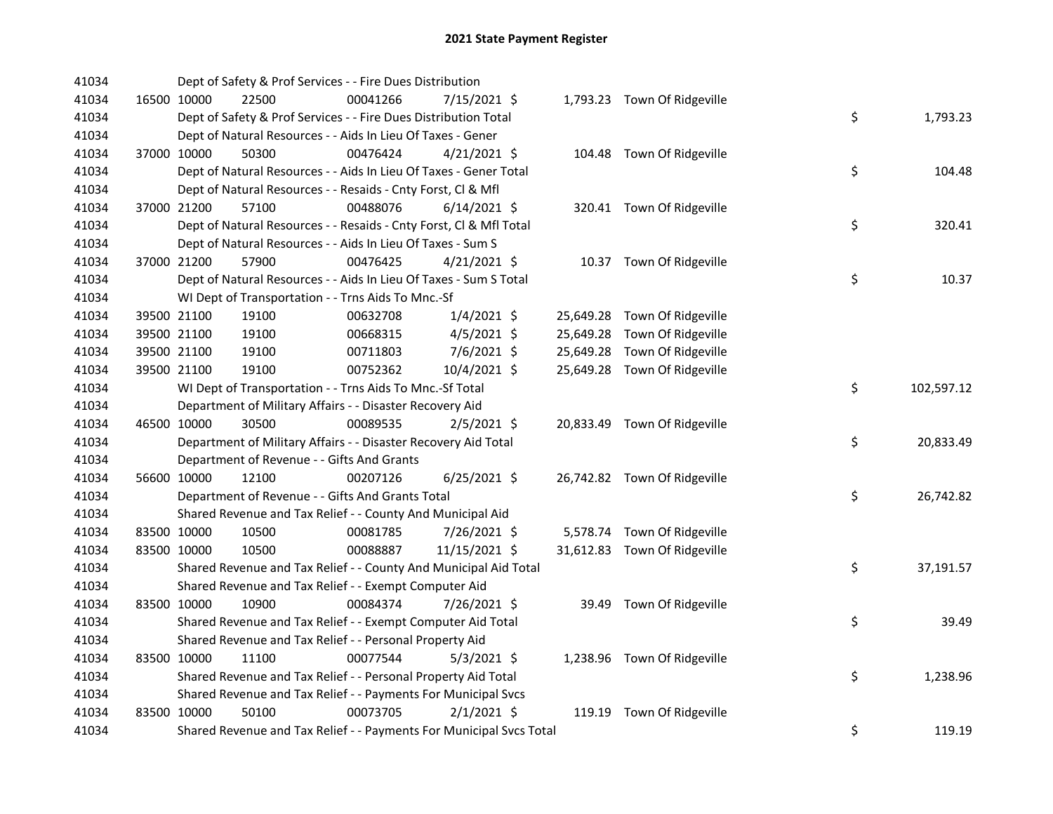# 2021 State Payment Register

| | | | | | | | | | |
|---|---|---|---|---|---|---|---|---|---|
| 41034 | | | Dept of Safety & Prof Services - - Fire Dues Distribution | | | | | | |
| 41034 | 16500 | 10000 | 22500 | 00041266 | 7/15/2021 | $ 1,793.23 | Town Of Ridgeville | | |
| 41034 | | | Dept of Safety & Prof Services - - Fire Dues Distribution Total | | | | | $ | 1,793.23 |
| 41034 | | | Dept of Natural Resources - - Aids In Lieu Of Taxes - Gener | | | | | | |
| 41034 | 37000 | 10000 | 50300 | 00476424 | 4/21/2021 | $ 104.48 | Town Of Ridgeville | | |
| 41034 | | | Dept of Natural Resources - - Aids In Lieu Of Taxes - Gener Total | | | | | $ | 104.48 |
| 41034 | | | Dept of Natural Resources - - Resaids - Cnty Forst, Cl & Mfl | | | | | | |
| 41034 | 37000 | 21200 | 57100 | 00488076 | 6/14/2021 | $ 320.41 | Town Of Ridgeville | | |
| 41034 | | | Dept of Natural Resources - - Resaids - Cnty Forst, Cl & Mfl Total | | | | | $ | 320.41 |
| 41034 | | | Dept of Natural Resources - - Aids In Lieu Of Taxes - Sum S | | | | | | |
| 41034 | 37000 | 21200 | 57900 | 00476425 | 4/21/2021 | $ 10.37 | Town Of Ridgeville | | |
| 41034 | | | Dept of Natural Resources - - Aids In Lieu Of Taxes - Sum S Total | | | | | $ | 10.37 |
| 41034 | | | WI Dept of Transportation - - Trns Aids To Mnc.-Sf | | | | | | |
| 41034 | 39500 | 21100 | 19100 | 00632708 | 1/4/2021 | $ 25,649.28 | Town Of Ridgeville | | |
| 41034 | 39500 | 21100 | 19100 | 00668315 | 4/5/2021 | $ 25,649.28 | Town Of Ridgeville | | |
| 41034 | 39500 | 21100 | 19100 | 00711803 | 7/6/2021 | $ 25,649.28 | Town Of Ridgeville | | |
| 41034 | 39500 | 21100 | 19100 | 00752362 | 10/4/2021 | $ 25,649.28 | Town Of Ridgeville | | |
| 41034 | | | WI Dept of Transportation - - Trns Aids To Mnc.-Sf Total | | | | | $ | 102,597.12 |
| 41034 | | | Department of Military Affairs - - Disaster Recovery Aid | | | | | | |
| 41034 | 46500 | 10000 | 30500 | 00089535 | 2/5/2021 | $ 20,833.49 | Town Of Ridgeville | | |
| 41034 | | | Department of Military Affairs - - Disaster Recovery Aid Total | | | | | $ | 20,833.49 |
| 41034 | | | Department of Revenue - - Gifts And Grants | | | | | | |
| 41034 | 56600 | 10000 | 12100 | 00207126 | 6/25/2021 | $ 26,742.82 | Town Of Ridgeville | | |
| 41034 | | | Department of Revenue - - Gifts And Grants Total | | | | | $ | 26,742.82 |
| 41034 | | | Shared Revenue and Tax Relief - - County And Municipal Aid | | | | | | |
| 41034 | 83500 | 10000 | 10500 | 00081785 | 7/26/2021 | $ 5,578.74 | Town Of Ridgeville | | |
| 41034 | 83500 | 10000 | 10500 | 00088887 | 11/15/2021 | $ 31,612.83 | Town Of Ridgeville | | |
| 41034 | | | Shared Revenue and Tax Relief - - County And Municipal Aid Total | | | | | $ | 37,191.57 |
| 41034 | | | Shared Revenue and Tax Relief - - Exempt Computer Aid | | | | | | |
| 41034 | 83500 | 10000 | 10900 | 00084374 | 7/26/2021 | $ 39.49 | Town Of Ridgeville | | |
| 41034 | | | Shared Revenue and Tax Relief - - Exempt Computer Aid Total | | | | | $ | 39.49 |
| 41034 | | | Shared Revenue and Tax Relief - - Personal Property Aid | | | | | | |
| 41034 | 83500 | 10000 | 11100 | 00077544 | 5/3/2021 | $ 1,238.96 | Town Of Ridgeville | | |
| 41034 | | | Shared Revenue and Tax Relief - - Personal Property Aid Total | | | | | $ | 1,238.96 |
| 41034 | | | Shared Revenue and Tax Relief - - Payments For Municipal Svcs | | | | | | |
| 41034 | 83500 | 10000 | 50100 | 00073705 | 2/1/2021 | $ 119.19 | Town Of Ridgeville | | |
| 41034 | | | Shared Revenue and Tax Relief - - Payments For Municipal Svcs Total | | | | | $ | 119.19 |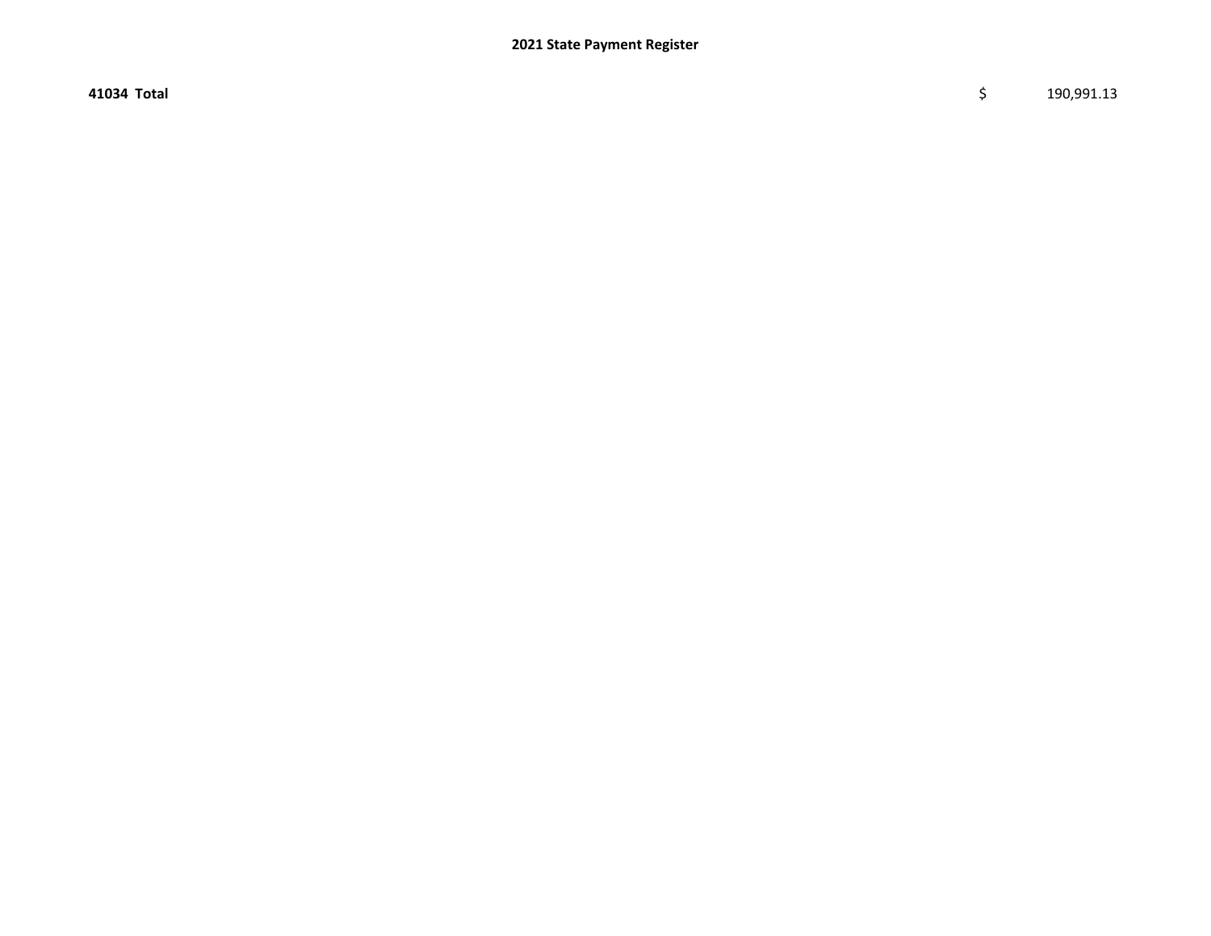**41034 Total** $ 190,991.13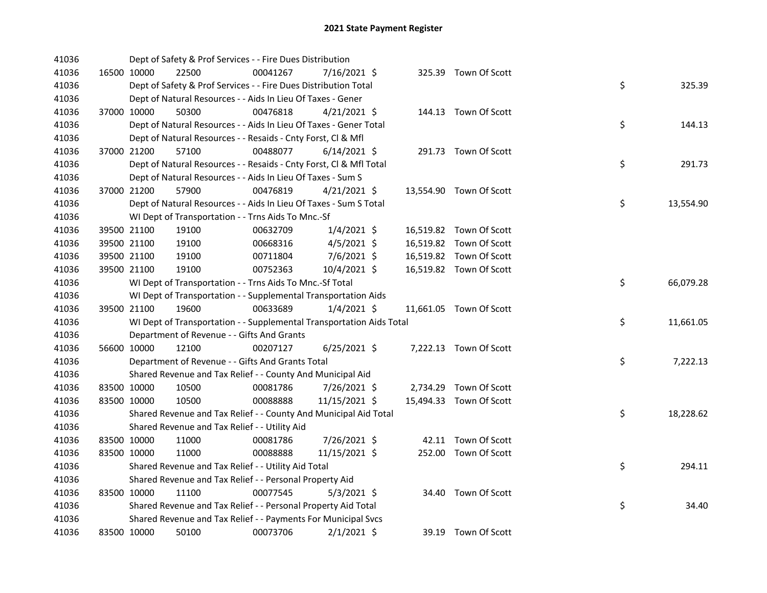# 2021 State Payment Register

| | | | | | | | | | |
|---|---|---|---|---|---|---|---|---|---|
| 41036 | | | Dept of Safety & Prof Services - - Fire Dues Distribution | | | | | | |
| 41036 | 16500 | 10000 | 22500 | 00041267 | 7/16/2021 | $ 325.39 | Town Of Scott | | |
| 41036 | | | Dept of Safety & Prof Services - - Fire Dues Distribution Total | | | | | $ | 325.39 |
| 41036 | | | Dept of Natural Resources - - Aids In Lieu Of Taxes - Gener | | | | | | |
| 41036 | 37000 | 10000 | 50300 | 00476818 | 4/21/2021 | $ 144.13 | Town Of Scott | | |
| 41036 | | | Dept of Natural Resources - - Aids In Lieu Of Taxes - Gener Total | | | | | $ | 144.13 |
| 41036 | | | Dept of Natural Resources - - Resaids - Cnty Forst, Cl & Mfl | | | | | | |
| 41036 | 37000 | 21200 | 57100 | 00488077 | 6/14/2021 | $ 291.73 | Town Of Scott | | |
| 41036 | | | Dept of Natural Resources - - Resaids - Cnty Forst, Cl & Mfl Total | | | | | $ | 291.73 |
| 41036 | | | Dept of Natural Resources - - Aids In Lieu Of Taxes - Sum S | | | | | | |
| 41036 | 37000 | 21200 | 57900 | 00476819 | 4/21/2021 | $ 13,554.90 | Town Of Scott | | |
| 41036 | | | Dept of Natural Resources - - Aids In Lieu Of Taxes - Sum S Total | | | | | $ | 13,554.90 |
| 41036 | | | WI Dept of Transportation - - Trns Aids To Mnc.-Sf | | | | | | |
| 41036 | 39500 | 21100 | 19100 | 00632709 | 1/4/2021 | $ 16,519.82 | Town Of Scott | | |
| 41036 | 39500 | 21100 | 19100 | 00668316 | 4/5/2021 | $ 16,519.82 | Town Of Scott | | |
| 41036 | 39500 | 21100 | 19100 | 00711804 | 7/6/2021 | $ 16,519.82 | Town Of Scott | | |
| 41036 | 39500 | 21100 | 19100 | 00752363 | 10/4/2021 | $ 16,519.82 | Town Of Scott | | |
| 41036 | | | WI Dept of Transportation - - Trns Aids To Mnc.-Sf Total | | | | | $ | 66,079.28 |
| 41036 | | | WI Dept of Transportation - - Supplemental Transportation Aids | | | | | | |
| 41036 | 39500 | 21100 | 19600 | 00633689 | 1/4/2021 | $ 11,661.05 | Town Of Scott | | |
| 41036 | | | WI Dept of Transportation - - Supplemental Transportation Aids Total | | | | | $ | 11,661.05 |
| 41036 | | | Department of Revenue - - Gifts And Grants | | | | | | |
| 41036 | 56600 | 10000 | 12100 | 00207127 | 6/25/2021 | $ 7,222.13 | Town Of Scott | | |
| 41036 | | | Department of Revenue - - Gifts And Grants Total | | | | | $ | 7,222.13 |
| 41036 | | | Shared Revenue and Tax Relief - - County And Municipal Aid | | | | | | |
| 41036 | 83500 | 10000 | 10500 | 00081786 | 7/26/2021 | $ 2,734.29 | Town Of Scott | | |
| 41036 | 83500 | 10000 | 10500 | 00088888 | 11/15/2021 | $ 15,494.33 | Town Of Scott | | |
| 41036 | | | Shared Revenue and Tax Relief - - County And Municipal Aid Total | | | | | $ | 18,228.62 |
| 41036 | | | Shared Revenue and Tax Relief - - Utility Aid | | | | | | |
| 41036 | 83500 | 10000 | 11000 | 00081786 | 7/26/2021 | $ 42.11 | Town Of Scott | | |
| 41036 | 83500 | 10000 | 11000 | 00088888 | 11/15/2021 | $ 252.00 | Town Of Scott | | |
| 41036 | | | Shared Revenue and Tax Relief - - Utility Aid Total | | | | | $ | 294.11 |
| 41036 | | | Shared Revenue and Tax Relief - - Personal Property Aid | | | | | | |
| 41036 | 83500 | 10000 | 11100 | 00077545 | 5/3/2021 | $ 34.40 | Town Of Scott | | |
| 41036 | | | Shared Revenue and Tax Relief - - Personal Property Aid Total | | | | | $ | 34.40 |
| 41036 | | | Shared Revenue and Tax Relief - - Payments For Municipal Svcs | | | | | | |
| 41036 | 83500 | 10000 | 50100 | 00073706 | 2/1/2021 | $ 39.19 | Town Of Scott | | |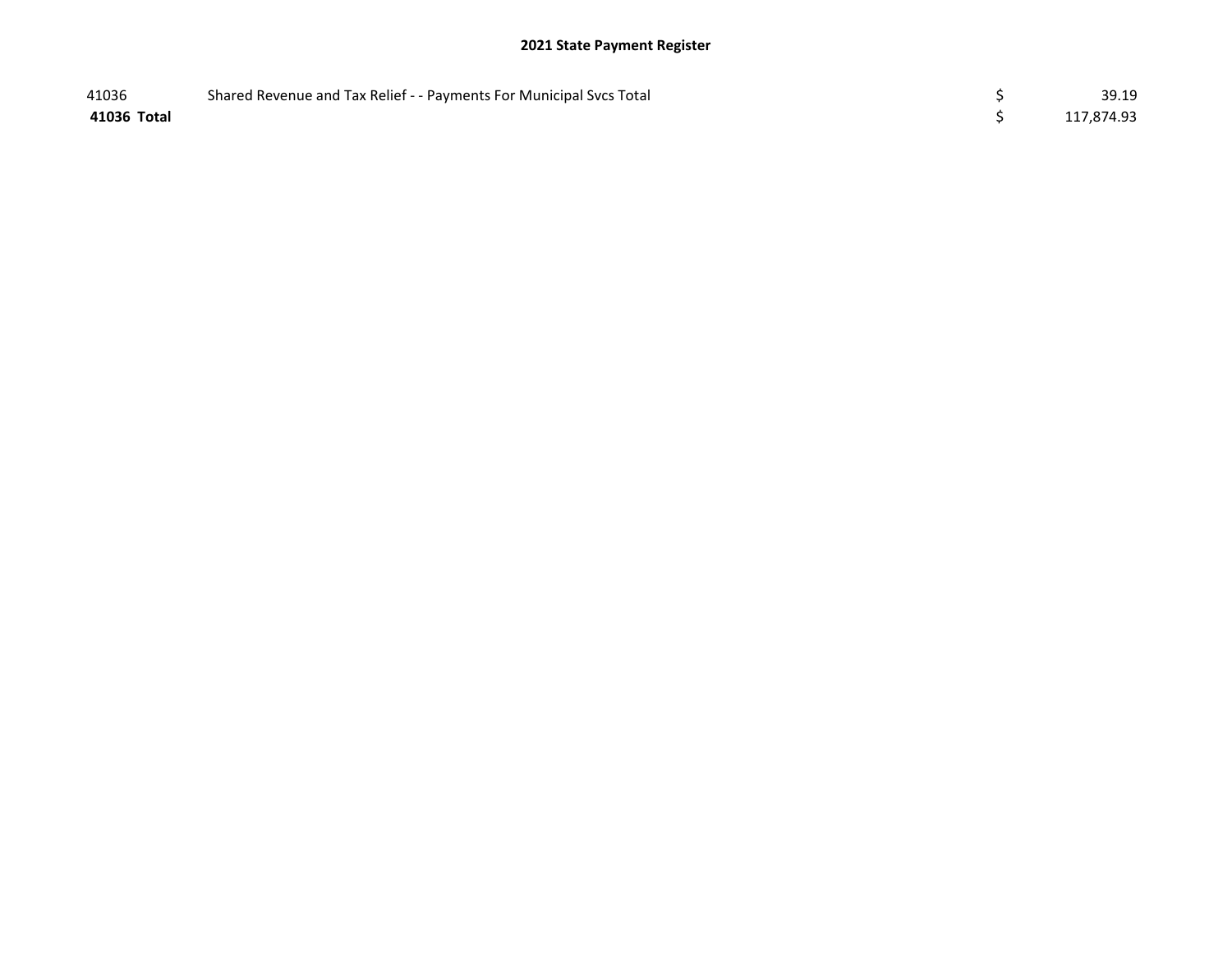| | | | |
|---|---|---|---|
| 41036 | Shared Revenue and Tax Relief - - Payments For Municipal Svcs Total | $ | 39.19 |
| **41036 Total** | | $ | 117,874.93 |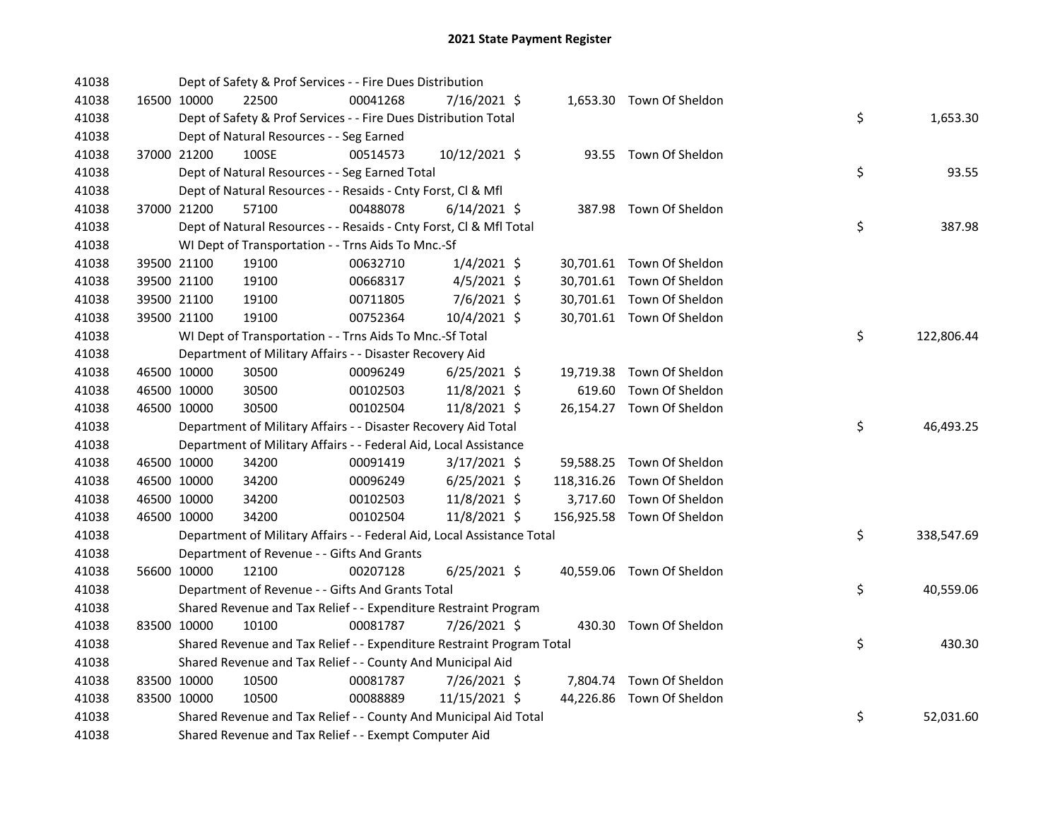# 2021 State Payment Register

| | | | | | | | | | |
|---|---|---|---|---|---|---|---|---|---|
| 41038 | | | Dept of Safety & Prof Services - - Fire Dues Distribution | | | | | | |
| 41038 | 16500 | 10000 | 22500 | 00041268 | 7/16/2021 | $ 1,653.30 | Town Of Sheldon | | |
| 41038 | | | Dept of Safety & Prof Services - - Fire Dues Distribution Total | | | | | $ | 1,653.30 |
| 41038 | | | Dept of Natural Resources - - Seg Earned | | | | | | |
| 41038 | 37000 | 21200 | 100SE | 00514573 | 10/12/2021 | $ 93.55 | Town Of Sheldon | | |
| 41038 | | | Dept of Natural Resources - - Seg Earned Total | | | | | $ | 93.55 |
| 41038 | | | Dept of Natural Resources - - Resaids - Cnty Forst, Cl & Mfl | | | | | | |
| 41038 | 37000 | 21200 | 57100 | 00488078 | 6/14/2021 | $ 387.98 | Town Of Sheldon | | |
| 41038 | | | Dept of Natural Resources - - Resaids - Cnty Forst, Cl & Mfl Total | | | | | $ | 387.98 |
| 41038 | | | WI Dept of Transportation - - Trns Aids To Mnc.-Sf | | | | | | |
| 41038 | 39500 | 21100 | 19100 | 00632710 | 1/4/2021 | $ 30,701.61 | Town Of Sheldon | | |
| 41038 | 39500 | 21100 | 19100 | 00668317 | 4/5/2021 | $ 30,701.61 | Town Of Sheldon | | |
| 41038 | 39500 | 21100 | 19100 | 00711805 | 7/6/2021 | $ 30,701.61 | Town Of Sheldon | | |
| 41038 | 39500 | 21100 | 19100 | 00752364 | 10/4/2021 | $ 30,701.61 | Town Of Sheldon | | |
| 41038 | | | WI Dept of Transportation - - Trns Aids To Mnc.-Sf Total | | | | | $ | 122,806.44 |
| 41038 | | | Department of Military Affairs - - Disaster Recovery Aid | | | | | | |
| 41038 | 46500 | 10000 | 30500 | 00096249 | 6/25/2021 | $ 19,719.38 | Town Of Sheldon | | |
| 41038 | 46500 | 10000 | 30500 | 00102503 | 11/8/2021 | $ 619.60 | Town Of Sheldon | | |
| 41038 | 46500 | 10000 | 30500 | 00102504 | 11/8/2021 | $ 26,154.27 | Town Of Sheldon | | |
| 41038 | | | Department of Military Affairs - - Disaster Recovery Aid Total | | | | | $ | 46,493.25 |
| 41038 | | | Department of Military Affairs - - Federal Aid, Local Assistance | | | | | | |
| 41038 | 46500 | 10000 | 34200 | 00091419 | 3/17/2021 | $ 59,588.25 | Town Of Sheldon | | |
| 41038 | 46500 | 10000 | 34200 | 00096249 | 6/25/2021 | $ 118,316.26 | Town Of Sheldon | | |
| 41038 | 46500 | 10000 | 34200 | 00102503 | 11/8/2021 | $ 3,717.60 | Town Of Sheldon | | |
| 41038 | 46500 | 10000 | 34200 | 00102504 | 11/8/2021 | $ 156,925.58 | Town Of Sheldon | | |
| 41038 | | | Department of Military Affairs - - Federal Aid, Local Assistance Total | | | | | $ | 338,547.69 |
| 41038 | | | Department of Revenue - - Gifts And Grants | | | | | | |
| 41038 | 56600 | 10000 | 12100 | 00207128 | 6/25/2021 | $ 40,559.06 | Town Of Sheldon | | |
| 41038 | | | Department of Revenue - - Gifts And Grants Total | | | | | $ | 40,559.06 |
| 41038 | | | Shared Revenue and Tax Relief - - Expenditure Restraint Program | | | | | | |
| 41038 | 83500 | 10000 | 10100 | 00081787 | 7/26/2021 | $ 430.30 | Town Of Sheldon | | |
| 41038 | | | Shared Revenue and Tax Relief - - Expenditure Restraint Program Total | | | | | $ | 430.30 |
| 41038 | | | Shared Revenue and Tax Relief - - County And Municipal Aid | | | | | | |
| 41038 | 83500 | 10000 | 10500 | 00081787 | 7/26/2021 | $ 7,804.74 | Town Of Sheldon | | |
| 41038 | 83500 | 10000 | 10500 | 00088889 | 11/15/2021 | $ 44,226.86 | Town Of Sheldon | | |
| 41038 | | | Shared Revenue and Tax Relief - - County And Municipal Aid Total | | | | | $ | 52,031.60 |
| 41038 | | | Shared Revenue and Tax Relief - - Exempt Computer Aid | | | | | | |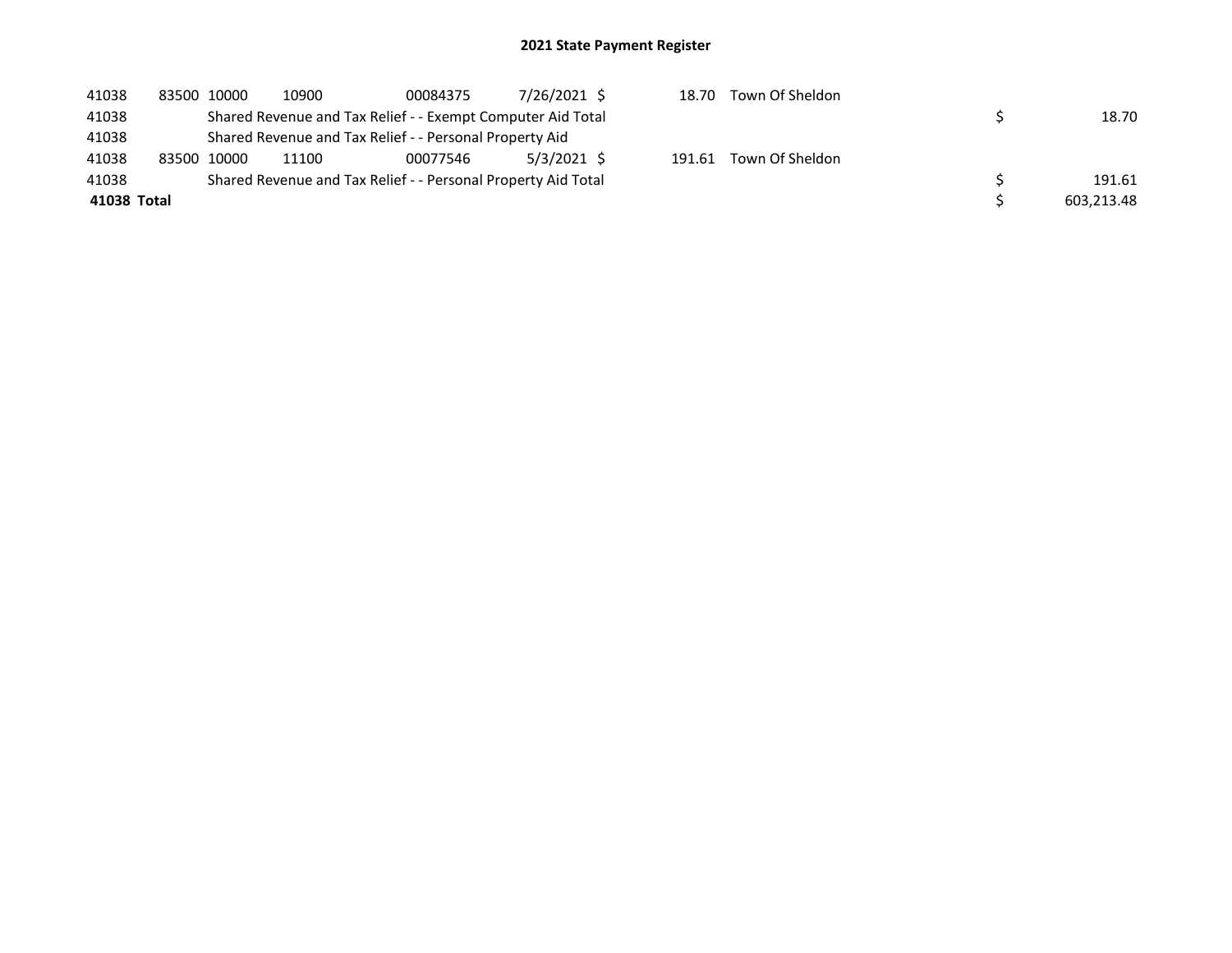## 2021 State Payment Register

| | | | | | | | | | |
|---|---|---|---|---|---|---|---|---|---|
| 41038 | 83500 | 10000 | 10900 | 00084375 | 7/26/2021 | $ 18.70 | Town Of Sheldon | | |
| 41038 | | Shared Revenue and Tax Relief - - Exempt Computer Aid Total | | | | | | $ | 18.70 |
| 41038 | | Shared Revenue and Tax Relief - - Personal Property Aid | | | | | | | |
| 41038 | 83500 | 10000 | 11100 | 00077546 | 5/3/2021 | $ 191.61 | Town Of Sheldon | | |
| 41038 | | Shared Revenue and Tax Relief - - Personal Property Aid Total | | | | | | $ | 191.61 |
| **41038 Total** | | | | | | | | $ | 603,213.48 |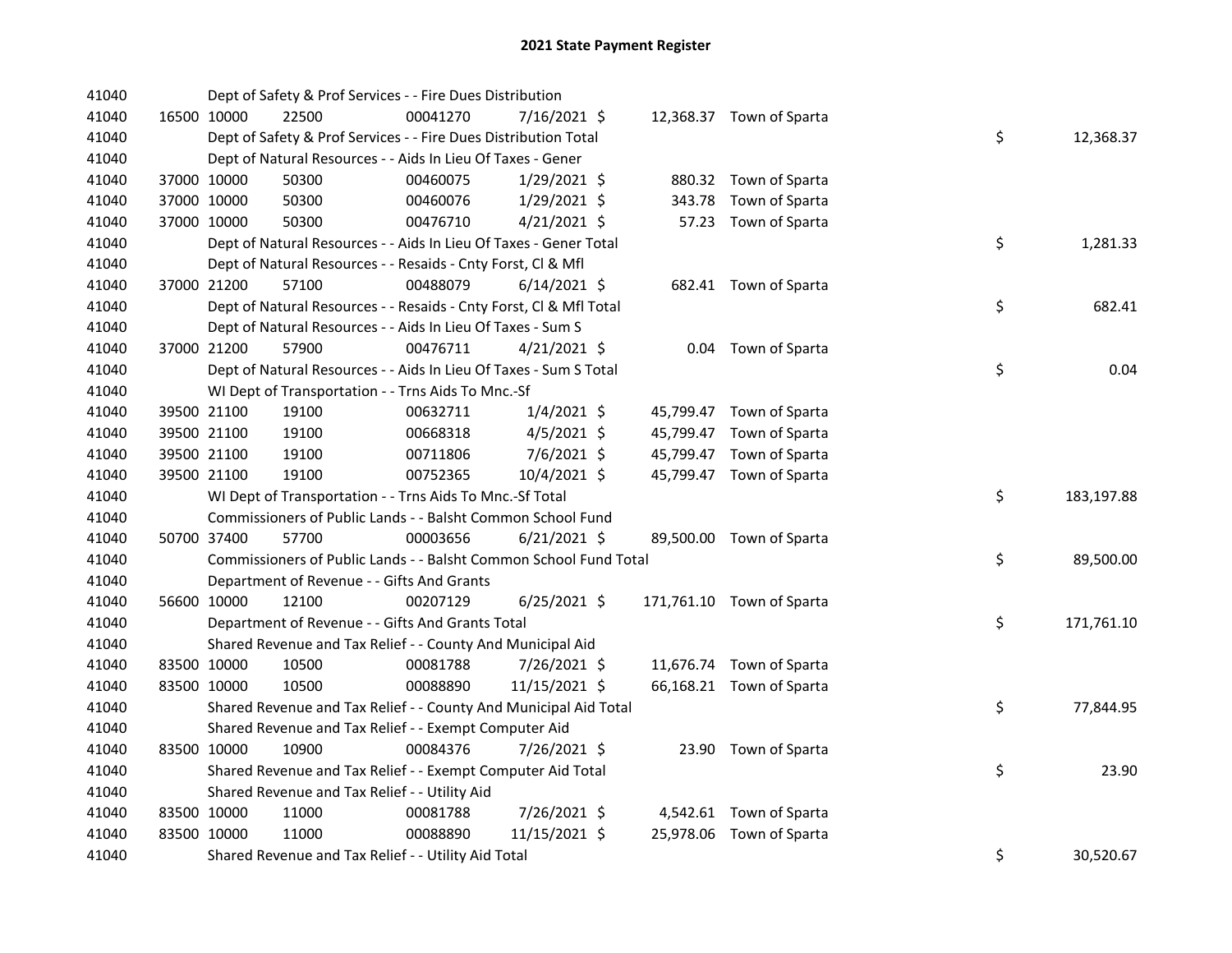# 2021 State Payment Register

| | | | | | | | | | |
|---|---|---|---|---|---|---|---|---|---|
| 41040 | | Dept of Safety & Prof Services - - Fire Dues Distribution | | | | | | | |
| 41040 | 16500 | 10000 | 22500 | 00041270 | 7/16/2021 | $ 12,368.37 | Town of Sparta | | |
| 41040 | | Dept of Safety & Prof Services - - Fire Dues Distribution Total | | | | | | $ | 12,368.37 |
| 41040 | | Dept of Natural Resources - - Aids In Lieu Of Taxes - Gener | | | | | | | |
| 41040 | 37000 | 10000 | 50300 | 00460075 | 1/29/2021 | $ 880.32 | Town of Sparta | | |
| 41040 | 37000 | 10000 | 50300 | 00460076 | 1/29/2021 | $ 343.78 | Town of Sparta | | |
| 41040 | 37000 | 10000 | 50300 | 00476710 | 4/21/2021 | $ 57.23 | Town of Sparta | | |
| 41040 | | Dept of Natural Resources - - Aids In Lieu Of Taxes - Gener Total | | | | | | $ | 1,281.33 |
| 41040 | | Dept of Natural Resources - - Resaids - Cnty Forst, Cl & Mfl | | | | | | | |
| 41040 | 37000 | 21200 | 57100 | 00488079 | 6/14/2021 | $ 682.41 | Town of Sparta | | |
| 41040 | | Dept of Natural Resources - - Resaids - Cnty Forst, Cl & Mfl Total | | | | | | $ | 682.41 |
| 41040 | | Dept of Natural Resources - - Aids In Lieu Of Taxes - Sum S | | | | | | | |
| 41040 | 37000 | 21200 | 57900 | 00476711 | 4/21/2021 | $ 0.04 | Town of Sparta | | |
| 41040 | | Dept of Natural Resources - - Aids In Lieu Of Taxes - Sum S Total | | | | | | $ | 0.04 |
| 41040 | | WI Dept of Transportation - - Trns Aids To Mnc.-Sf | | | | | | | |
| 41040 | 39500 | 21100 | 19100 | 00632711 | 1/4/2021 | $ 45,799.47 | Town of Sparta | | |
| 41040 | 39500 | 21100 | 19100 | 00668318 | 4/5/2021 | $ 45,799.47 | Town of Sparta | | |
| 41040 | 39500 | 21100 | 19100 | 00711806 | 7/6/2021 | $ 45,799.47 | Town of Sparta | | |
| 41040 | 39500 | 21100 | 19100 | 00752365 | 10/4/2021 | $ 45,799.47 | Town of Sparta | | |
| 41040 | | WI Dept of Transportation - - Trns Aids To Mnc.-Sf Total | | | | | | $ | 183,197.88 |
| 41040 | | Commissioners of Public Lands - - Balsht Common School Fund | | | | | | | |
| 41040 | 50700 | 37400 | 57700 | 00003656 | 6/21/2021 | $ 89,500.00 | Town of Sparta | | |
| 41040 | | Commissioners of Public Lands - - Balsht Common School Fund Total | | | | | | $ | 89,500.00 |
| 41040 | | Department of Revenue - - Gifts And Grants | | | | | | | |
| 41040 | 56600 | 10000 | 12100 | 00207129 | 6/25/2021 | $ 171,761.10 | Town of Sparta | | |
| 41040 | | Department of Revenue - - Gifts And Grants Total | | | | | | $ | 171,761.10 |
| 41040 | | Shared Revenue and Tax Relief - - County And Municipal Aid | | | | | | | |
| 41040 | 83500 | 10000 | 10500 | 00081788 | 7/26/2021 | $ 11,676.74 | Town of Sparta | | |
| 41040 | 83500 | 10000 | 10500 | 00088890 | 11/15/2021 | $ 66,168.21 | Town of Sparta | | |
| 41040 | | Shared Revenue and Tax Relief - - County And Municipal Aid Total | | | | | | $ | 77,844.95 |
| 41040 | | Shared Revenue and Tax Relief - - Exempt Computer Aid | | | | | | | |
| 41040 | 83500 | 10000 | 10900 | 00084376 | 7/26/2021 | $ 23.90 | Town of Sparta | | |
| 41040 | | Shared Revenue and Tax Relief - - Exempt Computer Aid Total | | | | | | $ | 23.90 |
| 41040 | | Shared Revenue and Tax Relief - - Utility Aid | | | | | | | |
| 41040 | 83500 | 10000 | 11000 | 00081788 | 7/26/2021 | $ 4,542.61 | Town of Sparta | | |
| 41040 | 83500 | 10000 | 11000 | 00088890 | 11/15/2021 | $ 25,978.06 | Town of Sparta | | |
| 41040 | | Shared Revenue and Tax Relief - - Utility Aid Total | | | | | | $ | 30,520.67 |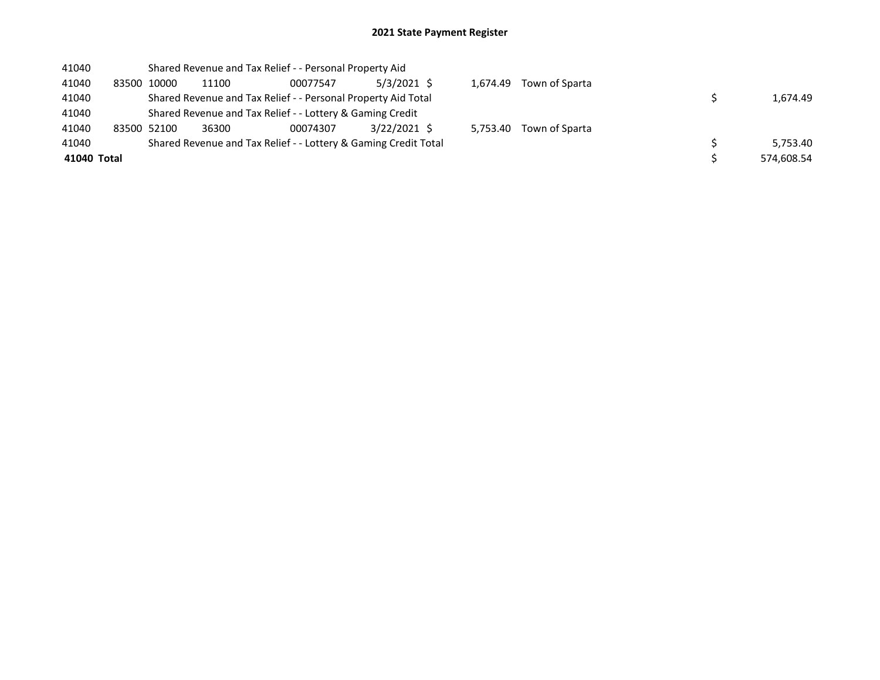## 2021 State Payment Register

| | | | | | | | | | |
|---|---|---|---|---|---|---|---|---|---|
| 41040 | | Shared Revenue and Tax Relief - - Personal Property Aid | | | | | | | |
| 41040 | 83500 | 10000 | 11100 | 00077547 | 5/3/2021 | $ 1,674.49 | Town of Sparta | | |
| 41040 | | Shared Revenue and Tax Relief - - Personal Property Aid Total | | | | | | $ | 1,674.49 |
| 41040 | | Shared Revenue and Tax Relief - - Lottery & Gaming Credit | | | | | | | |
| 41040 | 83500 | 52100 | 36300 | 00074307 | 3/22/2021 | $ 5,753.40 | Town of Sparta | | |
| 41040 | | Shared Revenue and Tax Relief - - Lottery & Gaming Credit Total | | | | | | $ | 5,753.40 |
| **41040 Total** | | | | | | | | $ | 574,608.54 |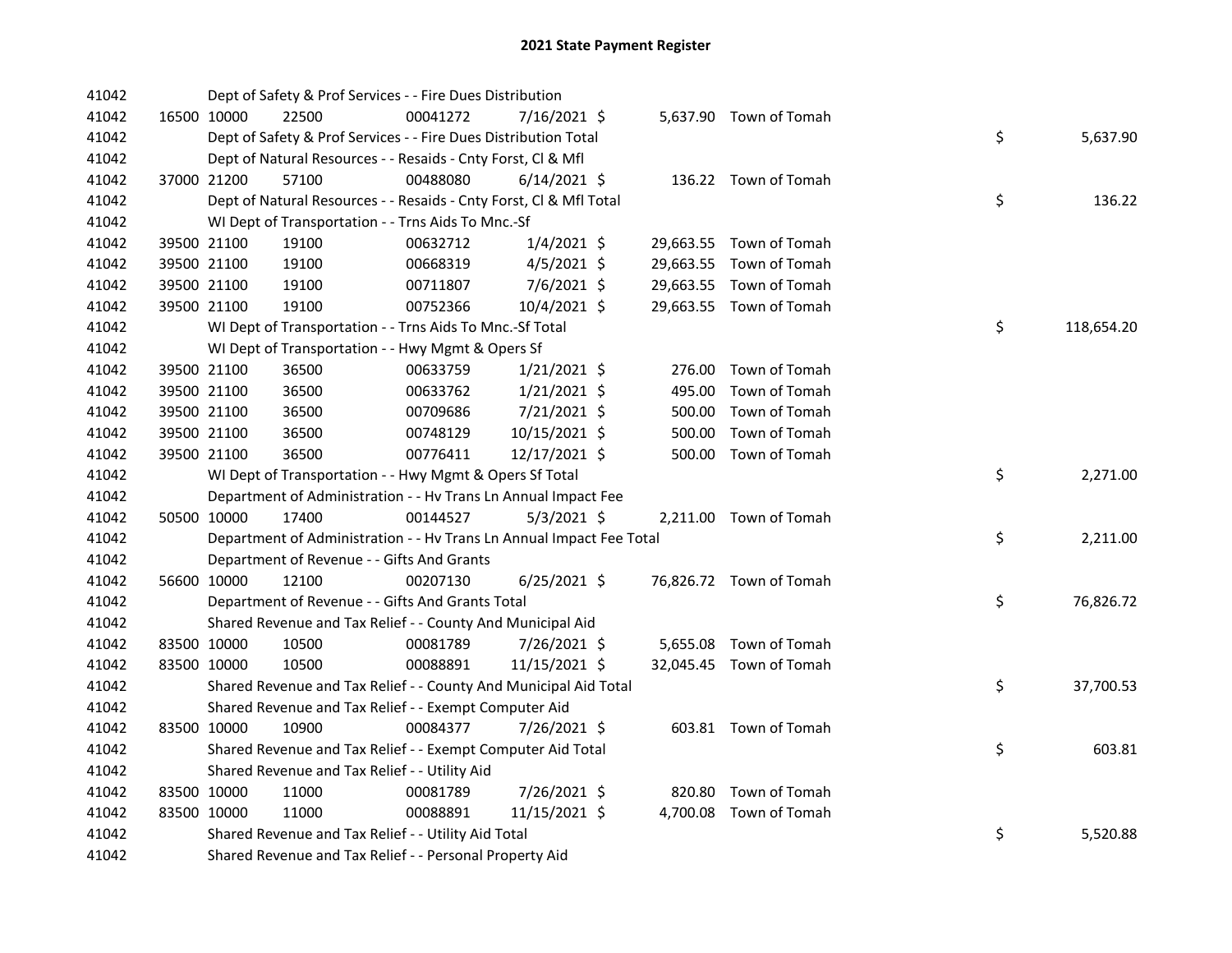# 2021 State Payment Register

| | | | | | | | | | |
|---|---|---|---|---|---|---|---|---|---|
| 41042 | | | Dept of Safety & Prof Services - - Fire Dues Distribution | | | | | | |
| 41042 | 16500 | 10000 | 22500 | 00041272 | 7/16/2021 | $ | 5,637.90 | Town of Tomah | |
| 41042 | | | Dept of Safety & Prof Services - - Fire Dues Distribution Total | | | | | | $ 5,637.90 |
| 41042 | | | Dept of Natural Resources - - Resaids - Cnty Forst, Cl & Mfl | | | | | | |
| 41042 | 37000 | 21200 | 57100 | 00488080 | 6/14/2021 | $ | 136.22 | Town of Tomah | |
| 41042 | | | Dept of Natural Resources - - Resaids - Cnty Forst, Cl & Mfl Total | | | | | | $ 136.22 |
| 41042 | | | WI Dept of Transportation - - Trns Aids To Mnc.-Sf | | | | | | |
| 41042 | 39500 | 21100 | 19100 | 00632712 | 1/4/2021 | $ | 29,663.55 | Town of Tomah | |
| 41042 | 39500 | 21100 | 19100 | 00668319 | 4/5/2021 | $ | 29,663.55 | Town of Tomah | |
| 41042 | 39500 | 21100 | 19100 | 00711807 | 7/6/2021 | $ | 29,663.55 | Town of Tomah | |
| 41042 | 39500 | 21100 | 19100 | 00752366 | 10/4/2021 | $ | 29,663.55 | Town of Tomah | |
| 41042 | | | WI Dept of Transportation - - Trns Aids To Mnc.-Sf Total | | | | | | $ 118,654.20 |
| 41042 | | | WI Dept of Transportation - - Hwy Mgmt & Opers Sf | | | | | | |
| 41042 | 39500 | 21100 | 36500 | 00633759 | 1/21/2021 | $ | 276.00 | Town of Tomah | |
| 41042 | 39500 | 21100 | 36500 | 00633762 | 1/21/2021 | $ | 495.00 | Town of Tomah | |
| 41042 | 39500 | 21100 | 36500 | 00709686 | 7/21/2021 | $ | 500.00 | Town of Tomah | |
| 41042 | 39500 | 21100 | 36500 | 00748129 | 10/15/2021 | $ | 500.00 | Town of Tomah | |
| 41042 | 39500 | 21100 | 36500 | 00776411 | 12/17/2021 | $ | 500.00 | Town of Tomah | |
| 41042 | | | WI Dept of Transportation - - Hwy Mgmt & Opers Sf Total | | | | | | $ 2,271.00 |
| 41042 | | | Department of Administration - - Hv Trans Ln Annual Impact Fee | | | | | | |
| 41042 | 50500 | 10000 | 17400 | 00144527 | 5/3/2021 | $ | 2,211.00 | Town of Tomah | |
| 41042 | | | Department of Administration - - Hv Trans Ln Annual Impact Fee Total | | | | | | $ 2,211.00 |
| 41042 | | | Department of Revenue - - Gifts And Grants | | | | | | |
| 41042 | 56600 | 10000 | 12100 | 00207130 | 6/25/2021 | $ | 76,826.72 | Town of Tomah | |
| 41042 | | | Department of Revenue - - Gifts And Grants Total | | | | | | $ 76,826.72 |
| 41042 | | | Shared Revenue and Tax Relief - - County And Municipal Aid | | | | | | |
| 41042 | 83500 | 10000 | 10500 | 00081789 | 7/26/2021 | $ | 5,655.08 | Town of Tomah | |
| 41042 | 83500 | 10000 | 10500 | 00088891 | 11/15/2021 | $ | 32,045.45 | Town of Tomah | |
| 41042 | | | Shared Revenue and Tax Relief - - County And Municipal Aid Total | | | | | | $ 37,700.53 |
| 41042 | | | Shared Revenue and Tax Relief - - Exempt Computer Aid | | | | | | |
| 41042 | 83500 | 10000 | 10900 | 00084377 | 7/26/2021 | $ | 603.81 | Town of Tomah | |
| 41042 | | | Shared Revenue and Tax Relief - - Exempt Computer Aid Total | | | | | | $ 603.81 |
| 41042 | | | Shared Revenue and Tax Relief - - Utility Aid | | | | | | |
| 41042 | 83500 | 10000 | 11000 | 00081789 | 7/26/2021 | $ | 820.80 | Town of Tomah | |
| 41042 | 83500 | 10000 | 11000 | 00088891 | 11/15/2021 | $ | 4,700.08 | Town of Tomah | |
| 41042 | | | Shared Revenue and Tax Relief - - Utility Aid Total | | | | | | $ 5,520.88 |
| 41042 | | | Shared Revenue and Tax Relief - - Personal Property Aid | | | | | | |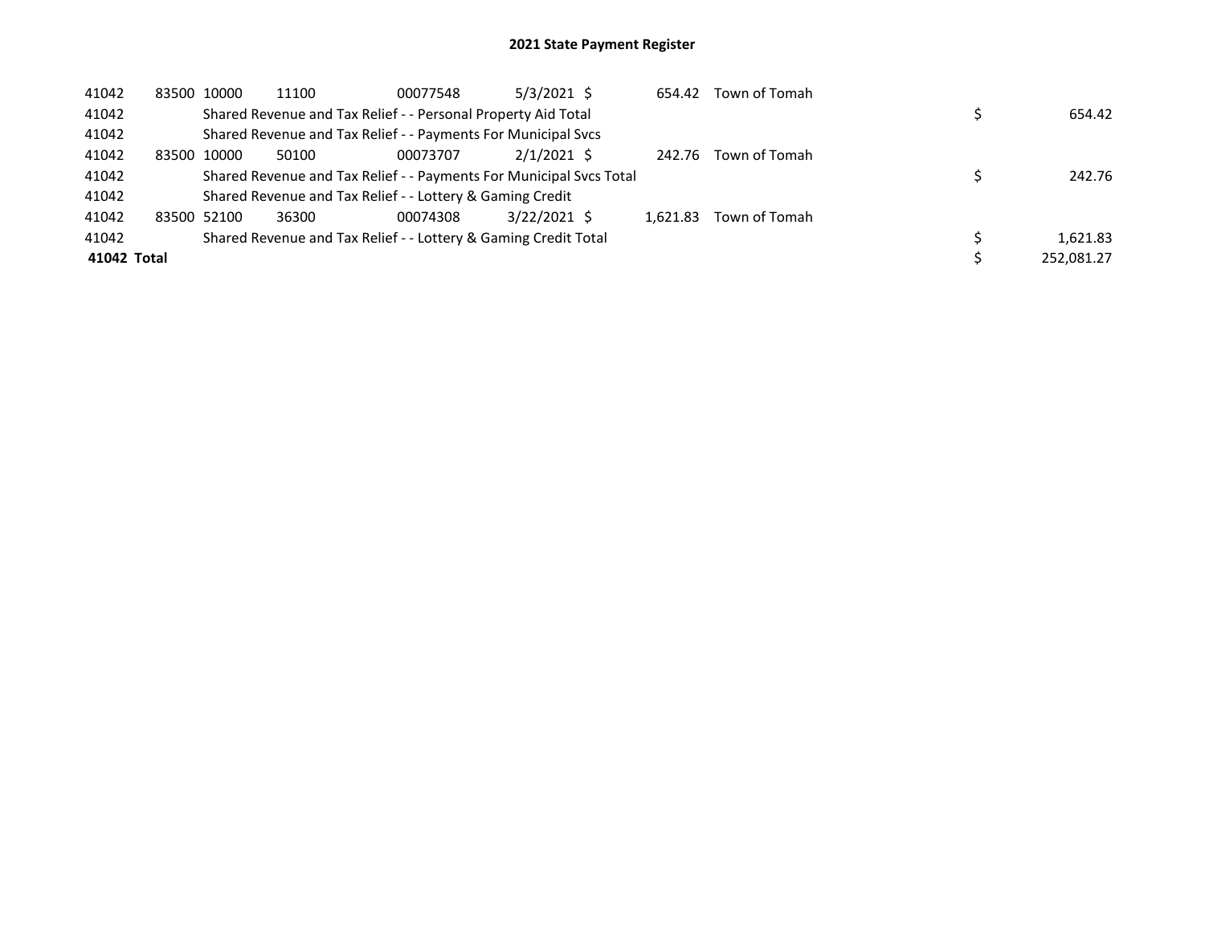# 2021 State Payment Register

| | | | | | | | | | |
|---|---|---|---|---|---|---|---|---|---|
| 41042 | 83500 | 10000 | 11100 | 00077548 | 5/3/2021 | $ 654.42 | Town of Tomah | | |
| 41042 | | Shared Revenue and Tax Relief - - Personal Property Aid Total | | | | | | $ | 654.42 |
| 41042 | | Shared Revenue and Tax Relief - - Payments For Municipal Svcs | | | | | | | |
| 41042 | 83500 | 10000 | 50100 | 00073707 | 2/1/2021 | $ 242.76 | Town of Tomah | | |
| 41042 | | Shared Revenue and Tax Relief - - Payments For Municipal Svcs Total | | | | | | $ | 242.76 |
| 41042 | | Shared Revenue and Tax Relief - - Lottery & Gaming Credit | | | | | | | |
| 41042 | 83500 | 52100 | 36300 | 00074308 | 3/22/2021 | $ 1,621.83 | Town of Tomah | | |
| 41042 | | Shared Revenue and Tax Relief - - Lottery & Gaming Credit Total | | | | | | $ | 1,621.83 |
| **41042 Total** | | | | | | | | $ | 252,081.27 |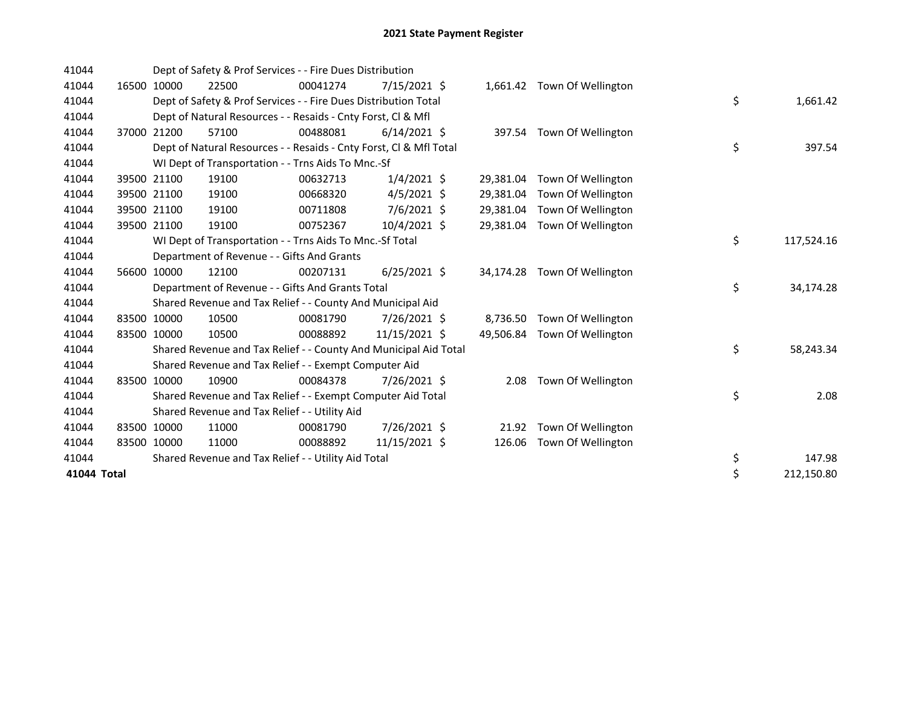# 2021 State Payment Register

| | | | | | | | | | |
|---|---|---|---|---|---|---|---|---|---|
| 41044 | | | Dept of Safety & Prof Services - - Fire Dues Distribution | | | | | | |
| 41044 | 16500 | 10000 | 22500 | 00041274 | 7/15/2021 | $ 1,661.42 | Town Of Wellington | | |
| 41044 | | | Dept of Safety & Prof Services - - Fire Dues Distribution Total | | | | | $ | 1,661.42 |
| 41044 | | | Dept of Natural Resources - - Resaids - Cnty Forst, Cl & Mfl | | | | | | |
| 41044 | 37000 | 21200 | 57100 | 00488081 | 6/14/2021 | $ 397.54 | Town Of Wellington | | |
| 41044 | | | Dept of Natural Resources - - Resaids - Cnty Forst, Cl & Mfl Total | | | | | $ | 397.54 |
| 41044 | | | WI Dept of Transportation - - Trns Aids To Mnc.-Sf | | | | | | |
| 41044 | 39500 | 21100 | 19100 | 00632713 | 1/4/2021 | $ 29,381.04 | Town Of Wellington | | |
| 41044 | 39500 | 21100 | 19100 | 00668320 | 4/5/2021 | $ 29,381.04 | Town Of Wellington | | |
| 41044 | 39500 | 21100 | 19100 | 00711808 | 7/6/2021 | $ 29,381.04 | Town Of Wellington | | |
| 41044 | 39500 | 21100 | 19100 | 00752367 | 10/4/2021 | $ 29,381.04 | Town Of Wellington | | |
| 41044 | | | WI Dept of Transportation - - Trns Aids To Mnc.-Sf Total | | | | | $ | 117,524.16 |
| 41044 | | | Department of Revenue - - Gifts And Grants | | | | | | |
| 41044 | 56600 | 10000 | 12100 | 00207131 | 6/25/2021 | $ 34,174.28 | Town Of Wellington | | |
| 41044 | | | Department of Revenue - - Gifts And Grants Total | | | | | $ | 34,174.28 |
| 41044 | | | Shared Revenue and Tax Relief - - County And Municipal Aid | | | | | | |
| 41044 | 83500 | 10000 | 10500 | 00081790 | 7/26/2021 | $ 8,736.50 | Town Of Wellington | | |
| 41044 | 83500 | 10000 | 10500 | 00088892 | 11/15/2021 | $ 49,506.84 | Town Of Wellington | | |
| 41044 | | | Shared Revenue and Tax Relief - - County And Municipal Aid Total | | | | | $ | 58,243.34 |
| 41044 | | | Shared Revenue and Tax Relief - - Exempt Computer Aid | | | | | | |
| 41044 | 83500 | 10000 | 10900 | 00084378 | 7/26/2021 | $ 2.08 | Town Of Wellington | | |
| 41044 | | | Shared Revenue and Tax Relief - - Exempt Computer Aid Total | | | | | $ | 2.08 |
| 41044 | | | Shared Revenue and Tax Relief - - Utility Aid | | | | | | |
| 41044 | 83500 | 10000 | 11000 | 00081790 | 7/26/2021 | $ 21.92 | Town Of Wellington | | |
| 41044 | 83500 | 10000 | 11000 | 00088892 | 11/15/2021 | $ 126.06 | Town Of Wellington | | |
| 41044 | | | Shared Revenue and Tax Relief - - Utility Aid Total | | | | | $ | 147.98 |
| **41044 Total** | | | | | | | | $ | 212,150.80 |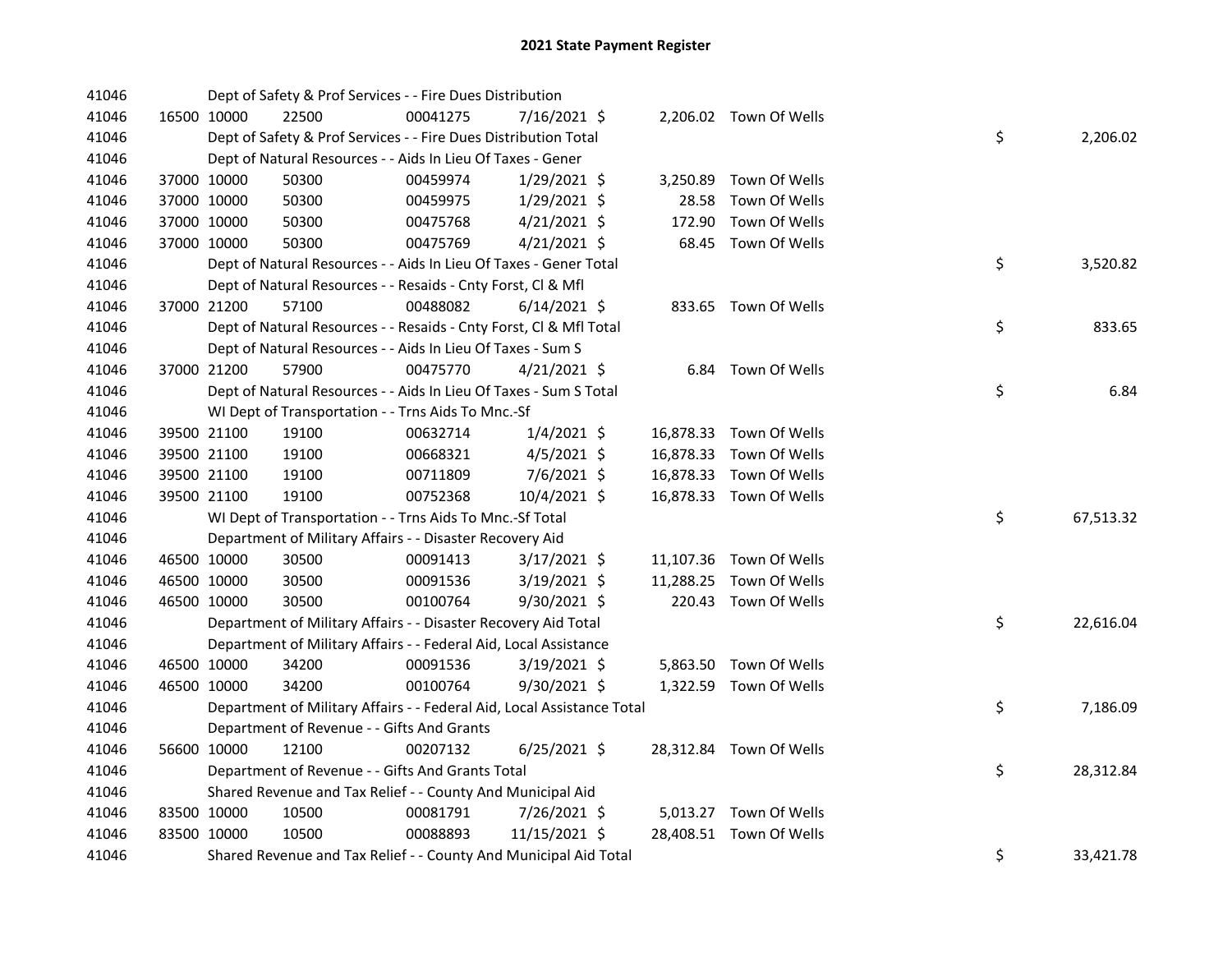# 2021 State Payment Register

| | | | | | | | | | |
|---|---|---|---|---|---|---|---|---|---|
| 41046 | | Dept of Safety & Prof Services - - Fire Dues Distribution | | | | | | | |
| 41046 | 16500 | 10000 | 22500 | 00041275 | 7/16/2021 | $ 2,206.02 | Town Of Wells | | |
| 41046 | | Dept of Safety & Prof Services - - Fire Dues Distribution Total | | | | | | $ | 2,206.02 |
| 41046 | | Dept of Natural Resources - - Aids In Lieu Of Taxes - Gener | | | | | | | |
| 41046 | 37000 | 10000 | 50300 | 00459974 | 1/29/2021 | $ 3,250.89 | Town Of Wells | | |
| 41046 | 37000 | 10000 | 50300 | 00459975 | 1/29/2021 | $ 28.58 | Town Of Wells | | |
| 41046 | 37000 | 10000 | 50300 | 00475768 | 4/21/2021 | $ 172.90 | Town Of Wells | | |
| 41046 | 37000 | 10000 | 50300 | 00475769 | 4/21/2021 | $ 68.45 | Town Of Wells | | |
| 41046 | | Dept of Natural Resources - - Aids In Lieu Of Taxes - Gener Total | | | | | | $ | 3,520.82 |
| 41046 | | Dept of Natural Resources - - Resaids - Cnty Forst, Cl & Mfl | | | | | | | |
| 41046 | 37000 | 21200 | 57100 | 00488082 | 6/14/2021 | $ 833.65 | Town Of Wells | | |
| 41046 | | Dept of Natural Resources - - Resaids - Cnty Forst, Cl & Mfl Total | | | | | | $ | 833.65 |
| 41046 | | Dept of Natural Resources - - Aids In Lieu Of Taxes - Sum S | | | | | | | |
| 41046 | 37000 | 21200 | 57900 | 00475770 | 4/21/2021 | $ 6.84 | Town Of Wells | | |
| 41046 | | Dept of Natural Resources - - Aids In Lieu Of Taxes - Sum S Total | | | | | | $ | 6.84 |
| 41046 | | WI Dept of Transportation - - Trns Aids To Mnc.-Sf | | | | | | | |
| 41046 | 39500 | 21100 | 19100 | 00632714 | 1/4/2021 | $ 16,878.33 | Town Of Wells | | |
| 41046 | 39500 | 21100 | 19100 | 00668321 | 4/5/2021 | $ 16,878.33 | Town Of Wells | | |
| 41046 | 39500 | 21100 | 19100 | 00711809 | 7/6/2021 | $ 16,878.33 | Town Of Wells | | |
| 41046 | 39500 | 21100 | 19100 | 00752368 | 10/4/2021 | $ 16,878.33 | Town Of Wells | | |
| 41046 | | WI Dept of Transportation - - Trns Aids To Mnc.-Sf Total | | | | | | $ | 67,513.32 |
| 41046 | | Department of Military Affairs - - Disaster Recovery Aid | | | | | | | |
| 41046 | 46500 | 10000 | 30500 | 00091413 | 3/17/2021 | $ 11,107.36 | Town Of Wells | | |
| 41046 | 46500 | 10000 | 30500 | 00091536 | 3/19/2021 | $ 11,288.25 | Town Of Wells | | |
| 41046 | 46500 | 10000 | 30500 | 00100764 | 9/30/2021 | $ 220.43 | Town Of Wells | | |
| 41046 | | Department of Military Affairs - - Disaster Recovery Aid Total | | | | | | $ | 22,616.04 |
| 41046 | | Department of Military Affairs - - Federal Aid, Local Assistance | | | | | | | |
| 41046 | 46500 | 10000 | 34200 | 00091536 | 3/19/2021 | $ 5,863.50 | Town Of Wells | | |
| 41046 | 46500 | 10000 | 34200 | 00100764 | 9/30/2021 | $ 1,322.59 | Town Of Wells | | |
| 41046 | | Department of Military Affairs - - Federal Aid, Local Assistance Total | | | | | | $ | 7,186.09 |
| 41046 | | Department of Revenue - - Gifts And Grants | | | | | | | |
| 41046 | 56600 | 10000 | 12100 | 00207132 | 6/25/2021 | $ 28,312.84 | Town Of Wells | | |
| 41046 | | Department of Revenue - - Gifts And Grants Total | | | | | | $ | 28,312.84 |
| 41046 | | Shared Revenue and Tax Relief - - County And Municipal Aid | | | | | | | |
| 41046 | 83500 | 10000 | 10500 | 00081791 | 7/26/2021 | $ 5,013.27 | Town Of Wells | | |
| 41046 | 83500 | 10000 | 10500 | 00088893 | 11/15/2021 | $ 28,408.51 | Town Of Wells | | |
| 41046 | | Shared Revenue and Tax Relief - - County And Municipal Aid Total | | | | | | $ | 33,421.78 |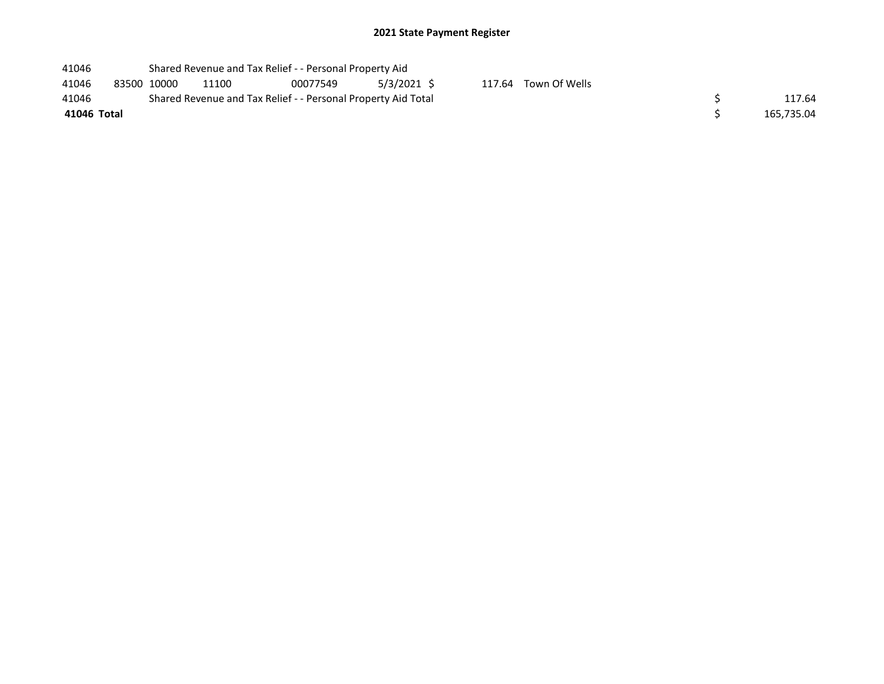## 2021 State Payment Register

| | | | | | | | | | |
|---|---|---|---|---|---|---|---|---|---|
| 41046 | | Shared Revenue and Tax Relief - - Personal Property Aid | | | | | | | |
| 41046 | 83500 | 10000 | 11100 | 00077549 | 5/3/2021 | $ 117.64 | Town Of Wells | | |
| 41046 | | Shared Revenue and Tax Relief - - Personal Property Aid Total | | | | | | $ | 117.64 |
| **41046** | **Total** | | | | | | | $ | 165,735.04 |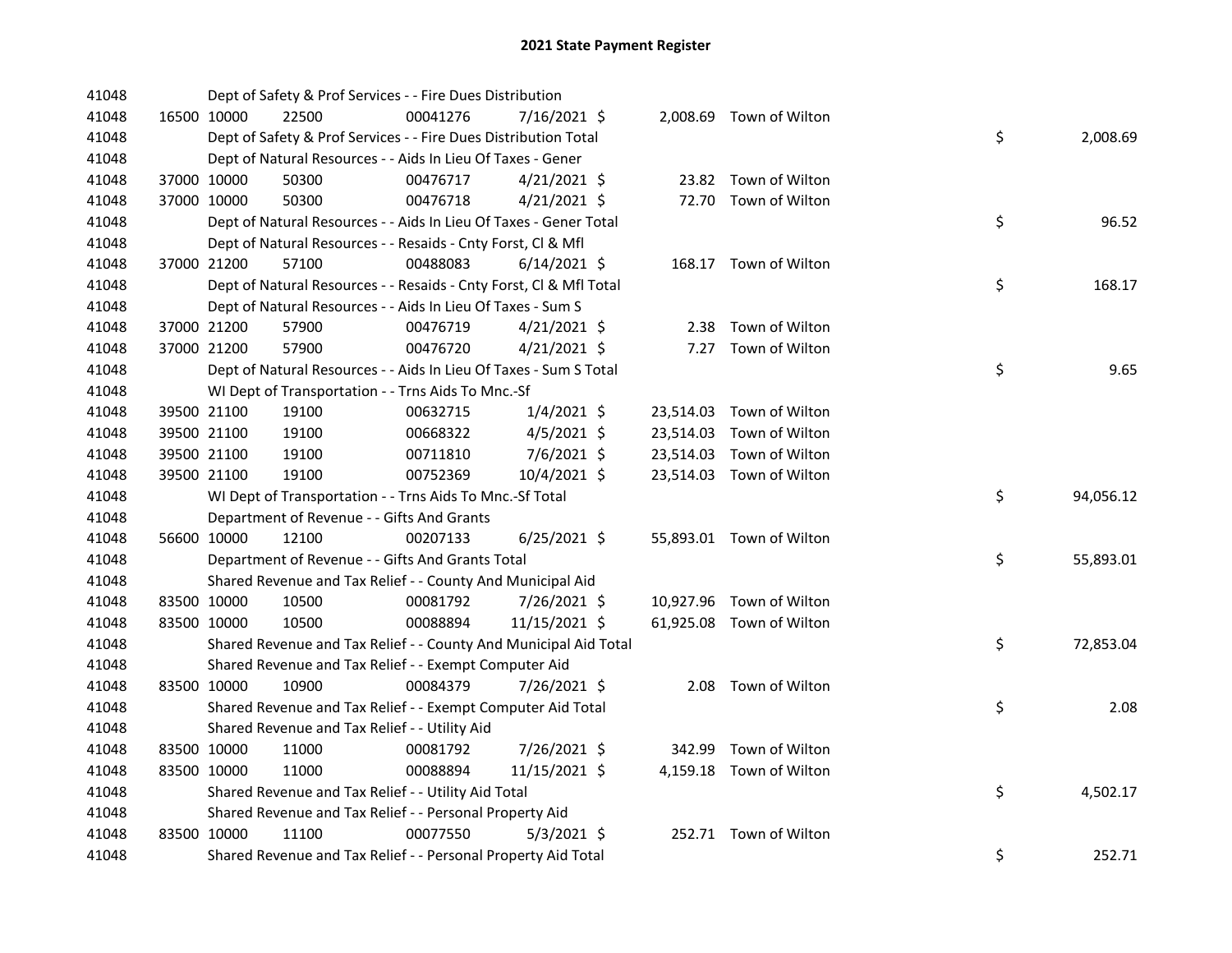# 2021 State Payment Register

| | | | | | | | | | |
|---|---|---|---|---|---|---|---|---|---|
| 41048 | | Dept of Safety & Prof Services - - Fire Dues Distribution | | | | | | | |
| 41048 | 16500 | 10000 | 22500 | 00041276 | 7/16/2021 | $ 2,008.69 | Town of Wilton | | |
| 41048 | | Dept of Safety & Prof Services - - Fire Dues Distribution Total | | | | | | $ | 2,008.69 |
| 41048 | | Dept of Natural Resources - - Aids In Lieu Of Taxes - Gener | | | | | | | |
| 41048 | 37000 | 10000 | 50300 | 00476717 | 4/21/2021 | $ 23.82 | Town of Wilton | | |
| 41048 | 37000 | 10000 | 50300 | 00476718 | 4/21/2021 | $ 72.70 | Town of Wilton | | |
| 41048 | | Dept of Natural Resources - - Aids In Lieu Of Taxes - Gener Total | | | | | | $ | 96.52 |
| 41048 | | Dept of Natural Resources - - Resaids - Cnty Forst, Cl & Mfl | | | | | | | |
| 41048 | 37000 | 21200 | 57100 | 00488083 | 6/14/2021 | $ 168.17 | Town of Wilton | | |
| 41048 | | Dept of Natural Resources - - Resaids - Cnty Forst, Cl & Mfl Total | | | | | | $ | 168.17 |
| 41048 | | Dept of Natural Resources - - Aids In Lieu Of Taxes - Sum S | | | | | | | |
| 41048 | 37000 | 21200 | 57900 | 00476719 | 4/21/2021 | $ 2.38 | Town of Wilton | | |
| 41048 | 37000 | 21200 | 57900 | 00476720 | 4/21/2021 | $ 7.27 | Town of Wilton | | |
| 41048 | | Dept of Natural Resources - - Aids In Lieu Of Taxes - Sum S Total | | | | | | $ | 9.65 |
| 41048 | | WI Dept of Transportation - - Trns Aids To Mnc.-Sf | | | | | | | |
| 41048 | 39500 | 21100 | 19100 | 00632715 | 1/4/2021 | $ 23,514.03 | Town of Wilton | | |
| 41048 | 39500 | 21100 | 19100 | 00668322 | 4/5/2021 | $ 23,514.03 | Town of Wilton | | |
| 41048 | 39500 | 21100 | 19100 | 00711810 | 7/6/2021 | $ 23,514.03 | Town of Wilton | | |
| 41048 | 39500 | 21100 | 19100 | 00752369 | 10/4/2021 | $ 23,514.03 | Town of Wilton | | |
| 41048 | | WI Dept of Transportation - - Trns Aids To Mnc.-Sf Total | | | | | | $ | 94,056.12 |
| 41048 | | Department of Revenue - - Gifts And Grants | | | | | | | |
| 41048 | 56600 | 10000 | 12100 | 00207133 | 6/25/2021 | $ 55,893.01 | Town of Wilton | | |
| 41048 | | Department of Revenue - - Gifts And Grants Total | | | | | | $ | 55,893.01 |
| 41048 | | Shared Revenue and Tax Relief - - County And Municipal Aid | | | | | | | |
| 41048 | 83500 | 10000 | 10500 | 00081792 | 7/26/2021 | $ 10,927.96 | Town of Wilton | | |
| 41048 | 83500 | 10000 | 10500 | 00088894 | 11/15/2021 | $ 61,925.08 | Town of Wilton | | |
| 41048 | | Shared Revenue and Tax Relief - - County And Municipal Aid Total | | | | | | $ | 72,853.04 |
| 41048 | | Shared Revenue and Tax Relief - - Exempt Computer Aid | | | | | | | |
| 41048 | 83500 | 10000 | 10900 | 00084379 | 7/26/2021 | $ 2.08 | Town of Wilton | | |
| 41048 | | Shared Revenue and Tax Relief - - Exempt Computer Aid Total | | | | | | $ | 2.08 |
| 41048 | | Shared Revenue and Tax Relief - - Utility Aid | | | | | | | |
| 41048 | 83500 | 10000 | 11000 | 00081792 | 7/26/2021 | $ 342.99 | Town of Wilton | | |
| 41048 | 83500 | 10000 | 11000 | 00088894 | 11/15/2021 | $ 4,159.18 | Town of Wilton | | |
| 41048 | | Shared Revenue and Tax Relief - - Utility Aid Total | | | | | | $ | 4,502.17 |
| 41048 | | Shared Revenue and Tax Relief - - Personal Property Aid | | | | | | | |
| 41048 | 83500 | 10000 | 11100 | 00077550 | 5/3/2021 | $ 252.71 | Town of Wilton | | |
| 41048 | | Shared Revenue and Tax Relief - - Personal Property Aid Total | | | | | | $ | 252.71 |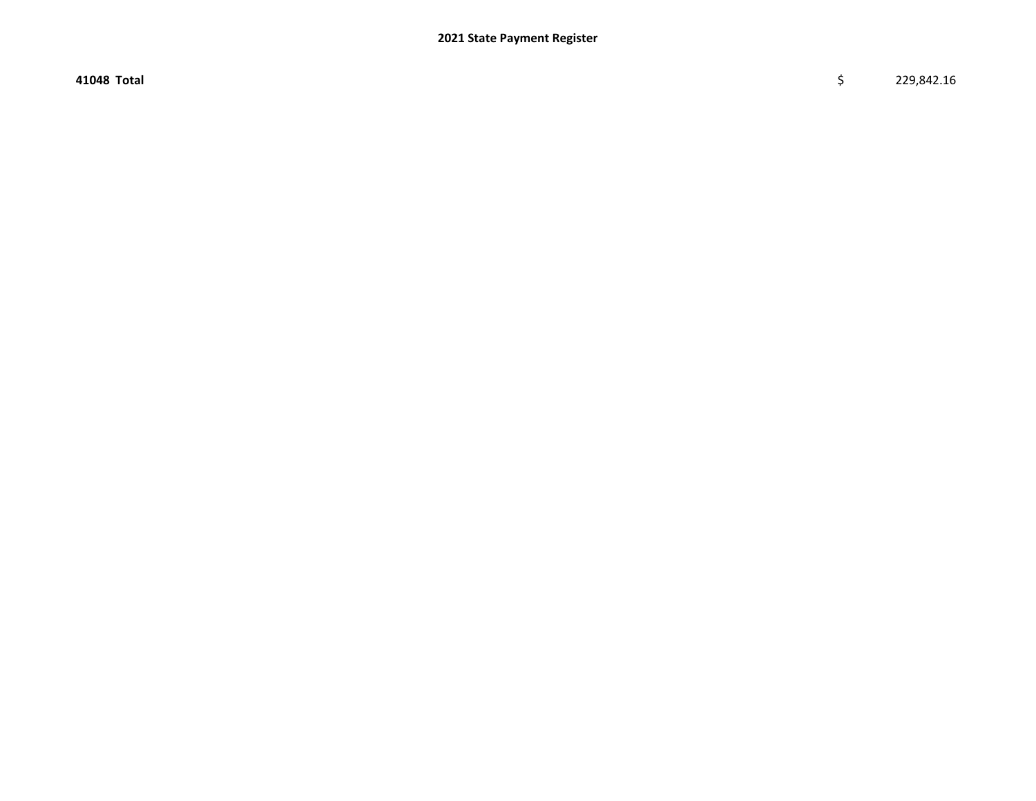| **41048 Total** | $ | 229,842.16 |
|---|---|---|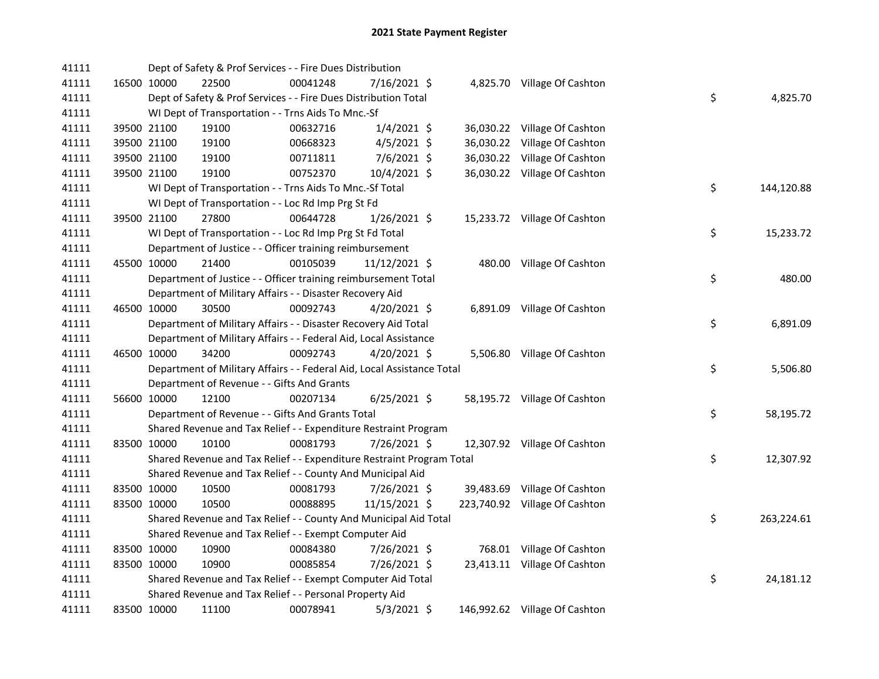# 2021 State Payment Register

| | | | | | | | | |
|---|---|---|---|---|---|---|---|---|
| 41111 | | | Dept of Safety & Prof Services - - Fire Dues Distribution | | | | | |
| 41111 | 16500 | 10000 | 22500 | 00041248 | 7/16/2021 | $ 4,825.70 | Village Of Cashton | |
| 41111 | | | Dept of Safety & Prof Services - - Fire Dues Distribution Total | | | | | $ 4,825.70 |
| 41111 | | | WI Dept of Transportation - - Trns Aids To Mnc.-Sf | | | | | |
| 41111 | 39500 | 21100 | 19100 | 00632716 | 1/4/2021 | $ 36,030.22 | Village Of Cashton | |
| 41111 | 39500 | 21100 | 19100 | 00668323 | 4/5/2021 | $ 36,030.22 | Village Of Cashton | |
| 41111 | 39500 | 21100 | 19100 | 00711811 | 7/6/2021 | $ 36,030.22 | Village Of Cashton | |
| 41111 | 39500 | 21100 | 19100 | 00752370 | 10/4/2021 | $ 36,030.22 | Village Of Cashton | |
| 41111 | | | WI Dept of Transportation - - Trns Aids To Mnc.-Sf Total | | | | | $ 144,120.88 |
| 41111 | | | WI Dept of Transportation - - Loc Rd Imp Prg St Fd | | | | | |
| 41111 | 39500 | 21100 | 27800 | 00644728 | 1/26/2021 | $ 15,233.72 | Village Of Cashton | |
| 41111 | | | WI Dept of Transportation - - Loc Rd Imp Prg St Fd Total | | | | | $ 15,233.72 |
| 41111 | | | Department of Justice - - Officer training reimbursement | | | | | |
| 41111 | 45500 | 10000 | 21400 | 00105039 | 11/12/2021 | $ 480.00 | Village Of Cashton | |
| 41111 | | | Department of Justice - - Officer training reimbursement Total | | | | | $ 480.00 |
| 41111 | | | Department of Military Affairs - - Disaster Recovery Aid | | | | | |
| 41111 | 46500 | 10000 | 30500 | 00092743 | 4/20/2021 | $ 6,891.09 | Village Of Cashton | |
| 41111 | | | Department of Military Affairs - - Disaster Recovery Aid Total | | | | | $ 6,891.09 |
| 41111 | | | Department of Military Affairs - - Federal Aid, Local Assistance | | | | | |
| 41111 | 46500 | 10000 | 34200 | 00092743 | 4/20/2021 | $ 5,506.80 | Village Of Cashton | |
| 41111 | | | Department of Military Affairs - - Federal Aid, Local Assistance Total | | | | | $ 5,506.80 |
| 41111 | | | Department of Revenue - - Gifts And Grants | | | | | |
| 41111 | 56600 | 10000 | 12100 | 00207134 | 6/25/2021 | $ 58,195.72 | Village Of Cashton | |
| 41111 | | | Department of Revenue - - Gifts And Grants Total | | | | | $ 58,195.72 |
| 41111 | | | Shared Revenue and Tax Relief - - Expenditure Restraint Program | | | | | |
| 41111 | 83500 | 10000 | 10100 | 00081793 | 7/26/2021 | $ 12,307.92 | Village Of Cashton | |
| 41111 | | | Shared Revenue and Tax Relief - - Expenditure Restraint Program Total | | | | | $ 12,307.92 |
| 41111 | | | Shared Revenue and Tax Relief - - County And Municipal Aid | | | | | |
| 41111 | 83500 | 10000 | 10500 | 00081793 | 7/26/2021 | $ 39,483.69 | Village Of Cashton | |
| 41111 | 83500 | 10000 | 10500 | 00088895 | 11/15/2021 | $ 223,740.92 | Village Of Cashton | |
| 41111 | | | Shared Revenue and Tax Relief - - County And Municipal Aid Total | | | | | $ 263,224.61 |
| 41111 | | | Shared Revenue and Tax Relief - - Exempt Computer Aid | | | | | |
| 41111 | 83500 | 10000 | 10900 | 00084380 | 7/26/2021 | $ 768.01 | Village Of Cashton | |
| 41111 | 83500 | 10000 | 10900 | 00085854 | 7/26/2021 | $ 23,413.11 | Village Of Cashton | |
| 41111 | | | Shared Revenue and Tax Relief - - Exempt Computer Aid Total | | | | | $ 24,181.12 |
| 41111 | | | Shared Revenue and Tax Relief - - Personal Property Aid | | | | | |
| 41111 | 83500 | 10000 | 11100 | 00078941 | 5/3/2021 | $ 146,992.62 | Village Of Cashton | |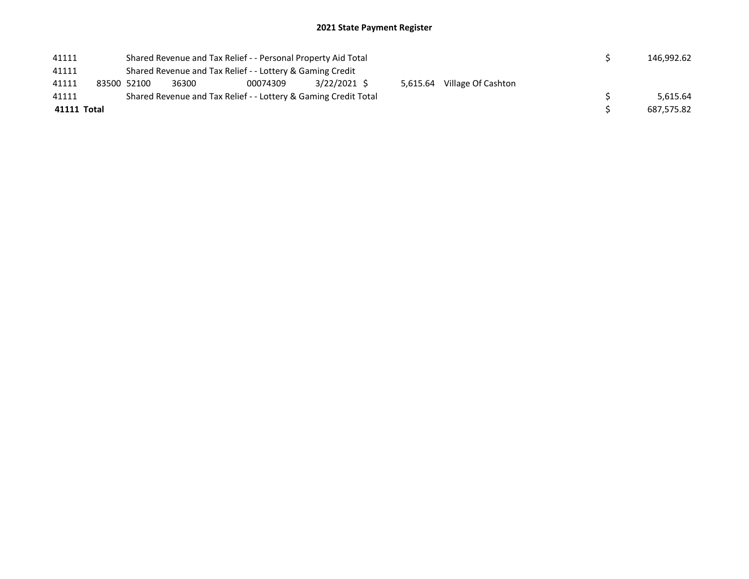# 2021 State Payment Register

| | | | | | | | | | |
|---|---|---|---|---|---|---|---|---|---|
| 41111 | | Shared Revenue and Tax Relief - - Personal Property Aid Total | | | | | | $ | 146,992.62 |
| 41111 | | Shared Revenue and Tax Relief - - Lottery & Gaming Credit | | | | | | | |
| 41111 | 83500 | 52100 | 36300 | 00074309 | 3/22/2021 | $ 5,615.64 | Village Of Cashton | | |
| 41111 | | Shared Revenue and Tax Relief - - Lottery & Gaming Credit Total | | | | | | $ | 5,615.64 |
| **41111 Total** | | | | | | | | $ | 687,575.82 |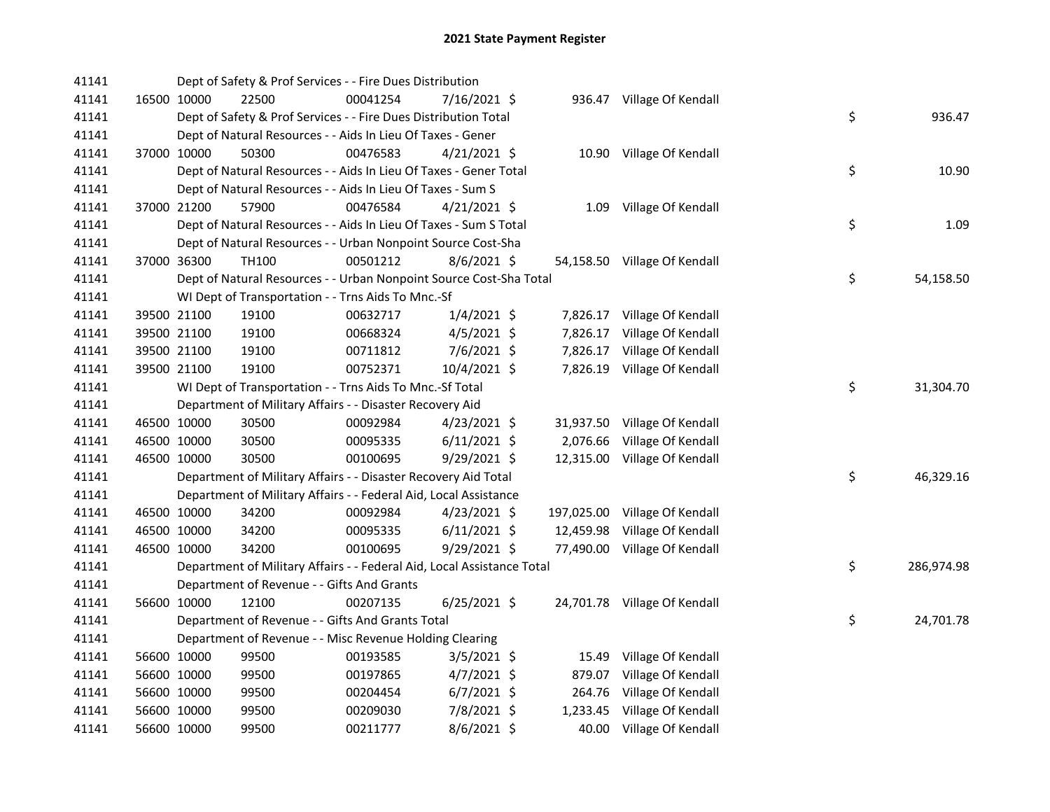# 2021 State Payment Register

| | | | | | | | | | |
|---|---|---|---|---|---|---|---|---|---|
| 41141 | | | Dept of Safety & Prof Services - - Fire Dues Distribution | | | | | | |
| 41141 | 16500 | 10000 | 22500 | 00041254 | 7/16/2021 | $ 936.47 | Village Of Kendall | | |
| 41141 | | | Dept of Safety & Prof Services - - Fire Dues Distribution Total | | | | | $ | 936.47 |
| 41141 | | | Dept of Natural Resources - - Aids In Lieu Of Taxes - Gener | | | | | | |
| 41141 | 37000 | 10000 | 50300 | 00476583 | 4/21/2021 | $ 10.90 | Village Of Kendall | | |
| 41141 | | | Dept of Natural Resources - - Aids In Lieu Of Taxes - Gener Total | | | | | $ | 10.90 |
| 41141 | | | Dept of Natural Resources - - Aids In Lieu Of Taxes - Sum S | | | | | | |
| 41141 | 37000 | 21200 | 57900 | 00476584 | 4/21/2021 | $ 1.09 | Village Of Kendall | | |
| 41141 | | | Dept of Natural Resources - - Aids In Lieu Of Taxes - Sum S Total | | | | | $ | 1.09 |
| 41141 | | | Dept of Natural Resources - - Urban Nonpoint Source Cost-Sha | | | | | | |
| 41141 | 37000 | 36300 | TH100 | 00501212 | 8/6/2021 | $ 54,158.50 | Village Of Kendall | | |
| 41141 | | | Dept of Natural Resources - - Urban Nonpoint Source Cost-Sha Total | | | | | $ | 54,158.50 |
| 41141 | | | WI Dept of Transportation - - Trns Aids To Mnc.-Sf | | | | | | |
| 41141 | 39500 | 21100 | 19100 | 00632717 | 1/4/2021 | $ 7,826.17 | Village Of Kendall | | |
| 41141 | 39500 | 21100 | 19100 | 00668324 | 4/5/2021 | $ 7,826.17 | Village Of Kendall | | |
| 41141 | 39500 | 21100 | 19100 | 00711812 | 7/6/2021 | $ 7,826.17 | Village Of Kendall | | |
| 41141 | 39500 | 21100 | 19100 | 00752371 | 10/4/2021 | $ 7,826.19 | Village Of Kendall | | |
| 41141 | | | WI Dept of Transportation - - Trns Aids To Mnc.-Sf Total | | | | | $ | 31,304.70 |
| 41141 | | | Department of Military Affairs - - Disaster Recovery Aid | | | | | | |
| 41141 | 46500 | 10000 | 30500 | 00092984 | 4/23/2021 | $ 31,937.50 | Village Of Kendall | | |
| 41141 | 46500 | 10000 | 30500 | 00095335 | 6/11/2021 | $ 2,076.66 | Village Of Kendall | | |
| 41141 | 46500 | 10000 | 30500 | 00100695 | 9/29/2021 | $ 12,315.00 | Village Of Kendall | | |
| 41141 | | | Department of Military Affairs - - Disaster Recovery Aid Total | | | | | $ | 46,329.16 |
| 41141 | | | Department of Military Affairs - - Federal Aid, Local Assistance | | | | | | |
| 41141 | 46500 | 10000 | 34200 | 00092984 | 4/23/2021 | $ 197,025.00 | Village Of Kendall | | |
| 41141 | 46500 | 10000 | 34200 | 00095335 | 6/11/2021 | $ 12,459.98 | Village Of Kendall | | |
| 41141 | 46500 | 10000 | 34200 | 00100695 | 9/29/2021 | $ 77,490.00 | Village Of Kendall | | |
| 41141 | | | Department of Military Affairs - - Federal Aid, Local Assistance Total | | | | | $ | 286,974.98 |
| 41141 | | | Department of Revenue - - Gifts And Grants | | | | | | |
| 41141 | 56600 | 10000 | 12100 | 00207135 | 6/25/2021 | $ 24,701.78 | Village Of Kendall | | |
| 41141 | | | Department of Revenue - - Gifts And Grants Total | | | | | $ | 24,701.78 |
| 41141 | | | Department of Revenue - - Misc Revenue Holding Clearing | | | | | | |
| 41141 | 56600 | 10000 | 99500 | 00193585 | 3/5/2021 | $ 15.49 | Village Of Kendall | | |
| 41141 | 56600 | 10000 | 99500 | 00197865 | 4/7/2021 | $ 879.07 | Village Of Kendall | | |
| 41141 | 56600 | 10000 | 99500 | 00204454 | 6/7/2021 | $ 264.76 | Village Of Kendall | | |
| 41141 | 56600 | 10000 | 99500 | 00209030 | 7/8/2021 | $ 1,233.45 | Village Of Kendall | | |
| 41141 | 56600 | 10000 | 99500 | 00211777 | 8/6/2021 | $ 40.00 | Village Of Kendall | | |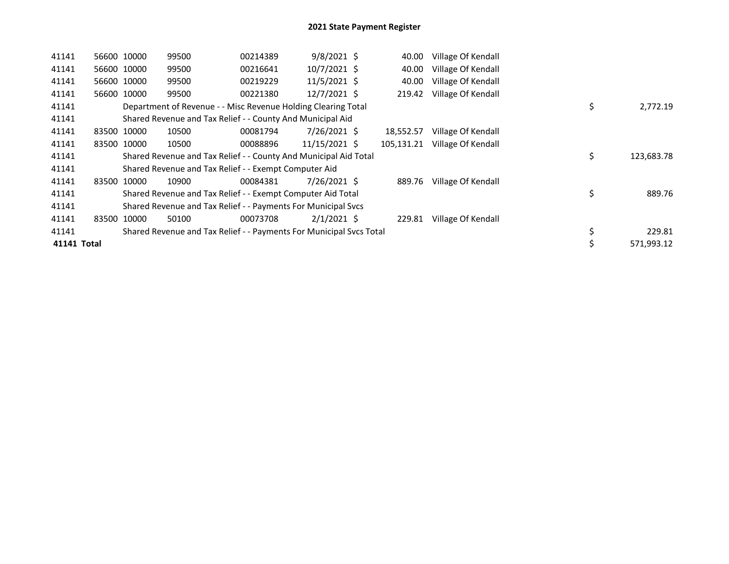# 2021 State Payment Register

| | | | | | | | | | |
|---|---|---|---|---|---|---|---|---|---|
| 41141 | 56600 | 10000 | 99500 | 00214389 | 9/8/2021 | $ 40.00 | Village Of Kendall | | |
| 41141 | 56600 | 10000 | 99500 | 00216641 | 10/7/2021 | $ 40.00 | Village Of Kendall | | |
| 41141 | 56600 | 10000 | 99500 | 00219229 | 11/5/2021 | $ 40.00 | Village Of Kendall | | |
| 41141 | 56600 | 10000 | 99500 | 00221380 | 12/7/2021 | $ 219.42 | Village Of Kendall | | |
| 41141 | | Department of Revenue - - Misc Revenue Holding Clearing Total | | | | | | $ | 2,772.19 |
| 41141 | | Shared Revenue and Tax Relief - - County And Municipal Aid | | | | | | | |
| 41141 | 83500 | 10000 | 10500 | 00081794 | 7/26/2021 | $ 18,552.57 | Village Of Kendall | | |
| 41141 | 83500 | 10000 | 10500 | 00088896 | 11/15/2021 | $ 105,131.21 | Village Of Kendall | | |
| 41141 | | Shared Revenue and Tax Relief - - County And Municipal Aid Total | | | | | | $ | 123,683.78 |
| 41141 | | Shared Revenue and Tax Relief - - Exempt Computer Aid | | | | | | | |
| 41141 | 83500 | 10000 | 10900 | 00084381 | 7/26/2021 | $ 889.76 | Village Of Kendall | | |
| 41141 | | Shared Revenue and Tax Relief - - Exempt Computer Aid Total | | | | | | $ | 889.76 |
| 41141 | | Shared Revenue and Tax Relief - - Payments For Municipal Svcs | | | | | | | |
| 41141 | 83500 | 10000 | 50100 | 00073708 | 2/1/2021 | $ 229.81 | Village Of Kendall | | |
| 41141 | | Shared Revenue and Tax Relief - - Payments For Municipal Svcs Total | | | | | | $ | 229.81 |
| **41141 Total** | | | | | | | | $ | 571,993.12 |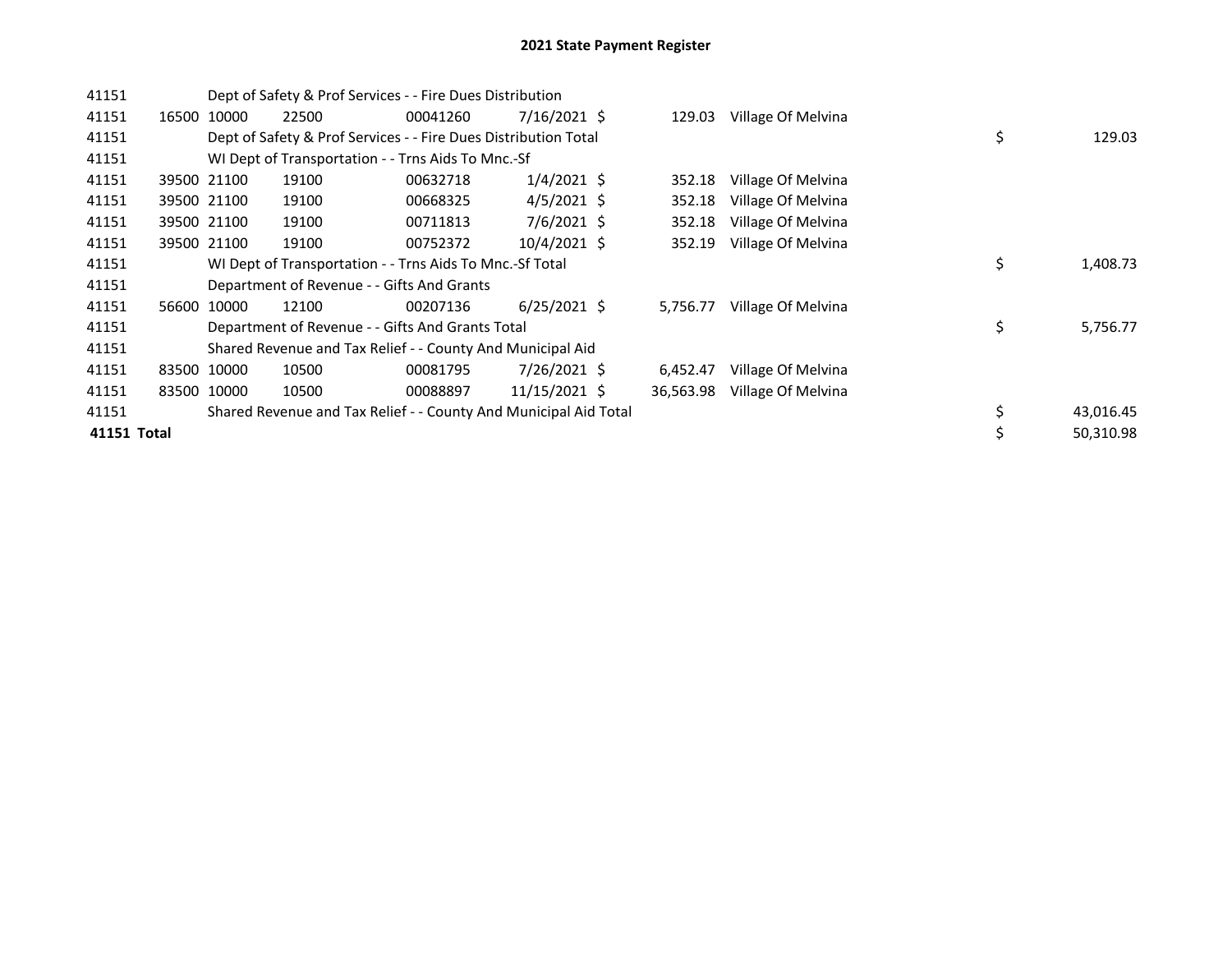# 2021 State Payment Register

| | | | | | | | | | |
|---|---|---|---|---|---|---|---|---|---|
| 41151 | | | Dept of Safety & Prof Services - - Fire Dues Distribution | | | | | | |
| 41151 | 16500 | 10000 | 22500 | 00041260 | 7/16/2021 | $ | 129.03 | Village Of Melvina | |
| 41151 | | | Dept of Safety & Prof Services - - Fire Dues Distribution Total | | | | | | $ 129.03 |
| 41151 | | | WI Dept of Transportation - - Trns Aids To Mnc.-Sf | | | | | | |
| 41151 | 39500 | 21100 | 19100 | 00632718 | 1/4/2021 | $ | 352.18 | Village Of Melvina | |
| 41151 | 39500 | 21100 | 19100 | 00668325 | 4/5/2021 | $ | 352.18 | Village Of Melvina | |
| 41151 | 39500 | 21100 | 19100 | 00711813 | 7/6/2021 | $ | 352.18 | Village Of Melvina | |
| 41151 | 39500 | 21100 | 19100 | 00752372 | 10/4/2021 | $ | 352.19 | Village Of Melvina | |
| 41151 | | | WI Dept of Transportation - - Trns Aids To Mnc.-Sf Total | | | | | | $ 1,408.73 |
| 41151 | | | Department of Revenue - - Gifts And Grants | | | | | | |
| 41151 | 56600 | 10000 | 12100 | 00207136 | 6/25/2021 | $ | 5,756.77 | Village Of Melvina | |
| 41151 | | | Department of Revenue - - Gifts And Grants Total | | | | | | $ 5,756.77 |
| 41151 | | | Shared Revenue and Tax Relief - - County And Municipal Aid | | | | | | |
| 41151 | 83500 | 10000 | 10500 | 00081795 | 7/26/2021 | $ | 6,452.47 | Village Of Melvina | |
| 41151 | 83500 | 10000 | 10500 | 00088897 | 11/15/2021 | $ | 36,563.98 | Village Of Melvina | |
| 41151 | | | Shared Revenue and Tax Relief - - County And Municipal Aid Total | | | | | | $ 43,016.45 |
| **41151 Total** | | | | | | | | | $ 50,310.98 |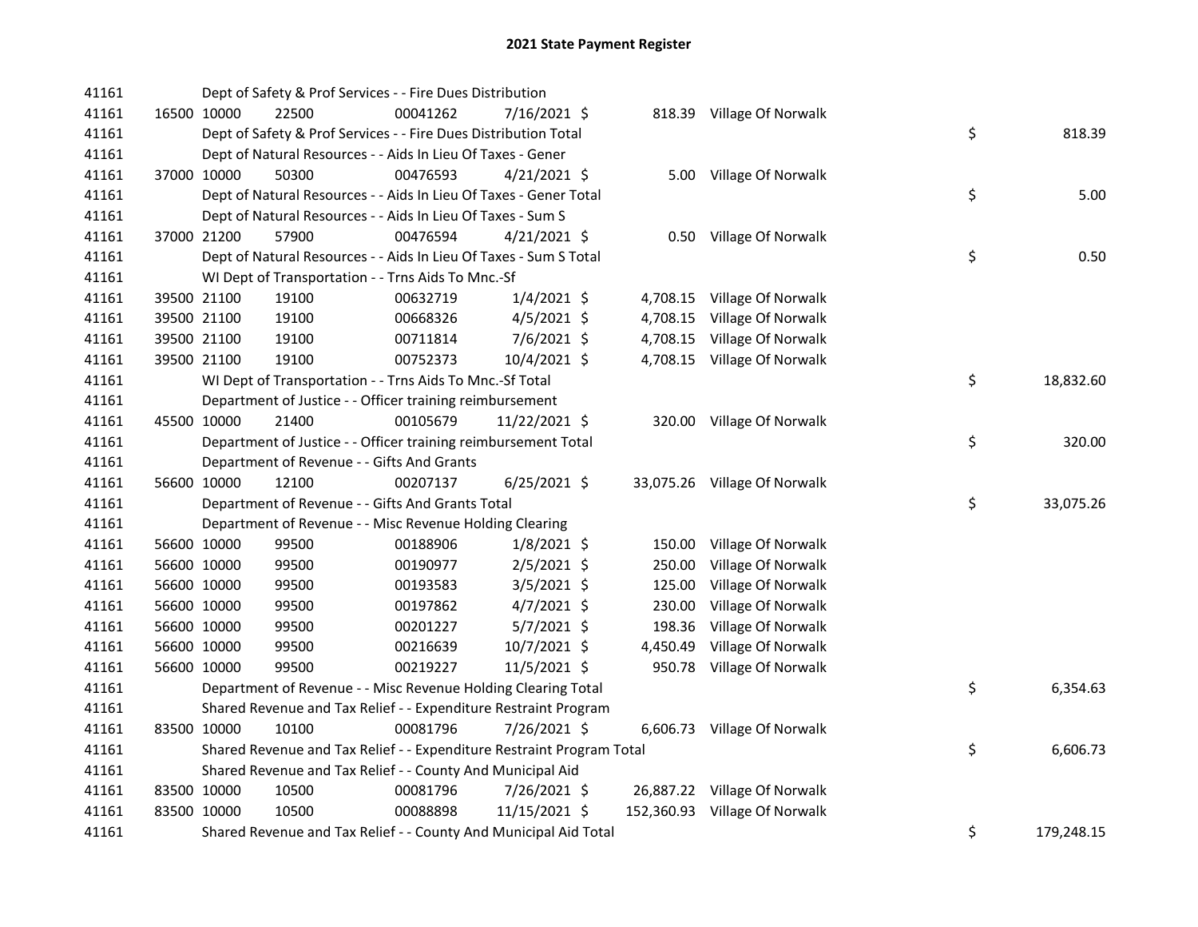# 2021 State Payment Register

| | | | | | | | | | |
|---|---|---|---|---|---|---|---|---|---|
| 41161 | | Dept of Safety & Prof Services - - Fire Dues Distribution | | | | | | | |
| 41161 | 16500 | 10000 | 22500 | 00041262 | 7/16/2021 | $ 818.39 | Village Of Norwalk | | |
| 41161 | | Dept of Safety & Prof Services - - Fire Dues Distribution Total | | | | | | $ | 818.39 |
| 41161 | | Dept of Natural Resources - - Aids In Lieu Of Taxes - Gener | | | | | | | |
| 41161 | 37000 | 10000 | 50300 | 00476593 | 4/21/2021 | $ 5.00 | Village Of Norwalk | | |
| 41161 | | Dept of Natural Resources - - Aids In Lieu Of Taxes - Gener Total | | | | | | $ | 5.00 |
| 41161 | | Dept of Natural Resources - - Aids In Lieu Of Taxes - Sum S | | | | | | | |
| 41161 | 37000 | 21200 | 57900 | 00476594 | 4/21/2021 | $ 0.50 | Village Of Norwalk | | |
| 41161 | | Dept of Natural Resources - - Aids In Lieu Of Taxes - Sum S Total | | | | | | $ | 0.50 |
| 41161 | | WI Dept of Transportation - - Trns Aids To Mnc.-Sf | | | | | | | |
| 41161 | 39500 | 21100 | 19100 | 00632719 | 1/4/2021 | $ 4,708.15 | Village Of Norwalk | | |
| 41161 | 39500 | 21100 | 19100 | 00668326 | 4/5/2021 | $ 4,708.15 | Village Of Norwalk | | |
| 41161 | 39500 | 21100 | 19100 | 00711814 | 7/6/2021 | $ 4,708.15 | Village Of Norwalk | | |
| 41161 | 39500 | 21100 | 19100 | 00752373 | 10/4/2021 | $ 4,708.15 | Village Of Norwalk | | |
| 41161 | | WI Dept of Transportation - - Trns Aids To Mnc.-Sf Total | | | | | | $ | 18,832.60 |
| 41161 | | Department of Justice - - Officer training reimbursement | | | | | | | |
| 41161 | 45500 | 10000 | 21400 | 00105679 | 11/22/2021 | $ 320.00 | Village Of Norwalk | | |
| 41161 | | Department of Justice - - Officer training reimbursement Total | | | | | | $ | 320.00 |
| 41161 | | Department of Revenue - - Gifts And Grants | | | | | | | |
| 41161 | 56600 | 10000 | 12100 | 00207137 | 6/25/2021 | $ 33,075.26 | Village Of Norwalk | | |
| 41161 | | Department of Revenue - - Gifts And Grants Total | | | | | | $ | 33,075.26 |
| 41161 | | Department of Revenue - - Misc Revenue Holding Clearing | | | | | | | |
| 41161 | 56600 | 10000 | 99500 | 00188906 | 1/8/2021 | $ 150.00 | Village Of Norwalk | | |
| 41161 | 56600 | 10000 | 99500 | 00190977 | 2/5/2021 | $ 250.00 | Village Of Norwalk | | |
| 41161 | 56600 | 10000 | 99500 | 00193583 | 3/5/2021 | $ 125.00 | Village Of Norwalk | | |
| 41161 | 56600 | 10000 | 99500 | 00197862 | 4/7/2021 | $ 230.00 | Village Of Norwalk | | |
| 41161 | 56600 | 10000 | 99500 | 00201227 | 5/7/2021 | $ 198.36 | Village Of Norwalk | | |
| 41161 | 56600 | 10000 | 99500 | 00216639 | 10/7/2021 | $ 4,450.49 | Village Of Norwalk | | |
| 41161 | 56600 | 10000 | 99500 | 00219227 | 11/5/2021 | $ 950.78 | Village Of Norwalk | | |
| 41161 | | Department of Revenue - - Misc Revenue Holding Clearing Total | | | | | | $ | 6,354.63 |
| 41161 | | Shared Revenue and Tax Relief - - Expenditure Restraint Program | | | | | | | |
| 41161 | 83500 | 10000 | 10100 | 00081796 | 7/26/2021 | $ 6,606.73 | Village Of Norwalk | | |
| 41161 | | Shared Revenue and Tax Relief - - Expenditure Restraint Program Total | | | | | | $ | 6,606.73 |
| 41161 | | Shared Revenue and Tax Relief - - County And Municipal Aid | | | | | | | |
| 41161 | 83500 | 10000 | 10500 | 00081796 | 7/26/2021 | $ 26,887.22 | Village Of Norwalk | | |
| 41161 | 83500 | 10000 | 10500 | 00088898 | 11/15/2021 | $ 152,360.93 | Village Of Norwalk | | |
| 41161 | | Shared Revenue and Tax Relief - - County And Municipal Aid Total | | | | | | $ | 179,248.15 |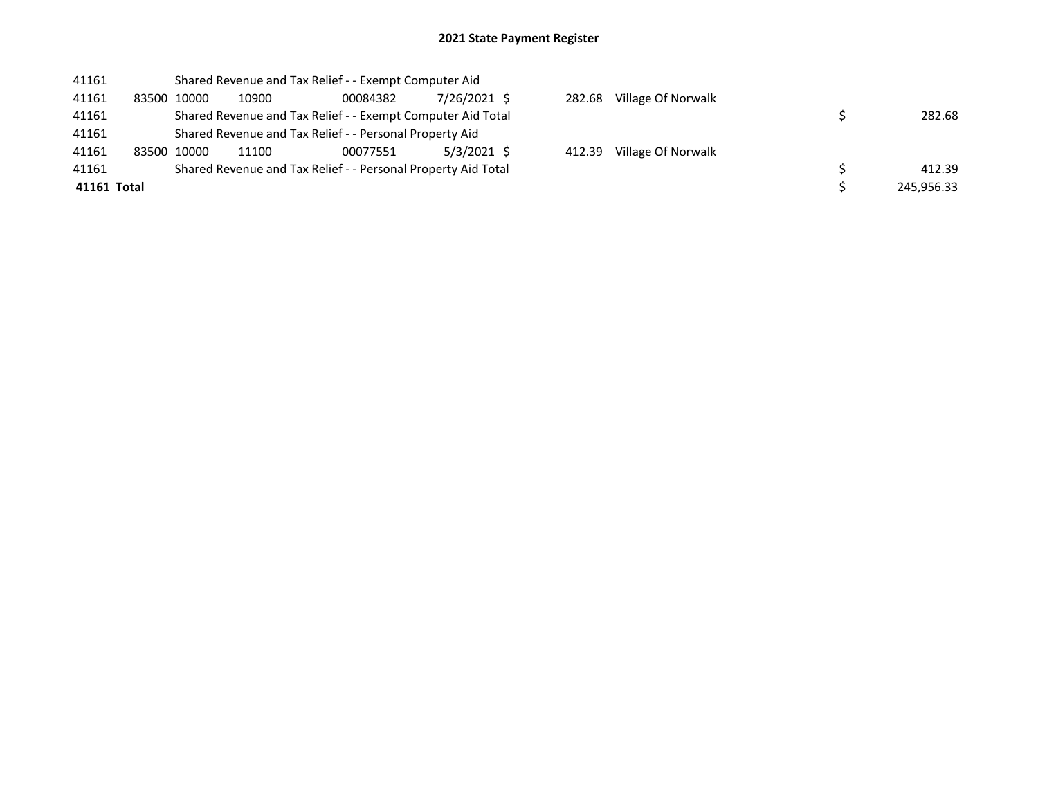## 2021 State Payment Register

| | | | | | | | | | |
|---|---|---|---|---|---|---|---|---|---|
| 41161 | | Shared Revenue and Tax Relief - - Exempt Computer Aid | | | | | | | |
| 41161 | 83500 | 10000 | 10900 | 00084382 | 7/26/2021 | $ 282.68 | Village Of Norwalk | | |
| 41161 | | Shared Revenue and Tax Relief - - Exempt Computer Aid Total | | | | | | $ | 282.68 |
| 41161 | | Shared Revenue and Tax Relief - - Personal Property Aid | | | | | | | |
| 41161 | 83500 | 10000 | 11100 | 00077551 | 5/3/2021 | $ 412.39 | Village Of Norwalk | | |
| 41161 | | Shared Revenue and Tax Relief - - Personal Property Aid Total | | | | | | $ | 412.39 |
| **41161 Total** | | | | | | | | $ | 245,956.33 |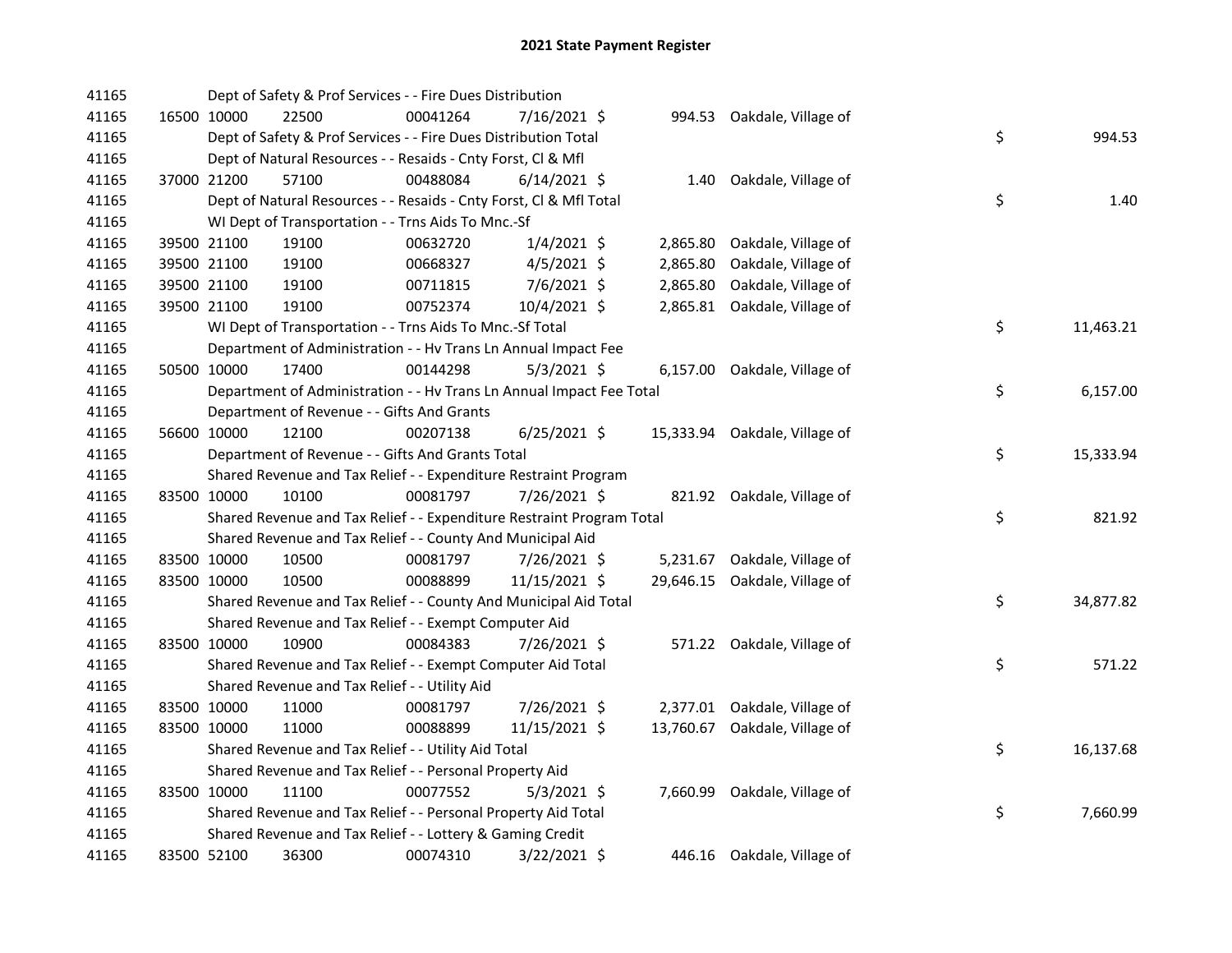# 2021 State Payment Register

| | | | | | | | | |
|---|---|---|---|---|---|---|---|---|
| 41165 | | | Dept of Safety & Prof Services - - Fire Dues Distribution | | | | | |
| 41165 | 16500 | 10000 | 22500 | 00041264 | 7/16/2021 $ | 994.53 | Oakdale, Village of | |
| 41165 | | | Dept of Safety & Prof Services - - Fire Dues Distribution Total | | | | | $ 994.53 |
| 41165 | | | Dept of Natural Resources - - Resaids - Cnty Forst, Cl & Mfl | | | | | |
| 41165 | 37000 | 21200 | 57100 | 00488084 | 6/14/2021 $ | 1.40 | Oakdale, Village of | |
| 41165 | | | Dept of Natural Resources - - Resaids - Cnty Forst, Cl & Mfl Total | | | | | $ 1.40 |
| 41165 | | | WI Dept of Transportation - - Trns Aids To Mnc.-Sf | | | | | |
| 41165 | 39500 | 21100 | 19100 | 00632720 | 1/4/2021 $ | 2,865.80 | Oakdale, Village of | |
| 41165 | 39500 | 21100 | 19100 | 00668327 | 4/5/2021 $ | 2,865.80 | Oakdale, Village of | |
| 41165 | 39500 | 21100 | 19100 | 00711815 | 7/6/2021 $ | 2,865.80 | Oakdale, Village of | |
| 41165 | 39500 | 21100 | 19100 | 00752374 | 10/4/2021 $ | 2,865.81 | Oakdale, Village of | |
| 41165 | | | WI Dept of Transportation - - Trns Aids To Mnc.-Sf Total | | | | | $ 11,463.21 |
| 41165 | | | Department of Administration - - Hv Trans Ln Annual Impact Fee | | | | | |
| 41165 | 50500 | 10000 | 17400 | 00144298 | 5/3/2021 $ | 6,157.00 | Oakdale, Village of | |
| 41165 | | | Department of Administration - - Hv Trans Ln Annual Impact Fee Total | | | | | $ 6,157.00 |
| 41165 | | | Department of Revenue - - Gifts And Grants | | | | | |
| 41165 | 56600 | 10000 | 12100 | 00207138 | 6/25/2021 $ | 15,333.94 | Oakdale, Village of | |
| 41165 | | | Department of Revenue - - Gifts And Grants Total | | | | | $ 15,333.94 |
| 41165 | | | Shared Revenue and Tax Relief - - Expenditure Restraint Program | | | | | |
| 41165 | 83500 | 10000 | 10100 | 00081797 | 7/26/2021 $ | 821.92 | Oakdale, Village of | |
| 41165 | | | Shared Revenue and Tax Relief - - Expenditure Restraint Program Total | | | | | $ 821.92 |
| 41165 | | | Shared Revenue and Tax Relief - - County And Municipal Aid | | | | | |
| 41165 | 83500 | 10000 | 10500 | 00081797 | 7/26/2021 $ | 5,231.67 | Oakdale, Village of | |
| 41165 | 83500 | 10000 | 10500 | 00088899 | 11/15/2021 $ | 29,646.15 | Oakdale, Village of | |
| 41165 | | | Shared Revenue and Tax Relief - - County And Municipal Aid Total | | | | | $ 34,877.82 |
| 41165 | | | Shared Revenue and Tax Relief - - Exempt Computer Aid | | | | | |
| 41165 | 83500 | 10000 | 10900 | 00084383 | 7/26/2021 $ | 571.22 | Oakdale, Village of | |
| 41165 | | | Shared Revenue and Tax Relief - - Exempt Computer Aid Total | | | | | $ 571.22 |
| 41165 | | | Shared Revenue and Tax Relief - - Utility Aid | | | | | |
| 41165 | 83500 | 10000 | 11000 | 00081797 | 7/26/2021 $ | 2,377.01 | Oakdale, Village of | |
| 41165 | 83500 | 10000 | 11000 | 00088899 | 11/15/2021 $ | 13,760.67 | Oakdale, Village of | |
| 41165 | | | Shared Revenue and Tax Relief - - Utility Aid Total | | | | | $ 16,137.68 |
| 41165 | | | Shared Revenue and Tax Relief - - Personal Property Aid | | | | | |
| 41165 | 83500 | 10000 | 11100 | 00077552 | 5/3/2021 $ | 7,660.99 | Oakdale, Village of | |
| 41165 | | | Shared Revenue and Tax Relief - - Personal Property Aid Total | | | | | $ 7,660.99 |
| 41165 | | | Shared Revenue and Tax Relief - - Lottery & Gaming Credit | | | | | |
| 41165 | 83500 | 52100 | 36300 | 00074310 | 3/22/2021 $ | 446.16 | Oakdale, Village of | |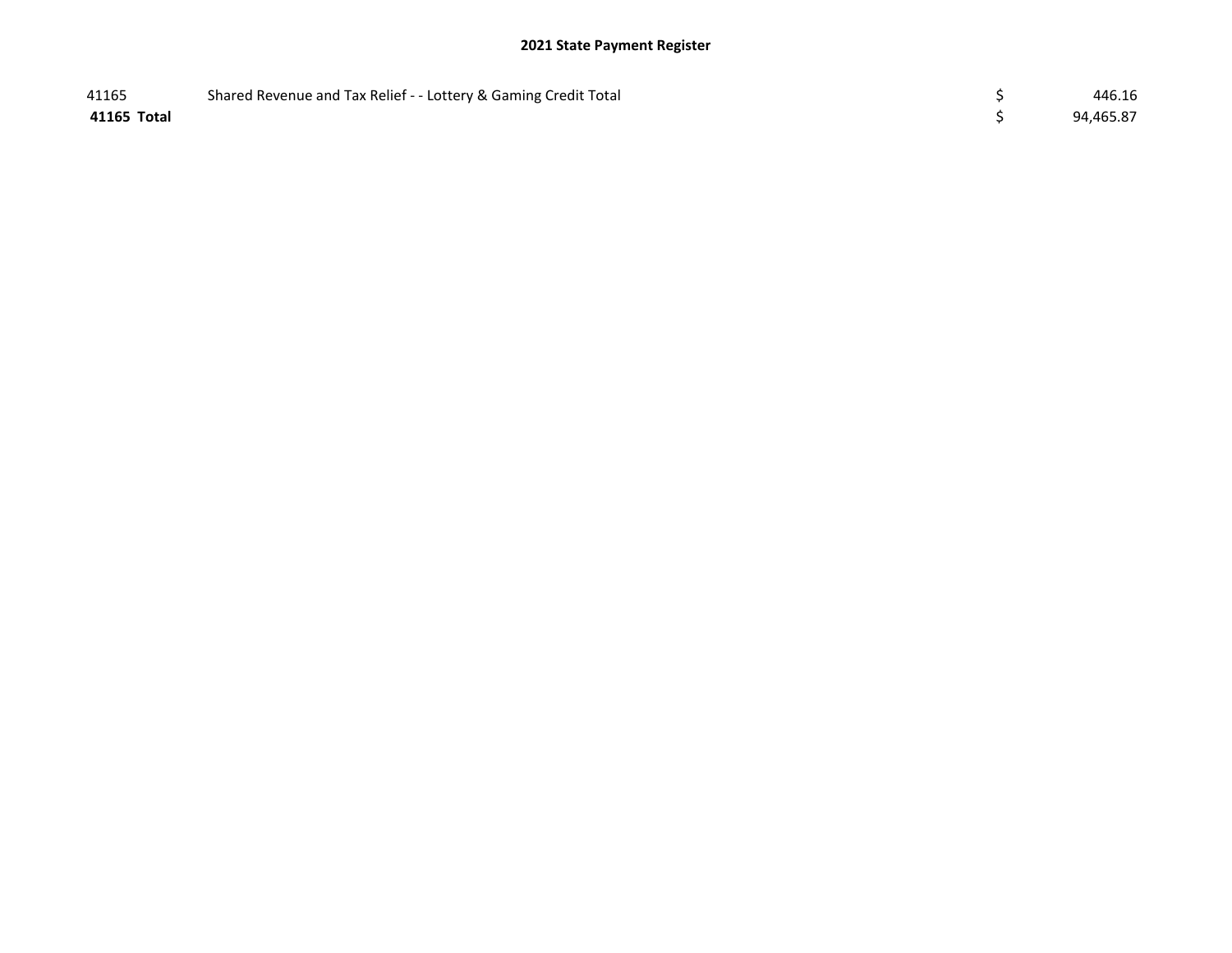**2021 State Payment Register**

| | | | |
|---|---|---|---|
| 41165 | Shared Revenue and Tax Relief - - Lottery & Gaming Credit Total | $ | 446.16 |
| **41165 Total** | | $ | 94,465.87 |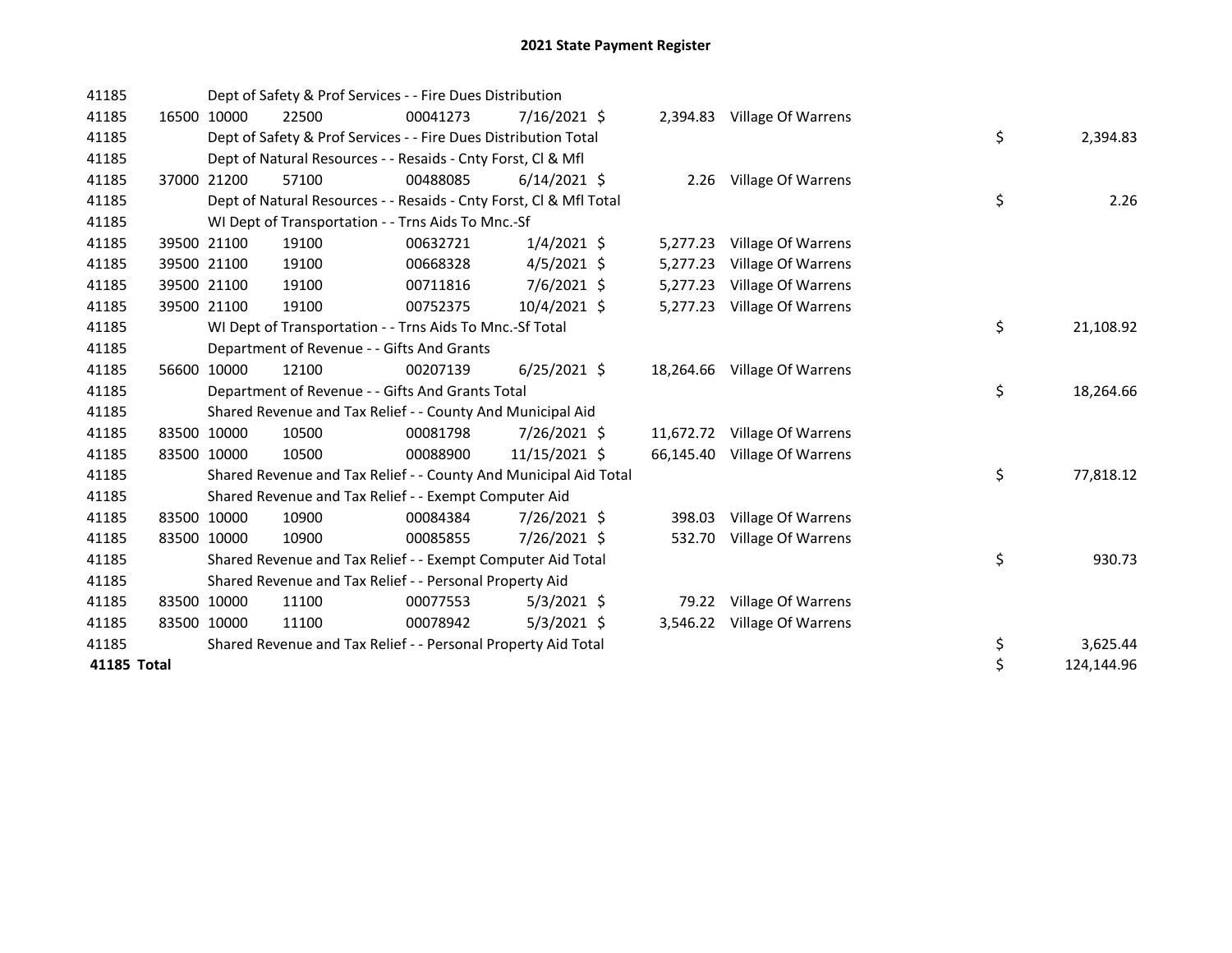# 2021 State Payment Register

| | | | | | | | | |
|---|---|---|---|---|---|---|---|---|
| 41185 | | Dept of Safety & Prof Services - - Fire Dues Distribution | | | | | | |
| 41185 | 16500 | 10000 | 22500 | 00041273 | 7/16/2021 $ | 2,394.83 | Village Of Warrens | |
| 41185 | | Dept of Safety & Prof Services - - Fire Dues Distribution Total | | | | | | $ 2,394.83 |
| 41185 | | Dept of Natural Resources - - Resaids - Cnty Forst, Cl & Mfl | | | | | | |
| 41185 | 37000 | 21200 | 57100 | 00488085 | 6/14/2021 $ | 2.26 | Village Of Warrens | |
| 41185 | | Dept of Natural Resources - - Resaids - Cnty Forst, Cl & Mfl Total | | | | | | $ 2.26 |
| 41185 | | WI Dept of Transportation - - Trns Aids To Mnc.-Sf | | | | | | |
| 41185 | 39500 | 21100 | 19100 | 00632721 | 1/4/2021 $ | 5,277.23 | Village Of Warrens | |
| 41185 | 39500 | 21100 | 19100 | 00668328 | 4/5/2021 $ | 5,277.23 | Village Of Warrens | |
| 41185 | 39500 | 21100 | 19100 | 00711816 | 7/6/2021 $ | 5,277.23 | Village Of Warrens | |
| 41185 | 39500 | 21100 | 19100 | 00752375 | 10/4/2021 $ | 5,277.23 | Village Of Warrens | |
| 41185 | | WI Dept of Transportation - - Trns Aids To Mnc.-Sf Total | | | | | | $ 21,108.92 |
| 41185 | | Department of Revenue - - Gifts And Grants | | | | | | |
| 41185 | 56600 | 10000 | 12100 | 00207139 | 6/25/2021 $ | 18,264.66 | Village Of Warrens | |
| 41185 | | Department of Revenue - - Gifts And Grants Total | | | | | | $ 18,264.66 |
| 41185 | | Shared Revenue and Tax Relief - - County And Municipal Aid | | | | | | |
| 41185 | 83500 | 10000 | 10500 | 00081798 | 7/26/2021 $ | 11,672.72 | Village Of Warrens | |
| 41185 | 83500 | 10000 | 10500 | 00088900 | 11/15/2021 $ | 66,145.40 | Village Of Warrens | |
| 41185 | | Shared Revenue and Tax Relief - - County And Municipal Aid Total | | | | | | $ 77,818.12 |
| 41185 | | Shared Revenue and Tax Relief - - Exempt Computer Aid | | | | | | |
| 41185 | 83500 | 10000 | 10900 | 00084384 | 7/26/2021 $ | 398.03 | Village Of Warrens | |
| 41185 | 83500 | 10000 | 10900 | 00085855 | 7/26/2021 $ | 532.70 | Village Of Warrens | |
| 41185 | | Shared Revenue and Tax Relief - - Exempt Computer Aid Total | | | | | | $ 930.73 |
| 41185 | | Shared Revenue and Tax Relief - - Personal Property Aid | | | | | | |
| 41185 | 83500 | 10000 | 11100 | 00077553 | 5/3/2021 $ | 79.22 | Village Of Warrens | |
| 41185 | 83500 | 10000 | 11100 | 00078942 | 5/3/2021 $ | 3,546.22 | Village Of Warrens | |
| 41185 | | Shared Revenue and Tax Relief - - Personal Property Aid Total | | | | | | $ 3,625.44 |
| **41185 Total** | | | | | | | | $ 124,144.96 |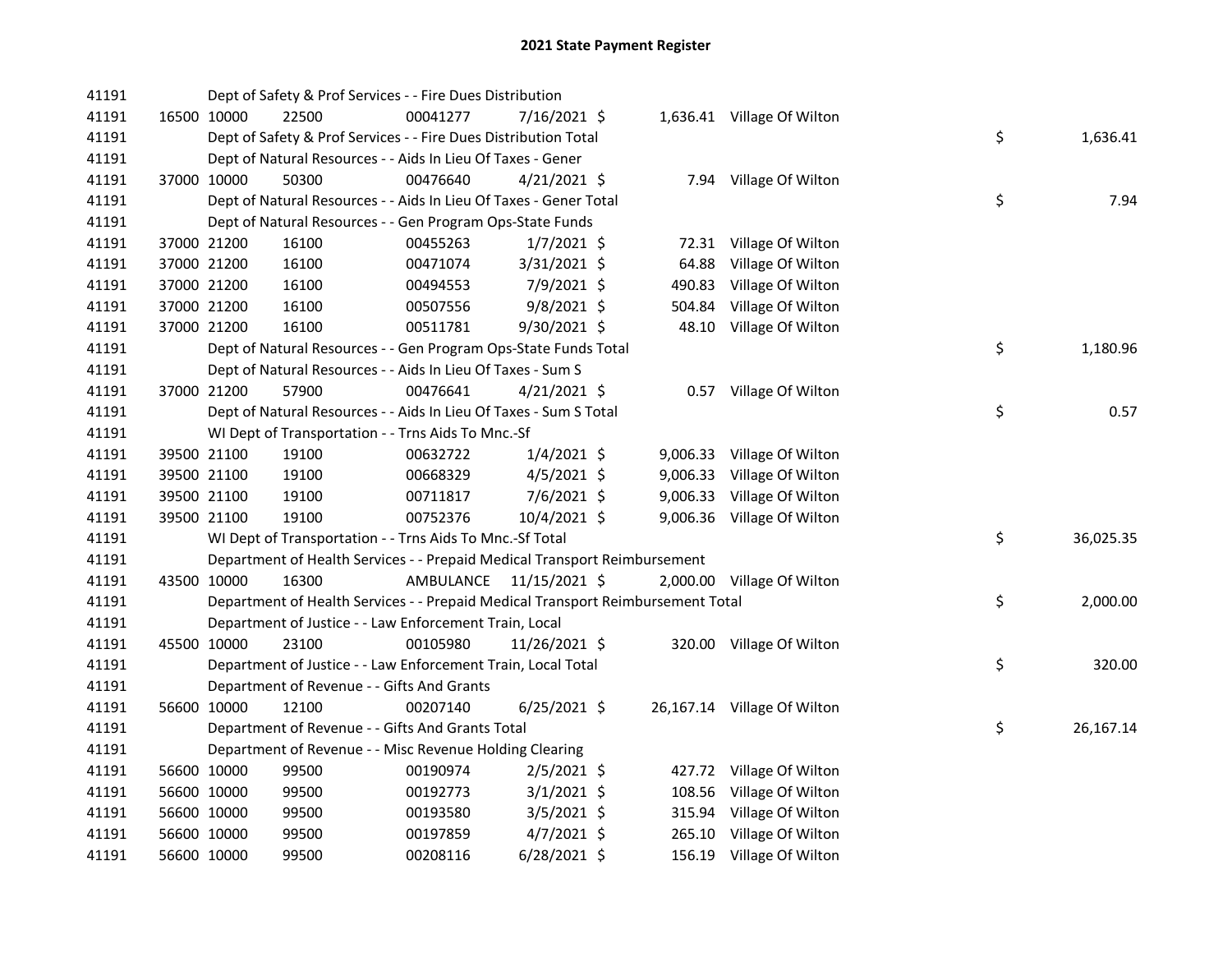# 2021 State Payment Register

| | | | | | | | | | |
|---|---|---|---|---|---|---|---|---|---|
| 41191 | | | Dept of Safety & Prof Services - - Fire Dues Distribution | | | | | | |
| 41191 | 16500 | 10000 | 22500 | 00041277 | 7/16/2021 | $ 1,636.41 | Village Of Wilton | | |
| 41191 | | | Dept of Safety & Prof Services - - Fire Dues Distribution Total | | | | | $ | 1,636.41 |
| 41191 | | | Dept of Natural Resources - - Aids In Lieu Of Taxes - Gener | | | | | | |
| 41191 | 37000 | 10000 | 50300 | 00476640 | 4/21/2021 | $ 7.94 | Village Of Wilton | | |
| 41191 | | | Dept of Natural Resources - - Aids In Lieu Of Taxes - Gener Total | | | | | $ | 7.94 |
| 41191 | | | Dept of Natural Resources - - Gen Program Ops-State Funds | | | | | | |
| 41191 | 37000 | 21200 | 16100 | 00455263 | 1/7/2021 | $ 72.31 | Village Of Wilton | | |
| 41191 | 37000 | 21200 | 16100 | 00471074 | 3/31/2021 | $ 64.88 | Village Of Wilton | | |
| 41191 | 37000 | 21200 | 16100 | 00494553 | 7/9/2021 | $ 490.83 | Village Of Wilton | | |
| 41191 | 37000 | 21200 | 16100 | 00507556 | 9/8/2021 | $ 504.84 | Village Of Wilton | | |
| 41191 | 37000 | 21200 | 16100 | 00511781 | 9/30/2021 | $ 48.10 | Village Of Wilton | | |
| 41191 | | | Dept of Natural Resources - - Gen Program Ops-State Funds Total | | | | | $ | 1,180.96 |
| 41191 | | | Dept of Natural Resources - - Aids In Lieu Of Taxes - Sum S | | | | | | |
| 41191 | 37000 | 21200 | 57900 | 00476641 | 4/21/2021 | $ 0.57 | Village Of Wilton | | |
| 41191 | | | Dept of Natural Resources - - Aids In Lieu Of Taxes - Sum S Total | | | | | $ | 0.57 |
| 41191 | | | WI Dept of Transportation - - Trns Aids To Mnc.-Sf | | | | | | |
| 41191 | 39500 | 21100 | 19100 | 00632722 | 1/4/2021 | $ 9,006.33 | Village Of Wilton | | |
| 41191 | 39500 | 21100 | 19100 | 00668329 | 4/5/2021 | $ 9,006.33 | Village Of Wilton | | |
| 41191 | 39500 | 21100 | 19100 | 00711817 | 7/6/2021 | $ 9,006.33 | Village Of Wilton | | |
| 41191 | 39500 | 21100 | 19100 | 00752376 | 10/4/2021 | $ 9,006.36 | Village Of Wilton | | |
| 41191 | | | WI Dept of Transportation - - Trns Aids To Mnc.-Sf Total | | | | | $ | 36,025.35 |
| 41191 | | | Department of Health Services - - Prepaid Medical Transport Reimbursement | | | | | | |
| 41191 | 43500 | 10000 | 16300 | AMBULANCE | 11/15/2021 | $ 2,000.00 | Village Of Wilton | | |
| 41191 | | | Department of Health Services - - Prepaid Medical Transport Reimbursement Total | | | | | $ | 2,000.00 |
| 41191 | | | Department of Justice - - Law Enforcement Train, Local | | | | | | |
| 41191 | 45500 | 10000 | 23100 | 00105980 | 11/26/2021 | $ 320.00 | Village Of Wilton | | |
| 41191 | | | Department of Justice - - Law Enforcement Train, Local Total | | | | | $ | 320.00 |
| 41191 | | | Department of Revenue - - Gifts And Grants | | | | | | |
| 41191 | 56600 | 10000 | 12100 | 00207140 | 6/25/2021 | $ 26,167.14 | Village Of Wilton | | |
| 41191 | | | Department of Revenue - - Gifts And Grants Total | | | | | $ | 26,167.14 |
| 41191 | | | Department of Revenue - - Misc Revenue Holding Clearing | | | | | | |
| 41191 | 56600 | 10000 | 99500 | 00190974 | 2/5/2021 | $ 427.72 | Village Of Wilton | | |
| 41191 | 56600 | 10000 | 99500 | 00192773 | 3/1/2021 | $ 108.56 | Village Of Wilton | | |
| 41191 | 56600 | 10000 | 99500 | 00193580 | 3/5/2021 | $ 315.94 | Village Of Wilton | | |
| 41191 | 56600 | 10000 | 99500 | 00197859 | 4/7/2021 | $ 265.10 | Village Of Wilton | | |
| 41191 | 56600 | 10000 | 99500 | 00208116 | 6/28/2021 | $ 156.19 | Village Of Wilton | | |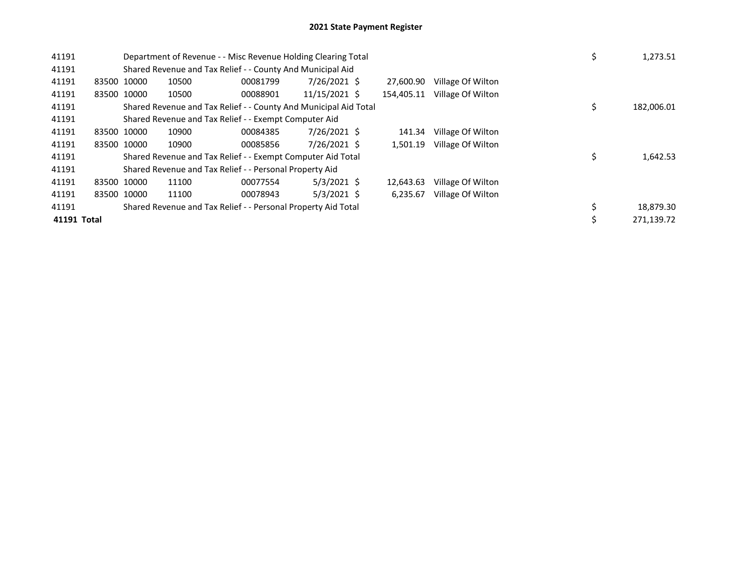# 2021 State Payment Register

| | | | | | | | | | |
|---|---|---|---|---|---|---|---|---|---|
| 41191 | | Department of Revenue - - Misc Revenue Holding Clearing Total | | | | | | $ | 1,273.51 |
| 41191 | | Shared Revenue and Tax Relief - - County And Municipal Aid | | | | | | | |
| 41191 | 83500 | 10000 | 10500 | 00081799 | 7/26/2021 $ | 27,600.90 | Village Of Wilton | | |
| 41191 | 83500 | 10000 | 10500 | 00088901 | 11/15/2021 $ | 154,405.11 | Village Of Wilton | | |
| 41191 | | Shared Revenue and Tax Relief - - County And Municipal Aid Total | | | | | | $ | 182,006.01 |
| 41191 | | Shared Revenue and Tax Relief - - Exempt Computer Aid | | | | | | | |
| 41191 | 83500 | 10000 | 10900 | 00084385 | 7/26/2021 $ | 141.34 | Village Of Wilton | | |
| 41191 | 83500 | 10000 | 10900 | 00085856 | 7/26/2021 $ | 1,501.19 | Village Of Wilton | | |
| 41191 | | Shared Revenue and Tax Relief - - Exempt Computer Aid Total | | | | | | $ | 1,642.53 |
| 41191 | | Shared Revenue and Tax Relief - - Personal Property Aid | | | | | | | |
| 41191 | 83500 | 10000 | 11100 | 00077554 | 5/3/2021 $ | 12,643.63 | Village Of Wilton | | |
| 41191 | 83500 | 10000 | 11100 | 00078943 | 5/3/2021 $ | 6,235.67 | Village Of Wilton | | |
| 41191 | | Shared Revenue and Tax Relief - - Personal Property Aid Total | | | | | | $ | 18,879.30 |
| **41191 Total** | | | | | | | | $ | 271,139.72 |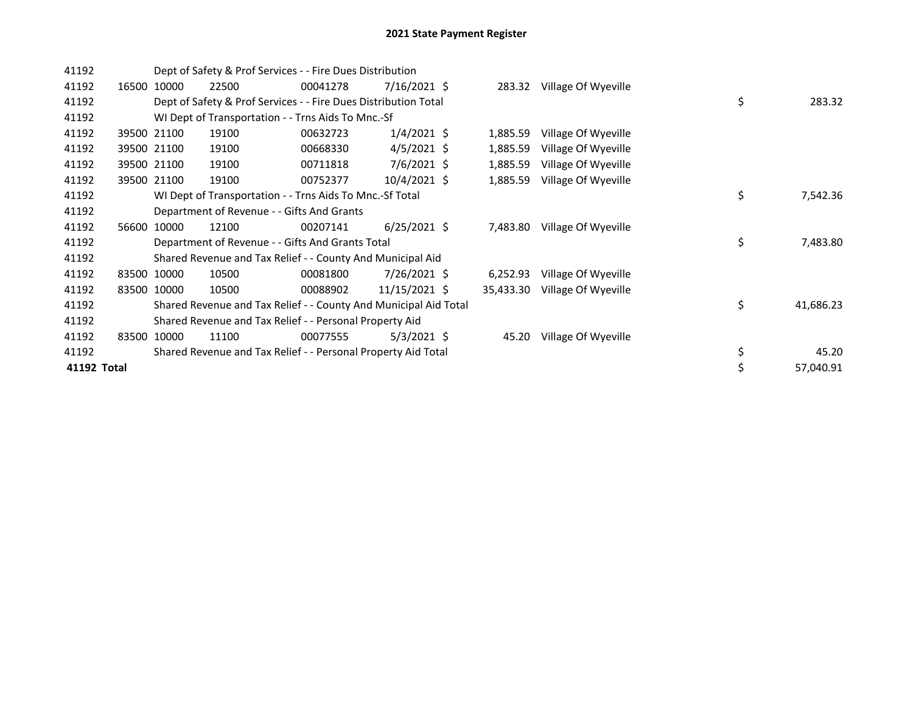# 2021 State Payment Register

| | | | | | | | | | |
|---|---|---|---|---|---|---|---|---|---|
| 41192 | | Dept of Safety & Prof Services - - Fire Dues Distribution | | | | | | | |
| 41192 | 16500 | 10000 | 22500 | 00041278 | 7/16/2021 | $ 283.32 | Village Of Wyeville | | |
| 41192 | | Dept of Safety & Prof Services - - Fire Dues Distribution Total | | | | | | $ | 283.32 |
| 41192 | | WI Dept of Transportation - - Trns Aids To Mnc.-Sf | | | | | | | |
| 41192 | 39500 | 21100 | 19100 | 00632723 | 1/4/2021 | $ 1,885.59 | Village Of Wyeville | | |
| 41192 | 39500 | 21100 | 19100 | 00668330 | 4/5/2021 | $ 1,885.59 | Village Of Wyeville | | |
| 41192 | 39500 | 21100 | 19100 | 00711818 | 7/6/2021 | $ 1,885.59 | Village Of Wyeville | | |
| 41192 | 39500 | 21100 | 19100 | 00752377 | 10/4/2021 | $ 1,885.59 | Village Of Wyeville | | |
| 41192 | | WI Dept of Transportation - - Trns Aids To Mnc.-Sf Total | | | | | | $ | 7,542.36 |
| 41192 | | Department of Revenue - - Gifts And Grants | | | | | | | |
| 41192 | 56600 | 10000 | 12100 | 00207141 | 6/25/2021 | $ 7,483.80 | Village Of Wyeville | | |
| 41192 | | Department of Revenue - - Gifts And Grants Total | | | | | | $ | 7,483.80 |
| 41192 | | Shared Revenue and Tax Relief - - County And Municipal Aid | | | | | | | |
| 41192 | 83500 | 10000 | 10500 | 00081800 | 7/26/2021 | $ 6,252.93 | Village Of Wyeville | | |
| 41192 | 83500 | 10000 | 10500 | 00088902 | 11/15/2021 | $ 35,433.30 | Village Of Wyeville | | |
| 41192 | | Shared Revenue and Tax Relief - - County And Municipal Aid Total | | | | | | $ | 41,686.23 |
| 41192 | | Shared Revenue and Tax Relief - - Personal Property Aid | | | | | | | |
| 41192 | 83500 | 10000 | 11100 | 00077555 | 5/3/2021 | $ 45.20 | Village Of Wyeville | | |
| 41192 | | Shared Revenue and Tax Relief - - Personal Property Aid Total | | | | | | $ | 45.20 |
| **41192 Total** | | | | | | | | $ | 57,040.91 |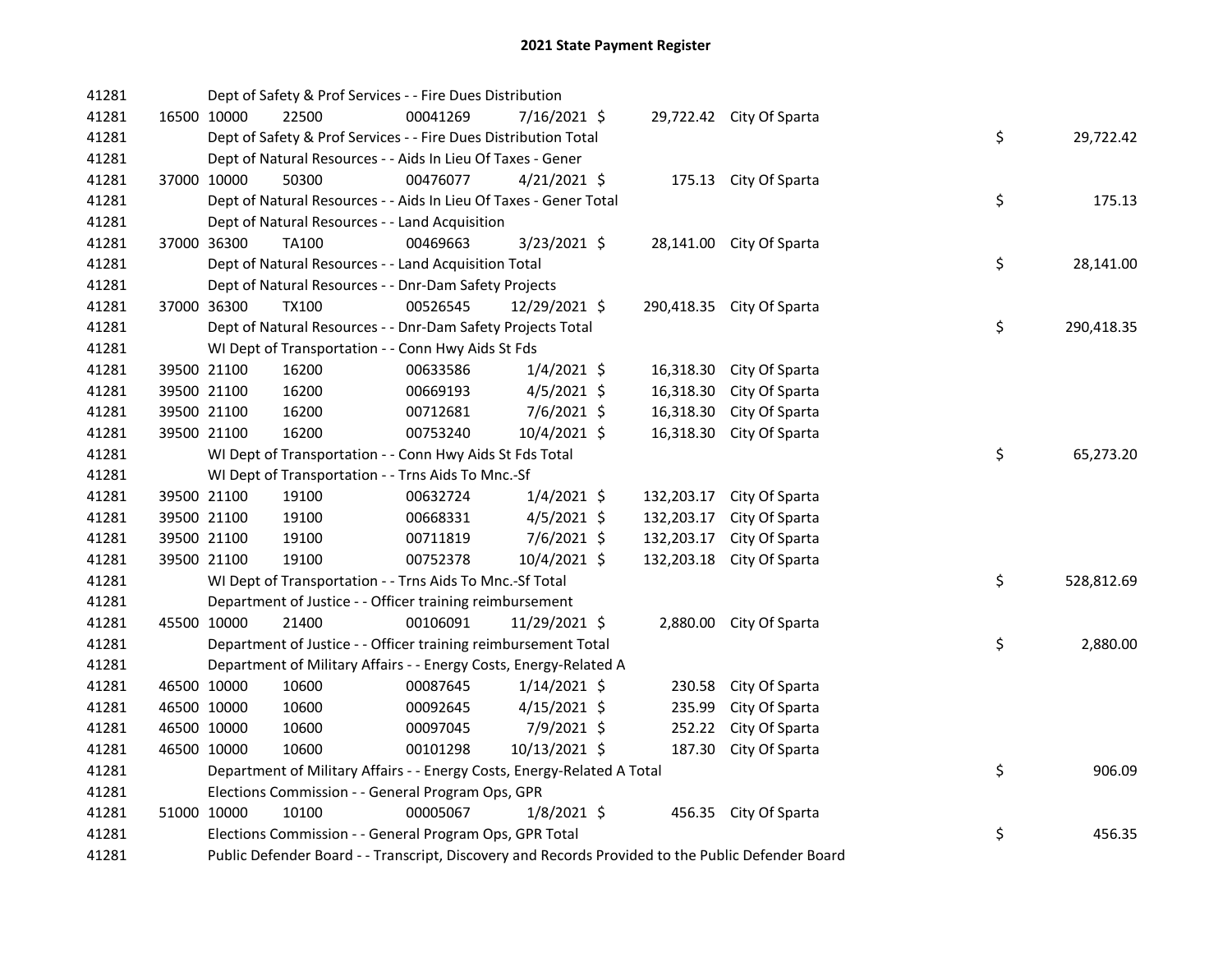# 2021 State Payment Register

| | | | | | | | | | |
|---|---|---|---|---|---|---|---|---|---|
| 41281 | | Dept of Safety & Prof Services - - Fire Dues Distribution | | | | | | | |
| 41281 | 16500 | 10000 | 22500 | 00041269 | 7/16/2021 $ | 29,722.42 | City Of Sparta | | |
| 41281 | | Dept of Safety & Prof Services - - Fire Dues Distribution Total | | | | | | $ | 29,722.42 |
| 41281 | | Dept of Natural Resources - - Aids In Lieu Of Taxes - Gener | | | | | | | |
| 41281 | 37000 | 10000 | 50300 | 00476077 | 4/21/2021 $ | 175.13 | City Of Sparta | | |
| 41281 | | Dept of Natural Resources - - Aids In Lieu Of Taxes - Gener Total | | | | | | $ | 175.13 |
| 41281 | | Dept of Natural Resources - - Land Acquisition | | | | | | | |
| 41281 | 37000 | 36300 | TA100 | 00469663 | 3/23/2021 $ | 28,141.00 | City Of Sparta | | |
| 41281 | | Dept of Natural Resources - - Land Acquisition Total | | | | | | $ | 28,141.00 |
| 41281 | | Dept of Natural Resources - - Dnr-Dam Safety Projects | | | | | | | |
| 41281 | 37000 | 36300 | TX100 | 00526545 | 12/29/2021 $ | 290,418.35 | City Of Sparta | | |
| 41281 | | Dept of Natural Resources - - Dnr-Dam Safety Projects Total | | | | | | $ | 290,418.35 |
| 41281 | | WI Dept of Transportation - - Conn Hwy Aids St Fds | | | | | | | |
| 41281 | 39500 | 21100 | 16200 | 00633586 | 1/4/2021 $ | 16,318.30 | City Of Sparta | | |
| 41281 | 39500 | 21100 | 16200 | 00669193 | 4/5/2021 $ | 16,318.30 | City Of Sparta | | |
| 41281 | 39500 | 21100 | 16200 | 00712681 | 7/6/2021 $ | 16,318.30 | City Of Sparta | | |
| 41281 | 39500 | 21100 | 16200 | 00753240 | 10/4/2021 $ | 16,318.30 | City Of Sparta | | |
| 41281 | | WI Dept of Transportation - - Conn Hwy Aids St Fds Total | | | | | | $ | 65,273.20 |
| 41281 | | WI Dept of Transportation - - Trns Aids To Mnc.-Sf | | | | | | | |
| 41281 | 39500 | 21100 | 19100 | 00632724 | 1/4/2021 $ | 132,203.17 | City Of Sparta | | |
| 41281 | 39500 | 21100 | 19100 | 00668331 | 4/5/2021 $ | 132,203.17 | City Of Sparta | | |
| 41281 | 39500 | 21100 | 19100 | 00711819 | 7/6/2021 $ | 132,203.17 | City Of Sparta | | |
| 41281 | 39500 | 21100 | 19100 | 00752378 | 10/4/2021 $ | 132,203.18 | City Of Sparta | | |
| 41281 | | WI Dept of Transportation - - Trns Aids To Mnc.-Sf Total | | | | | | $ | 528,812.69 |
| 41281 | | Department of Justice - - Officer training reimbursement | | | | | | | |
| 41281 | 45500 | 10000 | 21400 | 00106091 | 11/29/2021 $ | 2,880.00 | City Of Sparta | | |
| 41281 | | Department of Justice - - Officer training reimbursement Total | | | | | | $ | 2,880.00 |
| 41281 | | Department of Military Affairs - - Energy Costs, Energy-Related A | | | | | | | |
| 41281 | 46500 | 10000 | 10600 | 00087645 | 1/14/2021 $ | 230.58 | City Of Sparta | | |
| 41281 | 46500 | 10000 | 10600 | 00092645 | 4/15/2021 $ | 235.99 | City Of Sparta | | |
| 41281 | 46500 | 10000 | 10600 | 00097045 | 7/9/2021 $ | 252.22 | City Of Sparta | | |
| 41281 | 46500 | 10000 | 10600 | 00101298 | 10/13/2021 $ | 187.30 | City Of Sparta | | |
| 41281 | | Department of Military Affairs - - Energy Costs, Energy-Related A Total | | | | | | $ | 906.09 |
| 41281 | | Elections Commission - - General Program Ops, GPR | | | | | | | |
| 41281 | 51000 | 10000 | 10100 | 00005067 | 1/8/2021 $ | 456.35 | City Of Sparta | | |
| 41281 | | Elections Commission - - General Program Ops, GPR Total | | | | | | $ | 456.35 |
| 41281 | | Public Defender Board - - Transcript, Discovery and Records Provided to the Public Defender Board | | | | | | | |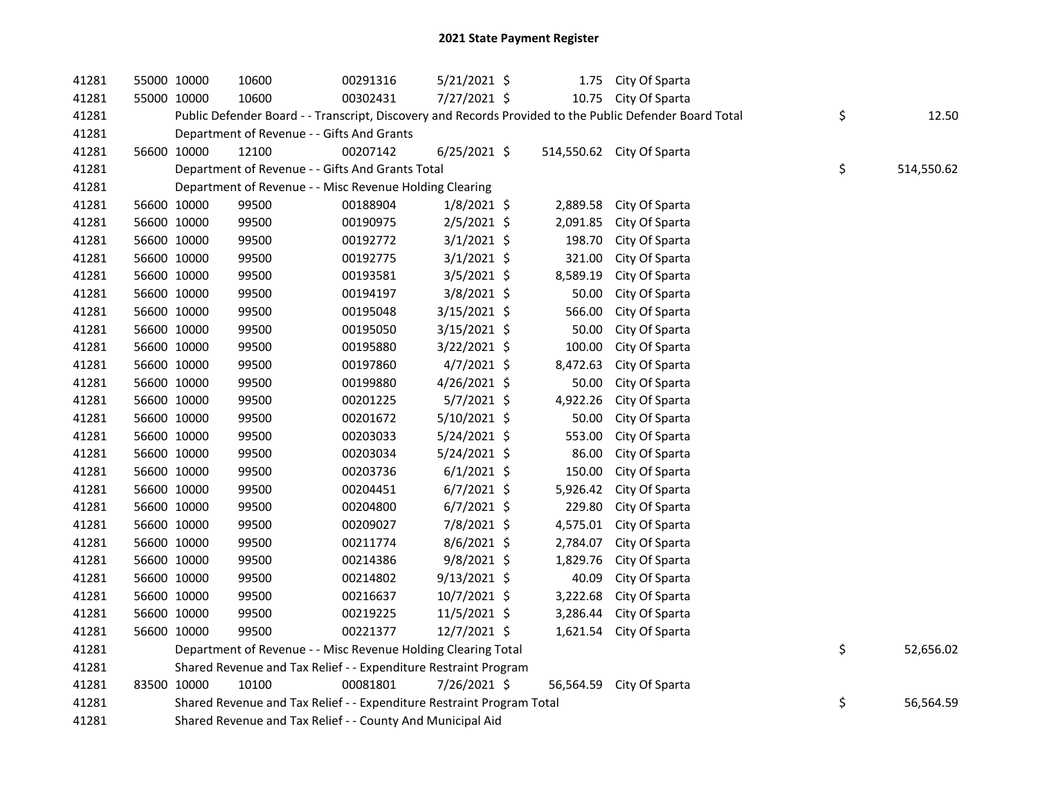# 2021 State Payment Register

| | | | | | | | | | |
|---|---|---|---|---|---|---|---|---|---|
| 41281 | 55000 | 10000 | 10600 | 00291316 | 5/21/2021 | $ 1.75 | City Of Sparta | | |
| 41281 | 55000 | 10000 | 10600 | 00302431 | 7/27/2021 | $ 10.75 | City Of Sparta | | |
| 41281 | | Public Defender Board - - Transcript, Discovery and Records Provided to the Public Defender Board Total | | | | | | $ | 12.50 |
| 41281 | | Department of Revenue - - Gifts And Grants | | | | | | | |
| 41281 | 56600 | 10000 | 12100 | 00207142 | 6/25/2021 | $ 514,550.62 | City Of Sparta | | |
| 41281 | | Department of Revenue - - Gifts And Grants Total | | | | | | $ | 514,550.62 |
| 41281 | | Department of Revenue - - Misc Revenue Holding Clearing | | | | | | | |
| 41281 | 56600 | 10000 | 99500 | 00188904 | 1/8/2021 | $ 2,889.58 | City Of Sparta | | |
| 41281 | 56600 | 10000 | 99500 | 00190975 | 2/5/2021 | $ 2,091.85 | City Of Sparta | | |
| 41281 | 56600 | 10000 | 99500 | 00192772 | 3/1/2021 | $ 198.70 | City Of Sparta | | |
| 41281 | 56600 | 10000 | 99500 | 00192775 | 3/1/2021 | $ 321.00 | City Of Sparta | | |
| 41281 | 56600 | 10000 | 99500 | 00193581 | 3/5/2021 | $ 8,589.19 | City Of Sparta | | |
| 41281 | 56600 | 10000 | 99500 | 00194197 | 3/8/2021 | $ 50.00 | City Of Sparta | | |
| 41281 | 56600 | 10000 | 99500 | 00195048 | 3/15/2021 | $ 566.00 | City Of Sparta | | |
| 41281 | 56600 | 10000 | 99500 | 00195050 | 3/15/2021 | $ 50.00 | City Of Sparta | | |
| 41281 | 56600 | 10000 | 99500 | 00195880 | 3/22/2021 | $ 100.00 | City Of Sparta | | |
| 41281 | 56600 | 10000 | 99500 | 00197860 | 4/7/2021 | $ 8,472.63 | City Of Sparta | | |
| 41281 | 56600 | 10000 | 99500 | 00199880 | 4/26/2021 | $ 50.00 | City Of Sparta | | |
| 41281 | 56600 | 10000 | 99500 | 00201225 | 5/7/2021 | $ 4,922.26 | City Of Sparta | | |
| 41281 | 56600 | 10000 | 99500 | 00201672 | 5/10/2021 | $ 50.00 | City Of Sparta | | |
| 41281 | 56600 | 10000 | 99500 | 00203033 | 5/24/2021 | $ 553.00 | City Of Sparta | | |
| 41281 | 56600 | 10000 | 99500 | 00203034 | 5/24/2021 | $ 86.00 | City Of Sparta | | |
| 41281 | 56600 | 10000 | 99500 | 00203736 | 6/1/2021 | $ 150.00 | City Of Sparta | | |
| 41281 | 56600 | 10000 | 99500 | 00204451 | 6/7/2021 | $ 5,926.42 | City Of Sparta | | |
| 41281 | 56600 | 10000 | 99500 | 00204800 | 6/7/2021 | $ 229.80 | City Of Sparta | | |
| 41281 | 56600 | 10000 | 99500 | 00209027 | 7/8/2021 | $ 4,575.01 | City Of Sparta | | |
| 41281 | 56600 | 10000 | 99500 | 00211774 | 8/6/2021 | $ 2,784.07 | City Of Sparta | | |
| 41281 | 56600 | 10000 | 99500 | 00214386 | 9/8/2021 | $ 1,829.76 | City Of Sparta | | |
| 41281 | 56600 | 10000 | 99500 | 00214802 | 9/13/2021 | $ 40.09 | City Of Sparta | | |
| 41281 | 56600 | 10000 | 99500 | 00216637 | 10/7/2021 | $ 3,222.68 | City Of Sparta | | |
| 41281 | 56600 | 10000 | 99500 | 00219225 | 11/5/2021 | $ 3,286.44 | City Of Sparta | | |
| 41281 | 56600 | 10000 | 99500 | 00221377 | 12/7/2021 | $ 1,621.54 | City Of Sparta | | |
| 41281 | | Department of Revenue - - Misc Revenue Holding Clearing Total | | | | | | $ | 52,656.02 |
| 41281 | | Shared Revenue and Tax Relief - - Expenditure Restraint Program | | | | | | | |
| 41281 | 83500 | 10000 | 10100 | 00081801 | 7/26/2021 | $ 56,564.59 | City Of Sparta | | |
| 41281 | | Shared Revenue and Tax Relief - - Expenditure Restraint Program Total | | | | | | $ | 56,564.59 |
| 41281 | | Shared Revenue and Tax Relief - - County And Municipal Aid | | | | | | | |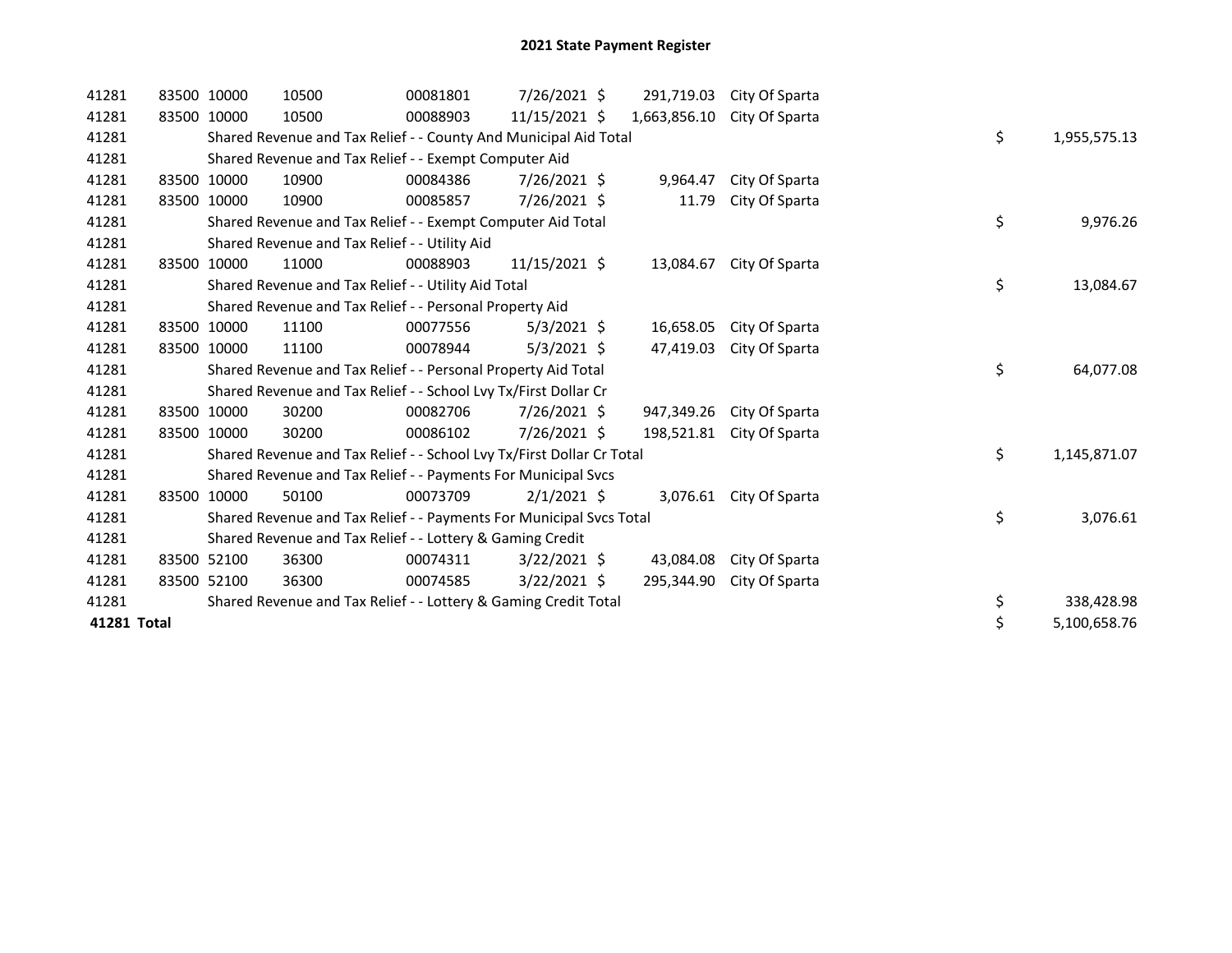# 2021 State Payment Register

| | | | | | | | | | |
|---|---|---|---|---|---|---|---|---|---|
| 41281 | 83500 | 10000 | 10500 | 00081801 | 7/26/2021 | $ 291,719.03 | City Of Sparta | | |
| 41281 | 83500 | 10000 | 10500 | 00088903 | 11/15/2021 | $ 1,663,856.10 | City Of Sparta | | |
| 41281 | | Shared Revenue and Tax Relief - - County And Municipal Aid Total | | | | | | $ | 1,955,575.13 |
| 41281 | | Shared Revenue and Tax Relief - - Exempt Computer Aid | | | | | | | |
| 41281 | 83500 | 10000 | 10900 | 00084386 | 7/26/2021 | $ 9,964.47 | City Of Sparta | | |
| 41281 | 83500 | 10000 | 10900 | 00085857 | 7/26/2021 | $ 11.79 | City Of Sparta | | |
| 41281 | | Shared Revenue and Tax Relief - - Exempt Computer Aid Total | | | | | | $ | 9,976.26 |
| 41281 | | Shared Revenue and Tax Relief - - Utility Aid | | | | | | | |
| 41281 | 83500 | 10000 | 11000 | 00088903 | 11/15/2021 | $ 13,084.67 | City Of Sparta | | |
| 41281 | | Shared Revenue and Tax Relief - - Utility Aid Total | | | | | | $ | 13,084.67 |
| 41281 | | Shared Revenue and Tax Relief - - Personal Property Aid | | | | | | | |
| 41281 | 83500 | 10000 | 11100 | 00077556 | 5/3/2021 | $ 16,658.05 | City Of Sparta | | |
| 41281 | 83500 | 10000 | 11100 | 00078944 | 5/3/2021 | $ 47,419.03 | City Of Sparta | | |
| 41281 | | Shared Revenue and Tax Relief - - Personal Property Aid Total | | | | | | $ | 64,077.08 |
| 41281 | | Shared Revenue and Tax Relief - - School Lvy Tx/First Dollar Cr | | | | | | | |
| 41281 | 83500 | 10000 | 30200 | 00082706 | 7/26/2021 | $ 947,349.26 | City Of Sparta | | |
| 41281 | 83500 | 10000 | 30200 | 00086102 | 7/26/2021 | $ 198,521.81 | City Of Sparta | | |
| 41281 | | Shared Revenue and Tax Relief - - School Lvy Tx/First Dollar Cr Total | | | | | | $ | 1,145,871.07 |
| 41281 | | Shared Revenue and Tax Relief - - Payments For Municipal Svcs | | | | | | | |
| 41281 | 83500 | 10000 | 50100 | 00073709 | 2/1/2021 | $ 3,076.61 | City Of Sparta | | |
| 41281 | | Shared Revenue and Tax Relief - - Payments For Municipal Svcs Total | | | | | | $ | 3,076.61 |
| 41281 | | Shared Revenue and Tax Relief - - Lottery & Gaming Credit | | | | | | | |
| 41281 | 83500 | 52100 | 36300 | 00074311 | 3/22/2021 | $ 43,084.08 | City Of Sparta | | |
| 41281 | 83500 | 52100 | 36300 | 00074585 | 3/22/2021 | $ 295,344.90 | City Of Sparta | | |
| 41281 | | Shared Revenue and Tax Relief - - Lottery & Gaming Credit Total | | | | | | $ | 338,428.98 |
| **41281 Total** | | | | | | | | $ | 5,100,658.76 |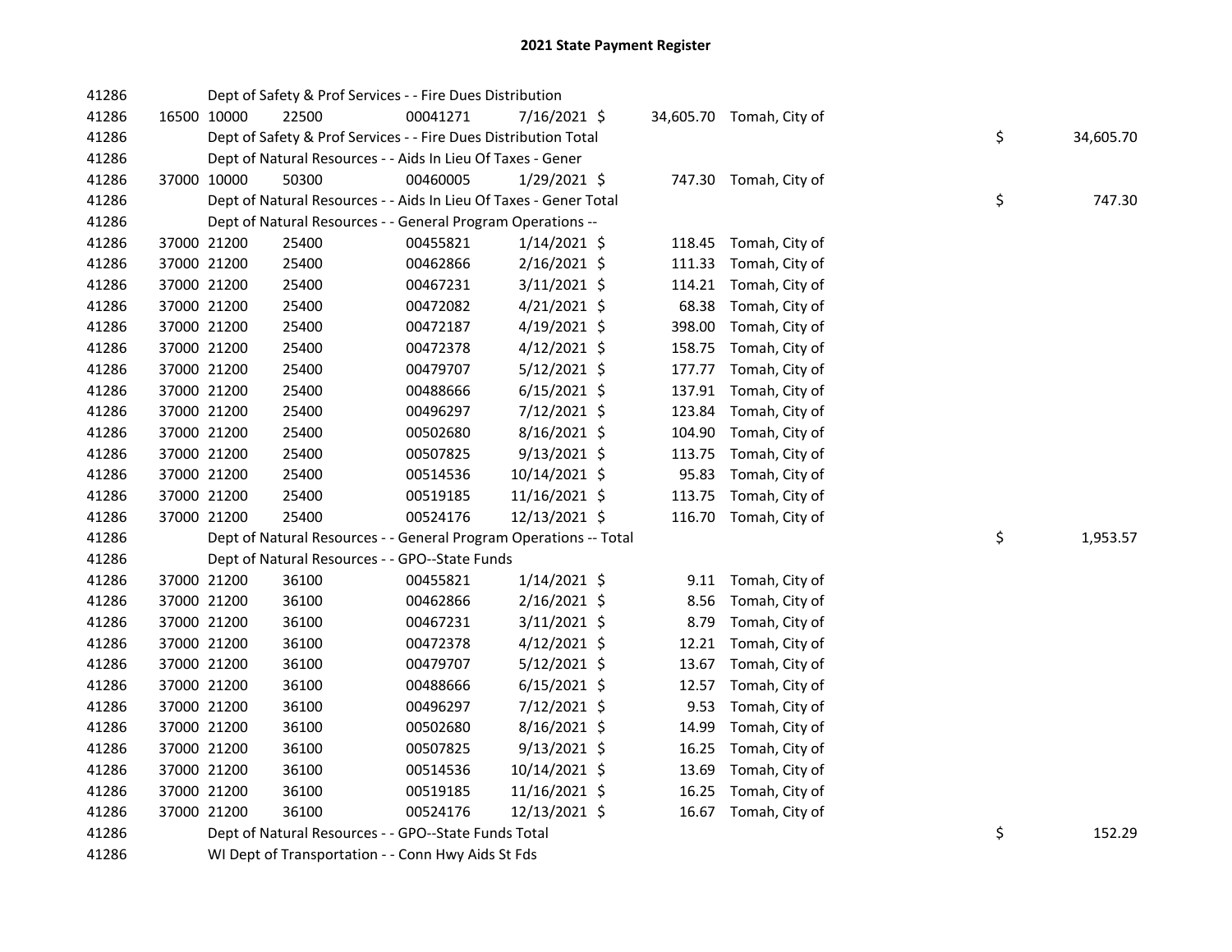# 2021 State Payment Register

| | | | | | | | | | |
|---|---|---|---|---|---|---|---|---|---|
| 41286 | | | Dept of Safety & Prof Services - - Fire Dues Distribution | | | | | | |
| 41286 | 16500 | 10000 | 22500 | 00041271 | 7/16/2021 | $ 34,605.70 | Tomah, City of | | |
| 41286 | | | Dept of Safety & Prof Services - - Fire Dues Distribution Total | | | | | $ | 34,605.70 |
| 41286 | | | Dept of Natural Resources - - Aids In Lieu Of Taxes - Gener | | | | | | |
| 41286 | 37000 | 10000 | 50300 | 00460005 | 1/29/2021 | $ 747.30 | Tomah, City of | | |
| 41286 | | | Dept of Natural Resources - - Aids In Lieu Of Taxes - Gener Total | | | | | $ | 747.30 |
| 41286 | | | Dept of Natural Resources - - General Program Operations -- | | | | | | |
| 41286 | 37000 | 21200 | 25400 | 00455821 | 1/14/2021 | $ 118.45 | Tomah, City of | | |
| 41286 | 37000 | 21200 | 25400 | 00462866 | 2/16/2021 | $ 111.33 | Tomah, City of | | |
| 41286 | 37000 | 21200 | 25400 | 00467231 | 3/11/2021 | $ 114.21 | Tomah, City of | | |
| 41286 | 37000 | 21200 | 25400 | 00472082 | 4/21/2021 | $ 68.38 | Tomah, City of | | |
| 41286 | 37000 | 21200 | 25400 | 00472187 | 4/19/2021 | $ 398.00 | Tomah, City of | | |
| 41286 | 37000 | 21200 | 25400 | 00472378 | 4/12/2021 | $ 158.75 | Tomah, City of | | |
| 41286 | 37000 | 21200 | 25400 | 00479707 | 5/12/2021 | $ 177.77 | Tomah, City of | | |
| 41286 | 37000 | 21200 | 25400 | 00488666 | 6/15/2021 | $ 137.91 | Tomah, City of | | |
| 41286 | 37000 | 21200 | 25400 | 00496297 | 7/12/2021 | $ 123.84 | Tomah, City of | | |
| 41286 | 37000 | 21200 | 25400 | 00502680 | 8/16/2021 | $ 104.90 | Tomah, City of | | |
| 41286 | 37000 | 21200 | 25400 | 00507825 | 9/13/2021 | $ 113.75 | Tomah, City of | | |
| 41286 | 37000 | 21200 | 25400 | 00514536 | 10/14/2021 | $ 95.83 | Tomah, City of | | |
| 41286 | 37000 | 21200 | 25400 | 00519185 | 11/16/2021 | $ 113.75 | Tomah, City of | | |
| 41286 | 37000 | 21200 | 25400 | 00524176 | 12/13/2021 | $ 116.70 | Tomah, City of | | |
| 41286 | | | Dept of Natural Resources - - General Program Operations -- Total | | | | | $ | 1,953.57 |
| 41286 | | | Dept of Natural Resources - - GPO--State Funds | | | | | | |
| 41286 | 37000 | 21200 | 36100 | 00455821 | 1/14/2021 | $ 9.11 | Tomah, City of | | |
| 41286 | 37000 | 21200 | 36100 | 00462866 | 2/16/2021 | $ 8.56 | Tomah, City of | | |
| 41286 | 37000 | 21200 | 36100 | 00467231 | 3/11/2021 | $ 8.79 | Tomah, City of | | |
| 41286 | 37000 | 21200 | 36100 | 00472378 | 4/12/2021 | $ 12.21 | Tomah, City of | | |
| 41286 | 37000 | 21200 | 36100 | 00479707 | 5/12/2021 | $ 13.67 | Tomah, City of | | |
| 41286 | 37000 | 21200 | 36100 | 00488666 | 6/15/2021 | $ 12.57 | Tomah, City of | | |
| 41286 | 37000 | 21200 | 36100 | 00496297 | 7/12/2021 | $ 9.53 | Tomah, City of | | |
| 41286 | 37000 | 21200 | 36100 | 00502680 | 8/16/2021 | $ 14.99 | Tomah, City of | | |
| 41286 | 37000 | 21200 | 36100 | 00507825 | 9/13/2021 | $ 16.25 | Tomah, City of | | |
| 41286 | 37000 | 21200 | 36100 | 00514536 | 10/14/2021 | $ 13.69 | Tomah, City of | | |
| 41286 | 37000 | 21200 | 36100 | 00519185 | 11/16/2021 | $ 16.25 | Tomah, City of | | |
| 41286 | 37000 | 21200 | 36100 | 00524176 | 12/13/2021 | $ 16.67 | Tomah, City of | | |
| 41286 | | | Dept of Natural Resources - - GPO--State Funds Total | | | | | $ | 152.29 |
| 41286 | | | WI Dept of Transportation - - Conn Hwy Aids St Fds | | | | | | |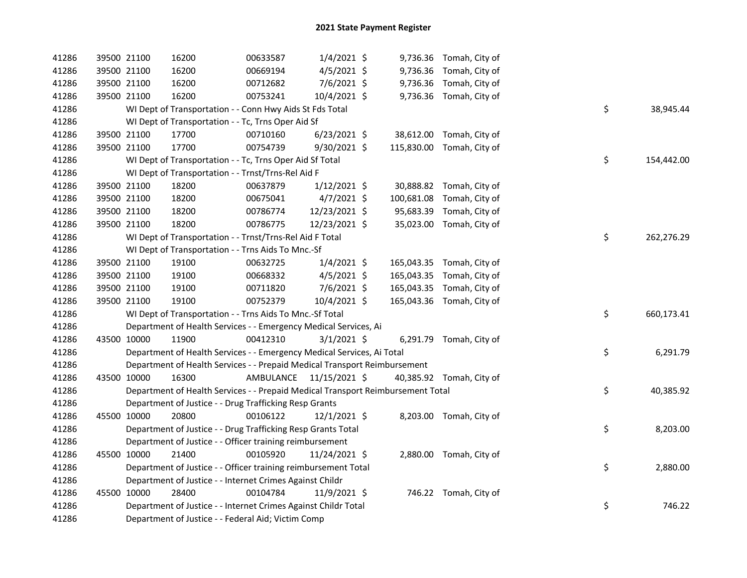# 2021 State Payment Register

| | | | | | | | | |
|---|---|---|---|---|---|---|---|---|
| 41286 | 39500 21100 | 16200 | 00633587 | 1/4/2021 $ | 9,736.36 | Tomah, City of | | |
| 41286 | 39500 21100 | 16200 | 00669194 | 4/5/2021 $ | 9,736.36 | Tomah, City of | | |
| 41286 | 39500 21100 | 16200 | 00712682 | 7/6/2021 $ | 9,736.36 | Tomah, City of | | |
| 41286 | 39500 21100 | 16200 | 00753241 | 10/4/2021 $ | 9,736.36 | Tomah, City of | | |
| 41286 | WI Dept of Transportation - - Conn Hwy Aids St Fds Total | | | | | | $ | 38,945.44 |
| 41286 | WI Dept of Transportation - - Tc, Trns Oper Aid Sf | | | | | | | |
| 41286 | 39500 21100 | 17700 | 00710160 | 6/23/2021 $ | 38,612.00 | Tomah, City of | | |
| 41286 | 39500 21100 | 17700 | 00754739 | 9/30/2021 $ | 115,830.00 | Tomah, City of | | |
| 41286 | WI Dept of Transportation - - Tc, Trns Oper Aid Sf Total | | | | | | $ | 154,442.00 |
| 41286 | WI Dept of Transportation - - Trnst/Trns-Rel Aid F | | | | | | | |
| 41286 | 39500 21100 | 18200 | 00637879 | 1/12/2021 $ | 30,888.82 | Tomah, City of | | |
| 41286 | 39500 21100 | 18200 | 00675041 | 4/7/2021 $ | 100,681.08 | Tomah, City of | | |
| 41286 | 39500 21100 | 18200 | 00786774 | 12/23/2021 $ | 95,683.39 | Tomah, City of | | |
| 41286 | 39500 21100 | 18200 | 00786775 | 12/23/2021 $ | 35,023.00 | Tomah, City of | | |
| 41286 | WI Dept of Transportation - - Trnst/Trns-Rel Aid F Total | | | | | | $ | 262,276.29 |
| 41286 | WI Dept of Transportation - - Trns Aids To Mnc.-Sf | | | | | | | |
| 41286 | 39500 21100 | 19100 | 00632725 | 1/4/2021 $ | 165,043.35 | Tomah, City of | | |
| 41286 | 39500 21100 | 19100 | 00668332 | 4/5/2021 $ | 165,043.35 | Tomah, City of | | |
| 41286 | 39500 21100 | 19100 | 00711820 | 7/6/2021 $ | 165,043.35 | Tomah, City of | | |
| 41286 | 39500 21100 | 19100 | 00752379 | 10/4/2021 $ | 165,043.36 | Tomah, City of | | |
| 41286 | WI Dept of Transportation - - Trns Aids To Mnc.-Sf Total | | | | | | $ | 660,173.41 |
| 41286 | Department of Health Services - - Emergency Medical Services, Ai | | | | | | | |
| 41286 | 43500 10000 | 11900 | 00412310 | 3/1/2021 $ | 6,291.79 | Tomah, City of | | |
| 41286 | Department of Health Services - - Emergency Medical Services, Ai Total | | | | | | $ | 6,291.79 |
| 41286 | Department of Health Services - - Prepaid Medical Transport Reimbursement | | | | | | | |
| 41286 | 43500 10000 | 16300 | AMBULANCE | 11/15/2021 $ | 40,385.92 | Tomah, City of | | |
| 41286 | Department of Health Services - - Prepaid Medical Transport Reimbursement Total | | | | | | $ | 40,385.92 |
| 41286 | Department of Justice - - Drug Trafficking Resp Grants | | | | | | | |
| 41286 | 45500 10000 | 20800 | 00106122 | 12/1/2021 $ | 8,203.00 | Tomah, City of | | |
| 41286 | Department of Justice - - Drug Trafficking Resp Grants Total | | | | | | $ | 8,203.00 |
| 41286 | Department of Justice - - Officer training reimbursement | | | | | | | |
| 41286 | 45500 10000 | 21400 | 00105920 | 11/24/2021 $ | 2,880.00 | Tomah, City of | | |
| 41286 | Department of Justice - - Officer training reimbursement Total | | | | | | $ | 2,880.00 |
| 41286 | Department of Justice - - Internet Crimes Against Childr | | | | | | | |
| 41286 | 45500 10000 | 28400 | 00104784 | 11/9/2021 $ | 746.22 | Tomah, City of | | |
| 41286 | Department of Justice - - Internet Crimes Against Childr Total | | | | | | $ | 746.22 |
| 41286 | Department of Justice - - Federal Aid; Victim Comp | | | | | | | |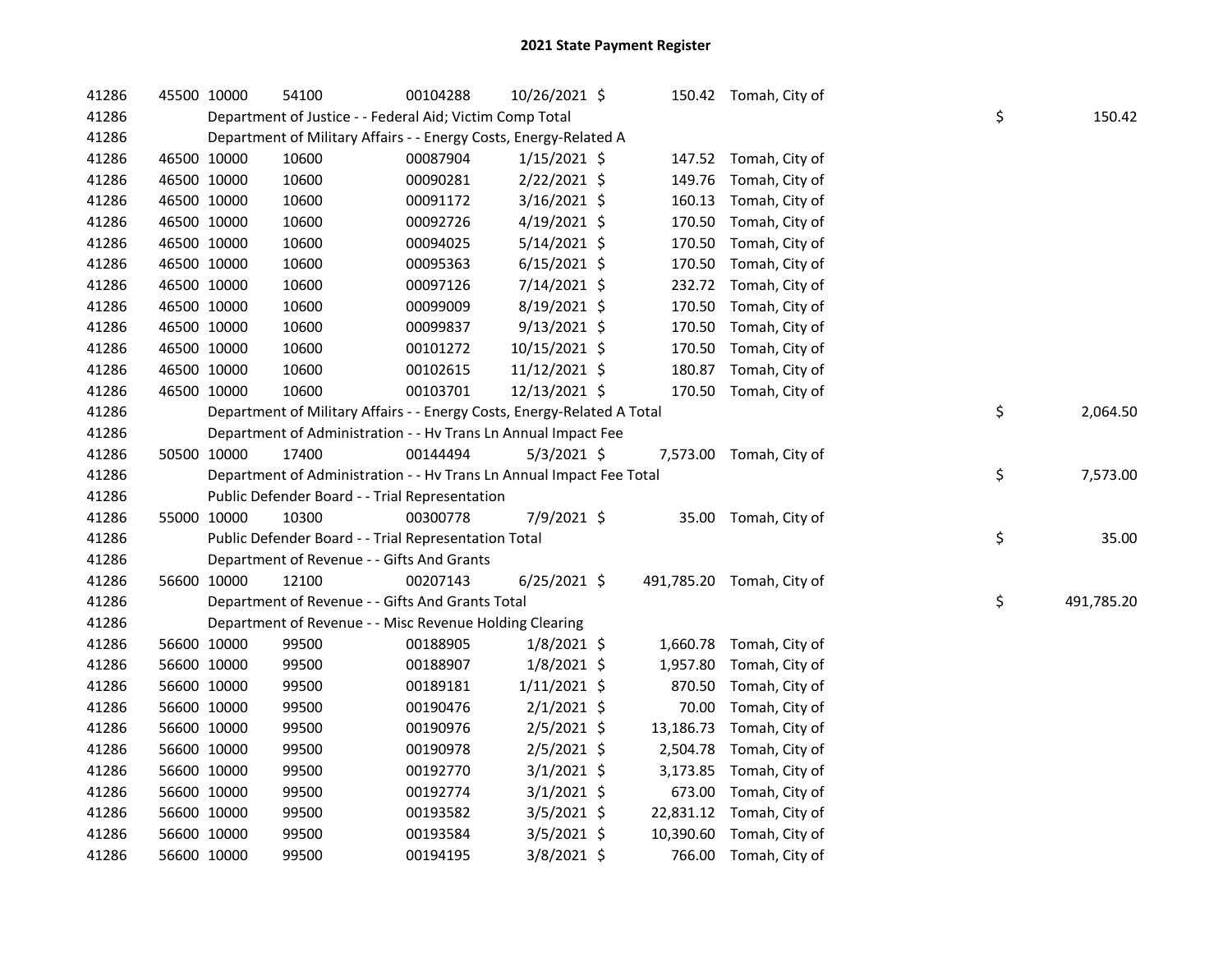# 2021 State Payment Register

| | | | | | | | | |
|---|---|---|---|---|---|---|---|---|
| 41286 | 45500 | 10000 | 54100 | 00104288 | 10/26/2021 | $ 150.42 | Tomah, City of | |
| 41286 | | Department of Justice - - Federal Aid; Victim Comp Total | | | | | | $ 150.42 |
| 41286 | | Department of Military Affairs - - Energy Costs, Energy-Related A | | | | | | |
| 41286 | 46500 | 10000 | 10600 | 00087904 | 1/15/2021 | $ 147.52 | Tomah, City of | |
| 41286 | 46500 | 10000 | 10600 | 00090281 | 2/22/2021 | $ 149.76 | Tomah, City of | |
| 41286 | 46500 | 10000 | 10600 | 00091172 | 3/16/2021 | $ 160.13 | Tomah, City of | |
| 41286 | 46500 | 10000 | 10600 | 00092726 | 4/19/2021 | $ 170.50 | Tomah, City of | |
| 41286 | 46500 | 10000 | 10600 | 00094025 | 5/14/2021 | $ 170.50 | Tomah, City of | |
| 41286 | 46500 | 10000 | 10600 | 00095363 | 6/15/2021 | $ 170.50 | Tomah, City of | |
| 41286 | 46500 | 10000 | 10600 | 00097126 | 7/14/2021 | $ 232.72 | Tomah, City of | |
| 41286 | 46500 | 10000 | 10600 | 00099009 | 8/19/2021 | $ 170.50 | Tomah, City of | |
| 41286 | 46500 | 10000 | 10600 | 00099837 | 9/13/2021 | $ 170.50 | Tomah, City of | |
| 41286 | 46500 | 10000 | 10600 | 00101272 | 10/15/2021 | $ 170.50 | Tomah, City of | |
| 41286 | 46500 | 10000 | 10600 | 00102615 | 11/12/2021 | $ 180.87 | Tomah, City of | |
| 41286 | 46500 | 10000 | 10600 | 00103701 | 12/13/2021 | $ 170.50 | Tomah, City of | |
| 41286 | | Department of Military Affairs - - Energy Costs, Energy-Related A Total | | | | | | $ 2,064.50 |
| 41286 | | Department of Administration - - Hv Trans Ln Annual Impact Fee | | | | | | |
| 41286 | 50500 | 10000 | 17400 | 00144494 | 5/3/2021 | $ 7,573.00 | Tomah, City of | |
| 41286 | | Department of Administration - - Hv Trans Ln Annual Impact Fee Total | | | | | | $ 7,573.00 |
| 41286 | | Public Defender Board - - Trial Representation | | | | | | |
| 41286 | 55000 | 10000 | 10300 | 00300778 | 7/9/2021 | $ 35.00 | Tomah, City of | |
| 41286 | | Public Defender Board - - Trial Representation Total | | | | | | $ 35.00 |
| 41286 | | Department of Revenue - - Gifts And Grants | | | | | | |
| 41286 | 56600 | 10000 | 12100 | 00207143 | 6/25/2021 | $ 491,785.20 | Tomah, City of | |
| 41286 | | Department of Revenue - - Gifts And Grants Total | | | | | | $ 491,785.20 |
| 41286 | | Department of Revenue - - Misc Revenue Holding Clearing | | | | | | |
| 41286 | 56600 | 10000 | 99500 | 00188905 | 1/8/2021 | $ 1,660.78 | Tomah, City of | |
| 41286 | 56600 | 10000 | 99500 | 00188907 | 1/8/2021 | $ 1,957.80 | Tomah, City of | |
| 41286 | 56600 | 10000 | 99500 | 00189181 | 1/11/2021 | $ 870.50 | Tomah, City of | |
| 41286 | 56600 | 10000 | 99500 | 00190476 | 2/1/2021 | $ 70.00 | Tomah, City of | |
| 41286 | 56600 | 10000 | 99500 | 00190976 | 2/5/2021 | $ 13,186.73 | Tomah, City of | |
| 41286 | 56600 | 10000 | 99500 | 00190978 | 2/5/2021 | $ 2,504.78 | Tomah, City of | |
| 41286 | 56600 | 10000 | 99500 | 00192770 | 3/1/2021 | $ 3,173.85 | Tomah, City of | |
| 41286 | 56600 | 10000 | 99500 | 00192774 | 3/1/2021 | $ 673.00 | Tomah, City of | |
| 41286 | 56600 | 10000 | 99500 | 00193582 | 3/5/2021 | $ 22,831.12 | Tomah, City of | |
| 41286 | 56600 | 10000 | 99500 | 00193584 | 3/5/2021 | $ 10,390.60 | Tomah, City of | |
| 41286 | 56600 | 10000 | 99500 | 00194195 | 3/8/2021 | $ 766.00 | Tomah, City of | |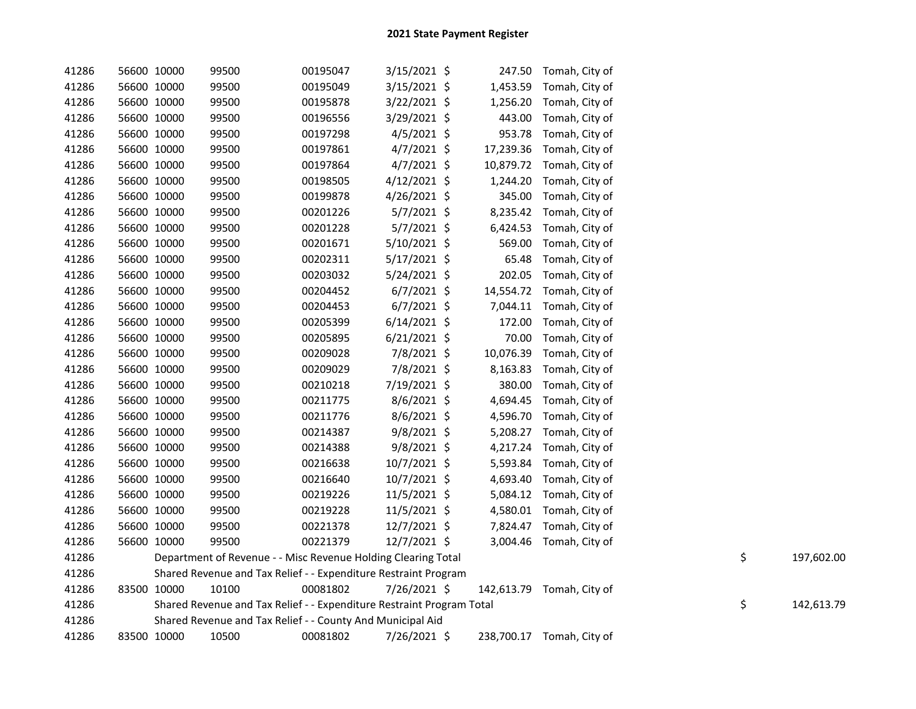## 2021 State Payment Register

| | | | | | | | | | |
|---|---|---|---|---|---|---|---|---|---|
| 41286 | 56600 | 10000 | 99500 | 00195047 | 3/15/2021 | $ 247.50 | Tomah, City of | | |
| 41286 | 56600 | 10000 | 99500 | 00195049 | 3/15/2021 | $ 1,453.59 | Tomah, City of | | |
| 41286 | 56600 | 10000 | 99500 | 00195878 | 3/22/2021 | $ 1,256.20 | Tomah, City of | | |
| 41286 | 56600 | 10000 | 99500 | 00196556 | 3/29/2021 | $ 443.00 | Tomah, City of | | |
| 41286 | 56600 | 10000 | 99500 | 00197298 | 4/5/2021 | $ 953.78 | Tomah, City of | | |
| 41286 | 56600 | 10000 | 99500 | 00197861 | 4/7/2021 | $ 17,239.36 | Tomah, City of | | |
| 41286 | 56600 | 10000 | 99500 | 00197864 | 4/7/2021 | $ 10,879.72 | Tomah, City of | | |
| 41286 | 56600 | 10000 | 99500 | 00198505 | 4/12/2021 | $ 1,244.20 | Tomah, City of | | |
| 41286 | 56600 | 10000 | 99500 | 00199878 | 4/26/2021 | $ 345.00 | Tomah, City of | | |
| 41286 | 56600 | 10000 | 99500 | 00201226 | 5/7/2021 | $ 8,235.42 | Tomah, City of | | |
| 41286 | 56600 | 10000 | 99500 | 00201228 | 5/7/2021 | $ 6,424.53 | Tomah, City of | | |
| 41286 | 56600 | 10000 | 99500 | 00201671 | 5/10/2021 | $ 569.00 | Tomah, City of | | |
| 41286 | 56600 | 10000 | 99500 | 00202311 | 5/17/2021 | $ 65.48 | Tomah, City of | | |
| 41286 | 56600 | 10000 | 99500 | 00203032 | 5/24/2021 | $ 202.05 | Tomah, City of | | |
| 41286 | 56600 | 10000 | 99500 | 00204452 | 6/7/2021 | $ 14,554.72 | Tomah, City of | | |
| 41286 | 56600 | 10000 | 99500 | 00204453 | 6/7/2021 | $ 7,044.11 | Tomah, City of | | |
| 41286 | 56600 | 10000 | 99500 | 00205399 | 6/14/2021 | $ 172.00 | Tomah, City of | | |
| 41286 | 56600 | 10000 | 99500 | 00205895 | 6/21/2021 | $ 70.00 | Tomah, City of | | |
| 41286 | 56600 | 10000 | 99500 | 00209028 | 7/8/2021 | $ 10,076.39 | Tomah, City of | | |
| 41286 | 56600 | 10000 | 99500 | 00209029 | 7/8/2021 | $ 8,163.83 | Tomah, City of | | |
| 41286 | 56600 | 10000 | 99500 | 00210218 | 7/19/2021 | $ 380.00 | Tomah, City of | | |
| 41286 | 56600 | 10000 | 99500 | 00211775 | 8/6/2021 | $ 4,694.45 | Tomah, City of | | |
| 41286 | 56600 | 10000 | 99500 | 00211776 | 8/6/2021 | $ 4,596.70 | Tomah, City of | | |
| 41286 | 56600 | 10000 | 99500 | 00214387 | 9/8/2021 | $ 5,208.27 | Tomah, City of | | |
| 41286 | 56600 | 10000 | 99500 | 00214388 | 9/8/2021 | $ 4,217.24 | Tomah, City of | | |
| 41286 | 56600 | 10000 | 99500 | 00216638 | 10/7/2021 | $ 5,593.84 | Tomah, City of | | |
| 41286 | 56600 | 10000 | 99500 | 00216640 | 10/7/2021 | $ 4,693.40 | Tomah, City of | | |
| 41286 | 56600 | 10000 | 99500 | 00219226 | 11/5/2021 | $ 5,084.12 | Tomah, City of | | |
| 41286 | 56600 | 10000 | 99500 | 00219228 | 11/5/2021 | $ 4,580.01 | Tomah, City of | | |
| 41286 | 56600 | 10000 | 99500 | 00221378 | 12/7/2021 | $ 7,824.47 | Tomah, City of | | |
| 41286 | 56600 | 10000 | 99500 | 00221379 | 12/7/2021 | $ 3,004.46 | Tomah, City of | | |
| 41286 | Department of Revenue - - Misc Revenue Holding Clearing Total | | | | | | | $ | 197,602.00 |
| 41286 | Shared Revenue and Tax Relief - - Expenditure Restraint Program | | | | | | | | |
| 41286 | 83500 | 10000 | 10100 | 00081802 | 7/26/2021 | $ 142,613.79 | Tomah, City of | | |
| 41286 | Shared Revenue and Tax Relief - - Expenditure Restraint Program Total | | | | | | | $ | 142,613.79 |
| 41286 | Shared Revenue and Tax Relief - - County And Municipal Aid | | | | | | | | |
| 41286 | 83500 | 10000 | 10500 | 00081802 | 7/26/2021 | $ 238,700.17 | Tomah, City of | | |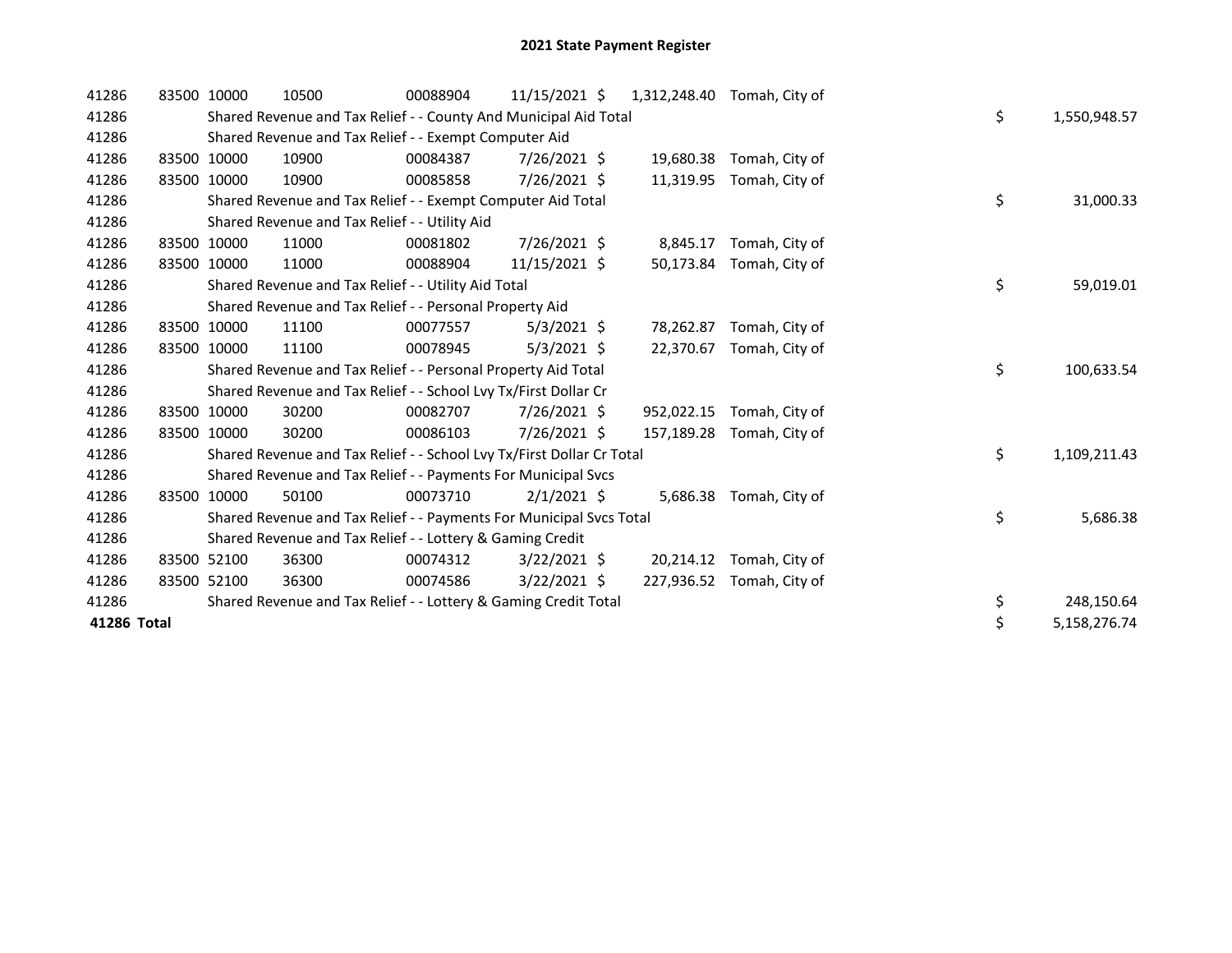# 2021 State Payment Register

| | | | | | | | | | |
|---|---|---|---|---|---|---|---|---|---|
| 41286 | 83500 | 10000 | 10500 | 00088904 | 11/15/2021 | $ 1,312,248.40 | Tomah, City of | | |
| 41286 | | Shared Revenue and Tax Relief - - County And Municipal Aid Total | | | | | | $ | 1,550,948.57 |
| 41286 | | Shared Revenue and Tax Relief - - Exempt Computer Aid | | | | | | | |
| 41286 | 83500 | 10000 | 10900 | 00084387 | 7/26/2021 | $ 19,680.38 | Tomah, City of | | |
| 41286 | 83500 | 10000 | 10900 | 00085858 | 7/26/2021 | $ 11,319.95 | Tomah, City of | | |
| 41286 | | Shared Revenue and Tax Relief - - Exempt Computer Aid Total | | | | | | $ | 31,000.33 |
| 41286 | | Shared Revenue and Tax Relief - - Utility Aid | | | | | | | |
| 41286 | 83500 | 10000 | 11000 | 00081802 | 7/26/2021 | $ 8,845.17 | Tomah, City of | | |
| 41286 | 83500 | 10000 | 11000 | 00088904 | 11/15/2021 | $ 50,173.84 | Tomah, City of | | |
| 41286 | | Shared Revenue and Tax Relief - - Utility Aid Total | | | | | | $ | 59,019.01 |
| 41286 | | Shared Revenue and Tax Relief - - Personal Property Aid | | | | | | | |
| 41286 | 83500 | 10000 | 11100 | 00077557 | 5/3/2021 | $ 78,262.87 | Tomah, City of | | |
| 41286 | 83500 | 10000 | 11100 | 00078945 | 5/3/2021 | $ 22,370.67 | Tomah, City of | | |
| 41286 | | Shared Revenue and Tax Relief - - Personal Property Aid Total | | | | | | $ | 100,633.54 |
| 41286 | | Shared Revenue and Tax Relief - - School Lvy Tx/First Dollar Cr | | | | | | | |
| 41286 | 83500 | 10000 | 30200 | 00082707 | 7/26/2021 | $ 952,022.15 | Tomah, City of | | |
| 41286 | 83500 | 10000 | 30200 | 00086103 | 7/26/2021 | $ 157,189.28 | Tomah, City of | | |
| 41286 | | Shared Revenue and Tax Relief - - School Lvy Tx/First Dollar Cr Total | | | | | | $ | 1,109,211.43 |
| 41286 | | Shared Revenue and Tax Relief - - Payments For Municipal Svcs | | | | | | | |
| 41286 | 83500 | 10000 | 50100 | 00073710 | 2/1/2021 | $ 5,686.38 | Tomah, City of | | |
| 41286 | | Shared Revenue and Tax Relief - - Payments For Municipal Svcs Total | | | | | | $ | 5,686.38 |
| 41286 | | Shared Revenue and Tax Relief - - Lottery & Gaming Credit | | | | | | | |
| 41286 | 83500 | 52100 | 36300 | 00074312 | 3/22/2021 | $ 20,214.12 | Tomah, City of | | |
| 41286 | 83500 | 52100 | 36300 | 00074586 | 3/22/2021 | $ 227,936.52 | Tomah, City of | | |
| 41286 | | Shared Revenue and Tax Relief - - Lottery & Gaming Credit Total | | | | | | $ | 248,150.64 |
| **41286 Total** | | | | | | | | $ | 5,158,276.74 |